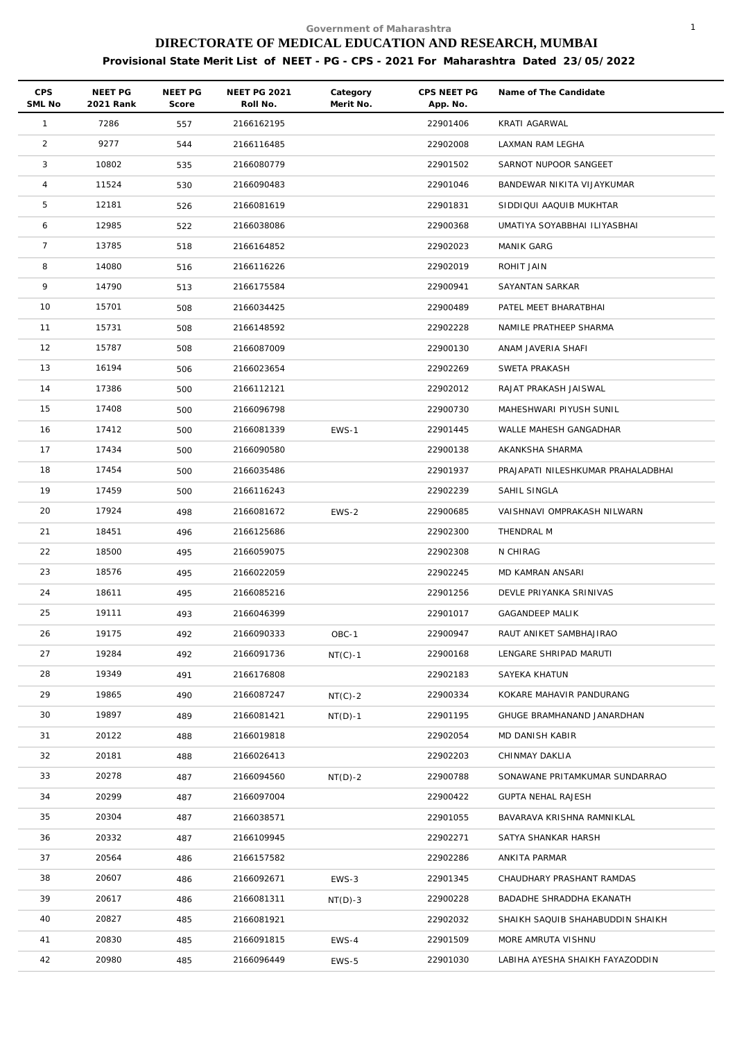Government of Maharashtra

# DIRECTORATE OF MEDICAL EDUCATION AND RESEARCH, MUMBAI

## Provisional State Merit List of NEET - PG - CPS - 2021 For Maharashtra Dated 23/05/2022

| CPS SML No | NEET PG 2021 Rank | NEET PG Score | NEET PG 2021 Roll No. | Category Merit No. | CPS NEET PG App. No. | Name of The Candidate |
|---|---|---|---|---|---|---|
| 1 | 7286 | 557 | 2166162195 | | 22901406 | KRATI AGARWAL |
| 2 | 9277 | 544 | 2166116485 | | 22902008 | LAXMAN RAM LEGHA |
| 3 | 10802 | 535 | 2166080779 | | 22901502 | SARNOT NUPOOR SANGEET |
| 4 | 11524 | 530 | 2166090483 | | 22901046 | BANDEWAR NIKITA VIJAYKUMAR |
| 5 | 12181 | 526 | 2166081619 | | 22901831 | SIDDIQUI AAQUIB MUKHTAR |
| 6 | 12985 | 522 | 2166038086 | | 22900368 | UMATIYA SOYABBHAI ILIYASBHAI |
| 7 | 13785 | 518 | 2166164852 | | 22902023 | MANIK GARG |
| 8 | 14080 | 516 | 2166116226 | | 22902019 | ROHIT JAIN |
| 9 | 14790 | 513 | 2166175584 | | 22900941 | SAYANTAN SARKAR |
| 10 | 15701 | 508 | 2166034425 | | 22900489 | PATEL MEET BHARATBHAI |
| 11 | 15731 | 508 | 2166148592 | | 22902228 | NAMILE PRATHEEP SHARMA |
| 12 | 15787 | 508 | 2166087009 | | 22900130 | ANAM JAVERIA SHAFI |
| 13 | 16194 | 506 | 2166023654 | | 22902269 | SWETA PRAKASH |
| 14 | 17386 | 500 | 2166112121 | | 22902012 | RAJAT PRAKASH JAISWAL |
| 15 | 17408 | 500 | 2166096798 | | 22900730 | MAHESHWARI PIYUSH SUNIL |
| 16 | 17412 | 500 | 2166081339 | EWS-1 | 22901445 | WALLE MAHESH GANGADHAR |
| 17 | 17434 | 500 | 2166090580 | | 22900138 | AKANKSHA SHARMA |
| 18 | 17454 | 500 | 2166035486 | | 22901937 | PRAJAPATI NILESHKUMAR PRAHALADBHAI |
| 19 | 17459 | 500 | 2166116243 | | 22902239 | SAHIL SINGLA |
| 20 | 17924 | 498 | 2166081672 | EWS-2 | 22900685 | VAISHNAVI OMPRAKASH NILWARN |
| 21 | 18451 | 496 | 2166125686 | | 22902300 | THENDRAL M |
| 22 | 18500 | 495 | 2166059075 | | 22902308 | N CHIRAG |
| 23 | 18576 | 495 | 2166022059 | | 22902245 | MD KAMRAN ANSARI |
| 24 | 18611 | 495 | 2166085216 | | 22901256 | DEVLE PRIYANKA SRINIVAS |
| 25 | 19111 | 493 | 2166046399 | | 22901017 | GAGANDEEP MALIK |
| 26 | 19175 | 492 | 2166090333 | OBC-1 | 22900947 | RAUT ANIKET SAMBHAJIRAO |
| 27 | 19284 | 492 | 2166091736 | NT(C)-1 | 22900168 | LENGARE SHRIPAD MARUTI |
| 28 | 19349 | 491 | 2166176808 | | 22902183 | SAYEKA KHATUN |
| 29 | 19865 | 490 | 2166087247 | NT(C)-2 | 22900334 | KOKARE MAHAVIR PANDURANG |
| 30 | 19897 | 489 | 2166081421 | NT(D)-1 | 22901195 | GHUGE BRAMHANAND JANARDHAN |
| 31 | 20122 | 488 | 2166019818 | | 22902054 | MD DANISH KABIR |
| 32 | 20181 | 488 | 2166026413 | | 22902203 | CHINMAY DAKLIA |
| 33 | 20278 | 487 | 2166094560 | NT(D)-2 | 22900788 | SONAWANE PRITAMKUMAR SUNDARRAO |
| 34 | 20299 | 487 | 2166097004 | | 22900422 | GUPTA NEHAL RAJESH |
| 35 | 20304 | 487 | 2166038571 | | 22901055 | BAVARAVA KRISHNA RAMNIKLAL |
| 36 | 20332 | 487 | 2166109945 | | 22902271 | SATYA SHANKAR HARSH |
| 37 | 20564 | 486 | 2166157582 | | 22902286 | ANKITA PARMAR |
| 38 | 20607 | 486 | 2166092671 | EWS-3 | 22901345 | CHAUDHARY PRASHANT RAMDAS |
| 39 | 20617 | 486 | 2166081311 | NT(D)-3 | 22900228 | BADADHE SHRADDHA EKANATH |
| 40 | 20827 | 485 | 2166081921 | | 22902032 | SHAIKH SAQUIB SHAHABUDDIN SHAIKH |
| 41 | 20830 | 485 | 2166091815 | EWS-4 | 22901509 | MORE AMRUTA VISHNU |
| 42 | 20980 | 485 | 2166096449 | EWS-5 | 22901030 | LABIHA AYESHA SHAIKH FAYAZODDIN |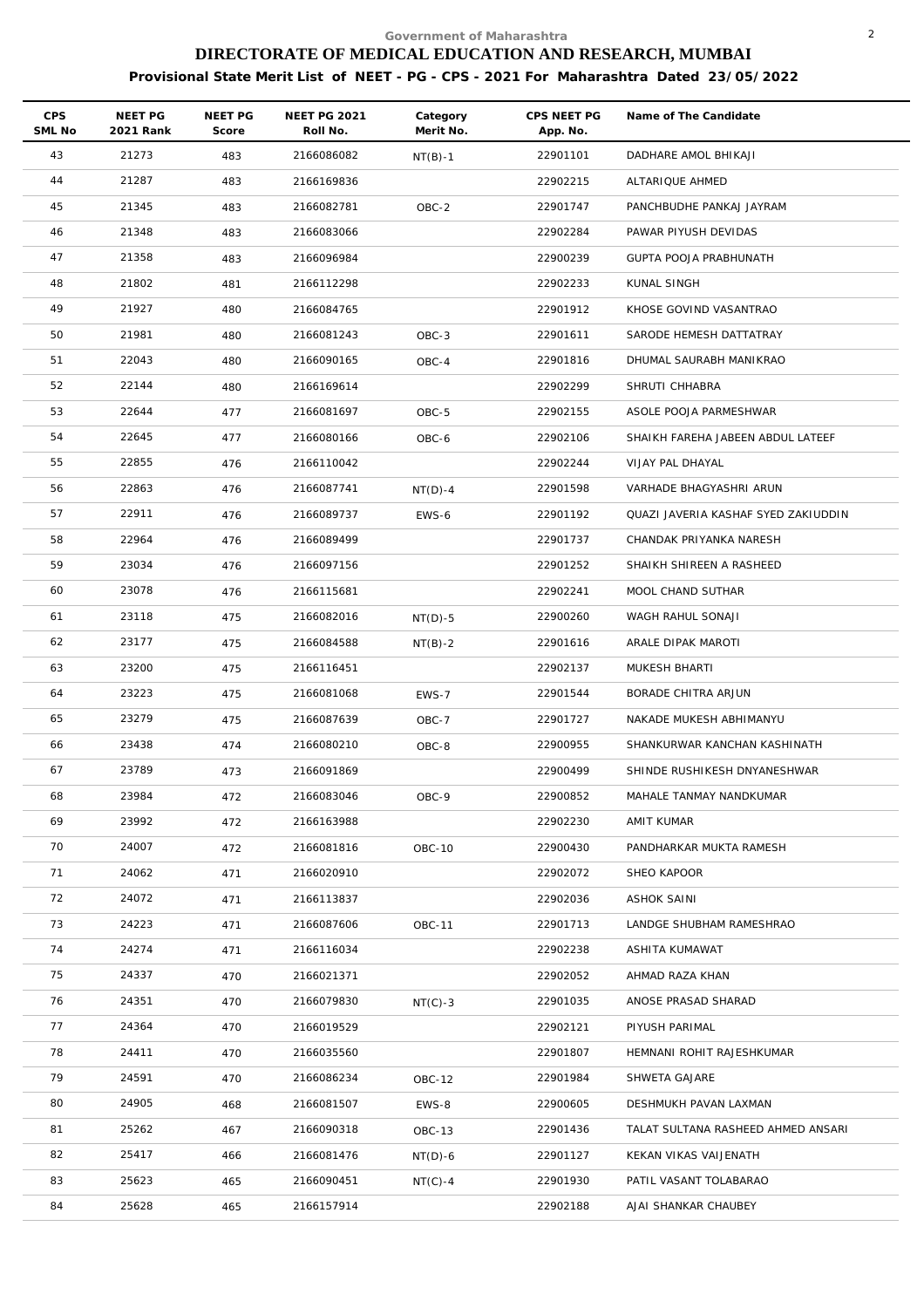Government of Maharashtra

# DIRECTORATE OF MEDICAL EDUCATION AND RESEARCH, MUMBAI

## Provisional State Merit List of NEET - PG - CPS - 2021 For Maharashtra Dated 23/05/2022

| CPS SML No | NEET PG 2021 Rank | NEET PG Score | NEET PG 2021 Roll No. | Category Merit No. | CPS NEET PG App. No. | Name of The Candidate |
|---|---|---|---|---|---|---|
| 43 | 21273 | 483 | 2166086082 | NT(B)-1 | 22901101 | DADHARE AMOL BHIKAJI |
| 44 | 21287 | 483 | 2166169836 | | 22902215 | ALTARIQUE AHMED |
| 45 | 21345 | 483 | 2166082781 | OBC-2 | 22901747 | PANCHBUDHE PANKAJ JAYRAM |
| 46 | 21348 | 483 | 2166083066 | | 22902284 | PAWAR PIYUSH DEVIDAS |
| 47 | 21358 | 483 | 2166096984 | | 22900239 | GUPTA POOJA PRABHUNATH |
| 48 | 21802 | 481 | 2166112298 | | 22902233 | KUNAL SINGH |
| 49 | 21927 | 480 | 2166084765 | | 22901912 | KHOSE GOVIND VASANTRAO |
| 50 | 21981 | 480 | 2166081243 | OBC-3 | 22901611 | SARODE HEMESH DATTATRAY |
| 51 | 22043 | 480 | 2166090165 | OBC-4 | 22901816 | DHUMAL SAURABH MANIKRAO |
| 52 | 22144 | 480 | 2166169614 | | 22902299 | SHRUTI CHHABRA |
| 53 | 22644 | 477 | 2166081697 | OBC-5 | 22902155 | ASOLE POOJA PARMESHWAR |
| 54 | 22645 | 477 | 2166080166 | OBC-6 | 22902106 | SHAIKH FAREHA JABEEN ABDUL LATEEF |
| 55 | 22855 | 476 | 2166110042 | | 22902244 | VIJAY PAL DHAYAL |
| 56 | 22863 | 476 | 2166087741 | NT(D)-4 | 22901598 | VARHADE BHAGYASHRI ARUN |
| 57 | 22911 | 476 | 2166089737 | EWS-6 | 22901192 | QUAZI JAVERIA KASHAF SYED ZAKIUDDIN |
| 58 | 22964 | 476 | 2166089499 | | 22901737 | CHANDAK PRIYANKA NARESH |
| 59 | 23034 | 476 | 2166097156 | | 22901252 | SHAIKH SHIREEN A RASHEED |
| 60 | 23078 | 476 | 2166115681 | | 22902241 | MOOL CHAND SUTHAR |
| 61 | 23118 | 475 | 2166082016 | NT(D)-5 | 22900260 | WAGH RAHUL SONAJI |
| 62 | 23177 | 475 | 2166084588 | NT(B)-2 | 22901616 | ARALE DIPAK MAROTI |
| 63 | 23200 | 475 | 2166116451 | | 22902137 | MUKESH BHARTI |
| 64 | 23223 | 475 | 2166081068 | EWS-7 | 22901544 | BORADE CHITRA ARJUN |
| 65 | 23279 | 475 | 2166087639 | OBC-7 | 22901727 | NAKADE MUKESH ABHIMANYU |
| 66 | 23438 | 474 | 2166080210 | OBC-8 | 22900955 | SHANKURWAR KANCHAN KASHINATH |
| 67 | 23789 | 473 | 2166091869 | | 22900499 | SHINDE RUSHIKESH DNYANESHWAR |
| 68 | 23984 | 472 | 2166083046 | OBC-9 | 22900852 | MAHALE TANMAY NANDKUMAR |
| 69 | 23992 | 472 | 2166163988 | | 22902230 | AMIT KUMAR |
| 70 | 24007 | 472 | 2166081816 | OBC-10 | 22900430 | PANDHARKAR MUKTA RAMESH |
| 71 | 24062 | 471 | 2166020910 | | 22902072 | SHEO KAPOOR |
| 72 | 24072 | 471 | 2166113837 | | 22902036 | ASHOK SAINI |
| 73 | 24223 | 471 | 2166087606 | OBC-11 | 22901713 | LANDGE SHUBHAM RAMESHRAO |
| 74 | 24274 | 471 | 2166116034 | | 22902238 | ASHITA KUMAWAT |
| 75 | 24337 | 470 | 2166021371 | | 22902052 | AHMAD RAZA KHAN |
| 76 | 24351 | 470 | 2166079830 | NT(C)-3 | 22901035 | ANOSE PRASAD SHARAD |
| 77 | 24364 | 470 | 2166019529 | | 22902121 | PIYUSH PARIMAL |
| 78 | 24411 | 470 | 2166035560 | | 22901807 | HEMNANI ROHIT RAJESHKUMAR |
| 79 | 24591 | 470 | 2166086234 | OBC-12 | 22901984 | SHWETA GAJARE |
| 80 | 24905 | 468 | 2166081507 | EWS-8 | 22900605 | DESHMUKH PAVAN LAXMAN |
| 81 | 25262 | 467 | 2166090318 | OBC-13 | 22901436 | TALAT SULTANA RASHEED AHMED ANSARI |
| 82 | 25417 | 466 | 2166081476 | NT(D)-6 | 22901127 | KEKAN VIKAS VAIJENATH |
| 83 | 25623 | 465 | 2166090451 | NT(C)-4 | 22901930 | PATIL VASANT TOLABARAO |
| 84 | 25628 | 465 | 2166157914 | | 22902188 | AJAI SHANKAR CHAUBEY |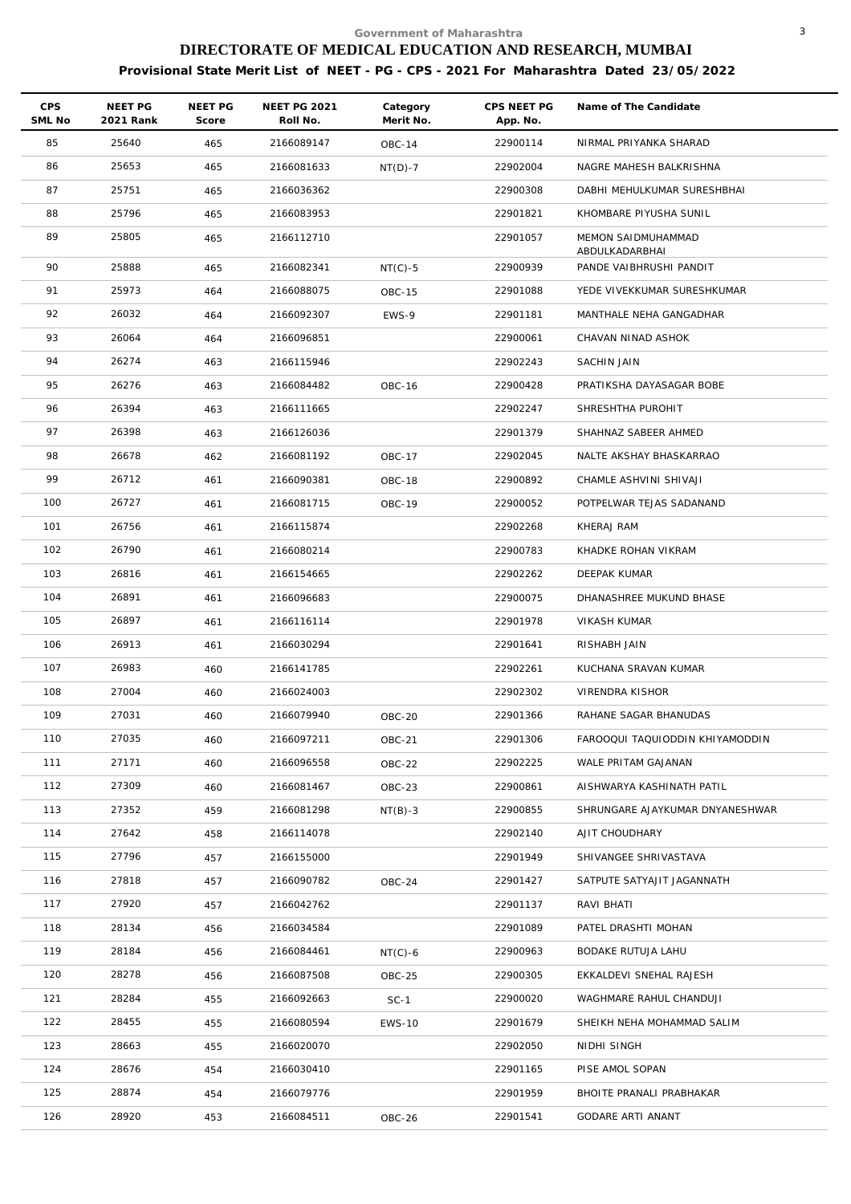Government of Maharashtra

# DIRECTORATE OF MEDICAL EDUCATION AND RESEARCH, MUMBAI

**Provisional State Merit List of NEET - PG - CPS - 2021 For Maharashtra Dated 23/05/2022**

| CPS SML No | NEET PG 2021 Rank | NEET PG Score | NEET PG 2021 Roll No. | Category Merit No. | CPS NEET PG App. No. | Name of The Candidate |
|---|---|---|---|---|---|---|
| 85 | 25640 | 465 | 2166089147 | OBC-14 | 22900114 | NIRMAL PRIYANKA SHARAD |
| 86 | 25653 | 465 | 2166081633 | NT(D)-7 | 22902004 | NAGRE MAHESH BALKRISHNA |
| 87 | 25751 | 465 | 2166036362 | | 22900308 | DABHI MEHULKUMAR SURESHBHAI |
| 88 | 25796 | 465 | 2166083953 | | 22901821 | KHOMBARE PIYUSHA SUNIL |
| 89 | 25805 | 465 | 2166112710 | | 22901057 | MEMON SAIDMUHAMMAD ABDULKADARBHAI |
| 90 | 25888 | 465 | 2166082341 | NT(C)-5 | 22900939 | PANDE VAIBHRUSHI PANDIT |
| 91 | 25973 | 464 | 2166088075 | OBC-15 | 22901088 | YEDE VIVEKKUMAR SURESHKUMAR |
| 92 | 26032 | 464 | 2166092307 | EWS-9 | 22901181 | MANTHALE NEHA GANGADHAR |
| 93 | 26064 | 464 | 2166096851 | | 22900061 | CHAVAN NINAD ASHOK |
| 94 | 26274 | 463 | 2166115946 | | 22902243 | SACHIN JAIN |
| 95 | 26276 | 463 | 2166084482 | OBC-16 | 22900428 | PRATIKSHA DAYASAGAR BOBE |
| 96 | 26394 | 463 | 2166111665 | | 22902247 | SHRESHTHA PUROHIT |
| 97 | 26398 | 463 | 2166126036 | | 22901379 | SHAHNAZ SABEER AHMED |
| 98 | 26678 | 462 | 2166081192 | OBC-17 | 22902045 | NALTE AKSHAY BHASKARRAO |
| 99 | 26712 | 461 | 2166090381 | OBC-18 | 22900892 | CHAMLE ASHVINI SHIVAJI |
| 100 | 26727 | 461 | 2166081715 | OBC-19 | 22900052 | POTPELWAR TEJAS SADANAND |
| 101 | 26756 | 461 | 2166115874 | | 22902268 | KHERAJ RAM |
| 102 | 26790 | 461 | 2166080214 | | 22900783 | KHADKE ROHAN VIKRAM |
| 103 | 26816 | 461 | 2166154665 | | 22902262 | DEEPAK KUMAR |
| 104 | 26891 | 461 | 2166096683 | | 22900075 | DHANASHREE MUKUND BHASE |
| 105 | 26897 | 461 | 2166116114 | | 22901978 | VIKASH KUMAR |
| 106 | 26913 | 461 | 2166030294 | | 22901641 | RISHABH JAIN |
| 107 | 26983 | 460 | 2166141785 | | 22902261 | KUCHANA SRAVAN KUMAR |
| 108 | 27004 | 460 | 2166024003 | | 22902302 | VIRENDRA KISHOR |
| 109 | 27031 | 460 | 2166079940 | OBC-20 | 22901366 | RAHANE SAGAR BHANUDAS |
| 110 | 27035 | 460 | 2166097211 | OBC-21 | 22901306 | FAROOQUI TAQUIODDIN KHIYAMODDIN |
| 111 | 27171 | 460 | 2166096558 | OBC-22 | 22902225 | WALE PRITAM GAJANAN |
| 112 | 27309 | 460 | 2166081467 | OBC-23 | 22900861 | AISHWARYA KASHINATH PATIL |
| 113 | 27352 | 459 | 2166081298 | NT(B)-3 | 22900855 | SHRUNGARE AJAYKUMAR DNYANESHWAR |
| 114 | 27642 | 458 | 2166114078 | | 22902140 | AJIT CHOUDHARY |
| 115 | 27796 | 457 | 2166155000 | | 22901949 | SHIVANGEE SHRIVASTAVA |
| 116 | 27818 | 457 | 2166090782 | OBC-24 | 22901427 | SATPUTE SATYAJIT JAGANNATH |
| 117 | 27920 | 457 | 2166042762 | | 22901137 | RAVI BHATI |
| 118 | 28134 | 456 | 2166034584 | | 22901089 | PATEL DRASHTI MOHAN |
| 119 | 28184 | 456 | 2166084461 | NT(C)-6 | 22900963 | BODAKE RUTUJA LAHU |
| 120 | 28278 | 456 | 2166087508 | OBC-25 | 22900305 | EKKALDEVI SNEHAL RAJESH |
| 121 | 28284 | 455 | 2166092663 | SC-1 | 22900020 | WAGHMARE RAHUL CHANDUJI |
| 122 | 28455 | 455 | 2166080594 | EWS-10 | 22901679 | SHEIKH NEHA MOHAMMAD SALIM |
| 123 | 28663 | 455 | 2166020070 | | 22902050 | NIDHI SINGH |
| 124 | 28676 | 454 | 2166030410 | | 22901165 | PISE AMOL SOPAN |
| 125 | 28874 | 454 | 2166079776 | | 22901959 | BHOITE PRANALI PRABHAKAR |
| 126 | 28920 | 453 | 2166084511 | OBC-26 | 22901541 | GODARE ARTI ANANT |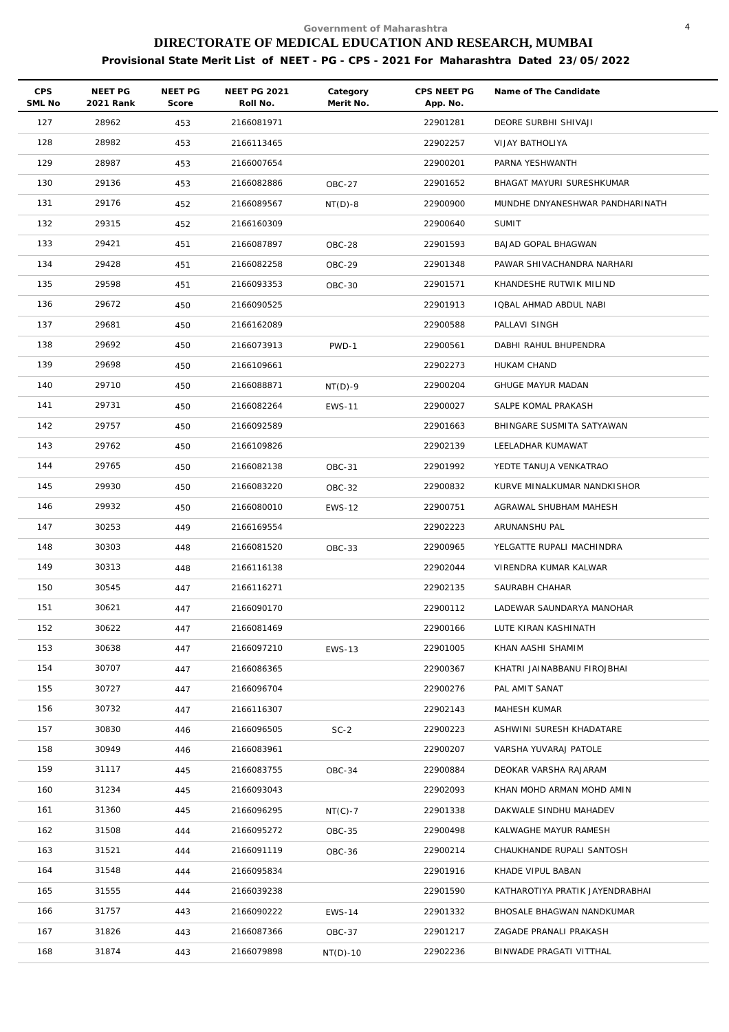Government of Maharashtra

# DIRECTORATE OF MEDICAL EDUCATION AND RESEARCH, MUMBAI

**Provisional State Merit List of NEET - PG - CPS - 2021 For Maharashtra Dated 23/05/2022**

| CPS SML No | NEET PG 2021 Rank | NEET PG Score | NEET PG 2021 Roll No. | Category Merit No. | CPS NEET PG App. No. | Name of The Candidate |
|---|---|---|---|---|---|---|
| 127 | 28962 | 453 | 2166081971 | | 22901281 | DEORE SURBHI SHIVAJI |
| 128 | 28982 | 453 | 2166113465 | | 22902257 | VIJAY BATHOLIYA |
| 129 | 28987 | 453 | 2166007654 | | 22900201 | PARNA YESHWANTH |
| 130 | 29136 | 453 | 2166082886 | OBC-27 | 22901652 | BHAGAT MAYURI SURESHKUMAR |
| 131 | 29176 | 452 | 2166089567 | NT(D)-8 | 22900900 | MUNDHE DNYANESHWAR PANDHARINATH |
| 132 | 29315 | 452 | 2166160309 | | 22900640 | SUMIT |
| 133 | 29421 | 451 | 2166087897 | OBC-28 | 22901593 | BAJAD GOPAL BHAGWAN |
| 134 | 29428 | 451 | 2166082258 | OBC-29 | 22901348 | PAWAR SHIVACHANDRA NARHARI |
| 135 | 29598 | 451 | 2166093353 | OBC-30 | 22901571 | KHANDESHE RUTWIK MILIND |
| 136 | 29672 | 450 | 2166090525 | | 22901913 | IQBAL AHMAD ABDUL NABI |
| 137 | 29681 | 450 | 2166162089 | | 22900588 | PALLAVI SINGH |
| 138 | 29692 | 450 | 2166073913 | PWD-1 | 22900561 | DABHI RAHUL BHUPENDRA |
| 139 | 29698 | 450 | 2166109661 | | 22902273 | HUKAM CHAND |
| 140 | 29710 | 450 | 2166088871 | NT(D)-9 | 22900204 | GHUGE MAYUR MADAN |
| 141 | 29731 | 450 | 2166082264 | EWS-11 | 22900027 | SALPE KOMAL PRAKASH |
| 142 | 29757 | 450 | 2166092589 | | 22901663 | BHINGARE SUSMITA SATYAWAN |
| 143 | 29762 | 450 | 2166109826 | | 22902139 | LEELADHAR KUMAWAT |
| 144 | 29765 | 450 | 2166082138 | OBC-31 | 22901992 | YEDTE TANUJA VENKATRAO |
| 145 | 29930 | 450 | 2166083220 | OBC-32 | 22900832 | KURVE MINALKUMAR NANDKISHOR |
| 146 | 29932 | 450 | 2166080010 | EWS-12 | 22900751 | AGRAWAL SHUBHAM MAHESH |
| 147 | 30253 | 449 | 2166169554 | | 22902223 | ARUNANSHU PAL |
| 148 | 30303 | 448 | 2166081520 | OBC-33 | 22900965 | YELGATTE RUPALI MACHINDRA |
| 149 | 30313 | 448 | 2166116138 | | 22902044 | VIRENDRA KUMAR KALWAR |
| 150 | 30545 | 447 | 2166116271 | | 22902135 | SAURABH CHAHAR |
| 151 | 30621 | 447 | 2166090170 | | 22900112 | LADEWAR SAUNDARYA MANOHAR |
| 152 | 30622 | 447 | 2166081469 | | 22900166 | LUTE KIRAN KASHINATH |
| 153 | 30638 | 447 | 2166097210 | EWS-13 | 22901005 | KHAN AASHI SHAMIM |
| 154 | 30707 | 447 | 2166086365 | | 22900367 | KHATRI JAINABBANU FIROJBHAI |
| 155 | 30727 | 447 | 2166096704 | | 22900276 | PAL AMIT SANAT |
| 156 | 30732 | 447 | 2166116307 | | 22902143 | MAHESH KUMAR |
| 157 | 30830 | 446 | 2166096505 | SC-2 | 22900223 | ASHWINI SURESH KHADATARE |
| 158 | 30949 | 446 | 2166083961 | | 22900207 | VARSHA YUVARAJ PATOLE |
| 159 | 31117 | 445 | 2166083755 | OBC-34 | 22900884 | DEOKAR VARSHA RAJARAM |
| 160 | 31234 | 445 | 2166093043 | | 22902093 | KHAN MOHD ARMAN MOHD AMIN |
| 161 | 31360 | 445 | 2166096295 | NT(C)-7 | 22901338 | DAKWALE SINDHU MAHADEV |
| 162 | 31508 | 444 | 2166095272 | OBC-35 | 22900498 | KALWAGHE MAYUR RAMESH |
| 163 | 31521 | 444 | 2166091119 | OBC-36 | 22900214 | CHAUKHANDE RUPALI SANTOSH |
| 164 | 31548 | 444 | 2166095834 | | 22901916 | KHADE VIPUL BABAN |
| 165 | 31555 | 444 | 2166039238 | | 22901590 | KATHAROTIYA PRATIK JAYENDRABHAI |
| 166 | 31757 | 443 | 2166090222 | EWS-14 | 22901332 | BHOSALE BHAGWAN NANDKUMAR |
| 167 | 31826 | 443 | 2166087366 | OBC-37 | 22901217 | ZAGADE PRANALI PRAKASH |
| 168 | 31874 | 443 | 2166079898 | NT(D)-10 | 22902236 | BINWADE PRAGATI VITTHAL |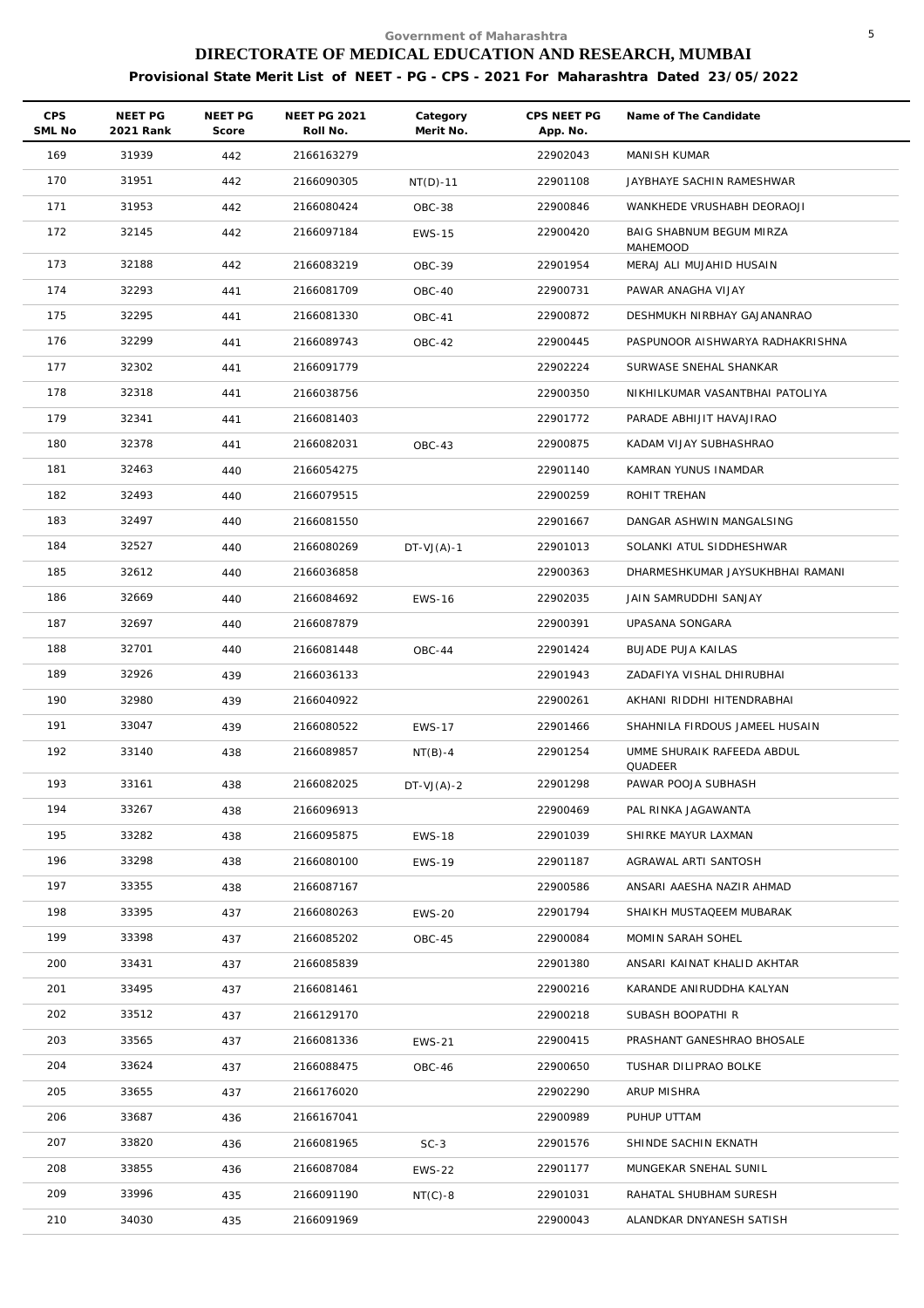Government of Maharashtra

# DIRECTORATE OF MEDICAL EDUCATION AND RESEARCH, MUMBAI

## Provisional State Merit List of NEET - PG - CPS - 2021 For Maharashtra Dated 23/05/2022

| CPS SML No | NEET PG 2021 Rank | NEET PG Score | NEET PG 2021 Roll No. | Category Merit No. | CPS NEET PG App. No. | Name of The Candidate |
|---|---|---|---|---|---|---|
| 169 | 31939 | 442 | 2166163279 | | 22902043 | MANISH KUMAR |
| 170 | 31951 | 442 | 2166090305 | NT(D)-11 | 22901108 | JAYBHAYE SACHIN RAMESHWAR |
| 171 | 31953 | 442 | 2166080424 | OBC-38 | 22900846 | WANKHEDE VRUSHABH DEORAOJI |
| 172 | 32145 | 442 | 2166097184 | EWS-15 | 22900420 | BAIG SHABNUM BEGUM MIRZA MAHEMOOD |
| 173 | 32188 | 442 | 2166083219 | OBC-39 | 22901954 | MERAJ ALI MUJAHID HUSAIN |
| 174 | 32293 | 441 | 2166081709 | OBC-40 | 22900731 | PAWAR ANAGHA VIJAY |
| 175 | 32295 | 441 | 2166081330 | OBC-41 | 22900872 | DESHMUKH NIRBHAY GAJANANRAO |
| 176 | 32299 | 441 | 2166089743 | OBC-42 | 22900445 | PASPUNOOR AISHWARYA RADHAKRISHNA |
| 177 | 32302 | 441 | 2166091779 | | 22902224 | SURWASE SNEHAL SHANKAR |
| 178 | 32318 | 441 | 2166038756 | | 22900350 | NIKHILKUMAR VASANTBHAI PATOLIYA |
| 179 | 32341 | 441 | 2166081403 | | 22901772 | PARADE ABHIJIT HAVAJIRAO |
| 180 | 32378 | 441 | 2166082031 | OBC-43 | 22900875 | KADAM VIJAY SUBHASHRAO |
| 181 | 32463 | 440 | 2166054275 | | 22901140 | KAMRAN YUNUS INAMDAR |
| 182 | 32493 | 440 | 2166079515 | | 22900259 | ROHIT TREHAN |
| 183 | 32497 | 440 | 2166081550 | | 22901667 | DANGAR ASHWIN MANGALSING |
| 184 | 32527 | 440 | 2166080269 | DT-VJ(A)-1 | 22901013 | SOLANKI ATUL SIDDHESHWAR |
| 185 | 32612 | 440 | 2166036858 | | 22900363 | DHARMESHKUMAR JAYSUKHBHAI RAMANI |
| 186 | 32669 | 440 | 2166084692 | EWS-16 | 22902035 | JAIN SAMRUDDHI SANJAY |
| 187 | 32697 | 440 | 2166087879 | | 22900391 | UPASANA SONGARA |
| 188 | 32701 | 440 | 2166081448 | OBC-44 | 22901424 | BUJADE PUJA KAILAS |
| 189 | 32926 | 439 | 2166036133 | | 22901943 | ZADAFIYA VISHAL DHIRUBHAI |
| 190 | 32980 | 439 | 2166040922 | | 22900261 | AKHANI RIDDHI HITENDRABHAI |
| 191 | 33047 | 439 | 2166080522 | EWS-17 | 22901466 | SHAHNILA FIRDOUS JAMEEL HUSAIN |
| 192 | 33140 | 438 | 2166089857 | NT(B)-4 | 22901254 | UMME SHURAIK RAFEEDA ABDUL QUADEER |
| 193 | 33161 | 438 | 2166082025 | DT-VJ(A)-2 | 22901298 | PAWAR POOJA SUBHASH |
| 194 | 33267 | 438 | 2166096913 | | 22900469 | PAL RINKA JAGAWANTA |
| 195 | 33282 | 438 | 2166095875 | EWS-18 | 22901039 | SHIRKE MAYUR LAXMAN |
| 196 | 33298 | 438 | 2166080100 | EWS-19 | 22901187 | AGRAWAL ARTI SANTOSH |
| 197 | 33355 | 438 | 2166087167 | | 22900586 | ANSARI AAESHA NAZIR AHMAD |
| 198 | 33395 | 437 | 2166080263 | EWS-20 | 22901794 | SHAIKH MUSTAQEEM MUBARAK |
| 199 | 33398 | 437 | 2166085202 | OBC-45 | 22900084 | MOMIN SARAH SOHEL |
| 200 | 33431 | 437 | 2166085839 | | 22901380 | ANSARI KAINAT KHALID AKHTAR |
| 201 | 33495 | 437 | 2166081461 | | 22900216 | KARANDE ANIRUDDHA KALYAN |
| 202 | 33512 | 437 | 2166129170 | | 22900218 | SUBASH BOOPATHI R |
| 203 | 33565 | 437 | 2166081336 | EWS-21 | 22900415 | PRASHANT GANESHRAO BHOSALE |
| 204 | 33624 | 437 | 2166088475 | OBC-46 | 22900650 | TUSHAR DILIPRAO BOLKE |
| 205 | 33655 | 437 | 2166176020 | | 22902290 | ARUP MISHRA |
| 206 | 33687 | 436 | 2166167041 | | 22900989 | PUHUP UTTAM |
| 207 | 33820 | 436 | 2166081965 | SC-3 | 22901576 | SHINDE SACHIN EKNATH |
| 208 | 33855 | 436 | 2166087084 | EWS-22 | 22901177 | MUNGEKAR SNEHAL SUNIL |
| 209 | 33996 | 435 | 2166091190 | NT(C)-8 | 22901031 | RAHATAL SHUBHAM SURESH |
| 210 | 34030 | 435 | 2166091969 | | 22900043 | ALANDKAR DNYANESH SATISH |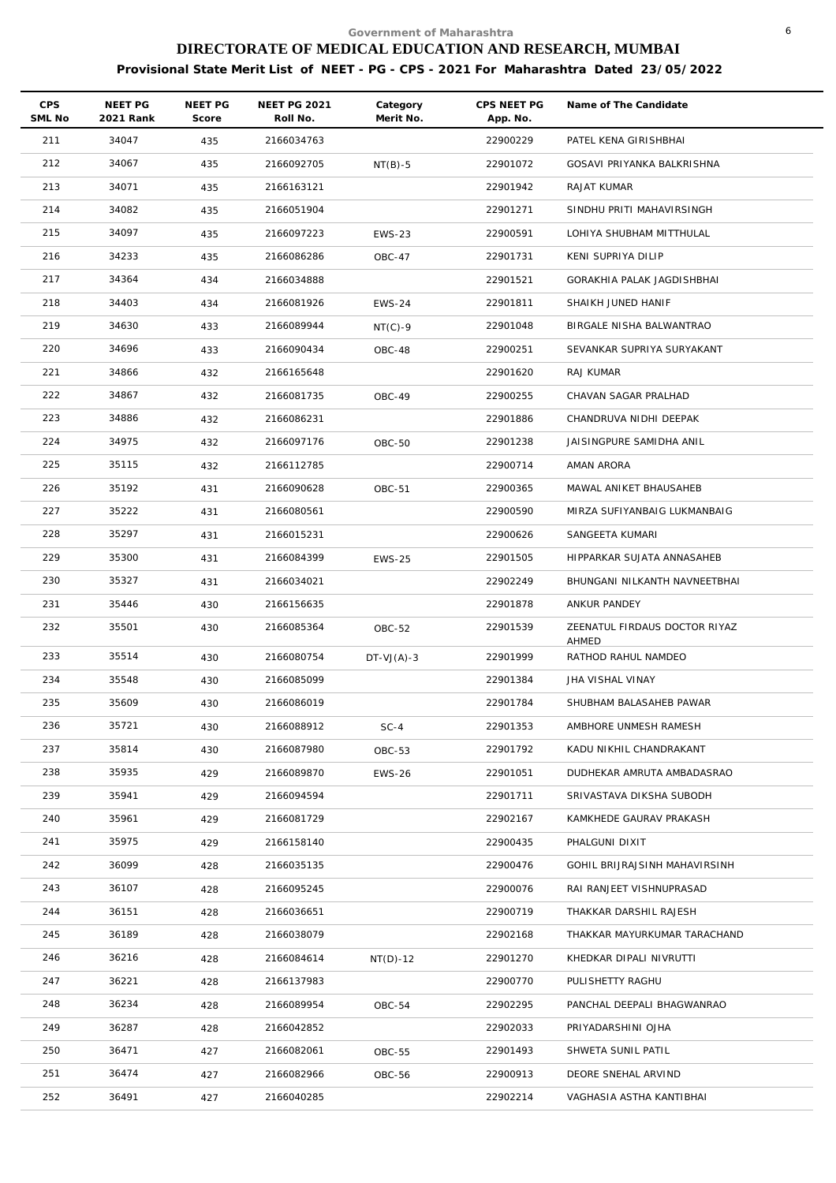Government of Maharashtra

# DIRECTORATE OF MEDICAL EDUCATION AND RESEARCH, MUMBAI

## Provisional State Merit List of NEET - PG - CPS - 2021 For Maharashtra Dated 23/05/2022

| CPS SML No | NEET PG 2021 Rank | NEET PG Score | NEET PG 2021 Roll No. | Category Merit No. | CPS NEET PG App. No. | Name of The Candidate |
|---|---|---|---|---|---|---|
| 211 | 34047 | 435 | 2166034763 | | 22900229 | PATEL KENA GIRISHBHAI |
| 212 | 34067 | 435 | 2166092705 | NT(B)-5 | 22901072 | GOSAVI PRIYANKA BALKRISHNA |
| 213 | 34071 | 435 | 2166163121 | | 22901942 | RAJAT KUMAR |
| 214 | 34082 | 435 | 2166051904 | | 22901271 | SINDHU PRITI MAHAVIRSINGH |
| 215 | 34097 | 435 | 2166097223 | EWS-23 | 22900591 | LOHIYA SHUBHAM MITTHULAL |
| 216 | 34233 | 435 | 2166086286 | OBC-47 | 22901731 | KENI SUPRIYA DILIP |
| 217 | 34364 | 434 | 2166034888 | | 22901521 | GORAKHIA PALAK JAGDISHBHAI |
| 218 | 34403 | 434 | 2166081926 | EWS-24 | 22901811 | SHAIKH JUNED HANIF |
| 219 | 34630 | 433 | 2166089944 | NT(C)-9 | 22901048 | BIRGALE NISHA BALWANTRAO |
| 220 | 34696 | 433 | 2166090434 | OBC-48 | 22900251 | SEVANKAR SUPRIYA SURYAKANT |
| 221 | 34866 | 432 | 2166165648 | | 22901620 | RAJ KUMAR |
| 222 | 34867 | 432 | 2166081735 | OBC-49 | 22900255 | CHAVAN SAGAR PRALHAD |
| 223 | 34886 | 432 | 2166086231 | | 22901886 | CHANDRUVA NIDHI DEEPAK |
| 224 | 34975 | 432 | 2166097176 | OBC-50 | 22901238 | JAISINGPURE SAMIDHA ANIL |
| 225 | 35115 | 432 | 2166112785 | | 22900714 | AMAN ARORA |
| 226 | 35192 | 431 | 2166090628 | OBC-51 | 22900365 | MAWAL ANIKET BHAUSAHEB |
| 227 | 35222 | 431 | 2166080561 | | 22900590 | MIRZA SUFIYANBAIG LUKMANBAIG |
| 228 | 35297 | 431 | 2166015231 | | 22900626 | SANGEETA KUMARI |
| 229 | 35300 | 431 | 2166084399 | EWS-25 | 22901505 | HIPPARKAR SUJATA ANNASAHEB |
| 230 | 35327 | 431 | 2166034021 | | 22902249 | BHUNGANI NILKANTH NAVNEETBHAI |
| 231 | 35446 | 430 | 2166156635 | | 22901878 | ANKUR PANDEY |
| 232 | 35501 | 430 | 2166085364 | OBC-52 | 22901539 | ZEENATUL FIRDAUS DOCTOR RIYAZ AHMED |
| 233 | 35514 | 430 | 2166080754 | DT-VJ(A)-3 | 22901999 | RATHOD RAHUL NAMDEO |
| 234 | 35548 | 430 | 2166085099 | | 22901384 | JHA VISHAL VINAY |
| 235 | 35609 | 430 | 2166086019 | | 22901784 | SHUBHAM BALASAHEB PAWAR |
| 236 | 35721 | 430 | 2166088912 | SC-4 | 22901353 | AMBHORE UNMESH RAMESH |
| 237 | 35814 | 430 | 2166087980 | OBC-53 | 22901792 | KADU NIKHIL CHANDRAKANT |
| 238 | 35935 | 429 | 2166089870 | EWS-26 | 22901051 | DUDHEKAR AMRUTA AMBADASRAO |
| 239 | 35941 | 429 | 2166094594 | | 22901711 | SRIVASTAVA DIKSHA SUBODH |
| 240 | 35961 | 429 | 2166081729 | | 22902167 | KAMKHEDE GAURAV PRAKASH |
| 241 | 35975 | 429 | 2166158140 | | 22900435 | PHALGUNI DIXIT |
| 242 | 36099 | 428 | 2166035135 | | 22900476 | GOHIL BRIJRAJSINH MAHAVIRSINH |
| 243 | 36107 | 428 | 2166095245 | | 22900076 | RAI RANJEET VISHNUPRASAD |
| 244 | 36151 | 428 | 2166036651 | | 22900719 | THAKKAR DARSHIL RAJESH |
| 245 | 36189 | 428 | 2166038079 | | 22902168 | THAKKAR MAYURKUMAR TARACHAND |
| 246 | 36216 | 428 | 2166084614 | NT(D)-12 | 22901270 | KHEDKAR DIPALI NIVRUTTI |
| 247 | 36221 | 428 | 2166137983 | | 22900770 | PULISHETTY RAGHU |
| 248 | 36234 | 428 | 2166089954 | OBC-54 | 22902295 | PANCHAL DEEPALI BHAGWANRAO |
| 249 | 36287 | 428 | 2166042852 | | 22902033 | PRIYADARSHINI OJHA |
| 250 | 36471 | 427 | 2166082061 | OBC-55 | 22901493 | SHWETA SUNIL PATIL |
| 251 | 36474 | 427 | 2166082966 | OBC-56 | 22900913 | DEORE SNEHAL ARVIND |
| 252 | 36491 | 427 | 2166040285 | | 22902214 | VAGHASIA ASTHA KANTIBHAI |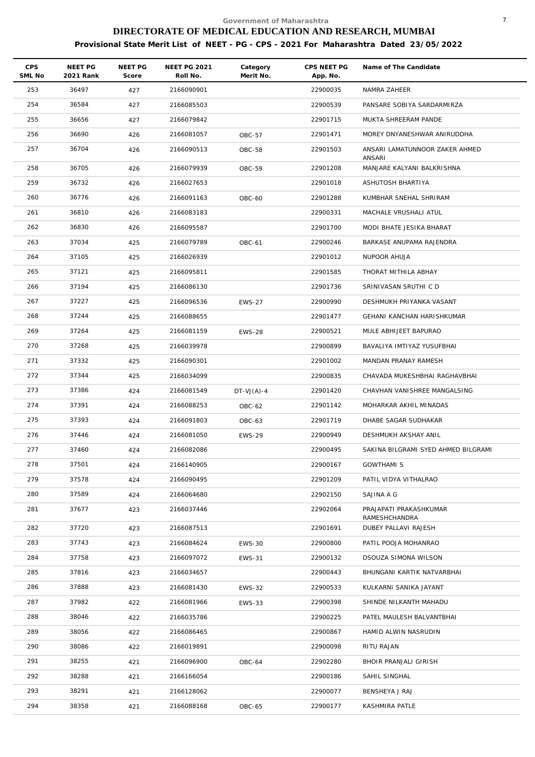Government of Maharashtra

# DIRECTORATE OF MEDICAL EDUCATION AND RESEARCH, MUMBAI

**Provisional State Merit List of NEET - PG - CPS - 2021 For Maharashtra Dated 23/05/2022**

| CPS SML No | NEET PG 2021 Rank | NEET PG Score | NEET PG 2021 Roll No. | Category Merit No. | CPS NEET PG App. No. | Name of The Candidate |
|---|---|---|---|---|---|---|
| 253 | 36497 | 427 | 2166090901 | | 22900035 | NAMRA ZAHEER |
| 254 | 36584 | 427 | 2166085503 | | 22900539 | PANSARE SOBIYA SARDARMIRZA |
| 255 | 36656 | 427 | 2166079842 | | 22901715 | MUKTA SHREERAM PANDE |
| 256 | 36690 | 426 | 2166081057 | OBC-57 | 22901471 | MOREY DNYANESHWAR ANIRUDDHA |
| 257 | 36704 | 426 | 2166090513 | OBC-58 | 22901503 | ANSARI LAMATUNNOOR ZAKER AHMED ANSARI |
| 258 | 36705 | 426 | 2166079939 | OBC-59 | 22901208 | MANJARE KALYANI BALKRISHNA |
| 259 | 36732 | 426 | 2166027653 | | 22901018 | ASHUTOSH BHARTIYA |
| 260 | 36776 | 426 | 2166091163 | OBC-60 | 22901288 | KUMBHAR SNEHAL SHRIRAM |
| 261 | 36810 | 426 | 2166083183 | | 22900331 | MACHALE VRUSHALI ATUL |
| 262 | 36830 | 426 | 2166095587 | | 22901700 | MODI BHATE JESIKA BHARAT |
| 263 | 37034 | 425 | 2166079789 | OBC-61 | 22900246 | BARKASE ANUPAMA RAJENDRA |
| 264 | 37105 | 425 | 2166026939 | | 22901012 | NUPOOR AHUJA |
| 265 | 37121 | 425 | 2166095811 | | 22901585 | THORAT MITHILA ABHAY |
| 266 | 37194 | 425 | 2166086130 | | 22901736 | SRINIVASAN SRUTHI C D |
| 267 | 37227 | 425 | 2166096536 | EWS-27 | 22900990 | DESHMUKH PRIYANKA VASANT |
| 268 | 37244 | 425 | 2166088655 | | 22901477 | GEHANI KANCHAN HARISHKUMAR |
| 269 | 37264 | 425 | 2166081159 | EWS-28 | 22900521 | MULE ABHIJEET BAPURAO |
| 270 | 37268 | 425 | 2166039978 | | 22900899 | BAVALIYA IMTIYAZ YUSUFBHAI |
| 271 | 37332 | 425 | 2166090301 | | 22901002 | MANDAN PRANAY RAMESH |
| 272 | 37344 | 425 | 2166034099 | | 22900835 | CHAVADA MUKESHBHAI RAGHAVBHAI |
| 273 | 37386 | 424 | 2166081549 | DT-VJ(A)-4 | 22901420 | CHAVHAN VANISHREE MANGALSING |
| 274 | 37391 | 424 | 2166088253 | OBC-62 | 22901142 | MOHARKAR AKHIL MINADAS |
| 275 | 37393 | 424 | 2166091803 | OBC-63 | 22901719 | DHABE SAGAR SUDHAKAR |
| 276 | 37446 | 424 | 2166081050 | EWS-29 | 22900949 | DESHMUKH AKSHAY ANIL |
| 277 | 37460 | 424 | 2166082086 | | 22900495 | SAKINA BILGRAMI SYED AHMED BILGRAMI |
| 278 | 37501 | 424 | 2166140905 | | 22900167 | GOWTHAMI S |
| 279 | 37578 | 424 | 2166090495 | | 22901209 | PATIL VIDYA VITHALRAO |
| 280 | 37589 | 424 | 2166064680 | | 22902150 | SAJINA A G |
| 281 | 37677 | 423 | 2166037446 | | 22902064 | PRAJAPATI PRAKASHKUMAR RAMESHCHANDRA |
| 282 | 37720 | 423 | 2166087513 | | 22901691 | DUBEY PALLAVI RAJESH |
| 283 | 37743 | 423 | 2166084624 | EWS-30 | 22900800 | PATIL POOJA MOHANRAO |
| 284 | 37758 | 423 | 2166097072 | EWS-31 | 22900132 | DSOUZA SIMONA WILSON |
| 285 | 37816 | 423 | 2166034657 | | 22900443 | BHUNGANI KARTIK NATVARBHAI |
| 286 | 37888 | 423 | 2166081430 | EWS-32 | 22900533 | KULKARNI SANIKA JAYANT |
| 287 | 37982 | 422 | 2166081966 | EWS-33 | 22900398 | SHINDE NILKANTH MAHADU |
| 288 | 38046 | 422 | 2166035786 | | 22900225 | PATEL MAULESH BALVANTBHAI |
| 289 | 38056 | 422 | 2166086465 | | 22900867 | HAMID ALWIN NASRUDIN |
| 290 | 38086 | 422 | 2166019891 | | 22900098 | RITU RAJAN |
| 291 | 38255 | 421 | 2166096900 | OBC-64 | 22902280 | BHOIR PRANJALI GIRISH |
| 292 | 38288 | 421 | 2166166054 | | 22900186 | SAHIL SINGHAL |
| 293 | 38291 | 421 | 2166128062 | | 22900077 | BENSHEYA J RAJ |
| 294 | 38358 | 421 | 2166088168 | OBC-65 | 22900177 | KASHMIRA PATLE |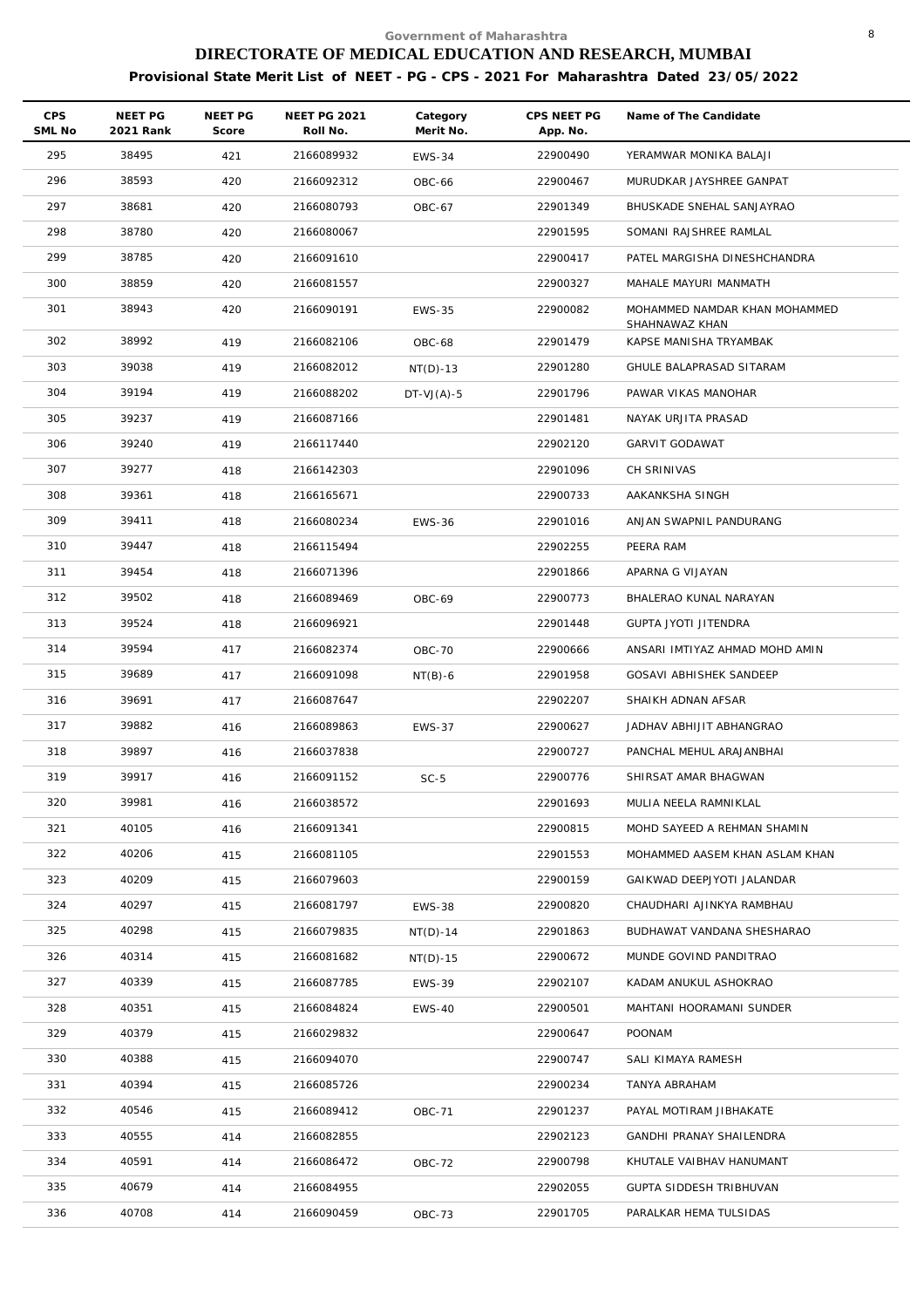Government of Maharashtra

# DIRECTORATE OF MEDICAL EDUCATION AND RESEARCH, MUMBAI

**Provisional State Merit List of NEET - PG - CPS - 2021 For Maharashtra Dated 23/05/2022**

| CPS SML No | NEET PG 2021 Rank | NEET PG Score | NEET PG 2021 Roll No. | Category Merit No. | CPS NEET PG App. No. | Name of The Candidate |
|---|---|---|---|---|---|---|
| 295 | 38495 | 421 | 2166089932 | EWS-34 | 22900490 | YERAMWAR MONIKA BALAJI |
| 296 | 38593 | 420 | 2166092312 | OBC-66 | 22900467 | MURUDKAR JAYSHREE GANPAT |
| 297 | 38681 | 420 | 2166080793 | OBC-67 | 22901349 | BHUSKADE SNEHAL SANJAYRAO |
| 298 | 38780 | 420 | 2166080067 | | 22901595 | SOMANI RAJSHREE RAMLAL |
| 299 | 38785 | 420 | 2166091610 | | 22900417 | PATEL MARGISHA DINESHCHANDRA |
| 300 | 38859 | 420 | 2166081557 | | 22900327 | MAHALE MAYURI MANMATH |
| 301 | 38943 | 420 | 2166090191 | EWS-35 | 22900082 | MOHAMMED NAMDAR KHAN MOHAMMED SHAHNAWAZ KHAN |
| 302 | 38992 | 419 | 2166082106 | OBC-68 | 22901479 | KAPSE MANISHA TRYAMBAK |
| 303 | 39038 | 419 | 2166082012 | NT(D)-13 | 22901280 | GHULE BALAPRASAD SITARAM |
| 304 | 39194 | 419 | 2166088202 | DT-VJ(A)-5 | 22901796 | PAWAR VIKAS MANOHAR |
| 305 | 39237 | 419 | 2166087166 | | 22901481 | NAYAK URJITA PRASAD |
| 306 | 39240 | 419 | 2166117440 | | 22902120 | GARVIT GODAWAT |
| 307 | 39277 | 418 | 2166142303 | | 22901096 | CH SRINIVAS |
| 308 | 39361 | 418 | 2166165671 | | 22900733 | AAKANKSHA SINGH |
| 309 | 39411 | 418 | 2166080234 | EWS-36 | 22901016 | ANJAN SWAPNIL PANDURANG |
| 310 | 39447 | 418 | 2166115494 | | 22902255 | PEERA RAM |
| 311 | 39454 | 418 | 2166071396 | | 22901866 | APARNA G VIJAYAN |
| 312 | 39502 | 418 | 2166089469 | OBC-69 | 22900773 | BHALERAO KUNAL NARAYAN |
| 313 | 39524 | 418 | 2166096921 | | 22901448 | GUPTA JYOTI JITENDRA |
| 314 | 39594 | 417 | 2166082374 | OBC-70 | 22900666 | ANSARI IMTIYAZ AHMAD MOHD AMIN |
| 315 | 39689 | 417 | 2166091098 | NT(B)-6 | 22901958 | GOSAVI ABHISHEK SANDEEP |
| 316 | 39691 | 417 | 2166087647 | | 22902207 | SHAIKH ADNAN AFSAR |
| 317 | 39882 | 416 | 2166089863 | EWS-37 | 22900627 | JADHAV ABHIJIT ABHANGRAO |
| 318 | 39897 | 416 | 2166037838 | | 22900727 | PANCHAL MEHUL ARAJANBHAI |
| 319 | 39917 | 416 | 2166091152 | SC-5 | 22900776 | SHIRSAT AMAR BHAGWAN |
| 320 | 39981 | 416 | 2166038572 | | 22901693 | MULIA NEELA RAMNIKLAL |
| 321 | 40105 | 416 | 2166091341 | | 22900815 | MOHD SAYEED A REHMAN SHAMIN |
| 322 | 40206 | 415 | 2166081105 | | 22901553 | MOHAMMED AASEM KHAN ASLAM KHAN |
| 323 | 40209 | 415 | 2166079603 | | 22900159 | GAIKWAD DEEPJYOTI JALANDAR |
| 324 | 40297 | 415 | 2166081797 | EWS-38 | 22900820 | CHAUDHARI AJINKYA RAMBHAU |
| 325 | 40298 | 415 | 2166079835 | NT(D)-14 | 22901863 | BUDHAWAT VANDANA SHESHARAO |
| 326 | 40314 | 415 | 2166081682 | NT(D)-15 | 22900672 | MUNDE GOVIND PANDITRAO |
| 327 | 40339 | 415 | 2166087785 | EWS-39 | 22902107 | KADAM ANUKUL ASHOKRAO |
| 328 | 40351 | 415 | 2166084824 | EWS-40 | 22900501 | MAHTANI HOORAMANI SUNDER |
| 329 | 40379 | 415 | 2166029832 | | 22900647 | POONAM |
| 330 | 40388 | 415 | 2166094070 | | 22900747 | SALI KIMAYA RAMESH |
| 331 | 40394 | 415 | 2166085726 | | 22900234 | TANYA ABRAHAM |
| 332 | 40546 | 415 | 2166089412 | OBC-71 | 22901237 | PAYAL MOTIRAM JIBHAKATE |
| 333 | 40555 | 414 | 2166082855 | | 22902123 | GANDHI PRANAY SHAILENDRA |
| 334 | 40591 | 414 | 2166086472 | OBC-72 | 22900798 | KHUTALE VAIBHAV HANUMANT |
| 335 | 40679 | 414 | 2166084955 | | 22902055 | GUPTA SIDDESH TRIBHUVAN |
| 336 | 40708 | 414 | 2166090459 | OBC-73 | 22901705 | PARALKAR HEMA TULSIDAS |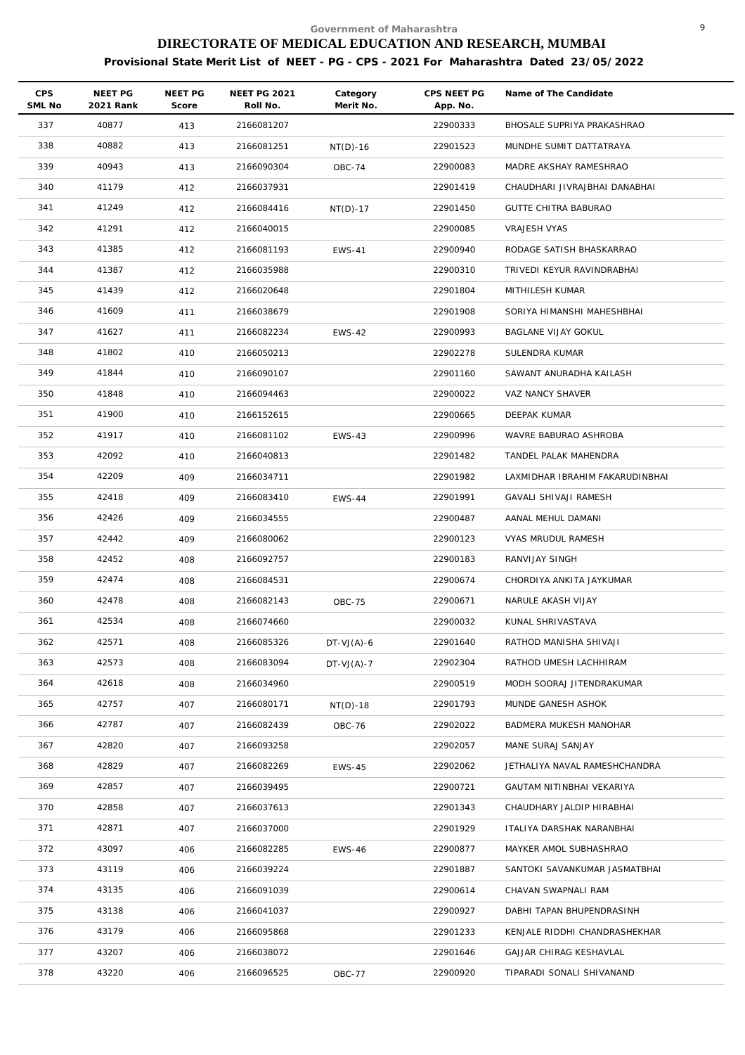Government of Maharashtra

# DIRECTORATE OF MEDICAL EDUCATION AND RESEARCH, MUMBAI

**Provisional State Merit List of NEET - PG - CPS - 2021 For Maharashtra Dated 23/05/2022**

| CPS SML No | NEET PG 2021 Rank | NEET PG Score | NEET PG 2021 Roll No. | Category Merit No. | CPS NEET PG App. No. | Name of The Candidate |
|---|---|---|---|---|---|---|
| 337 | 40877 | 413 | 2166081207 | | 22900333 | BHOSALE SUPRIYA PRAKASHRAO |
| 338 | 40882 | 413 | 2166081251 | NT(D)-16 | 22901523 | MUNDHE SUMIT DATTATRAYA |
| 339 | 40943 | 413 | 2166090304 | OBC-74 | 22900083 | MADRE AKSHAY RAMESHRAO |
| 340 | 41179 | 412 | 2166037931 | | 22901419 | CHAUDHARI JIVRAJBHAI DANABHAI |
| 341 | 41249 | 412 | 2166084416 | NT(D)-17 | 22901450 | GUTTE CHITRA BABURAO |
| 342 | 41291 | 412 | 2166040015 | | 22900085 | VRAJESH VYAS |
| 343 | 41385 | 412 | 2166081193 | EWS-41 | 22900940 | RODAGE SATISH BHASKARRAO |
| 344 | 41387 | 412 | 2166035988 | | 22900310 | TRIVEDI KEYUR RAVINDRABHAI |
| 345 | 41439 | 412 | 2166020648 | | 22901804 | MITHILESH KUMAR |
| 346 | 41609 | 411 | 2166038679 | | 22901908 | SORIYA HIMANSHI MAHESHBHAI |
| 347 | 41627 | 411 | 2166082234 | EWS-42 | 22900993 | BAGLANE VIJAY GOKUL |
| 348 | 41802 | 410 | 2166050213 | | 22902278 | SULENDRA KUMAR |
| 349 | 41844 | 410 | 2166090107 | | 22901160 | SAWANT ANURADHA KAILASH |
| 350 | 41848 | 410 | 2166094463 | | 22900022 | VAZ NANCY SHAVER |
| 351 | 41900 | 410 | 2166152615 | | 22900665 | DEEPAK KUMAR |
| 352 | 41917 | 410 | 2166081102 | EWS-43 | 22900996 | WAVRE BABURAO ASHROBA |
| 353 | 42092 | 410 | 2166040813 | | 22901482 | TANDEL PALAK MAHENDRA |
| 354 | 42209 | 409 | 2166034711 | | 22901982 | LAXMIDHAR IBRAHIM FAKARUDINBHAI |
| 355 | 42418 | 409 | 2166083410 | EWS-44 | 22901991 | GAVALI SHIVAJI RAMESH |
| 356 | 42426 | 409 | 2166034555 | | 22900487 | AANAL MEHUL DAMANI |
| 357 | 42442 | 409 | 2166080062 | | 22900123 | VYAS MRUDUL RAMESH |
| 358 | 42452 | 408 | 2166092757 | | 22900183 | RANVIJAY SINGH |
| 359 | 42474 | 408 | 2166084531 | | 22900674 | CHORDIYA ANKITA JAYKUMAR |
| 360 | 42478 | 408 | 2166082143 | OBC-75 | 22900671 | NARULE AKASH VIJAY |
| 361 | 42534 | 408 | 2166074660 | | 22900032 | KUNAL SHRIVASTAVA |
| 362 | 42571 | 408 | 2166085326 | DT-VJ(A)-6 | 22901640 | RATHOD MANISHA SHIVAJI |
| 363 | 42573 | 408 | 2166083094 | DT-VJ(A)-7 | 22902304 | RATHOD UMESH LACHHIRAM |
| 364 | 42618 | 408 | 2166034960 | | 22900519 | MODH SOORAJ JITENDRAKUMAR |
| 365 | 42757 | 407 | 2166080171 | NT(D)-18 | 22901793 | MUNDE GANESH ASHOK |
| 366 | 42787 | 407 | 2166082439 | OBC-76 | 22902022 | BADMERA MUKESH MANOHAR |
| 367 | 42820 | 407 | 2166093258 | | 22902057 | MANE SURAJ SANJAY |
| 368 | 42829 | 407 | 2166082269 | EWS-45 | 22902062 | JETHALIYA NAVAL RAMESHCHANDRA |
| 369 | 42857 | 407 | 2166039495 | | 22900721 | GAUTAM NITINBHAI VEKARIYA |
| 370 | 42858 | 407 | 2166037613 | | 22901343 | CHAUDHARY JALDIP HIRABHAI |
| 371 | 42871 | 407 | 2166037000 | | 22901929 | ITALIYA DARSHAK NARANBHAI |
| 372 | 43097 | 406 | 2166082285 | EWS-46 | 22900877 | MAYKER AMOL SUBHASHRAO |
| 373 | 43119 | 406 | 2166039224 | | 22901887 | SANTOKI SAVANKUMAR JASMATBHAI |
| 374 | 43135 | 406 | 2166091039 | | 22900614 | CHAVAN SWAPNALI RAM |
| 375 | 43138 | 406 | 2166041037 | | 22900927 | DABHI TAPAN BHUPENDRASINH |
| 376 | 43179 | 406 | 2166095868 | | 22901233 | KENJALE RIDDHI CHANDRASHEKHAR |
| 377 | 43207 | 406 | 2166038072 | | 22901646 | GAJJAR CHIRAG KESHAVLAL |
| 378 | 43220 | 406 | 2166096525 | OBC-77 | 22900920 | TIPARADI SONALI SHIVANAND |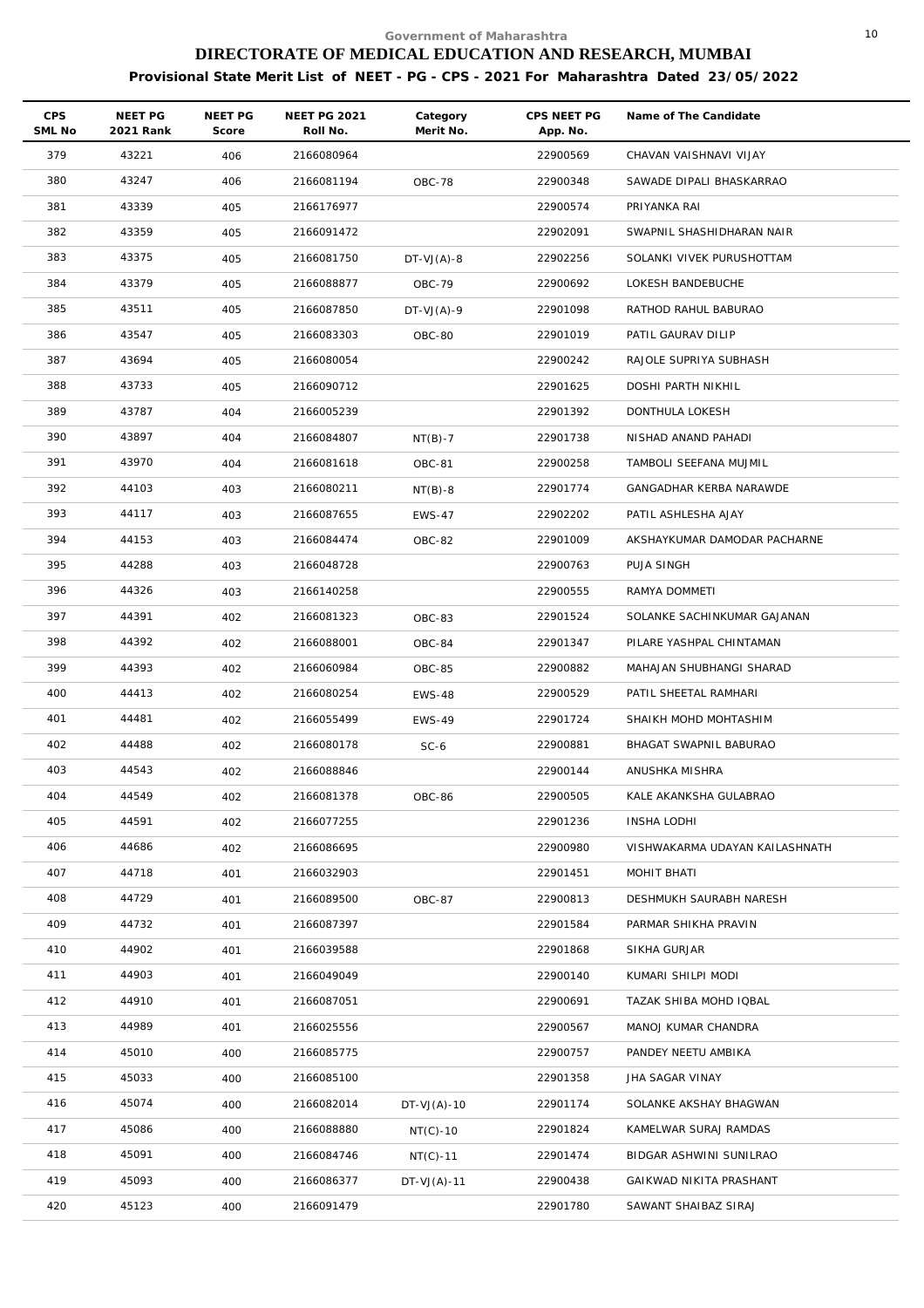Government of Maharashtra

# DIRECTORATE OF MEDICAL EDUCATION AND RESEARCH, MUMBAI

## Provisional State Merit List of NEET - PG - CPS - 2021 For Maharashtra Dated 23/05/2022

| CPS SML No | NEET PG 2021 Rank | NEET PG Score | NEET PG 2021 Roll No. | Category Merit No. | CPS NEET PG App. No. | Name of The Candidate |
|---|---|---|---|---|---|---|
| 379 | 43221 | 406 | 2166080964 | | 22900569 | CHAVAN VAISHNAVI VIJAY |
| 380 | 43247 | 406 | 2166081194 | OBC-78 | 22900348 | SAWADE DIPALI BHASKARRAO |
| 381 | 43339 | 405 | 2166176977 | | 22900574 | PRIYANKA RAI |
| 382 | 43359 | 405 | 2166091472 | | 22902091 | SWAPNIL SHASHIDHARAN NAIR |
| 383 | 43375 | 405 | 2166081750 | DT-VJ(A)-8 | 22902256 | SOLANKI VIVEK PURUSHOTTAM |
| 384 | 43379 | 405 | 2166088877 | OBC-79 | 22900692 | LOKESH BANDEBUCHE |
| 385 | 43511 | 405 | 2166087850 | DT-VJ(A)-9 | 22901098 | RATHOD RAHUL BABURAO |
| 386 | 43547 | 405 | 2166083303 | OBC-80 | 22901019 | PATIL GAURAV DILIP |
| 387 | 43694 | 405 | 2166080054 | | 22900242 | RAJOLE SUPRIYA SUBHASH |
| 388 | 43733 | 405 | 2166090712 | | 22901625 | DOSHI PARTH NIKHIL |
| 389 | 43787 | 404 | 2166005239 | | 22901392 | DONTHULA LOKESH |
| 390 | 43897 | 404 | 2166084807 | NT(B)-7 | 22901738 | NISHAD ANAND PAHADI |
| 391 | 43970 | 404 | 2166081618 | OBC-81 | 22900258 | TAMBOLI SEEFANA MUJMIL |
| 392 | 44103 | 403 | 2166080211 | NT(B)-8 | 22901774 | GANGADHAR KERBA NARAWDE |
| 393 | 44117 | 403 | 2166087655 | EWS-47 | 22902202 | PATIL ASHLESHA AJAY |
| 394 | 44153 | 403 | 2166084474 | OBC-82 | 22901009 | AKSHAYKUMAR DAMODAR PACHARNE |
| 395 | 44288 | 403 | 2166048728 | | 22900763 | PUJA SINGH |
| 396 | 44326 | 403 | 2166140258 | | 22900555 | RAMYA DOMMETI |
| 397 | 44391 | 402 | 2166081323 | OBC-83 | 22901524 | SOLANKE SACHINKUMAR GAJANAN |
| 398 | 44392 | 402 | 2166088001 | OBC-84 | 22901347 | PILARE YASHPAL CHINTAMAN |
| 399 | 44393 | 402 | 2166060984 | OBC-85 | 22900882 | MAHAJAN SHUBHANGI SHARAD |
| 400 | 44413 | 402 | 2166080254 | EWS-48 | 22900529 | PATIL SHEETAL RAMHARI |
| 401 | 44481 | 402 | 2166055499 | EWS-49 | 22901724 | SHAIKH MOHD MOHTASHIM |
| 402 | 44488 | 402 | 2166080178 | SC-6 | 22900881 | BHAGAT SWAPNIL BABURAO |
| 403 | 44543 | 402 | 2166088846 | | 22900144 | ANUSHKA MISHRA |
| 404 | 44549 | 402 | 2166081378 | OBC-86 | 22900505 | KALE AKANKSHA GULABRAO |
| 405 | 44591 | 402 | 2166077255 | | 22901236 | INSHA LODHI |
| 406 | 44686 | 402 | 2166086695 | | 22900980 | VISHWAKARMA UDAYAN KAILASHNATH |
| 407 | 44718 | 401 | 2166032903 | | 22901451 | MOHIT BHATI |
| 408 | 44729 | 401 | 2166089500 | OBC-87 | 22900813 | DESHMUKH SAURABH NARESH |
| 409 | 44732 | 401 | 2166087397 | | 22901584 | PARMAR SHIKHA PRAVIN |
| 410 | 44902 | 401 | 2166039588 | | 22901868 | SIKHA GURJAR |
| 411 | 44903 | 401 | 2166049049 | | 22900140 | KUMARI SHILPI MODI |
| 412 | 44910 | 401 | 2166087051 | | 22900691 | TAZAK SHIBA MOHD IQBAL |
| 413 | 44989 | 401 | 2166025556 | | 22900567 | MANOJ KUMAR CHANDRA |
| 414 | 45010 | 400 | 2166085775 | | 22900757 | PANDEY NEETU AMBIKA |
| 415 | 45033 | 400 | 2166085100 | | 22901358 | JHA SAGAR VINAY |
| 416 | 45074 | 400 | 2166082014 | DT-VJ(A)-10 | 22901174 | SOLANKE AKSHAY BHAGWAN |
| 417 | 45086 | 400 | 2166088880 | NT(C)-10 | 22901824 | KAMELWAR SURAJ RAMDAS |
| 418 | 45091 | 400 | 2166084746 | NT(C)-11 | 22901474 | BIDGAR ASHWINI SUNILRAO |
| 419 | 45093 | 400 | 2166086377 | DT-VJ(A)-11 | 22900438 | GAIKWAD NIKITA PRASHANT |
| 420 | 45123 | 400 | 2166091479 | | 22901780 | SAWANT SHAIBAZ SIRAJ |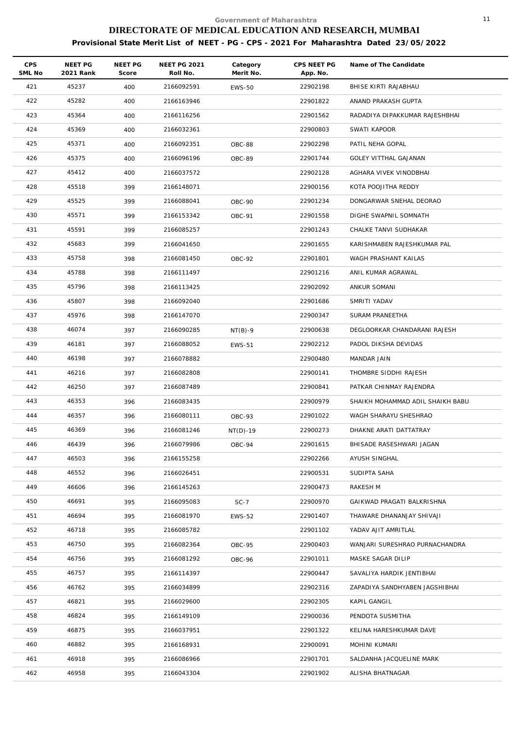Government of Maharashtra

# DIRECTORATE OF MEDICAL EDUCATION AND RESEARCH, MUMBAI

**Provisional State Merit List of NEET - PG - CPS - 2021 For Maharashtra Dated 23/05/2022**

| CPS SML No | NEET PG 2021 Rank | NEET PG Score | NEET PG 2021 Roll No. | Category Merit No. | CPS NEET PG App. No. | Name of The Candidate |
|---|---|---|---|---|---|---|
| 421 | 45237 | 400 | 2166092591 | EWS-50 | 22902198 | BHISE KIRTI RAJABHAU |
| 422 | 45282 | 400 | 2166163946 | | 22901822 | ANAND PRAKASH GUPTA |
| 423 | 45364 | 400 | 2166116256 | | 22901562 | RADADIYA DIPAKKUMAR RAJESHBHAI |
| 424 | 45369 | 400 | 2166032361 | | 22900803 | SWATI KAPOOR |
| 425 | 45371 | 400 | 2166092351 | OBC-88 | 22902298 | PATIL NEHA GOPAL |
| 426 | 45375 | 400 | 2166096196 | OBC-89 | 22901744 | GOLEY VITTHAL GAJANAN |
| 427 | 45412 | 400 | 2166037572 | | 22902128 | AGHARA VIVEK VINODBHAI |
| 428 | 45518 | 399 | 2166148071 | | 22900156 | KOTA POOJITHA REDDY |
| 429 | 45525 | 399 | 2166088041 | OBC-90 | 22901234 | DONGARWAR SNEHAL DEORAO |
| 430 | 45571 | 399 | 2166153342 | OBC-91 | 22901558 | DIGHE SWAPNIL SOMNATH |
| 431 | 45591 | 399 | 2166085257 | | 22901243 | CHALKE TANVI SUDHAKAR |
| 432 | 45683 | 399 | 2166041650 | | 22901655 | KARISHMABEN RAJESHKUMAR PAL |
| 433 | 45758 | 398 | 2166081450 | OBC-92 | 22901801 | WAGH PRASHANT KAILAS |
| 434 | 45788 | 398 | 2166111497 | | 22901216 | ANIL KUMAR AGRAWAL |
| 435 | 45796 | 398 | 2166113425 | | 22902092 | ANKUR SOMANI |
| 436 | 45807 | 398 | 2166092040 | | 22901686 | SMRITI YADAV |
| 437 | 45976 | 398 | 2166147070 | | 22900347 | SURAM PRANEETHA |
| 438 | 46074 | 397 | 2166090285 | NT(B)-9 | 22900638 | DEGLOORKAR CHANDARANI RAJESH |
| 439 | 46181 | 397 | 2166088052 | EWS-51 | 22902212 | PADOL DIKSHA DEVIDAS |
| 440 | 46198 | 397 | 2166078882 | | 22900480 | MANDAR JAIN |
| 441 | 46216 | 397 | 2166082808 | | 22900141 | THOMBRE SIDDHI RAJESH |
| 442 | 46250 | 397 | 2166087489 | | 22900841 | PATKAR CHINMAY RAJENDRA |
| 443 | 46353 | 396 | 2166083435 | | 22900979 | SHAIKH MOHAMMAD ADIL SHAIKH BABU |
| 444 | 46357 | 396 | 2166080111 | OBC-93 | 22901022 | WAGH SHARAYU SHESHRAO |
| 445 | 46369 | 396 | 2166081246 | NT(D)-19 | 22900273 | DHAKNE ARATI DATTATRAY |
| 446 | 46439 | 396 | 2166079986 | OBC-94 | 22901615 | BHISADE RASESHWARI JAGAN |
| 447 | 46503 | 396 | 2166155258 | | 22902266 | AYUSH SINGHAL |
| 448 | 46552 | 396 | 2166026451 | | 22900531 | SUDIPTA SAHA |
| 449 | 46606 | 396 | 2166145263 | | 22900473 | RAKESH M |
| 450 | 46691 | 395 | 2166095083 | SC-7 | 22900970 | GAIKWAD PRAGATI BALKRISHNA |
| 451 | 46694 | 395 | 2166081970 | EWS-52 | 22901407 | THAWARE DHANANJAY SHIVAJI |
| 452 | 46718 | 395 | 2166085782 | | 22901102 | YADAV AJIT AMRITLAL |
| 453 | 46750 | 395 | 2166082364 | OBC-95 | 22900403 | WANJARI SURESHRAO PURNACHANDRA |
| 454 | 46756 | 395 | 2166081292 | OBC-96 | 22901011 | MASKE SAGAR DILIP |
| 455 | 46757 | 395 | 2166114397 | | 22900447 | SAVALIYA HARDIK JENTIBHAI |
| 456 | 46762 | 395 | 2166034899 | | 22902316 | ZAPADIYA SANDHYABEN JAGSHIBHAI |
| 457 | 46821 | 395 | 2166029600 | | 22902305 | KAPIL GANGIL |
| 458 | 46824 | 395 | 2166149109 | | 22900036 | PENDOTA SUSMITHA |
| 459 | 46875 | 395 | 2166037951 | | 22901322 | KELINA HARESHKUMAR DAVE |
| 460 | 46882 | 395 | 2166168931 | | 22900091 | MOHINI KUMARI |
| 461 | 46918 | 395 | 2166086966 | | 22901701 | SALDANHA JACQUELINE MARK |
| 462 | 46958 | 395 | 2166043304 | | 22901902 | ALISHA BHATNAGAR |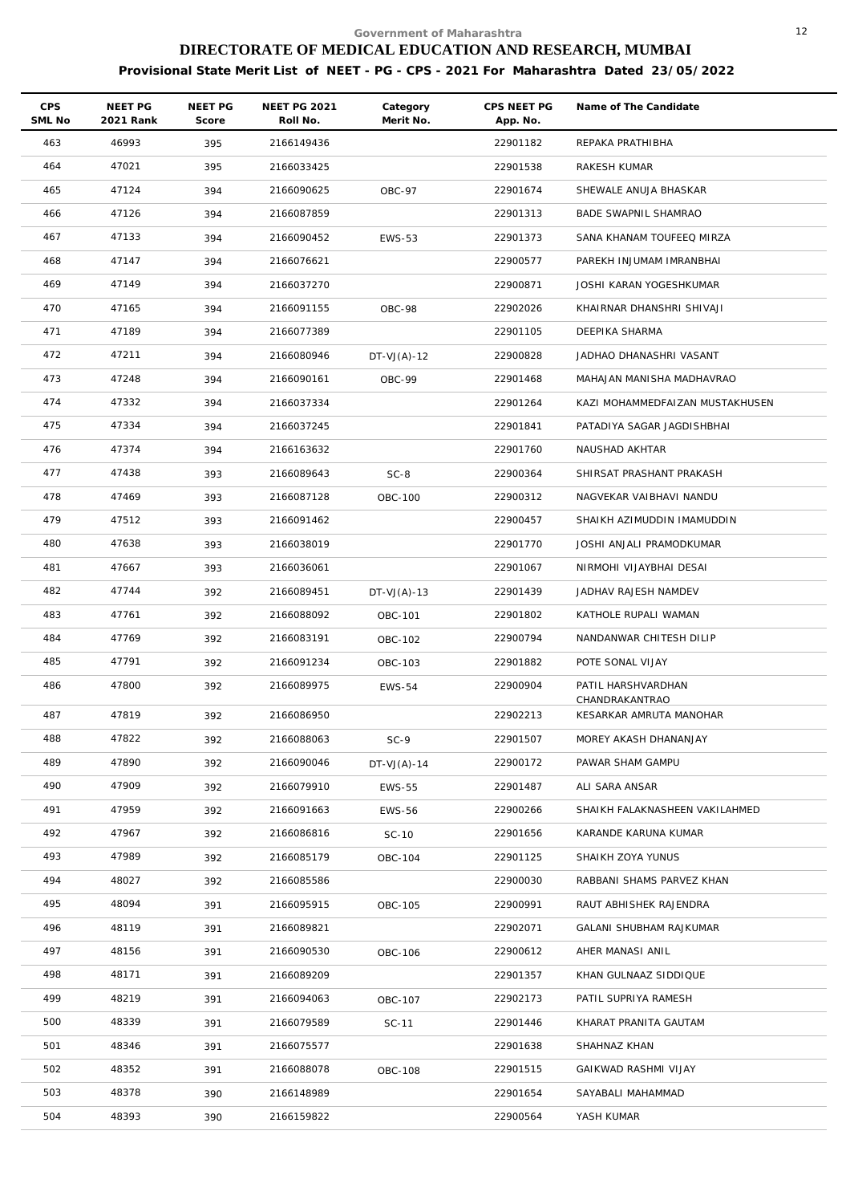Government of Maharashtra

# DIRECTORATE OF MEDICAL EDUCATION AND RESEARCH, MUMBAI

## Provisional State Merit List of NEET - PG - CPS - 2021 For Maharashtra Dated 23/05/2022

| CPS SML No | NEET PG 2021 Rank | NEET PG Score | NEET PG 2021 Roll No. | Category Merit No. | CPS NEET PG App. No. | Name of The Candidate |
|---|---|---|---|---|---|---|
| 463 | 46993 | 395 | 2166149436 | | 22901182 | REPAKA PRATHIBHA |
| 464 | 47021 | 395 | 2166033425 | | 22901538 | RAKESH KUMAR |
| 465 | 47124 | 394 | 2166090625 | OBC-97 | 22901674 | SHEWALE ANUJA BHASKAR |
| 466 | 47126 | 394 | 2166087859 | | 22901313 | BADE SWAPNIL SHAMRAO |
| 467 | 47133 | 394 | 2166090452 | EWS-53 | 22901373 | SANA KHANAM TOUFEEQ MIRZA |
| 468 | 47147 | 394 | 2166076621 | | 22900577 | PAREKH INJUMAM IMRANBHAI |
| 469 | 47149 | 394 | 2166037270 | | 22900871 | JOSHI KARAN YOGESHKUMAR |
| 470 | 47165 | 394 | 2166091155 | OBC-98 | 22902026 | KHAIRNAR DHANSHRI SHIVAJI |
| 471 | 47189 | 394 | 2166077389 | | 22901105 | DEEPIKA SHARMA |
| 472 | 47211 | 394 | 2166080946 | DT-VJ(A)-12 | 22900828 | JADHAO DHANASHRI VASANT |
| 473 | 47248 | 394 | 2166090161 | OBC-99 | 22901468 | MAHAJAN MANISHA MADHAVRAO |
| 474 | 47332 | 394 | 2166037334 | | 22901264 | KAZI MOHAMMEDFAIZAN MUSTAKHUSEN |
| 475 | 47334 | 394 | 2166037245 | | 22901841 | PATADIYA SAGAR JAGDISHBHAI |
| 476 | 47374 | 394 | 2166163632 | | 22901760 | NAUSHAD AKHTAR |
| 477 | 47438 | 393 | 2166089643 | SC-8 | 22900364 | SHIRSAT PRASHANT PRAKASH |
| 478 | 47469 | 393 | 2166087128 | OBC-100 | 22900312 | NAGVEKAR VAIBHAVI NANDU |
| 479 | 47512 | 393 | 2166091462 | | 22900457 | SHAIKH AZIMUDDIN IMAMUDDIN |
| 480 | 47638 | 393 | 2166038019 | | 22901770 | JOSHI ANJALI PRAMODKUMAR |
| 481 | 47667 | 393 | 2166036061 | | 22901067 | NIRMOHI VIJAYBHAI DESAI |
| 482 | 47744 | 392 | 2166089451 | DT-VJ(A)-13 | 22901439 | JADHAV RAJESH NAMDEV |
| 483 | 47761 | 392 | 2166088092 | OBC-101 | 22901802 | KATHOLE RUPALI WAMAN |
| 484 | 47769 | 392 | 2166083191 | OBC-102 | 22900794 | NANDANWAR CHITESH DILIP |
| 485 | 47791 | 392 | 2166091234 | OBC-103 | 22901882 | POTE SONAL VIJAY |
| 486 | 47800 | 392 | 2166089975 | EWS-54 | 22900904 | PATIL HARSHVARDHAN CHANDRAKANTRAO |
| 487 | 47819 | 392 | 2166086950 | | 22902213 | KESARKAR AMRUTA MANOHAR |
| 488 | 47822 | 392 | 2166088063 | SC-9 | 22901507 | MOREY AKASH DHANANJAY |
| 489 | 47890 | 392 | 2166090046 | DT-VJ(A)-14 | 22900172 | PAWAR SHAM GAMPU |
| 490 | 47909 | 392 | 2166079910 | EWS-55 | 22901487 | ALI SARA ANSAR |
| 491 | 47959 | 392 | 2166091663 | EWS-56 | 22900266 | SHAIKH FALAKNASHEEN VAKILAHMED |
| 492 | 47967 | 392 | 2166086816 | SC-10 | 22901656 | KARANDE KARUNA KUMAR |
| 493 | 47989 | 392 | 2166085179 | OBC-104 | 22901125 | SHAIKH ZOYA YUNUS |
| 494 | 48027 | 392 | 2166085586 | | 22900030 | RABBANI SHAMS PARVEZ KHAN |
| 495 | 48094 | 391 | 2166095915 | OBC-105 | 22900991 | RAUT ABHISHEK RAJENDRA |
| 496 | 48119 | 391 | 2166089821 | | 22902071 | GALANI SHUBHAM RAJKUMAR |
| 497 | 48156 | 391 | 2166090530 | OBC-106 | 22900612 | AHER MANASI ANIL |
| 498 | 48171 | 391 | 2166089209 | | 22901357 | KHAN GULNAAZ SIDDIQUE |
| 499 | 48219 | 391 | 2166094063 | OBC-107 | 22902173 | PATIL SUPRIYA RAMESH |
| 500 | 48339 | 391 | 2166079589 | SC-11 | 22901446 | KHARAT PRANITA GAUTAM |
| 501 | 48346 | 391 | 2166075577 | | 22901638 | SHAHNAZ KHAN |
| 502 | 48352 | 391 | 2166088078 | OBC-108 | 22901515 | GAIKWAD RASHMI VIJAY |
| 503 | 48378 | 390 | 2166148989 | | 22901654 | SAYABALI MAHAMMAD |
| 504 | 48393 | 390 | 2166159822 | | 22900564 | YASH KUMAR |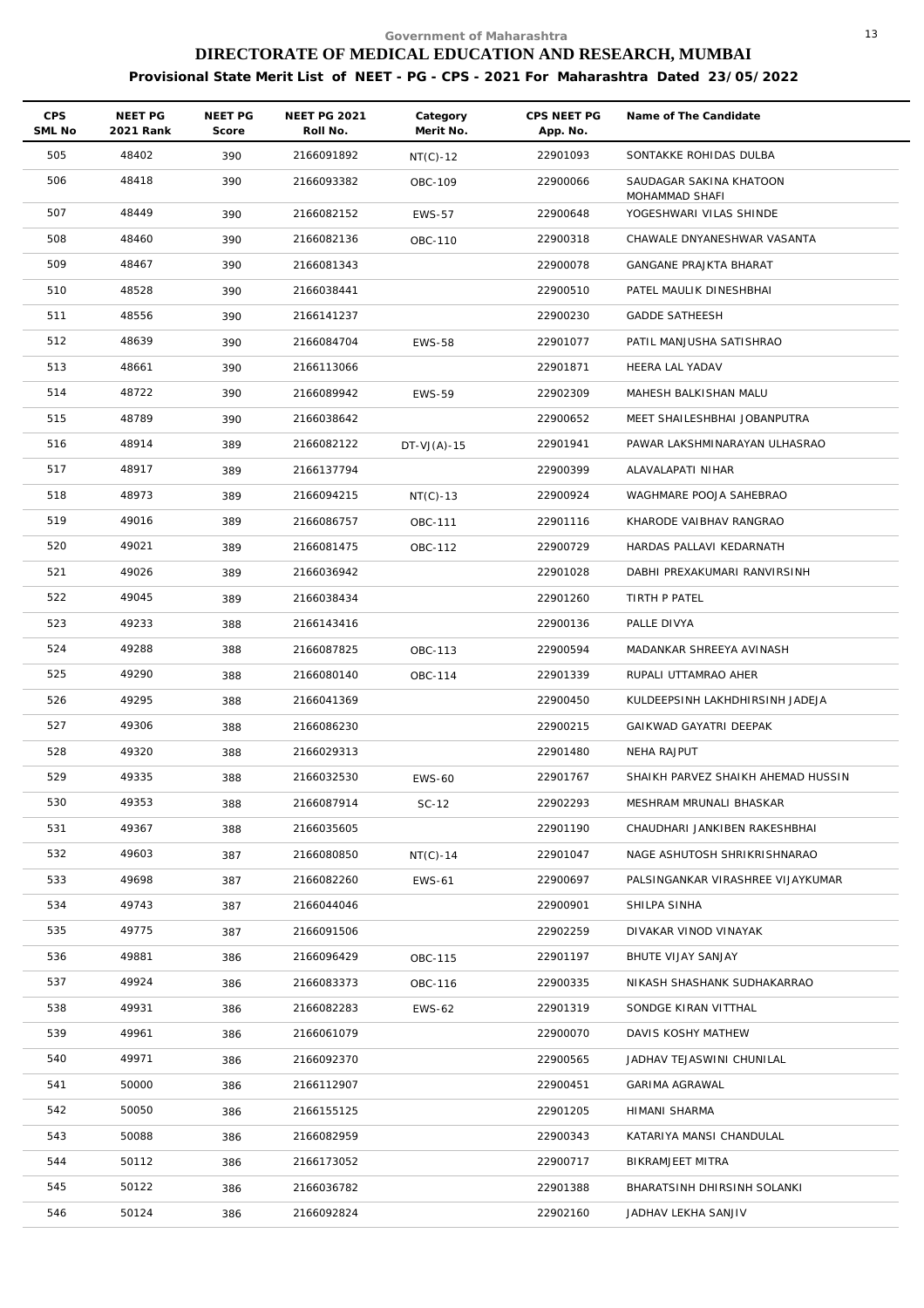Government of Maharashtra

# DIRECTORATE OF MEDICAL EDUCATION AND RESEARCH, MUMBAI

**Provisional State Merit List of NEET - PG - CPS - 2021 For Maharashtra Dated 23/05/2022**

| CPS SML No | NEET PG 2021 Rank | NEET PG Score | NEET PG 2021 Roll No. | Category Merit No. | CPS NEET PG App. No. | Name of The Candidate |
|---|---|---|---|---|---|---|
| 505 | 48402 | 390 | 2166091892 | NT(C)-12 | 22901093 | SONTAKKE ROHIDAS DULBA |
| 506 | 48418 | 390 | 2166093382 | OBC-109 | 22900066 | SAUDAGAR SAKINA KHATOON MOHAMMAD SHAFI |
| 507 | 48449 | 390 | 2166082152 | EWS-57 | 22900648 | YOGESHWARI VILAS SHINDE |
| 508 | 48460 | 390 | 2166082136 | OBC-110 | 22900318 | CHAWALE DNYANESHWAR VASANTA |
| 509 | 48467 | 390 | 2166081343 | | 22900078 | GANGANE PRAJKTA BHARAT |
| 510 | 48528 | 390 | 2166038441 | | 22900510 | PATEL MAULIK DINESHBHAI |
| 511 | 48556 | 390 | 2166141237 | | 22900230 | GADDE SATHEESH |
| 512 | 48639 | 390 | 2166084704 | EWS-58 | 22901077 | PATIL MANJUSHA SATISHRAO |
| 513 | 48661 | 390 | 2166113066 | | 22901871 | HEERA LAL YADAV |
| 514 | 48722 | 390 | 2166089942 | EWS-59 | 22902309 | MAHESH BALKISHAN MALU |
| 515 | 48789 | 390 | 2166038642 | | 22900652 | MEET SHAILESHBHAI JOBANPUTRA |
| 516 | 48914 | 389 | 2166082122 | DT-VJ(A)-15 | 22901941 | PAWAR LAKSHMINARAYAN ULHASRAO |
| 517 | 48917 | 389 | 2166137794 | | 22900399 | ALAVALAPATI NIHAR |
| 518 | 48973 | 389 | 2166094215 | NT(C)-13 | 22900924 | WAGHMARE POOJA SAHEBRAO |
| 519 | 49016 | 389 | 2166086757 | OBC-111 | 22901116 | KHARODE VAIBHAV RANGRAO |
| 520 | 49021 | 389 | 2166081475 | OBC-112 | 22900729 | HARDAS PALLAVI KEDARNATH |
| 521 | 49026 | 389 | 2166036942 | | 22901028 | DABHI PREXAKUMARI RANVIRSINH |
| 522 | 49045 | 389 | 2166038434 | | 22901260 | TIRTH P PATEL |
| 523 | 49233 | 388 | 2166143416 | | 22900136 | PALLE DIVYA |
| 524 | 49288 | 388 | 2166087825 | OBC-113 | 22900594 | MADANKAR SHREEYA AVINASH |
| 525 | 49290 | 388 | 2166080140 | OBC-114 | 22901339 | RUPALI UTTAMRAO AHER |
| 526 | 49295 | 388 | 2166041369 | | 22900450 | KULDEEPSINH LAKHDHIRSINH JADEJA |
| 527 | 49306 | 388 | 2166086230 | | 22900215 | GAIKWAD GAYATRI DEEPAK |
| 528 | 49320 | 388 | 2166029313 | | 22901480 | NEHA RAJPUT |
| 529 | 49335 | 388 | 2166032530 | EWS-60 | 22901767 | SHAIKH PARVEZ SHAIKH AHEMAD HUSSIN |
| 530 | 49353 | 388 | 2166087914 | SC-12 | 22902293 | MESHRAM MRUNALI BHASKAR |
| 531 | 49367 | 388 | 2166035605 | | 22901190 | CHAUDHARI JANKIBEN RAKESHBHAI |
| 532 | 49603 | 387 | 2166080850 | NT(C)-14 | 22901047 | NAGE ASHUTOSH SHRIKRISHNARAO |
| 533 | 49698 | 387 | 2166082260 | EWS-61 | 22900697 | PALSINGANKAR VIRASHREE VIJAYKUMAR |
| 534 | 49743 | 387 | 2166044046 | | 22900901 | SHILPA SINHA |
| 535 | 49775 | 387 | 2166091506 | | 22902259 | DIVAKAR VINOD VINAYAK |
| 536 | 49881 | 386 | 2166096429 | OBC-115 | 22901197 | BHUTE VIJAY SANJAY |
| 537 | 49924 | 386 | 2166083373 | OBC-116 | 22900335 | NIKASH SHASHANK SUDHAKARRAO |
| 538 | 49931 | 386 | 2166082283 | EWS-62 | 22901319 | SONDGE KIRAN VITTHAL |
| 539 | 49961 | 386 | 2166061079 | | 22900070 | DAVIS KOSHY MATHEW |
| 540 | 49971 | 386 | 2166092370 | | 22900565 | JADHAV TEJASWINI CHUNILAL |
| 541 | 50000 | 386 | 2166112907 | | 22900451 | GARIMA AGRAWAL |
| 542 | 50050 | 386 | 2166155125 | | 22901205 | HIMANI SHARMA |
| 543 | 50088 | 386 | 2166082959 | | 22900343 | KATARIYA MANSI CHANDULAL |
| 544 | 50112 | 386 | 2166173052 | | 22900717 | BIKRAMJEET MITRA |
| 545 | 50122 | 386 | 2166036782 | | 22901388 | BHARATSINH DHIRSINH SOLANKI |
| 546 | 50124 | 386 | 2166092824 | | 22902160 | JADHAV LEKHA SANJIV |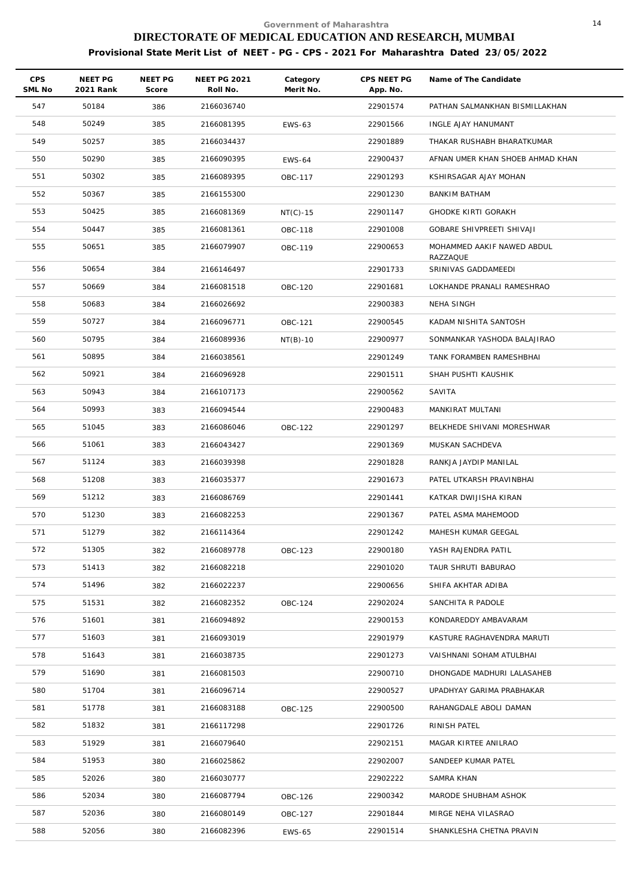Government of Maharashtra

# DIRECTORATE OF MEDICAL EDUCATION AND RESEARCH, MUMBAI

**Provisional State Merit List of NEET - PG - CPS - 2021 For Maharashtra Dated 23/05/2022**

| CPS SML No | NEET PG 2021 Rank | NEET PG Score | NEET PG 2021 Roll No. | Category Merit No. | CPS NEET PG App. No. | Name of The Candidate |
|---|---|---|---|---|---|---|
| 547 | 50184 | 386 | 2166036740 | | 22901574 | PATHAN SALMANKHAN BISMILLAKHAN |
| 548 | 50249 | 385 | 2166081395 | EWS-63 | 22901566 | INGLE AJAY HANUMANT |
| 549 | 50257 | 385 | 2166034437 | | 22901889 | THAKAR RUSHABH BHARATKUMAR |
| 550 | 50290 | 385 | 2166090395 | EWS-64 | 22900437 | AFNAN UMER KHAN SHOEB AHMAD KHAN |
| 551 | 50302 | 385 | 2166089395 | OBC-117 | 22901293 | KSHIRSAGAR AJAY MOHAN |
| 552 | 50367 | 385 | 2166155300 | | 22901230 | BANKIM BATHAM |
| 553 | 50425 | 385 | 2166081369 | NT(C)-15 | 22901147 | GHODKE KIRTI GORAKH |
| 554 | 50447 | 385 | 2166081361 | OBC-118 | 22901008 | GOBARE SHIVPREETI SHIVAJI |
| 555 | 50651 | 385 | 2166079907 | OBC-119 | 22900653 | MOHAMMED AAKIF NAWED ABDUL RAZZAQUE |
| 556 | 50654 | 384 | 2166146497 | | 22901733 | SRINIVAS GADDAMEEDI |
| 557 | 50669 | 384 | 2166081518 | OBC-120 | 22901681 | LOKHANDE PRANALI RAMESHRAO |
| 558 | 50683 | 384 | 2166026692 | | 22900383 | NEHA SINGH |
| 559 | 50727 | 384 | 2166096771 | OBC-121 | 22900545 | KADAM NISHITA SANTOSH |
| 560 | 50795 | 384 | 2166089936 | NT(B)-10 | 22900977 | SONMANKAR YASHODA BALAJIRAO |
| 561 | 50895 | 384 | 2166038561 | | 22901249 | TANK FORAMBEN RAMESHBHAI |
| 562 | 50921 | 384 | 2166096928 | | 22901511 | SHAH PUSHTI KAUSHIK |
| 563 | 50943 | 384 | 2166107173 | | 22900562 | SAVITA |
| 564 | 50993 | 383 | 2166094544 | | 22900483 | MANKIRAT MULTANI |
| 565 | 51045 | 383 | 2166086046 | OBC-122 | 22901297 | BELKHEDE SHIVANI MORESHWAR |
| 566 | 51061 | 383 | 2166043427 | | 22901369 | MUSKAN SACHDEVA |
| 567 | 51124 | 383 | 2166039398 | | 22901828 | RANKJA JAYDIP MANILAL |
| 568 | 51208 | 383 | 2166035377 | | 22901673 | PATEL UTKARSH PRAVINBHAI |
| 569 | 51212 | 383 | 2166086769 | | 22901441 | KATKAR DWIJISHA KIRAN |
| 570 | 51230 | 383 | 2166082253 | | 22901367 | PATEL ASMA MAHEMOOD |
| 571 | 51279 | 382 | 2166114364 | | 22901242 | MAHESH KUMAR GEEGAL |
| 572 | 51305 | 382 | 2166089778 | OBC-123 | 22900180 | YASH RAJENDRA PATIL |
| 573 | 51413 | 382 | 2166082218 | | 22901020 | TAUR SHRUTI BABURAO |
| 574 | 51496 | 382 | 2166022237 | | 22900656 | SHIFA AKHTAR ADIBA |
| 575 | 51531 | 382 | 2166082352 | OBC-124 | 22902024 | SANCHITA R PADOLE |
| 576 | 51601 | 381 | 2166094892 | | 22900153 | KONDAREDDY AMBAVARAM |
| 577 | 51603 | 381 | 2166093019 | | 22901979 | KASTURE RAGHAVENDRA MARUTI |
| 578 | 51643 | 381 | 2166038735 | | 22901273 | VAISHNANI SOHAM ATULBHAI |
| 579 | 51690 | 381 | 2166081503 | | 22900710 | DHONGADE MADHURI LALASAHEB |
| 580 | 51704 | 381 | 2166096714 | | 22900527 | UPADHYAY GARIMA PRABHAKAR |
| 581 | 51778 | 381 | 2166083188 | OBC-125 | 22900500 | RAHANGDALE ABOLI DAMAN |
| 582 | 51832 | 381 | 2166117298 | | 22901726 | RINISH PATEL |
| 583 | 51929 | 381 | 2166079640 | | 22902151 | MAGAR KIRTEE ANILRAO |
| 584 | 51953 | 380 | 2166025862 | | 22902007 | SANDEEP KUMAR PATEL |
| 585 | 52026 | 380 | 2166030777 | | 22902222 | SAMRA KHAN |
| 586 | 52034 | 380 | 2166087794 | OBC-126 | 22900342 | MARODE SHUBHAM ASHOK |
| 587 | 52036 | 380 | 2166080149 | OBC-127 | 22901844 | MIRGE NEHA VILASRAO |
| 588 | 52056 | 380 | 2166082396 | EWS-65 | 22901514 | SHANKLESHA CHETNA PRAVIN |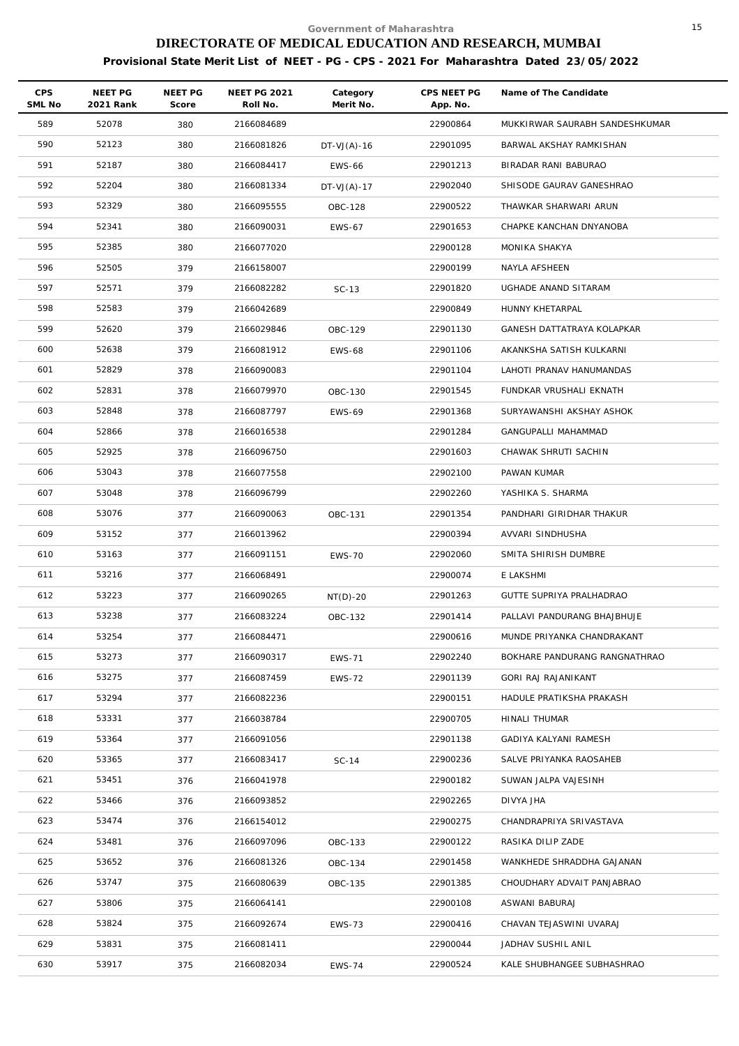Government of Maharashtra

# DIRECTORATE OF MEDICAL EDUCATION AND RESEARCH, MUMBAI

**Provisional State Merit List of NEET - PG - CPS - 2021 For Maharashtra Dated 23/05/2022**

| CPS SML No | NEET PG 2021 Rank | NEET PG Score | NEET PG 2021 Roll No. | Category Merit No. | CPS NEET PG App. No. | Name of The Candidate |
|---|---|---|---|---|---|---|
| 589 | 52078 | 380 | 2166084689 | | 22900864 | MUKKIRWAR SAURABH SANDESHKUMAR |
| 590 | 52123 | 380 | 2166081826 | DT-VJ(A)-16 | 22901095 | BARWAL AKSHAY RAMKISHAN |
| 591 | 52187 | 380 | 2166084417 | EWS-66 | 22901213 | BIRADAR RANI BABURAO |
| 592 | 52204 | 380 | 2166081334 | DT-VJ(A)-17 | 22902040 | SHISODE GAURAV GANESHRAO |
| 593 | 52329 | 380 | 2166095555 | OBC-128 | 22900522 | THAWKAR SHARWARI ARUN |
| 594 | 52341 | 380 | 2166090031 | EWS-67 | 22901653 | CHAPKE KANCHAN DNYANOBA |
| 595 | 52385 | 380 | 2166077020 | | 22900128 | MONIKA SHAKYA |
| 596 | 52505 | 379 | 2166158007 | | 22900199 | NAYLA AFSHEEN |
| 597 | 52571 | 379 | 2166082282 | SC-13 | 22901820 | UGHADE ANAND SITARAM |
| 598 | 52583 | 379 | 2166042689 | | 22900849 | HUNNY KHETARPAL |
| 599 | 52620 | 379 | 2166029846 | OBC-129 | 22901130 | GANESH DATTATRAYA KOLAPKAR |
| 600 | 52638 | 379 | 2166081912 | EWS-68 | 22901106 | AKANKSHA SATISH KULKARNI |
| 601 | 52829 | 378 | 2166090083 | | 22901104 | LAHOTI PRANAV HANUMANDAS |
| 602 | 52831 | 378 | 2166079970 | OBC-130 | 22901545 | FUNDKAR VRUSHALI EKNATH |
| 603 | 52848 | 378 | 2166087797 | EWS-69 | 22901368 | SURYAWANSHI AKSHAY ASHOK |
| 604 | 52866 | 378 | 2166016538 | | 22901284 | GANGUPALLI MAHAMMAD |
| 605 | 52925 | 378 | 2166096750 | | 22901603 | CHAWAK SHRUTI SACHIN |
| 606 | 53043 | 378 | 2166077558 | | 22902100 | PAWAN KUMAR |
| 607 | 53048 | 378 | 2166096799 | | 22902260 | YASHIKA S. SHARMA |
| 608 | 53076 | 377 | 2166090063 | OBC-131 | 22901354 | PANDHARI GIRIDHAR THAKUR |
| 609 | 53152 | 377 | 2166013962 | | 22900394 | AVVARI SINDHUSHA |
| 610 | 53163 | 377 | 2166091151 | EWS-70 | 22902060 | SMITA SHIRISH DUMBRE |
| 611 | 53216 | 377 | 2166068491 | | 22900074 | E LAKSHMI |
| 612 | 53223 | 377 | 2166090265 | NT(D)-20 | 22901263 | GUTTE SUPRIYA PRALHADRAO |
| 613 | 53238 | 377 | 2166083224 | OBC-132 | 22901414 | PALLAVI PANDURANG BHAJBHUJE |
| 614 | 53254 | 377 | 2166084471 | | 22900616 | MUNDE PRIYANKA CHANDRAKANT |
| 615 | 53273 | 377 | 2166090317 | EWS-71 | 22902240 | BOKHARE PANDURANG RANGNATHRAO |
| 616 | 53275 | 377 | 2166087459 | EWS-72 | 22901139 | GORI RAJ RAJANIKANT |
| 617 | 53294 | 377 | 2166082236 | | 22900151 | HADULE PRATIKSHA PRAKASH |
| 618 | 53331 | 377 | 2166038784 | | 22900705 | HINALI THUMAR |
| 619 | 53364 | 377 | 2166091056 | | 22901138 | GADIYA KALYANI RAMESH |
| 620 | 53365 | 377 | 2166083417 | SC-14 | 22900236 | SALVE PRIYANKA RAOSAHEB |
| 621 | 53451 | 376 | 2166041978 | | 22900182 | SUWAN JALPA VAJESINH |
| 622 | 53466 | 376 | 2166093852 | | 22902265 | DIVYA JHA |
| 623 | 53474 | 376 | 2166154012 | | 22900275 | CHANDRAPRIYA SRIVASTAVA |
| 624 | 53481 | 376 | 2166097096 | OBC-133 | 22900122 | RASIKA DILIP ZADE |
| 625 | 53652 | 376 | 2166081326 | OBC-134 | 22901458 | WANKHEDE SHRADDHA GAJANAN |
| 626 | 53747 | 375 | 2166080639 | OBC-135 | 22901385 | CHOUDHARY ADVAIT PANJABRAO |
| 627 | 53806 | 375 | 2166064141 | | 22900108 | ASWANI BABURAJ |
| 628 | 53824 | 375 | 2166092674 | EWS-73 | 22900416 | CHAVAN TEJASWINI UVARAJ |
| 629 | 53831 | 375 | 2166081411 | | 22900044 | JADHAV SUSHIL ANIL |
| 630 | 53917 | 375 | 2166082034 | EWS-74 | 22900524 | KALE SHUBHANGEE SUBHASHRAO |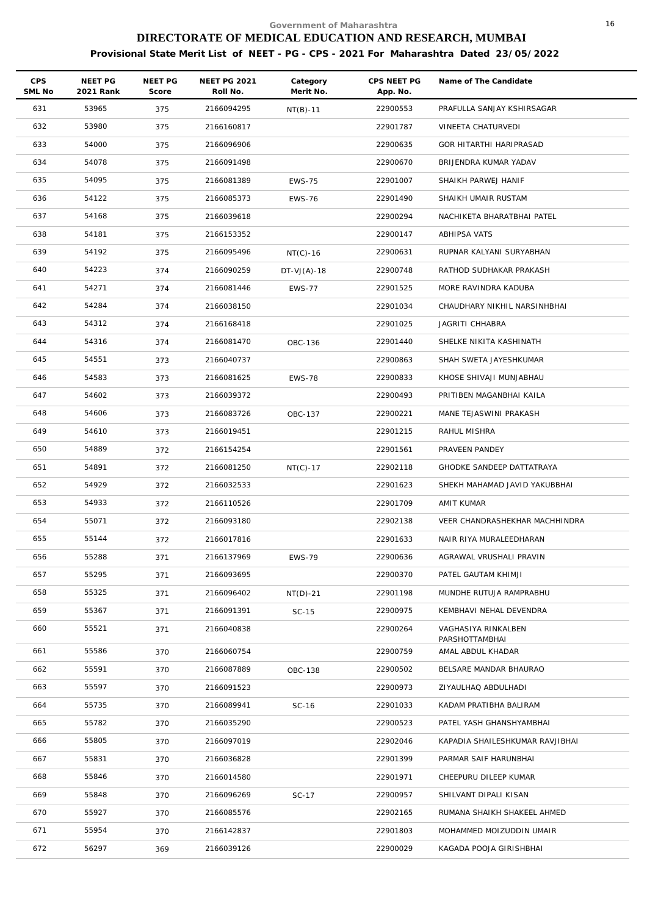Government of Maharashtra

# DIRECTORATE OF MEDICAL EDUCATION AND RESEARCH, MUMBAI

**Provisional State Merit List of NEET - PG - CPS - 2021 For Maharashtra Dated 23/05/2022**

| CPS SML No | NEET PG 2021 Rank | NEET PG Score | NEET PG 2021 Roll No. | Category Merit No. | CPS NEET PG App. No. | Name of The Candidate |
|---|---|---|---|---|---|---|
| 631 | 53965 | 375 | 2166094295 | NT(B)-11 | 22900553 | PRAFULLA SANJAY KSHIRSAGAR |
| 632 | 53980 | 375 | 2166160817 | | 22901787 | VINEETA CHATURVEDI |
| 633 | 54000 | 375 | 2166096906 | | 22900635 | GOR HITARTHI HARIPRASAD |
| 634 | 54078 | 375 | 2166091498 | | 22900670 | BRIJENDRA KUMAR YADAV |
| 635 | 54095 | 375 | 2166081389 | EWS-75 | 22901007 | SHAIKH PARWEJ HANIF |
| 636 | 54122 | 375 | 2166085373 | EWS-76 | 22901490 | SHAIKH UMAIR RUSTAM |
| 637 | 54168 | 375 | 2166039618 | | 22900294 | NACHIKETA BHARATBHAI PATEL |
| 638 | 54181 | 375 | 2166153352 | | 22900147 | ABHIPSA VATS |
| 639 | 54192 | 375 | 2166095496 | NT(C)-16 | 22900631 | RUPNAR KALYANI SURYABHAN |
| 640 | 54223 | 374 | 2166090259 | DT-VJ(A)-18 | 22900748 | RATHOD SUDHAKAR PRAKASH |
| 641 | 54271 | 374 | 2166081446 | EWS-77 | 22901525 | MORE RAVINDRA KADUBA |
| 642 | 54284 | 374 | 2166038150 | | 22901034 | CHAUDHARY NIKHIL NARSINHBHAI |
| 643 | 54312 | 374 | 2166168418 | | 22901025 | JAGRITI CHHABRA |
| 644 | 54316 | 374 | 2166081470 | OBC-136 | 22901440 | SHELKE NIKITA KASHINATH |
| 645 | 54551 | 373 | 2166040737 | | 22900863 | SHAH SWETA JAYESHKUMAR |
| 646 | 54583 | 373 | 2166081625 | EWS-78 | 22900833 | KHOSE SHIVAJI MUNJABHAU |
| 647 | 54602 | 373 | 2166039372 | | 22900493 | PRITIBEN MAGANBHAI KAILA |
| 648 | 54606 | 373 | 2166083726 | OBC-137 | 22900221 | MANE TEJASWINI PRAKASH |
| 649 | 54610 | 373 | 2166019451 | | 22901215 | RAHUL MISHRA |
| 650 | 54889 | 372 | 2166154254 | | 22901561 | PRAVEEN PANDEY |
| 651 | 54891 | 372 | 2166081250 | NT(C)-17 | 22902118 | GHODKE SANDEEP DATTATRAYA |
| 652 | 54929 | 372 | 2166032533 | | 22901623 | SHEKH MAHAMAD JAVID YAKUBBHAI |
| 653 | 54933 | 372 | 2166110526 | | 22901709 | AMIT KUMAR |
| 654 | 55071 | 372 | 2166093180 | | 22902138 | VEER CHANDRASHEKHAR MACHHINDRA |
| 655 | 55144 | 372 | 2166017816 | | 22901633 | NAIR RIYA MURALEEDHARAN |
| 656 | 55288 | 371 | 2166137969 | EWS-79 | 22900636 | AGRAWAL VRUSHALI PRAVIN |
| 657 | 55295 | 371 | 2166093695 | | 22900370 | PATEL GAUTAM KHIMJI |
| 658 | 55325 | 371 | 2166096402 | NT(D)-21 | 22901198 | MUNDHE RUTUJA RAMPRABHU |
| 659 | 55367 | 371 | 2166091391 | SC-15 | 22900975 | KEMBHAVI NEHAL DEVENDRA |
| 660 | 55521 | 371 | 2166040838 | | 22900264 | VAGHASIYA RINKALBEN PARSHOTTAMBHAI |
| 661 | 55586 | 370 | 2166060754 | | 22900759 | AMAL ABDUL KHADAR |
| 662 | 55591 | 370 | 2166087889 | OBC-138 | 22900502 | BELSARE MANDAR BHAURAO |
| 663 | 55597 | 370 | 2166091523 | | 22900973 | ZIYAULHAQ ABDULHADI |
| 664 | 55735 | 370 | 2166089941 | SC-16 | 22901033 | KADAM PRATIBHA BALIRAM |
| 665 | 55782 | 370 | 2166035290 | | 22900523 | PATEL YASH GHANSHYAMBHAI |
| 666 | 55805 | 370 | 2166097019 | | 22902046 | KAPADIA SHAILESHKUMAR RAVJIBHAI |
| 667 | 55831 | 370 | 2166036828 | | 22901399 | PARMAR SAIF HARUNBHAI |
| 668 | 55846 | 370 | 2166014580 | | 22901971 | CHEEPURU DILEEP KUMAR |
| 669 | 55848 | 370 | 2166096269 | SC-17 | 22900957 | SHILVANT DIPALI KISAN |
| 670 | 55927 | 370 | 2166085576 | | 22902165 | RUMANA SHAIKH SHAKEEL AHMED |
| 671 | 55954 | 370 | 2166142837 | | 22901803 | MOHAMMED MOIZUDDIN UMAIR |
| 672 | 56297 | 369 | 2166039126 | | 22900029 | KAGADA POOJA GIRISHBHAI |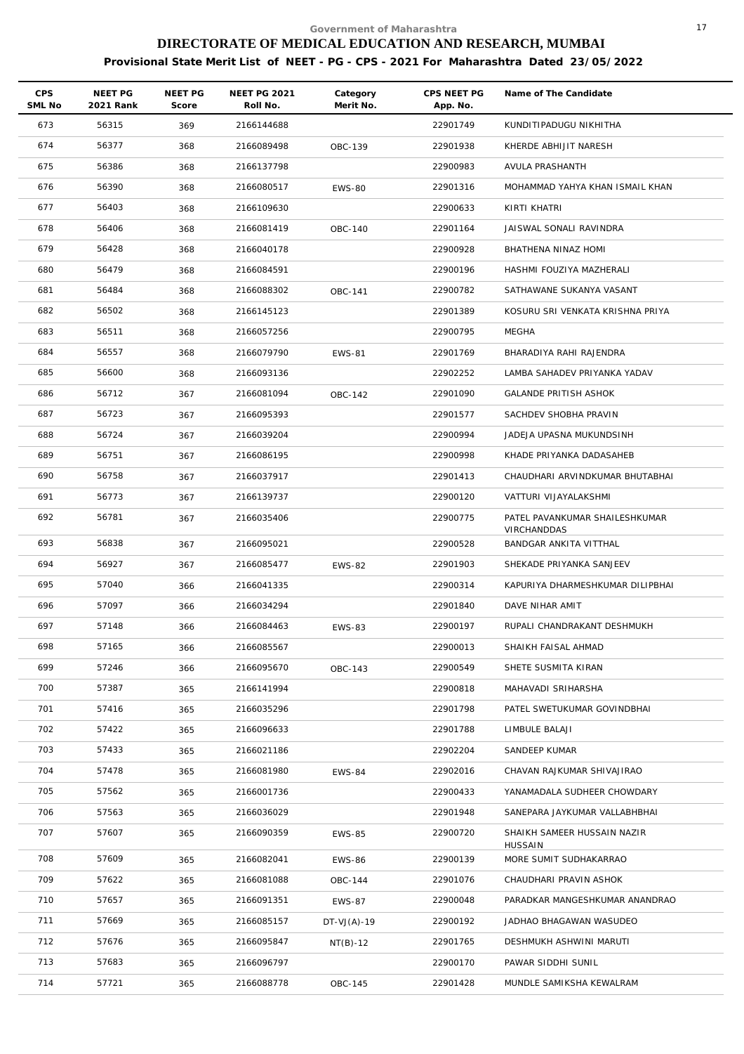Government of Maharashtra

# DIRECTORATE OF MEDICAL EDUCATION AND RESEARCH, MUMBAI

## Provisional State Merit List of NEET - PG - CPS - 2021 For Maharashtra Dated 23/05/2022

| CPS SML No | NEET PG 2021 Rank | NEET PG Score | NEET PG 2021 Roll No. | Category Merit No. | CPS NEET PG App. No. | Name of The Candidate |
|---|---|---|---|---|---|---|
| 673 | 56315 | 369 | 2166144688 | | 22901749 | KUNDITIPADUGU NIKHITHA |
| 674 | 56377 | 368 | 2166089498 | OBC-139 | 22901938 | KHERDE ABHIJIT NARESH |
| 675 | 56386 | 368 | 2166137798 | | 22900983 | AVULA PRASHANTH |
| 676 | 56390 | 368 | 2166080517 | EWS-80 | 22901316 | MOHAMMAD YAHYA KHAN ISMAIL KHAN |
| 677 | 56403 | 368 | 2166109630 | | 22900633 | KIRTI KHATRI |
| 678 | 56406 | 368 | 2166081419 | OBC-140 | 22901164 | JAISWAL SONALI RAVINDRA |
| 679 | 56428 | 368 | 2166040178 | | 22900928 | BHATHENA NINAZ HOMI |
| 680 | 56479 | 368 | 2166084591 | | 22900196 | HASHMI FOUZIYA MAZHERALI |
| 681 | 56484 | 368 | 2166088302 | OBC-141 | 22900782 | SATHAWANE SUKANYA VASANT |
| 682 | 56502 | 368 | 2166145123 | | 22901389 | KOSURU SRI VENKATA KRISHNA PRIYA |
| 683 | 56511 | 368 | 2166057256 | | 22900795 | MEGHA |
| 684 | 56557 | 368 | 2166079790 | EWS-81 | 22901769 | BHARADIYA RAHI RAJENDRA |
| 685 | 56600 | 368 | 2166093136 | | 22902252 | LAMBA SAHADEV PRIYANKA YADAV |
| 686 | 56712 | 367 | 2166081094 | OBC-142 | 22901090 | GALANDE PRITISH ASHOK |
| 687 | 56723 | 367 | 2166095393 | | 22901577 | SACHDEV SHOBHA PRAVIN |
| 688 | 56724 | 367 | 2166039204 | | 22900994 | JADEJA UPASNA MUKUNDSINH |
| 689 | 56751 | 367 | 2166086195 | | 22900998 | KHADE PRIYANKA DADASAHEB |
| 690 | 56758 | 367 | 2166037917 | | 22901413 | CHAUDHARI ARVINDKUMAR BHUTABHAI |
| 691 | 56773 | 367 | 2166139737 | | 22900120 | VATTURI VIJAYALAKSHMI |
| 692 | 56781 | 367 | 2166035406 | | 22900775 | PATEL PAVANKUMAR SHAILESHKUMAR VIRCHANDDAS |
| 693 | 56838 | 367 | 2166095021 | | 22900528 | BANDGAR ANKITA VITTHAL |
| 694 | 56927 | 367 | 2166085477 | EWS-82 | 22901903 | SHEKADE PRIYANKA SANJEEV |
| 695 | 57040 | 366 | 2166041335 | | 22900314 | KAPURIYA DHARMESHKUMAR DILIPBHAI |
| 696 | 57097 | 366 | 2166034294 | | 22901840 | DAVE NIHAR AMIT |
| 697 | 57148 | 366 | 2166084463 | EWS-83 | 22900197 | RUPALI CHANDRAKANT DESHMUKH |
| 698 | 57165 | 366 | 2166085567 | | 22900013 | SHAIKH FAISAL AHMAD |
| 699 | 57246 | 366 | 2166095670 | OBC-143 | 22900549 | SHETE SUSMITA KIRAN |
| 700 | 57387 | 365 | 2166141994 | | 22900818 | MAHAVADI SRIHARSHA |
| 701 | 57416 | 365 | 2166035296 | | 22901798 | PATEL SWETUKUMAR GOVINDBHAI |
| 702 | 57422 | 365 | 2166096633 | | 22901788 | LIMBULE BALAJI |
| 703 | 57433 | 365 | 2166021186 | | 22902204 | SANDEEP KUMAR |
| 704 | 57478 | 365 | 2166081980 | EWS-84 | 22902016 | CHAVAN RAJKUMAR SHIVAJIRAO |
| 705 | 57562 | 365 | 2166001736 | | 22900433 | YANAMADALA SUDHEER CHOWDARY |
| 706 | 57563 | 365 | 2166036029 | | 22901948 | SANEPARA JAYKUMAR VALLABHBHAI |
| 707 | 57607 | 365 | 2166090359 | EWS-85 | 22900720 | SHAIKH SAMEER HUSSAIN NAZIR HUSSAIN |
| 708 | 57609 | 365 | 2166082041 | EWS-86 | 22900139 | MORE SUMIT SUDHAKARRAO |
| 709 | 57622 | 365 | 2166081088 | OBC-144 | 22901076 | CHAUDHARI PRAVIN ASHOK |
| 710 | 57657 | 365 | 2166091351 | EWS-87 | 22900048 | PARADKAR MANGESHKUMAR ANANDRAO |
| 711 | 57669 | 365 | 2166085157 | DT-VJ(A)-19 | 22900192 | JADHAO BHAGAWAN WASUDEO |
| 712 | 57676 | 365 | 2166095847 | NT(B)-12 | 22901765 | DESHMUKH ASHWINI MARUTI |
| 713 | 57683 | 365 | 2166096797 | | 22900170 | PAWAR SIDDHI SUNIL |
| 714 | 57721 | 365 | 2166088778 | OBC-145 | 22901428 | MUNDLE SAMIKSHA KEWALRAM |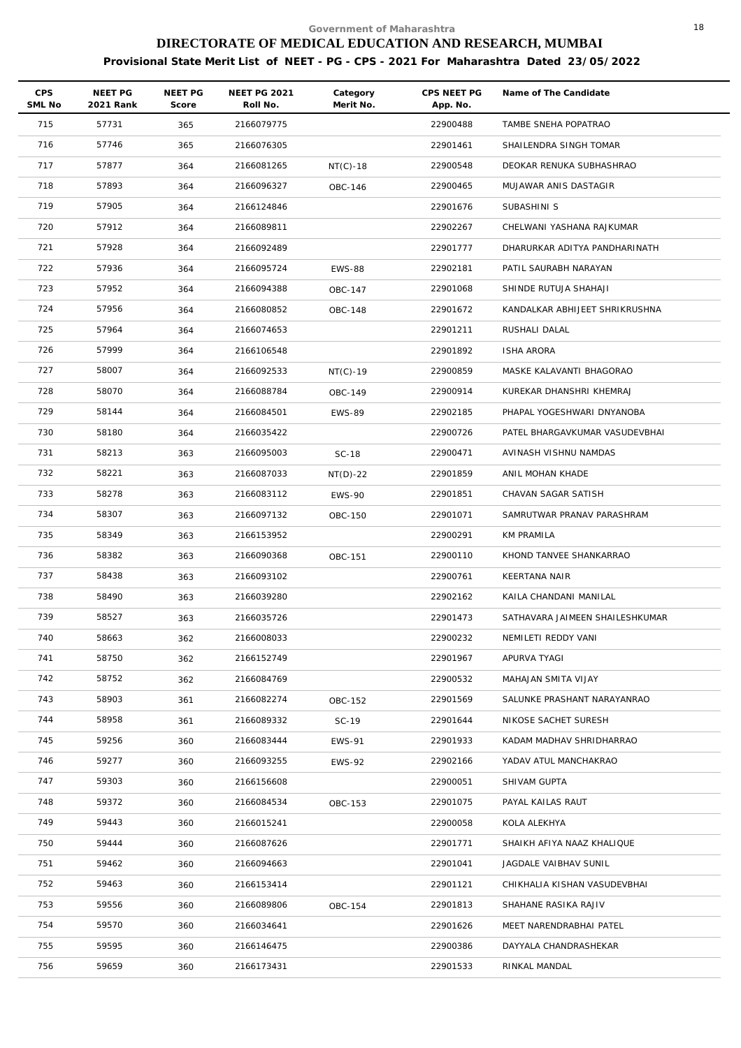Government of Maharashtra

# DIRECTORATE OF MEDICAL EDUCATION AND RESEARCH, MUMBAI

**Provisional State Merit List of NEET - PG - CPS - 2021 For Maharashtra Dated 23/05/2022**

| CPS SML No | NEET PG 2021 Rank | NEET PG Score | NEET PG 2021 Roll No. | Category Merit No. | CPS NEET PG App. No. | Name of The Candidate |
|---|---|---|---|---|---|---|
| 715 | 57731 | 365 | 2166079775 | | 22900488 | TAMBE SNEHA POPATRAO |
| 716 | 57746 | 365 | 2166076305 | | 22901461 | SHAILENDRA SINGH TOMAR |
| 717 | 57877 | 364 | 2166081265 | NT(C)-18 | 22900548 | DEOKAR RENUKA SUBHASHRAO |
| 718 | 57893 | 364 | 2166096327 | OBC-146 | 22900465 | MUJAWAR ANIS DASTAGIR |
| 719 | 57905 | 364 | 2166124846 | | 22901676 | SUBASHINI S |
| 720 | 57912 | 364 | 2166089811 | | 22902267 | CHELWANI YASHANA RAJKUMAR |
| 721 | 57928 | 364 | 2166092489 | | 22901777 | DHARURKAR ADITYA PANDHARINATH |
| 722 | 57936 | 364 | 2166095724 | EWS-88 | 22902181 | PATIL SAURABH NARAYAN |
| 723 | 57952 | 364 | 2166094388 | OBC-147 | 22901068 | SHINDE RUTUJA SHAHAJI |
| 724 | 57956 | 364 | 2166080852 | OBC-148 | 22901672 | KANDALKAR ABHIJEET SHRIKRUSHNA |
| 725 | 57964 | 364 | 2166074653 | | 22901211 | RUSHALI DALAL |
| 726 | 57999 | 364 | 2166106548 | | 22901892 | ISHA ARORA |
| 727 | 58007 | 364 | 2166092533 | NT(C)-19 | 22900859 | MASKE KALAVANTI BHAGORAO |
| 728 | 58070 | 364 | 2166088784 | OBC-149 | 22900914 | KUREKAR DHANSHRI KHEMRAJ |
| 729 | 58144 | 364 | 2166084501 | EWS-89 | 22902185 | PHAPAL YOGESHWARI DNYANOBA |
| 730 | 58180 | 364 | 2166035422 | | 22900726 | PATEL BHARGAVKUMAR VASUDEVBHAI |
| 731 | 58213 | 363 | 2166095003 | SC-18 | 22900471 | AVINASH VISHNU NAMDAS |
| 732 | 58221 | 363 | 2166087033 | NT(D)-22 | 22901859 | ANIL MOHAN KHADE |
| 733 | 58278 | 363 | 2166083112 | EWS-90 | 22901851 | CHAVAN SAGAR SATISH |
| 734 | 58307 | 363 | 2166097132 | OBC-150 | 22901071 | SAMRUTWAR PRANAV PARASHRAM |
| 735 | 58349 | 363 | 2166153952 | | 22900291 | KM PRAMILA |
| 736 | 58382 | 363 | 2166090368 | OBC-151 | 22900110 | KHOND TANVEE SHANKARRAO |
| 737 | 58438 | 363 | 2166093102 | | 22900761 | KEERTANA NAIR |
| 738 | 58490 | 363 | 2166039280 | | 22902162 | KAILA CHANDANI MANILAL |
| 739 | 58527 | 363 | 2166035726 | | 22901473 | SATHAVARA JAIMEEN SHAILESHKUMAR |
| 740 | 58663 | 362 | 2166008033 | | 22900232 | NEMILETI REDDY VANI |
| 741 | 58750 | 362 | 2166152749 | | 22901967 | APURVA TYAGI |
| 742 | 58752 | 362 | 2166084769 | | 22900532 | MAHAJAN SMITA VIJAY |
| 743 | 58903 | 361 | 2166082274 | OBC-152 | 22901569 | SALUNKE PRASHANT NARAYANRAO |
| 744 | 58958 | 361 | 2166089332 | SC-19 | 22901644 | NIKOSE SACHET SURESH |
| 745 | 59256 | 360 | 2166083444 | EWS-91 | 22901933 | KADAM MADHAV SHRIDHARRAO |
| 746 | 59277 | 360 | 2166093255 | EWS-92 | 22902166 | YADAV ATUL MANCHAKRAO |
| 747 | 59303 | 360 | 2166156608 | | 22900051 | SHIVAM GUPTA |
| 748 | 59372 | 360 | 2166084534 | OBC-153 | 22901075 | PAYAL KAILAS RAUT |
| 749 | 59443 | 360 | 2166015241 | | 22900058 | KOLA ALEKHYA |
| 750 | 59444 | 360 | 2166087626 | | 22901771 | SHAIKH AFIYA NAAZ KHALIQUE |
| 751 | 59462 | 360 | 2166094663 | | 22901041 | JAGDALE VAIBHAV SUNIL |
| 752 | 59463 | 360 | 2166153414 | | 22901121 | CHIKHALIA KISHAN VASUDEVBHAI |
| 753 | 59556 | 360 | 2166089806 | OBC-154 | 22901813 | SHAHANE RASIKA RAJIV |
| 754 | 59570 | 360 | 2166034641 | | 22901626 | MEET NARENDRABHAI PATEL |
| 755 | 59595 | 360 | 2166146475 | | 22900386 | DAYYALA CHANDRASHEKAR |
| 756 | 59659 | 360 | 2166173431 | | 22901533 | RINKAL MANDAL |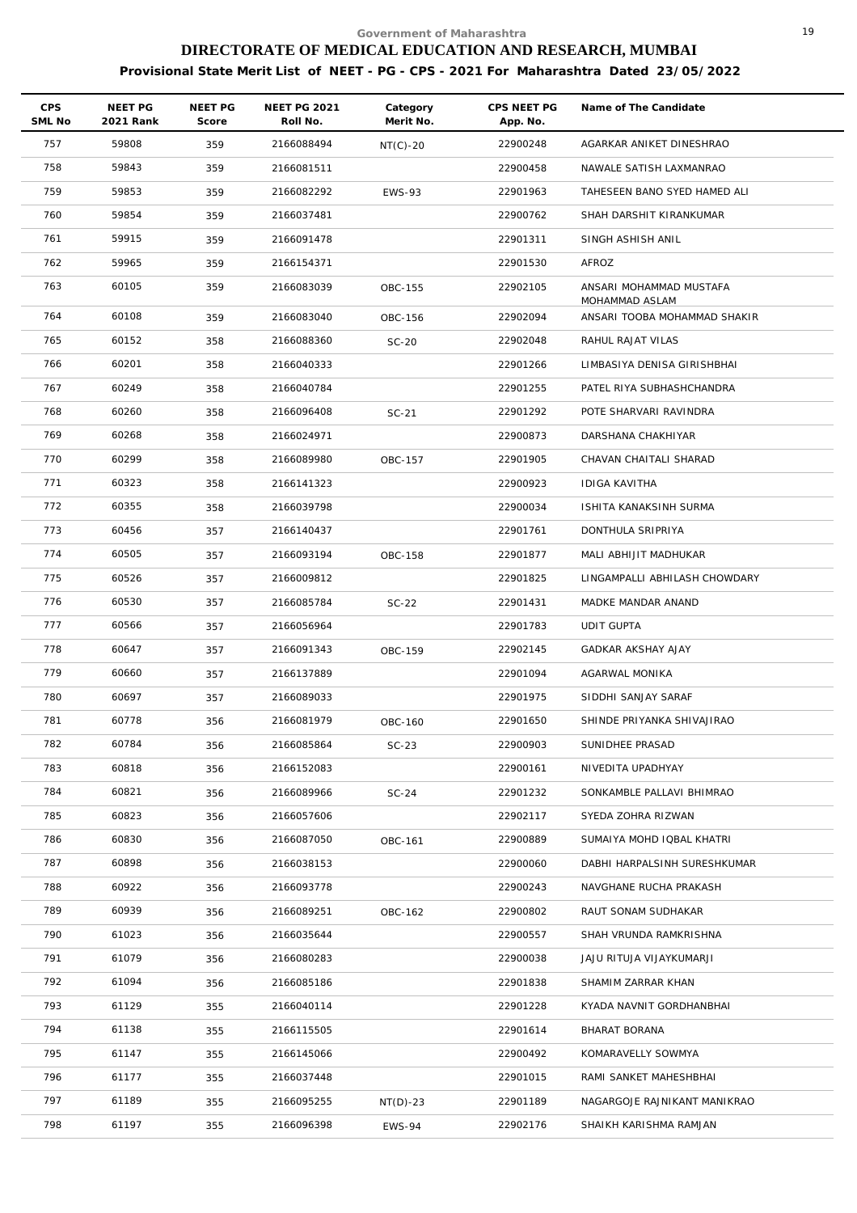Government of Maharashtra

# DIRECTORATE OF MEDICAL EDUCATION AND RESEARCH, MUMBAI

**Provisional State Merit List of NEET - PG - CPS - 2021 For Maharashtra Dated 23/05/2022**

| CPS SML No | NEET PG 2021 Rank | NEET PG Score | NEET PG 2021 Roll No. | Category Merit No. | CPS NEET PG App. No. | Name of The Candidate |
|---|---|---|---|---|---|---|
| 757 | 59808 | 359 | 2166088494 | NT(C)-20 | 22900248 | AGARKAR ANIKET DINESHRAO |
| 758 | 59843 | 359 | 2166081511 | | 22900458 | NAWALE SATISH LAXMANRAO |
| 759 | 59853 | 359 | 2166082292 | EWS-93 | 22901963 | TAHESEEN BANO SYED HAMED ALI |
| 760 | 59854 | 359 | 2166037481 | | 22900762 | SHAH DARSHIT KIRANKUMAR |
| 761 | 59915 | 359 | 2166091478 | | 22901311 | SINGH ASHISH ANIL |
| 762 | 59965 | 359 | 2166154371 | | 22901530 | AFROZ |
| 763 | 60105 | 359 | 2166083039 | OBC-155 | 22902105 | ANSARI MOHAMMAD MUSTAFA MOHAMMAD ASLAM |
| 764 | 60108 | 359 | 2166083040 | OBC-156 | 22902094 | ANSARI TOOBA MOHAMMAD SHAKIR |
| 765 | 60152 | 358 | 2166088360 | SC-20 | 22902048 | RAHUL RAJAT VILAS |
| 766 | 60201 | 358 | 2166040333 | | 22901266 | LIMBASIYA DENISA GIRISHBHAI |
| 767 | 60249 | 358 | 2166040784 | | 22901255 | PATEL RIYA SUBHASHCHANDRA |
| 768 | 60260 | 358 | 2166096408 | SC-21 | 22901292 | POTE SHARVARI RAVINDRA |
| 769 | 60268 | 358 | 2166024971 | | 22900873 | DARSHANA CHAKHIYAR |
| 770 | 60299 | 358 | 2166089980 | OBC-157 | 22901905 | CHAVAN CHAITALI SHARAD |
| 771 | 60323 | 358 | 2166141323 | | 22900923 | IDIGA KAVITHA |
| 772 | 60355 | 358 | 2166039798 | | 22900034 | ISHITA KANAKSINH SURMA |
| 773 | 60456 | 357 | 2166140437 | | 22901761 | DONTHULA SRIPRIYA |
| 774 | 60505 | 357 | 2166093194 | OBC-158 | 22901877 | MALI ABHIJIT MADHUKAR |
| 775 | 60526 | 357 | 2166009812 | | 22901825 | LINGAMPALLI ABHILASH CHOWDARY |
| 776 | 60530 | 357 | 2166085784 | SC-22 | 22901431 | MADKE MANDAR ANAND |
| 777 | 60566 | 357 | 2166056964 | | 22901783 | UDIT GUPTA |
| 778 | 60647 | 357 | 2166091343 | OBC-159 | 22902145 | GADKAR AKSHAY AJAY |
| 779 | 60660 | 357 | 2166137889 | | 22901094 | AGARWAL MONIKA |
| 780 | 60697 | 357 | 2166089033 | | 22901975 | SIDDHI SANJAY SARAF |
| 781 | 60778 | 356 | 2166081979 | OBC-160 | 22901650 | SHINDE PRIYANKA SHIVAJIRAO |
| 782 | 60784 | 356 | 2166085864 | SC-23 | 22900903 | SUNIDHEE PRASAD |
| 783 | 60818 | 356 | 2166152083 | | 22900161 | NIVEDITA UPADHYAY |
| 784 | 60821 | 356 | 2166089966 | SC-24 | 22901232 | SONKAMBLE PALLAVI BHIMRAO |
| 785 | 60823 | 356 | 2166057606 | | 22902117 | SYEDA ZOHRA RIZWAN |
| 786 | 60830 | 356 | 2166087050 | OBC-161 | 22900889 | SUMAIYA MOHD IQBAL KHATRI |
| 787 | 60898 | 356 | 2166038153 | | 22900060 | DABHI HARPALSINH SURESHKUMAR |
| 788 | 60922 | 356 | 2166093778 | | 22900243 | NAVGHANE RUCHA PRAKASH |
| 789 | 60939 | 356 | 2166089251 | OBC-162 | 22900802 | RAUT SONAM SUDHAKAR |
| 790 | 61023 | 356 | 2166035644 | | 22900557 | SHAH VRUNDA RAMKRISHNA |
| 791 | 61079 | 356 | 2166080283 | | 22900038 | JAJU RITUJA VIJAYKUMARJI |
| 792 | 61094 | 356 | 2166085186 | | 22901838 | SHAMIM ZARRAR KHAN |
| 793 | 61129 | 355 | 2166040114 | | 22901228 | KYADA NAVNIT GORDHANBHAI |
| 794 | 61138 | 355 | 2166115505 | | 22901614 | BHARAT BORANA |
| 795 | 61147 | 355 | 2166145066 | | 22900492 | KOMARAVELLY SOWMYA |
| 796 | 61177 | 355 | 2166037448 | | 22901015 | RAMI SANKET MAHESHBHAI |
| 797 | 61189 | 355 | 2166095255 | NT(D)-23 | 22901189 | NAGARGOJE RAJNIKANT MANIKRAO |
| 798 | 61197 | 355 | 2166096398 | EWS-94 | 22902176 | SHAIKH KARISHMA RAMJAN |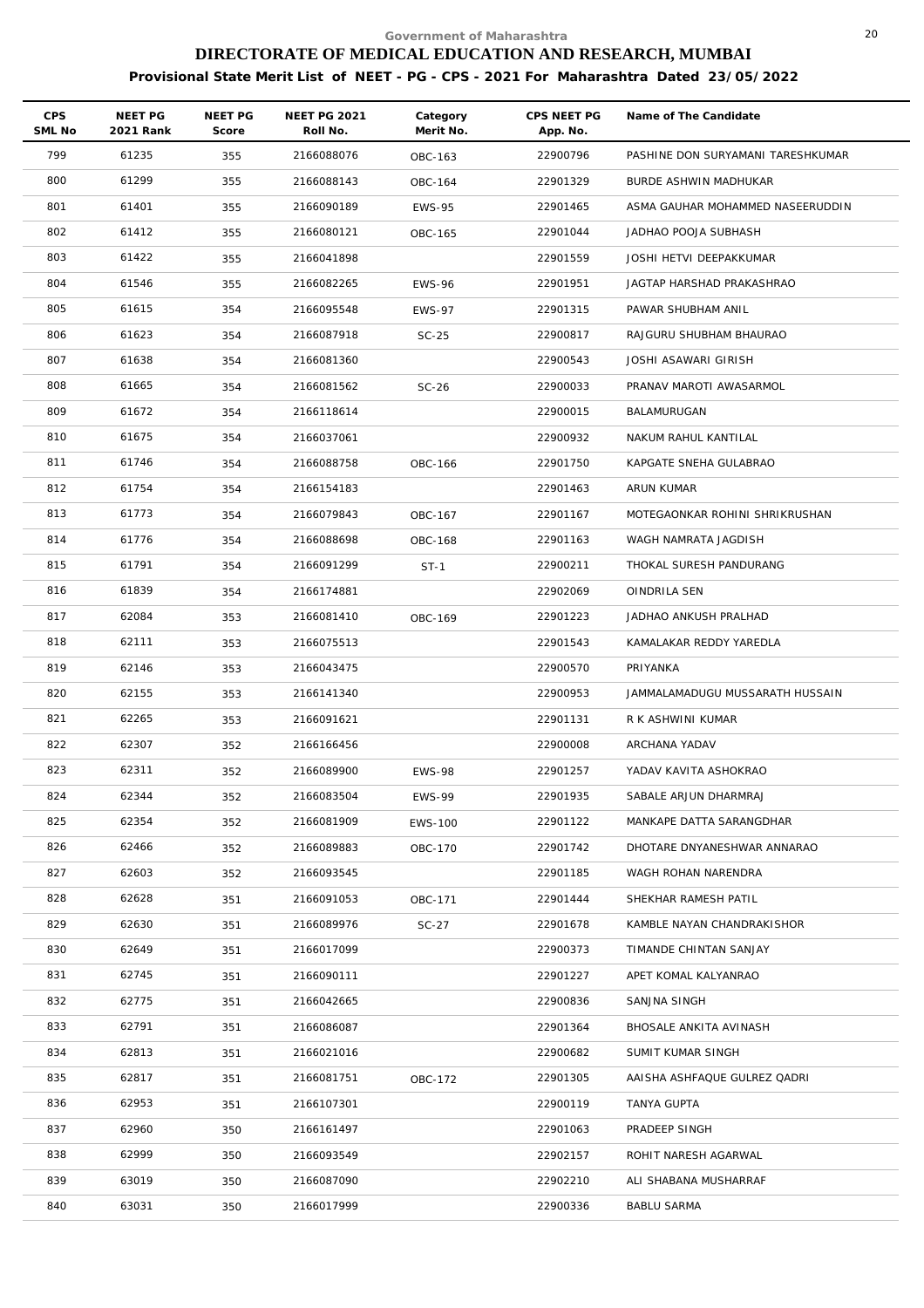Government of Maharashtra

# DIRECTORATE OF MEDICAL EDUCATION AND RESEARCH, MUMBAI

**Provisional State Merit List of NEET - PG - CPS - 2021 For Maharashtra Dated 23/05/2022**

| CPS SML No | NEET PG 2021 Rank | NEET PG Score | NEET PG 2021 Roll No. | Category Merit No. | CPS NEET PG App. No. | Name of The Candidate |
|---|---|---|---|---|---|---|
| 799 | 61235 | 355 | 2166088076 | OBC-163 | 22900796 | PASHINE DON SURYAMANI TARESHKUMAR |
| 800 | 61299 | 355 | 2166088143 | OBC-164 | 22901329 | BURDE ASHWIN MADHUKAR |
| 801 | 61401 | 355 | 2166090189 | EWS-95 | 22901465 | ASMA GAUHAR MOHAMMED NASEERUDDIN |
| 802 | 61412 | 355 | 2166080121 | OBC-165 | 22901044 | JADHAO POOJA SUBHASH |
| 803 | 61422 | 355 | 2166041898 | | 22901559 | JOSHI HETVI DEEPAKKUMAR |
| 804 | 61546 | 355 | 2166082265 | EWS-96 | 22901951 | JAGTAP HARSHAD PRAKASHRAO |
| 805 | 61615 | 354 | 2166095548 | EWS-97 | 22901315 | PAWAR SHUBHAM ANIL |
| 806 | 61623 | 354 | 2166087918 | SC-25 | 22900817 | RAJGURU SHUBHAM BHAURAO |
| 807 | 61638 | 354 | 2166081360 | | 22900543 | JOSHI ASAWARI GIRISH |
| 808 | 61665 | 354 | 2166081562 | SC-26 | 22900033 | PRANAV MAROTI AWASARMOL |
| 809 | 61672 | 354 | 2166118614 | | 22900015 | BALAMURUGAN |
| 810 | 61675 | 354 | 2166037061 | | 22900932 | NAKUM RAHUL KANTILAL |
| 811 | 61746 | 354 | 2166088758 | OBC-166 | 22901750 | KAPGATE SNEHA GULABRAO |
| 812 | 61754 | 354 | 2166154183 | | 22901463 | ARUN KUMAR |
| 813 | 61773 | 354 | 2166079843 | OBC-167 | 22901167 | MOTEGAONKAR ROHINI SHRIKRUSHAN |
| 814 | 61776 | 354 | 2166088698 | OBC-168 | 22901163 | WAGH NAMRATA JAGDISH |
| 815 | 61791 | 354 | 2166091299 | ST-1 | 22900211 | THOKAL SURESH PANDURANG |
| 816 | 61839 | 354 | 2166174881 | | 22902069 | OINDRILA SEN |
| 817 | 62084 | 353 | 2166081410 | OBC-169 | 22901223 | JADHAO ANKUSH PRALHAD |
| 818 | 62111 | 353 | 2166075513 | | 22901543 | KAMALAKAR REDDY YAREDLA |
| 819 | 62146 | 353 | 2166043475 | | 22900570 | PRIYANKA |
| 820 | 62155 | 353 | 2166141340 | | 22900953 | JAMMALAMADUGU MUSSARATH HUSSAIN |
| 821 | 62265 | 353 | 2166091621 | | 22901131 | R K ASHWINI KUMAR |
| 822 | 62307 | 352 | 2166166456 | | 22900008 | ARCHANA YADAV |
| 823 | 62311 | 352 | 2166089900 | EWS-98 | 22901257 | YADAV KAVITA ASHOKRAO |
| 824 | 62344 | 352 | 2166083504 | EWS-99 | 22901935 | SABALE ARJUN DHARMRAJ |
| 825 | 62354 | 352 | 2166081909 | EWS-100 | 22901122 | MANKAPE DATTA SARANGDHAR |
| 826 | 62466 | 352 | 2166089883 | OBC-170 | 22901742 | DHOTARE DNYANESHWAR ANNARAO |
| 827 | 62603 | 352 | 2166093545 | | 22901185 | WAGH ROHAN NARENDRA |
| 828 | 62628 | 351 | 2166091053 | OBC-171 | 22901444 | SHEKHAR RAMESH PATIL |
| 829 | 62630 | 351 | 2166089976 | SC-27 | 22901678 | KAMBLE NAYAN CHANDRAKISHOR |
| 830 | 62649 | 351 | 2166017099 | | 22900373 | TIMANDE CHINTAN SANJAY |
| 831 | 62745 | 351 | 2166090111 | | 22901227 | APET KOMAL KALYANRAO |
| 832 | 62775 | 351 | 2166042665 | | 22900836 | SANJNA SINGH |
| 833 | 62791 | 351 | 2166086087 | | 22901364 | BHOSALE ANKITA AVINASH |
| 834 | 62813 | 351 | 2166021016 | | 22900682 | SUMIT KUMAR SINGH |
| 835 | 62817 | 351 | 2166081751 | OBC-172 | 22901305 | AAISHA ASHFAQUE GULREZ QADRI |
| 836 | 62953 | 351 | 2166107301 | | 22900119 | TANYA GUPTA |
| 837 | 62960 | 350 | 2166161497 | | 22901063 | PRADEEP SINGH |
| 838 | 62999 | 350 | 2166093549 | | 22902157 | ROHIT NARESH AGARWAL |
| 839 | 63019 | 350 | 2166087090 | | 22902210 | ALI SHABANA MUSHARRAF |
| 840 | 63031 | 350 | 2166017999 | | 22900336 | BABLU SARMA |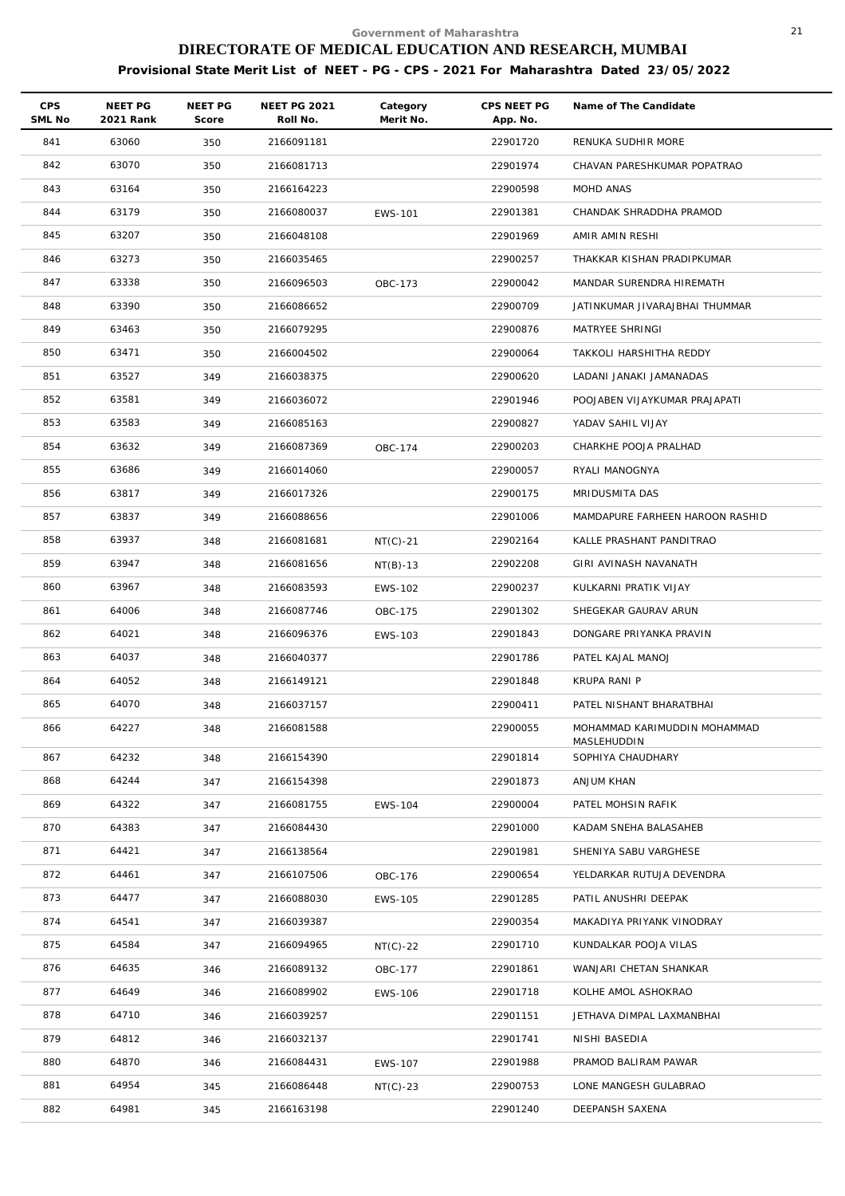Government of Maharashtra

# DIRECTORATE OF MEDICAL EDUCATION AND RESEARCH, MUMBAI

## Provisional State Merit List of NEET - PG - CPS - 2021 For Maharashtra Dated 23/05/2022

| CPS SML No | NEET PG 2021 Rank | NEET PG Score | NEET PG 2021 Roll No. | Category Merit No. | CPS NEET PG App. No. | Name of The Candidate |
|---|---|---|---|---|---|---|
| 841 | 63060 | 350 | 2166091181 | | 22901720 | RENUKA SUDHIR MORE |
| 842 | 63070 | 350 | 2166081713 | | 22901974 | CHAVAN PARESHKUMAR POPATRAO |
| 843 | 63164 | 350 | 2166164223 | | 22900598 | MOHD ANAS |
| 844 | 63179 | 350 | 2166080037 | EWS-101 | 22901381 | CHANDAK SHRADDHA PRAMOD |
| 845 | 63207 | 350 | 2166048108 | | 22901969 | AMIR AMIN RESHI |
| 846 | 63273 | 350 | 2166035465 | | 22900257 | THAKKAR KISHAN PRADIPKUMAR |
| 847 | 63338 | 350 | 2166096503 | OBC-173 | 22900042 | MANDAR SURENDRA HIREMATH |
| 848 | 63390 | 350 | 2166086652 | | 22900709 | JATINKUMAR JIVARAJBHAI THUMMAR |
| 849 | 63463 | 350 | 2166079295 | | 22900876 | MATRYEE SHRINGI |
| 850 | 63471 | 350 | 2166004502 | | 22900064 | TAKKOLI HARSHITHA REDDY |
| 851 | 63527 | 349 | 2166038375 | | 22900620 | LADANI JANAKI JAMANADAS |
| 852 | 63581 | 349 | 2166036072 | | 22901946 | POOJABEN VIJAYKUMAR PRAJAPATI |
| 853 | 63583 | 349 | 2166085163 | | 22900827 | YADAV SAHIL VIJAY |
| 854 | 63632 | 349 | 2166087369 | OBC-174 | 22900203 | CHARKHE POOJA PRALHAD |
| 855 | 63686 | 349 | 2166014060 | | 22900057 | RYALI MANOGNYA |
| 856 | 63817 | 349 | 2166017326 | | 22900175 | MRIDUSMITA DAS |
| 857 | 63837 | 349 | 2166088656 | | 22901006 | MAMDAPURE FARHEEN HAROON RASHID |
| 858 | 63937 | 348 | 2166081681 | NT(C)-21 | 22902164 | KALLE PRASHANT PANDITRAO |
| 859 | 63947 | 348 | 2166081656 | NT(B)-13 | 22902208 | GIRI AVINASH NAVANATH |
| 860 | 63967 | 348 | 2166083593 | EWS-102 | 22900237 | KULKARNI PRATIK VIJAY |
| 861 | 64006 | 348 | 2166087746 | OBC-175 | 22901302 | SHEGEKAR GAURAV ARUN |
| 862 | 64021 | 348 | 2166096376 | EWS-103 | 22901843 | DONGARE PRIYANKA PRAVIN |
| 863 | 64037 | 348 | 2166040377 | | 22901786 | PATEL KAJAL MANOJ |
| 864 | 64052 | 348 | 2166149121 | | 22901848 | KRUPA RANI P |
| 865 | 64070 | 348 | 2166037157 | | 22900411 | PATEL NISHANT BHARATBHAI |
| 866 | 64227 | 348 | 2166081588 | | 22900055 | MOHAMMAD KARIMUDDIN MOHAMMAD MASLEHUDDIN |
| 867 | 64232 | 348 | 2166154390 | | 22901814 | SOPHIYA CHAUDHARY |
| 868 | 64244 | 347 | 2166154398 | | 22901873 | ANJUM KHAN |
| 869 | 64322 | 347 | 2166081755 | EWS-104 | 22900004 | PATEL MOHSIN RAFIK |
| 870 | 64383 | 347 | 2166084430 | | 22901000 | KADAM SNEHA BALASAHEB |
| 871 | 64421 | 347 | 2166138564 | | 22901981 | SHENIYA SABU VARGHESE |
| 872 | 64461 | 347 | 2166107506 | OBC-176 | 22900654 | YELDARKAR RUTUJA DEVENDRA |
| 873 | 64477 | 347 | 2166088030 | EWS-105 | 22901285 | PATIL ANUSHRI DEEPAK |
| 874 | 64541 | 347 | 2166039387 | | 22900354 | MAKADIYA PRIYANK VINODRAY |
| 875 | 64584 | 347 | 2166094965 | NT(C)-22 | 22901710 | KUNDALKAR POOJA VILAS |
| 876 | 64635 | 346 | 2166089132 | OBC-177 | 22901861 | WANJARI CHETAN SHANKAR |
| 877 | 64649 | 346 | 2166089902 | EWS-106 | 22901718 | KOLHE AMOL ASHOKRAO |
| 878 | 64710 | 346 | 2166039257 | | 22901151 | JETHAVA DIMPAL LAXMANBHAI |
| 879 | 64812 | 346 | 2166032137 | | 22901741 | NISHI BASEDIA |
| 880 | 64870 | 346 | 2166084431 | EWS-107 | 22901988 | PRAMOD BALIRAM PAWAR |
| 881 | 64954 | 345 | 2166086448 | NT(C)-23 | 22900753 | LONE MANGESH GULABRAO |
| 882 | 64981 | 345 | 2166163198 | | 22901240 | DEEPANSH SAXENA |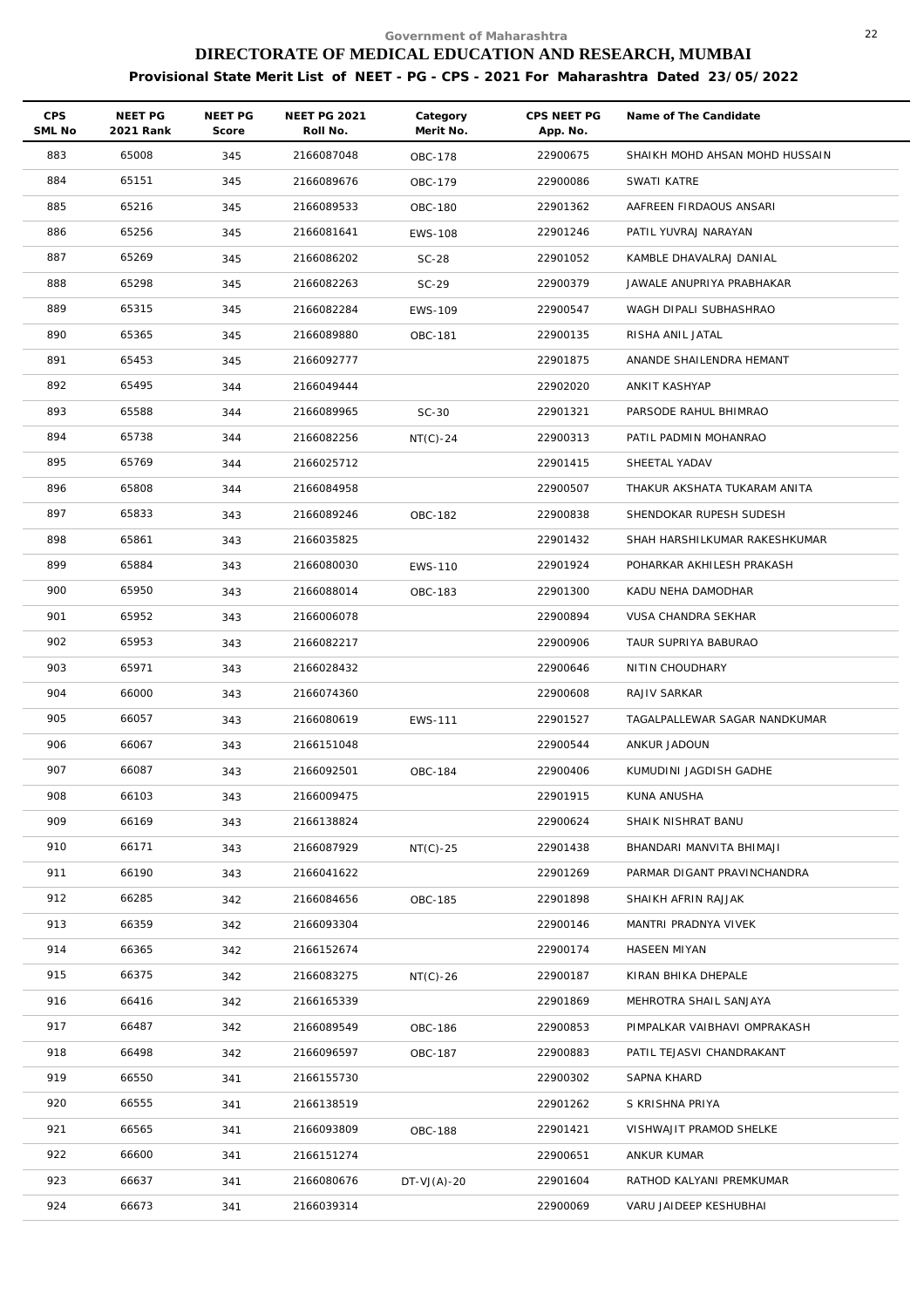Government of Maharashtra

# DIRECTORATE OF MEDICAL EDUCATION AND RESEARCH, MUMBAI

**Provisional State Merit List of NEET - PG - CPS - 2021 For Maharashtra Dated 23/05/2022**

| CPS SML No | NEET PG 2021 Rank | NEET PG Score | NEET PG 2021 Roll No. | Category Merit No. | CPS NEET PG App. No. | Name of The Candidate |
|---|---|---|---|---|---|---|
| 883 | 65008 | 345 | 2166087048 | OBC-178 | 22900675 | SHAIKH MOHD AHSAN MOHD HUSSAIN |
| 884 | 65151 | 345 | 2166089676 | OBC-179 | 22900086 | SWATI KATRE |
| 885 | 65216 | 345 | 2166089533 | OBC-180 | 22901362 | AAFREEN FIRDAOUS ANSARI |
| 886 | 65256 | 345 | 2166081641 | EWS-108 | 22901246 | PATIL YUVRAJ NARAYAN |
| 887 | 65269 | 345 | 2166086202 | SC-28 | 22901052 | KAMBLE DHAVALRAJ DANIAL |
| 888 | 65298 | 345 | 2166082263 | SC-29 | 22900379 | JAWALE ANUPRIYA PRABHAKAR |
| 889 | 65315 | 345 | 2166082284 | EWS-109 | 22900547 | WAGH DIPALI SUBHASHRAO |
| 890 | 65365 | 345 | 2166089880 | OBC-181 | 22900135 | RISHA ANIL JATAL |
| 891 | 65453 | 345 | 2166092777 | | 22901875 | ANANDE SHAILENDRA HEMANT |
| 892 | 65495 | 344 | 2166049444 | | 22902020 | ANKIT KASHYAP |
| 893 | 65588 | 344 | 2166089965 | SC-30 | 22901321 | PARSODE RAHUL BHIMRAO |
| 894 | 65738 | 344 | 2166082256 | NT(C)-24 | 22900313 | PATIL PADMIN MOHANRAO |
| 895 | 65769 | 344 | 2166025712 | | 22901415 | SHEETAL YADAV |
| 896 | 65808 | 344 | 2166084958 | | 22900507 | THAKUR AKSHATA TUKARAM ANITA |
| 897 | 65833 | 343 | 2166089246 | OBC-182 | 22900838 | SHENDOKAR RUPESH SUDESH |
| 898 | 65861 | 343 | 2166035825 | | 22901432 | SHAH HARSHILKUMAR RAKESHKUMAR |
| 899 | 65884 | 343 | 2166080030 | EWS-110 | 22901924 | POHARKAR AKHILESH PRAKASH |
| 900 | 65950 | 343 | 2166088014 | OBC-183 | 22901300 | KADU NEHA DAMODHAR |
| 901 | 65952 | 343 | 2166006078 | | 22900894 | VUSA CHANDRA SEKHAR |
| 902 | 65953 | 343 | 2166082217 | | 22900906 | TAUR SUPRIYA BABURAO |
| 903 | 65971 | 343 | 2166028432 | | 22900646 | NITIN CHOUDHARY |
| 904 | 66000 | 343 | 2166074360 | | 22900608 | RAJIV SARKAR |
| 905 | 66057 | 343 | 2166080619 | EWS-111 | 22901527 | TAGALPALLEWAR SAGAR NANDKUMAR |
| 906 | 66067 | 343 | 2166151048 | | 22900544 | ANKUR JADOUN |
| 907 | 66087 | 343 | 2166092501 | OBC-184 | 22900406 | KUMUDINI JAGDISH GADHE |
| 908 | 66103 | 343 | 2166009475 | | 22901915 | KUNA ANUSHA |
| 909 | 66169 | 343 | 2166138824 | | 22900624 | SHAIK NISHRAT BANU |
| 910 | 66171 | 343 | 2166087929 | NT(C)-25 | 22901438 | BHANDARI MANVITA BHIMAJI |
| 911 | 66190 | 343 | 2166041622 | | 22901269 | PARMAR DIGANT PRAVINCHANDRA |
| 912 | 66285 | 342 | 2166084656 | OBC-185 | 22901898 | SHAIKH AFRIN RAJJAK |
| 913 | 66359 | 342 | 2166093304 | | 22900146 | MANTRI PRADNYA VIVEK |
| 914 | 66365 | 342 | 2166152674 | | 22900174 | HASEEN MIYAN |
| 915 | 66375 | 342 | 2166083275 | NT(C)-26 | 22900187 | KIRAN BHIKA DHEPALE |
| 916 | 66416 | 342 | 2166165339 | | 22901869 | MEHROTRA SHAIL SANJAYA |
| 917 | 66487 | 342 | 2166089549 | OBC-186 | 22900853 | PIMPALKAR VAIBHAVI OMPRAKASH |
| 918 | 66498 | 342 | 2166096597 | OBC-187 | 22900883 | PATIL TEJASVI CHANDRAKANT |
| 919 | 66550 | 341 | 2166155730 | | 22900302 | SAPNA KHARD |
| 920 | 66555 | 341 | 2166138519 | | 22901262 | S KRISHNA PRIYA |
| 921 | 66565 | 341 | 2166093809 | OBC-188 | 22901421 | VISHWAJIT PRAMOD SHELKE |
| 922 | 66600 | 341 | 2166151274 | | 22900651 | ANKUR KUMAR |
| 923 | 66637 | 341 | 2166080676 | DT-VJ(A)-20 | 22901604 | RATHOD KALYANI PREMKUMAR |
| 924 | 66673 | 341 | 2166039314 | | 22900069 | VARU JAIDEEP KESHUBHAI |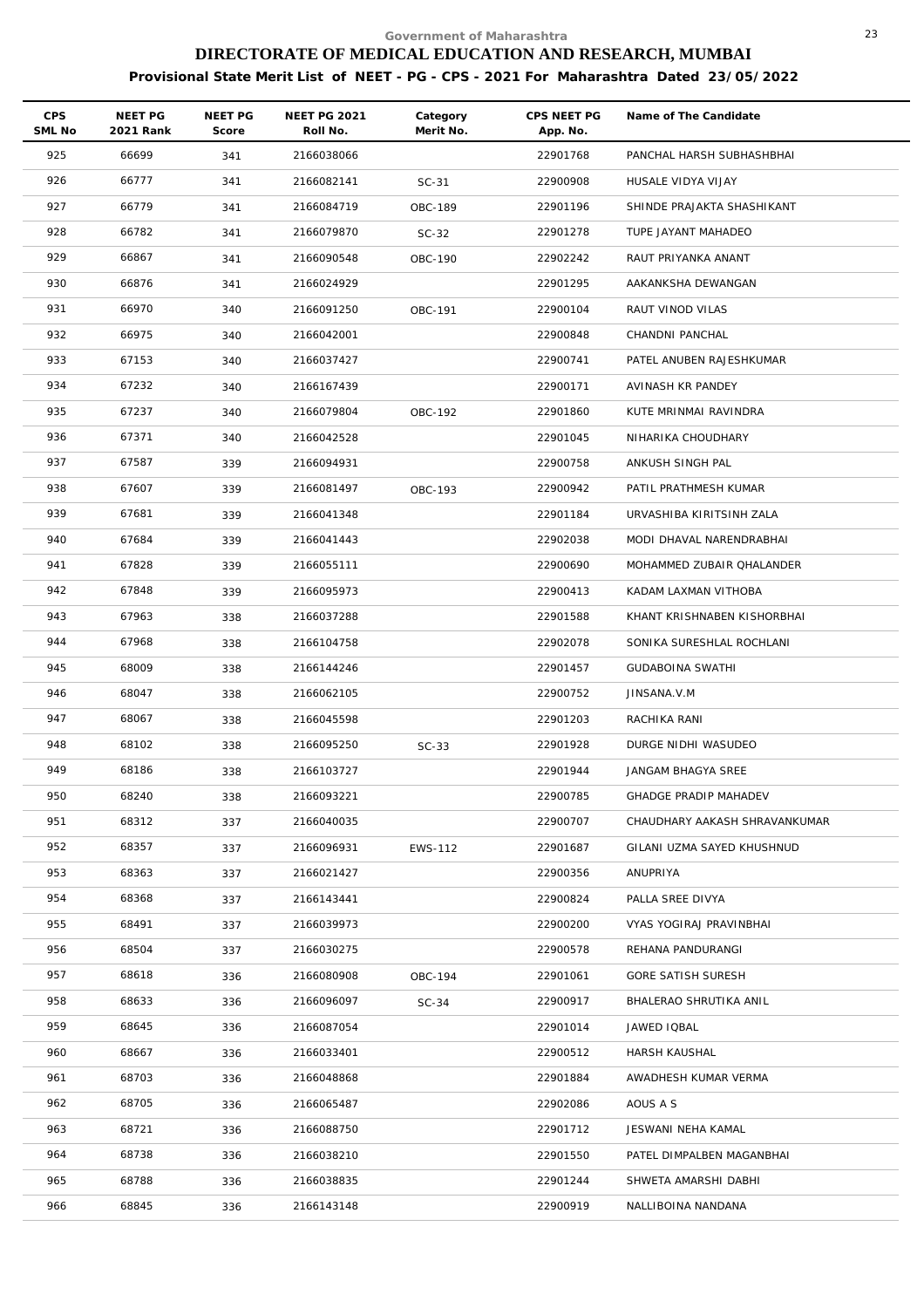Government of Maharashtra

# DIRECTORATE OF MEDICAL EDUCATION AND RESEARCH, MUMBAI

## Provisional State Merit List of NEET - PG - CPS - 2021 For Maharashtra Dated 23/05/2022

| CPS SML No | NEET PG 2021 Rank | NEET PG Score | NEET PG 2021 Roll No. | Category Merit No. | CPS NEET PG App. No. | Name of The Candidate |
|---|---|---|---|---|---|---|
| 925 | 66699 | 341 | 2166038066 | | 22901768 | PANCHAL HARSH SUBHASHBHAI |
| 926 | 66777 | 341 | 2166082141 | SC-31 | 22900908 | HUSALE VIDYA VIJAY |
| 927 | 66779 | 341 | 2166084719 | OBC-189 | 22901196 | SHINDE PRAJAKTA SHASHIKANT |
| 928 | 66782 | 341 | 2166079870 | SC-32 | 22901278 | TUPE JAYANT MAHADEO |
| 929 | 66867 | 341 | 2166090548 | OBC-190 | 22902242 | RAUT PRIYANKA ANANT |
| 930 | 66876 | 341 | 2166024929 | | 22901295 | AAKANKSHA DEWANGAN |
| 931 | 66970 | 340 | 2166091250 | OBC-191 | 22900104 | RAUT VINOD VILAS |
| 932 | 66975 | 340 | 2166042001 | | 22900848 | CHANDNI PANCHAL |
| 933 | 67153 | 340 | 2166037427 | | 22900741 | PATEL ANUBEN RAJESHKUMAR |
| 934 | 67232 | 340 | 2166167439 | | 22900171 | AVINASH KR PANDEY |
| 935 | 67237 | 340 | 2166079804 | OBC-192 | 22901860 | KUTE MRINMAI RAVINDRA |
| 936 | 67371 | 340 | 2166042528 | | 22901045 | NIHARIKA CHOUDHARY |
| 937 | 67587 | 339 | 2166094931 | | 22900758 | ANKUSH SINGH PAL |
| 938 | 67607 | 339 | 2166081497 | OBC-193 | 22900942 | PATIL PRATHMESH KUMAR |
| 939 | 67681 | 339 | 2166041348 | | 22901184 | URVASHIBA KIRITSINH ZALA |
| 940 | 67684 | 339 | 2166041443 | | 22902038 | MODI DHAVAL NARENDRABHAI |
| 941 | 67828 | 339 | 2166055111 | | 22900690 | MOHAMMED ZUBAIR QHALANDER |
| 942 | 67848 | 339 | 2166095973 | | 22900413 | KADAM LAXMAN VITHOBA |
| 943 | 67963 | 338 | 2166037288 | | 22901588 | KHANT KRISHNABEN KISHORBHAI |
| 944 | 67968 | 338 | 2166104758 | | 22902078 | SONIKA SURESHLAL ROCHLANI |
| 945 | 68009 | 338 | 2166144246 | | 22901457 | GUDABOINA SWATHI |
| 946 | 68047 | 338 | 2166062105 | | 22900752 | JINSANA.V.M |
| 947 | 68067 | 338 | 2166045598 | | 22901203 | RACHIKA RANI |
| 948 | 68102 | 338 | 2166095250 | SC-33 | 22901928 | DURGE NIDHI WASUDEO |
| 949 | 68186 | 338 | 2166103727 | | 22901944 | JANGAM BHAGYA SREE |
| 950 | 68240 | 338 | 2166093221 | | 22900785 | GHADGE PRADIP MAHADEV |
| 951 | 68312 | 337 | 2166040035 | | 22900707 | CHAUDHARY AAKASH SHRAVANKUMAR |
| 952 | 68357 | 337 | 2166096931 | EWS-112 | 22901687 | GILANI UZMA SAYED KHUSHNUD |
| 953 | 68363 | 337 | 2166021427 | | 22900356 | ANUPRIYA |
| 954 | 68368 | 337 | 2166143441 | | 22900824 | PALLA SREE DIVYA |
| 955 | 68491 | 337 | 2166039973 | | 22900200 | VYAS YOGIRAJ PRAVINBHAI |
| 956 | 68504 | 337 | 2166030275 | | 22900578 | REHANA PANDURANGI |
| 957 | 68618 | 336 | 2166080908 | OBC-194 | 22901061 | GORE SATISH SURESH |
| 958 | 68633 | 336 | 2166096097 | SC-34 | 22900917 | BHALERAO SHRUTIKA ANIL |
| 959 | 68645 | 336 | 2166087054 | | 22901014 | JAWED IQBAL |
| 960 | 68667 | 336 | 2166033401 | | 22900512 | HARSH KAUSHAL |
| 961 | 68703 | 336 | 2166048868 | | 22901884 | AWADHESH KUMAR VERMA |
| 962 | 68705 | 336 | 2166065487 | | 22902086 | AOUS A S |
| 963 | 68721 | 336 | 2166088750 | | 22901712 | JESWANI NEHA KAMAL |
| 964 | 68738 | 336 | 2166038210 | | 22901550 | PATEL DIMPALBEN MAGANBHAI |
| 965 | 68788 | 336 | 2166038835 | | 22901244 | SHWETA AMARSHI DABHI |
| 966 | 68845 | 336 | 2166143148 | | 22900919 | NALLIBOINA NANDANA |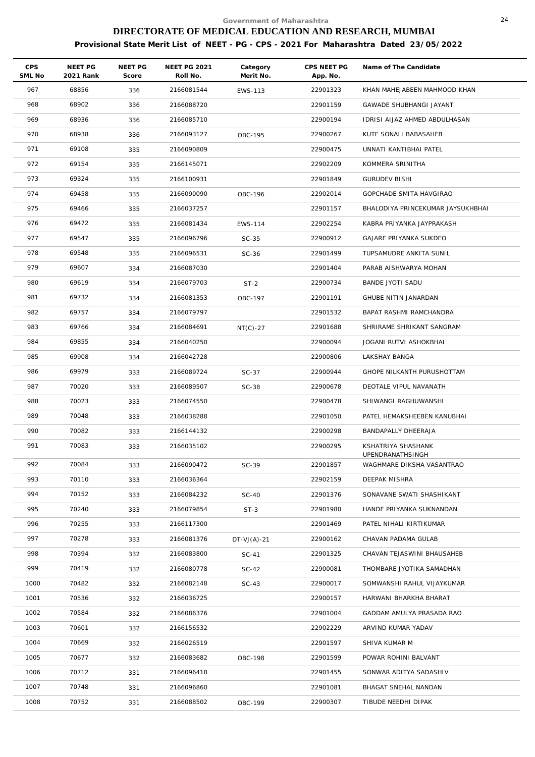Government of Maharashtra

# DIRECTORATE OF MEDICAL EDUCATION AND RESEARCH, MUMBAI

## Provisional State Merit List of NEET - PG - CPS - 2021 For Maharashtra Dated 23/05/2022

| CPS SML No | NEET PG 2021 Rank | NEET PG Score | NEET PG 2021 Roll No. | Category Merit No. | CPS NEET PG App. No. | Name of The Candidate |
|---|---|---|---|---|---|---|
| 967 | 68856 | 336 | 2166081544 | EWS-113 | 22901323 | KHAN MAHEJABEEN MAHMOOD KHAN |
| 968 | 68902 | 336 | 2166088720 | | 22901159 | GAWADE SHUBHANGI JAYANT |
| 969 | 68936 | 336 | 2166085710 | | 22900194 | IDRISI AIJAZ AHMED ABDULHASAN |
| 970 | 68938 | 336 | 2166093127 | OBC-195 | 22900267 | KUTE SONALI BABASAHEB |
| 971 | 69108 | 335 | 2166090809 | | 22900475 | UNNATI KANTIBHAI PATEL |
| 972 | 69154 | 335 | 2166145071 | | 22902209 | KOMMERA SRINITHA |
| 973 | 69324 | 335 | 2166100931 | | 22901849 | GURUDEV BISHI |
| 974 | 69458 | 335 | 2166090090 | OBC-196 | 22902014 | GOPCHADE SMITA HAVGIRAO |
| 975 | 69466 | 335 | 2166037257 | | 22901157 | BHALODIYA PRINCEKUMAR JAYSUKHBHAI |
| 976 | 69472 | 335 | 2166081434 | EWS-114 | 22902254 | KABRA PRIYANKA JAYPRAKASH |
| 977 | 69547 | 335 | 2166096796 | SC-35 | 22900912 | GAJARE PRIYANKA SUKDEO |
| 978 | 69548 | 335 | 2166096531 | SC-36 | 22901499 | TUPSAMUDRE ANKITA SUNIL |
| 979 | 69607 | 334 | 2166087030 | | 22901404 | PARAB AISHWARYA MOHAN |
| 980 | 69619 | 334 | 2166079703 | ST-2 | 22900734 | BANDE JYOTI SADU |
| 981 | 69732 | 334 | 2166081353 | OBC-197 | 22901191 | GHUBE NITIN JANARDAN |
| 982 | 69757 | 334 | 2166079797 | | 22901532 | BAPAT RASHMI RAMCHANDRA |
| 983 | 69766 | 334 | 2166084691 | NT(C)-27 | 22901688 | SHRIRAME SHRIKANT SANGRAM |
| 984 | 69855 | 334 | 2166040250 | | 22900094 | JOGANI RUTVI ASHOKBHAI |
| 985 | 69908 | 334 | 2166042728 | | 22900806 | LAKSHAY BANGA |
| 986 | 69979 | 333 | 2166089724 | SC-37 | 22900944 | GHOPE NILKANTH PURUSHOTTAM |
| 987 | 70020 | 333 | 2166089507 | SC-38 | 22900678 | DEOTALE VIPUL NAVANATH |
| 988 | 70023 | 333 | 2166074550 | | 22900478 | SHIWANGI RAGHUWANSHI |
| 989 | 70048 | 333 | 2166038288 | | 22901050 | PATEL HEMAKSHEEBEN KANUBHAI |
| 990 | 70082 | 333 | 2166144132 | | 22900298 | BANDAPALLY DHEERAJA |
| 991 | 70083 | 333 | 2166035102 | | 22900295 | KSHATRIYA SHASHANK UPENDRANATHSINGH |
| 992 | 70084 | 333 | 2166090472 | SC-39 | 22901857 | WAGHMARE DIKSHA VASANTRAO |
| 993 | 70110 | 333 | 2166036364 | | 22902159 | DEEPAK MISHRA |
| 994 | 70152 | 333 | 2166084232 | SC-40 | 22901376 | SONAVANE SWATI SHASHIKANT |
| 995 | 70240 | 333 | 2166079854 | ST-3 | 22901980 | HANDE PRIYANKA SUKNANDAN |
| 996 | 70255 | 333 | 2166117300 | | 22901469 | PATEL NIHALI KIRTIKUMAR |
| 997 | 70278 | 333 | 2166081376 | DT-VJ(A)-21 | 22900162 | CHAVAN PADAMA GULAB |
| 998 | 70394 | 332 | 2166083800 | SC-41 | 22901325 | CHAVAN TEJASWINI BHAUSAHEB |
| 999 | 70419 | 332 | 2166080778 | SC-42 | 22900081 | THOMBARE JYOTIKA SAMADHAN |
| 1000 | 70482 | 332 | 2166082148 | SC-43 | 22900017 | SOMWANSHI RAHUL VIJAYKUMAR |
| 1001 | 70536 | 332 | 2166036725 | | 22900157 | HARWANI BHARKHA BHARAT |
| 1002 | 70584 | 332 | 2166086376 | | 22901004 | GADDAM AMULYA PRASADA RAO |
| 1003 | 70601 | 332 | 2166156532 | | 22902229 | ARVIND KUMAR YADAV |
| 1004 | 70669 | 332 | 2166026519 | | 22901597 | SHIVA KUMAR M |
| 1005 | 70677 | 332 | 2166083682 | OBC-198 | 22901599 | POWAR ROHINI BALVANT |
| 1006 | 70712 | 331 | 2166096418 | | 22901455 | SONWAR ADITYA SADASHIV |
| 1007 | 70748 | 331 | 2166096860 | | 22901081 | BHAGAT SNEHAL NANDAN |
| 1008 | 70752 | 331 | 2166088502 | OBC-199 | 22900307 | TIBUDE NEEDHI DIPAK |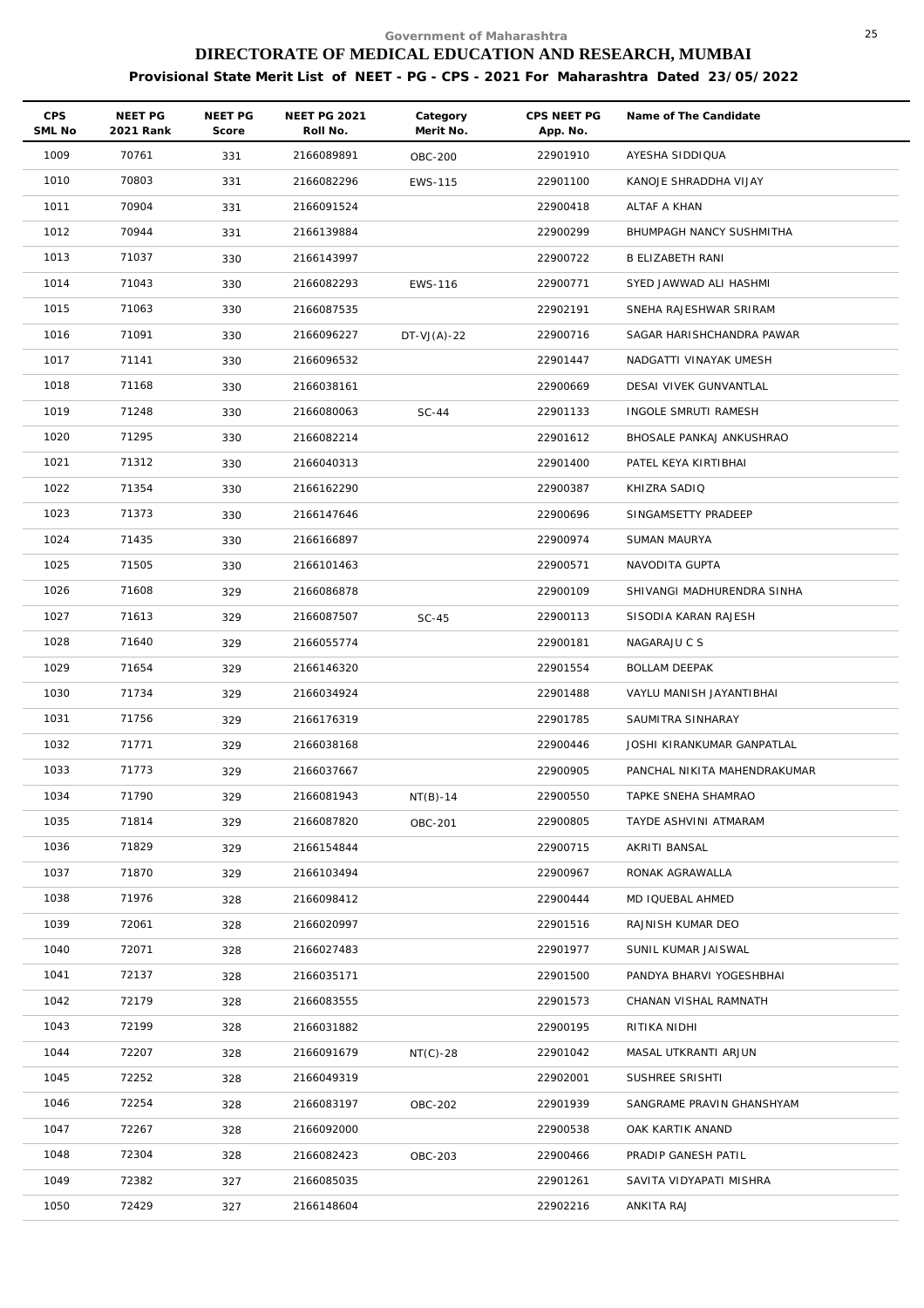Government of Maharashtra

# DIRECTORATE OF MEDICAL EDUCATION AND RESEARCH, MUMBAI

**Provisional State Merit List of NEET - PG - CPS - 2021 For Maharashtra Dated 23/05/2022**

| CPS SML No | NEET PG 2021 Rank | NEET PG Score | NEET PG 2021 Roll No. | Category Merit No. | CPS NEET PG App. No. | Name of The Candidate |
|---|---|---|---|---|---|---|
| 1009 | 70761 | 331 | 2166089891 | OBC-200 | 22901910 | AYESHA SIDDIQUA |
| 1010 | 70803 | 331 | 2166082296 | EWS-115 | 22901100 | KANOJE SHRADDHA VIJAY |
| 1011 | 70904 | 331 | 2166091524 | | 22900418 | ALTAF A KHAN |
| 1012 | 70944 | 331 | 2166139884 | | 22900299 | BHUMPAGH NANCY SUSHMITHA |
| 1013 | 71037 | 330 | 2166143997 | | 22900722 | B ELIZABETH RANI |
| 1014 | 71043 | 330 | 2166082293 | EWS-116 | 22900771 | SYED JAWWAD ALI HASHMI |
| 1015 | 71063 | 330 | 2166087535 | | 22902191 | SNEHA RAJESHWAR SRIRAM |
| 1016 | 71091 | 330 | 2166096227 | DT-VJ(A)-22 | 22900716 | SAGAR HARISHCHANDRA PAWAR |
| 1017 | 71141 | 330 | 2166096532 | | 22901447 | NADGATTI VINAYAK UMESH |
| 1018 | 71168 | 330 | 2166038161 | | 22900669 | DESAI VIVEK GUNVANTLAL |
| 1019 | 71248 | 330 | 2166080063 | SC-44 | 22901133 | INGOLE SMRUTI RAMESH |
| 1020 | 71295 | 330 | 2166082214 | | 22901612 | BHOSALE PANKAJ ANKUSHRAO |
| 1021 | 71312 | 330 | 2166040313 | | 22901400 | PATEL KEYA KIRTIBHAI |
| 1022 | 71354 | 330 | 2166162290 | | 22900387 | KHIZRA SADIQ |
| 1023 | 71373 | 330 | 2166147646 | | 22900696 | SINGAMSETTY PRADEEP |
| 1024 | 71435 | 330 | 2166166897 | | 22900974 | SUMAN MAURYA |
| 1025 | 71505 | 330 | 2166101463 | | 22900571 | NAVODITA GUPTA |
| 1026 | 71608 | 329 | 2166086878 | | 22900109 | SHIVANGI MADHURENDRA SINHA |
| 1027 | 71613 | 329 | 2166087507 | SC-45 | 22900113 | SISODIA KARAN RAJESH |
| 1028 | 71640 | 329 | 2166055774 | | 22900181 | NAGARAJU C S |
| 1029 | 71654 | 329 | 2166146320 | | 22901554 | BOLLAM DEEPAK |
| 1030 | 71734 | 329 | 2166034924 | | 22901488 | VAYLU MANISH JAYANTIBHAI |
| 1031 | 71756 | 329 | 2166176319 | | 22901785 | SAUMITRA SINHARAY |
| 1032 | 71771 | 329 | 2166038168 | | 22900446 | JOSHI KIRANKUMAR GANPATLAL |
| 1033 | 71773 | 329 | 2166037667 | | 22900905 | PANCHAL NIKITA MAHENDRAKUMAR |
| 1034 | 71790 | 329 | 2166081943 | NT(B)-14 | 22900550 | TAPKE SNEHA SHAMRAO |
| 1035 | 71814 | 329 | 2166087820 | OBC-201 | 22900805 | TAYDE ASHVINI ATMARAM |
| 1036 | 71829 | 329 | 2166154844 | | 22900715 | AKRITI BANSAL |
| 1037 | 71870 | 329 | 2166103494 | | 22900967 | RONAK AGRAWALLA |
| 1038 | 71976 | 328 | 2166098412 | | 22900444 | MD IQUEBAL AHMED |
| 1039 | 72061 | 328 | 2166020997 | | 22901516 | RAJNISH KUMAR DEO |
| 1040 | 72071 | 328 | 2166027483 | | 22901977 | SUNIL KUMAR JAISWAL |
| 1041 | 72137 | 328 | 2166035171 | | 22901500 | PANDYA BHARVI YOGESHBHAI |
| 1042 | 72179 | 328 | 2166083555 | | 22901573 | CHANAN VISHAL RAMNATH |
| 1043 | 72199 | 328 | 2166031882 | | 22900195 | RITIKA NIDHI |
| 1044 | 72207 | 328 | 2166091679 | NT(C)-28 | 22901042 | MASAL UTKRANTI ARJUN |
| 1045 | 72252 | 328 | 2166049319 | | 22902001 | SUSHREE SRISHTI |
| 1046 | 72254 | 328 | 2166083197 | OBC-202 | 22901939 | SANGRAME PRAVIN GHANSHYAM |
| 1047 | 72267 | 328 | 2166092000 | | 22900538 | OAK KARTIK ANAND |
| 1048 | 72304 | 328 | 2166082423 | OBC-203 | 22900466 | PRADIP GANESH PATIL |
| 1049 | 72382 | 327 | 2166085035 | | 22901261 | SAVITA VIDYAPATI MISHRA |
| 1050 | 72429 | 327 | 2166148604 | | 22902216 | ANKITA RAJ |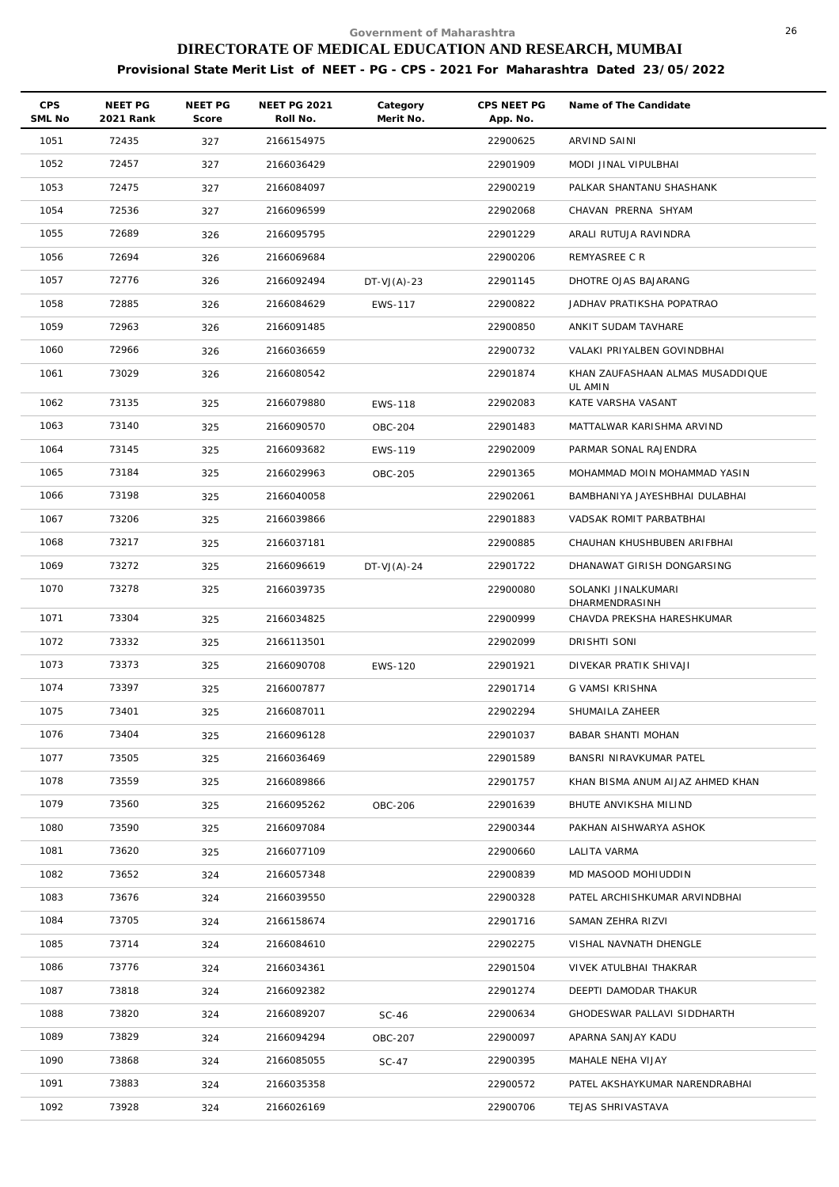Government of Maharashtra

# DIRECTORATE OF MEDICAL EDUCATION AND RESEARCH, MUMBAI

**Provisional State Merit List of NEET - PG - CPS - 2021 For Maharashtra Dated 23/05/2022**

| CPS SML No | NEET PG 2021 Rank | NEET PG Score | NEET PG 2021 Roll No. | Category Merit No. | CPS NEET PG App. No. | Name of The Candidate |
|---|---|---|---|---|---|---|
| 1051 | 72435 | 327 | 2166154975 | | 22900625 | ARVIND SAINI |
| 1052 | 72457 | 327 | 2166036429 | | 22901909 | MODI JINAL VIPULBHAI |
| 1053 | 72475 | 327 | 2166084097 | | 22900219 | PALKAR SHANTANU SHASHANK |
| 1054 | 72536 | 327 | 2166096599 | | 22902068 | CHAVAN PRERNA SHYAM |
| 1055 | 72689 | 326 | 2166095795 | | 22901229 | ARALI RUTUJA RAVINDRA |
| 1056 | 72694 | 326 | 2166069684 | | 22900206 | REMYASREE C R |
| 1057 | 72776 | 326 | 2166092494 | DT-VJ(A)-23 | 22901145 | DHOTRE OJAS BAJARANG |
| 1058 | 72885 | 326 | 2166084629 | EWS-117 | 22900822 | JADHAV PRATIKSHA POPATRAO |
| 1059 | 72963 | 326 | 2166091485 | | 22900850 | ANKIT SUDAM TAVHARE |
| 1060 | 72966 | 326 | 2166036659 | | 22900732 | VALAKI PRIYALBEN GOVINDBHAI |
| 1061 | 73029 | 326 | 2166080542 | | 22901874 | KHAN ZAUFASHAAN ALMAS MUSADDIQUE UL AMIN |
| 1062 | 73135 | 325 | 2166079880 | EWS-118 | 22902083 | KATE VARSHA VASANT |
| 1063 | 73140 | 325 | 2166090570 | OBC-204 | 22901483 | MATTALWAR KARISHMA ARVIND |
| 1064 | 73145 | 325 | 2166093682 | EWS-119 | 22902009 | PARMAR SONAL RAJENDRA |
| 1065 | 73184 | 325 | 2166029963 | OBC-205 | 22901365 | MOHAMMAD MOIN MOHAMMAD YASIN |
| 1066 | 73198 | 325 | 2166040058 | | 22902061 | BAMBHANIYA JAYESHBHAI DULABHAI |
| 1067 | 73206 | 325 | 2166039866 | | 22901883 | VADSAK ROMIT PARBATBHAI |
| 1068 | 73217 | 325 | 2166037181 | | 22900885 | CHAUHAN KHUSHBUBEN ARIFBHAI |
| 1069 | 73272 | 325 | 2166096619 | DT-VJ(A)-24 | 22901722 | DHANAWAT GIRISH DONGARSING |
| 1070 | 73278 | 325 | 2166039735 | | 22900080 | SOLANKI JINALKUMARI DHARMENDRASINH |
| 1071 | 73304 | 325 | 2166034825 | | 22900999 | CHAVDA PREKSHA HARESHKUMAR |
| 1072 | 73332 | 325 | 2166113501 | | 22902099 | DRISHTI SONI |
| 1073 | 73373 | 325 | 2166090708 | EWS-120 | 22901921 | DIVEKAR PRATIK SHIVAJI |
| 1074 | 73397 | 325 | 2166007877 | | 22901714 | G VAMSI KRISHNA |
| 1075 | 73401 | 325 | 2166087011 | | 22902294 | SHUMAILA ZAHEER |
| 1076 | 73404 | 325 | 2166096128 | | 22901037 | BABAR SHANTI MOHAN |
| 1077 | 73505 | 325 | 2166036469 | | 22901589 | BANSRI NIRAVKUMAR PATEL |
| 1078 | 73559 | 325 | 2166089866 | | 22901757 | KHAN BISMA ANUM AIJAZ AHMED KHAN |
| 1079 | 73560 | 325 | 2166095262 | OBC-206 | 22901639 | BHUTE ANVIKSHA MILIND |
| 1080 | 73590 | 325 | 2166097084 | | 22900344 | PAKHAN AISHWARYA ASHOK |
| 1081 | 73620 | 325 | 2166077109 | | 22900660 | LALITA VARMA |
| 1082 | 73652 | 324 | 2166057348 | | 22900839 | MD MASOOD MOHIUDDIN |
| 1083 | 73676 | 324 | 2166039550 | | 22900328 | PATEL ARCHISHKUMAR ARVINDBHAI |
| 1084 | 73705 | 324 | 2166158674 | | 22901716 | SAMAN ZEHRA RIZVI |
| 1085 | 73714 | 324 | 2166084610 | | 22902275 | VISHAL NAVNATH DHENGLE |
| 1086 | 73776 | 324 | 2166034361 | | 22901504 | VIVEK ATULBHAI THAKRAR |
| 1087 | 73818 | 324 | 2166092382 | | 22901274 | DEEPTI DAMODAR THAKUR |
| 1088 | 73820 | 324 | 2166089207 | SC-46 | 22900634 | GHODESWAR PALLAVI SIDDHARTH |
| 1089 | 73829 | 324 | 2166094294 | OBC-207 | 22900097 | APARNA SANJAY KADU |
| 1090 | 73868 | 324 | 2166085055 | SC-47 | 22900395 | MAHALE NEHA VIJAY |
| 1091 | 73883 | 324 | 2166035358 | | 22900572 | PATEL AKSHAYKUMAR NARENDRABHAI |
| 1092 | 73928 | 324 | 2166026169 | | 22900706 | TEJAS SHRIVASTAVA |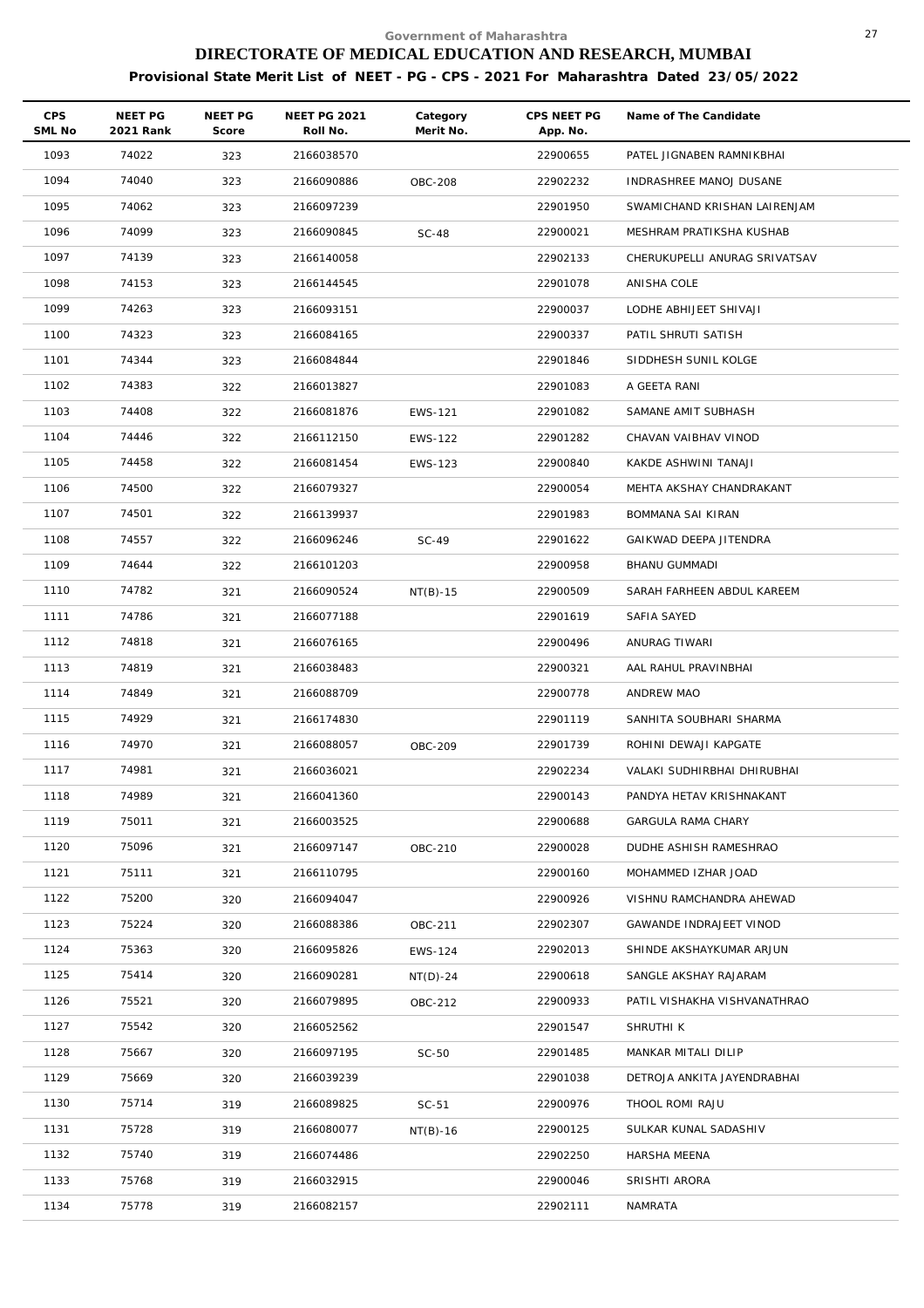Government of Maharashtra

# DIRECTORATE OF MEDICAL EDUCATION AND RESEARCH, MUMBAI

## Provisional State Merit List of NEET - PG - CPS - 2021 For Maharashtra Dated 23/05/2022

| CPS SML No | NEET PG 2021 Rank | NEET PG Score | NEET PG 2021 Roll No. | Category Merit No. | CPS NEET PG App. No. | Name of The Candidate |
|---|---|---|---|---|---|---|
| 1093 | 74022 | 323 | 2166038570 | | 22900655 | PATEL JIGNABEN RAMNIKBHAI |
| 1094 | 74040 | 323 | 2166090886 | OBC-208 | 22902232 | INDRASHREE MANOJ DUSANE |
| 1095 | 74062 | 323 | 2166097239 | | 22901950 | SWAMICHAND KRISHAN LAIRENJAM |
| 1096 | 74099 | 323 | 2166090845 | SC-48 | 22900021 | MESHRAM PRATIKSHA KUSHAB |
| 1097 | 74139 | 323 | 2166140058 | | 22902133 | CHERUKUPELLI ANURAG SRIVATSAV |
| 1098 | 74153 | 323 | 2166144545 | | 22901078 | ANISHA COLE |
| 1099 | 74263 | 323 | 2166093151 | | 22900037 | LODHE ABHIJEET SHIVAJI |
| 1100 | 74323 | 323 | 2166084165 | | 22900337 | PATIL SHRUTI SATISH |
| 1101 | 74344 | 323 | 2166084844 | | 22901846 | SIDDHESH SUNIL KOLGE |
| 1102 | 74383 | 322 | 2166013827 | | 22901083 | A GEETA RANI |
| 1103 | 74408 | 322 | 2166081876 | EWS-121 | 22901082 | SAMANE AMIT SUBHASH |
| 1104 | 74446 | 322 | 2166112150 | EWS-122 | 22901282 | CHAVAN VAIBHAV VINOD |
| 1105 | 74458 | 322 | 2166081454 | EWS-123 | 22900840 | KAKDE ASHWINI TANAJI |
| 1106 | 74500 | 322 | 2166079327 | | 22900054 | MEHTA AKSHAY CHANDRAKANT |
| 1107 | 74501 | 322 | 2166139937 | | 22901983 | BOMMANA SAI KIRAN |
| 1108 | 74557 | 322 | 2166096246 | SC-49 | 22901622 | GAIKWAD DEEPA JITENDRA |
| 1109 | 74644 | 322 | 2166101203 | | 22900958 | BHANU GUMMADI |
| 1110 | 74782 | 321 | 2166090524 | NT(B)-15 | 22900509 | SARAH FARHEEN ABDUL KAREEM |
| 1111 | 74786 | 321 | 2166077188 | | 22901619 | SAFIA SAYED |
| 1112 | 74818 | 321 | 2166076165 | | 22900496 | ANURAG TIWARI |
| 1113 | 74819 | 321 | 2166038483 | | 22900321 | AAL RAHUL PRAVINBHAI |
| 1114 | 74849 | 321 | 2166088709 | | 22900778 | ANDREW MAO |
| 1115 | 74929 | 321 | 2166174830 | | 22901119 | SANHITA SOUBHARI SHARMA |
| 1116 | 74970 | 321 | 2166088057 | OBC-209 | 22901739 | ROHINI DEWAJI KAPGATE |
| 1117 | 74981 | 321 | 2166036021 | | 22902234 | VALAKI SUDHIRBHAI DHIRUBHAI |
| 1118 | 74989 | 321 | 2166041360 | | 22900143 | PANDYA HETAV KRISHNAKANT |
| 1119 | 75011 | 321 | 2166003525 | | 22900688 | GARGULA RAMA CHARY |
| 1120 | 75096 | 321 | 2166097147 | OBC-210 | 22900028 | DUDHE ASHISH RAMESHRAO |
| 1121 | 75111 | 321 | 2166110795 | | 22900160 | MOHAMMED IZHAR JOAD |
| 1122 | 75200 | 320 | 2166094047 | | 22900926 | VISHNU RAMCHANDRA AHEWAD |
| 1123 | 75224 | 320 | 2166088386 | OBC-211 | 22902307 | GAWANDE INDRAJEET VINOD |
| 1124 | 75363 | 320 | 2166095826 | EWS-124 | 22902013 | SHINDE AKSHAYKUMAR ARJUN |
| 1125 | 75414 | 320 | 2166090281 | NT(D)-24 | 22900618 | SANGLE AKSHAY RAJARAM |
| 1126 | 75521 | 320 | 2166079895 | OBC-212 | 22900933 | PATIL VISHAKHA VISHVANATHRAO |
| 1127 | 75542 | 320 | 2166052562 | | 22901547 | SHRUTHI K |
| 1128 | 75667 | 320 | 2166097195 | SC-50 | 22901485 | MANKAR MITALI DILIP |
| 1129 | 75669 | 320 | 2166039239 | | 22901038 | DETROJA ANKITA JAYENDRABHAI |
| 1130 | 75714 | 319 | 2166089825 | SC-51 | 22900976 | THOOL ROMI RAJU |
| 1131 | 75728 | 319 | 2166080077 | NT(B)-16 | 22900125 | SULKAR KUNAL SADASHIV |
| 1132 | 75740 | 319 | 2166074486 | | 22902250 | HARSHA MEENA |
| 1133 | 75768 | 319 | 2166032915 | | 22900046 | SRISHTI ARORA |
| 1134 | 75778 | 319 | 2166082157 | | 22902111 | NAMRATA |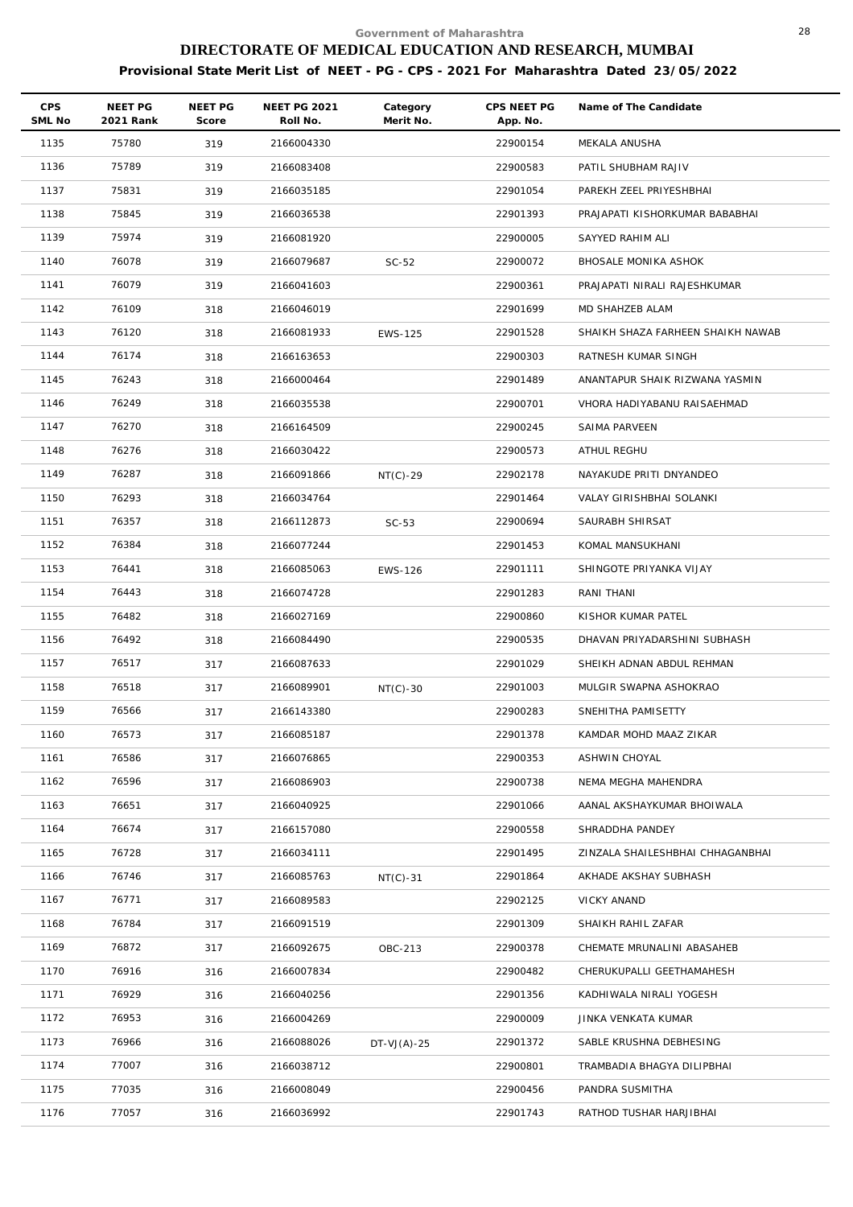Government of Maharashtra

# DIRECTORATE OF MEDICAL EDUCATION AND RESEARCH, MUMBAI

**Provisional State Merit List of NEET - PG - CPS - 2021 For Maharashtra Dated 23/05/2022**

| CPS SML No | NEET PG 2021 Rank | NEET PG Score | NEET PG 2021 Roll No. | Category Merit No. | CPS NEET PG App. No. | Name of The Candidate |
|---|---|---|---|---|---|---|
| 1135 | 75780 | 319 | 2166004330 | | 22900154 | MEKALA ANUSHA |
| 1136 | 75789 | 319 | 2166083408 | | 22900583 | PATIL SHUBHAM RAJIV |
| 1137 | 75831 | 319 | 2166035185 | | 22901054 | PAREKH ZEEL PRIYESHBHAI |
| 1138 | 75845 | 319 | 2166036538 | | 22901393 | PRAJAPATI KISHORKUMAR BABABHAI |
| 1139 | 75974 | 319 | 2166081920 | | 22900005 | SAYYED RAHIM ALI |
| 1140 | 76078 | 319 | 2166079687 | SC-52 | 22900072 | BHOSALE MONIKA ASHOK |
| 1141 | 76079 | 319 | 2166041603 | | 22900361 | PRAJAPATI NIRALI RAJESHKUMAR |
| 1142 | 76109 | 318 | 2166046019 | | 22901699 | MD SHAHZEB ALAM |
| 1143 | 76120 | 318 | 2166081933 | EWS-125 | 22901528 | SHAIKH SHAZA FARHEEN SHAIKH NAWAB |
| 1144 | 76174 | 318 | 2166163653 | | 22900303 | RATNESH KUMAR SINGH |
| 1145 | 76243 | 318 | 2166000464 | | 22901489 | ANANTAPUR SHAIK RIZWANA YASMIN |
| 1146 | 76249 | 318 | 2166035538 | | 22900701 | VHORA HADIYABANU RAISAEHMAD |
| 1147 | 76270 | 318 | 2166164509 | | 22900245 | SAIMA PARVEEN |
| 1148 | 76276 | 318 | 2166030422 | | 22900573 | ATHUL REGHU |
| 1149 | 76287 | 318 | 2166091866 | NT(C)-29 | 22902178 | NAYAKUDE PRITI DNYANDEO |
| 1150 | 76293 | 318 | 2166034764 | | 22901464 | VALAY GIRISHBHAI SOLANKI |
| 1151 | 76357 | 318 | 2166112873 | SC-53 | 22900694 | SAURABH SHIRSAT |
| 1152 | 76384 | 318 | 2166077244 | | 22901453 | KOMAL MANSUKHANI |
| 1153 | 76441 | 318 | 2166085063 | EWS-126 | 22901111 | SHINGOTE PRIYANKA VIJAY |
| 1154 | 76443 | 318 | 2166074728 | | 22901283 | RANI THANI |
| 1155 | 76482 | 318 | 2166027169 | | 22900860 | KISHOR KUMAR PATEL |
| 1156 | 76492 | 318 | 2166084490 | | 22900535 | DHAVAN PRIYADARSHINI SUBHASH |
| 1157 | 76517 | 317 | 2166087633 | | 22901029 | SHEIKH ADNAN ABDUL REHMAN |
| 1158 | 76518 | 317 | 2166089901 | NT(C)-30 | 22901003 | MULGIR SWAPNA ASHOKRAO |
| 1159 | 76566 | 317 | 2166143380 | | 22900283 | SNEHITHA PAMISETTY |
| 1160 | 76573 | 317 | 2166085187 | | 22901378 | KAMDAR MOHD MAAZ ZIKAR |
| 1161 | 76586 | 317 | 2166076865 | | 22900353 | ASHWIN CHOYAL |
| 1162 | 76596 | 317 | 2166086903 | | 22900738 | NEMA MEGHA MAHENDRA |
| 1163 | 76651 | 317 | 2166040925 | | 22901066 | AANAL AKSHAYKUMAR BHOIWALA |
| 1164 | 76674 | 317 | 2166157080 | | 22900558 | SHRADDHA PANDEY |
| 1165 | 76728 | 317 | 2166034111 | | 22901495 | ZINZALA SHAILESHBHAI CHHAGANBHAI |
| 1166 | 76746 | 317 | 2166085763 | NT(C)-31 | 22901864 | AKHADE AKSHAY SUBHASH |
| 1167 | 76771 | 317 | 2166089583 | | 22902125 | VICKY ANAND |
| 1168 | 76784 | 317 | 2166091519 | | 22901309 | SHAIKH RAHIL ZAFAR |
| 1169 | 76872 | 317 | 2166092675 | OBC-213 | 22900378 | CHEMATE MRUNALINI ABASAHEB |
| 1170 | 76916 | 316 | 2166007834 | | 22900482 | CHERUKUPALLI GEETHAMAHESH |
| 1171 | 76929 | 316 | 2166040256 | | 22901356 | KADHIWALA NIRALI YOGESH |
| 1172 | 76953 | 316 | 2166004269 | | 22900009 | JINKA VENKATA KUMAR |
| 1173 | 76966 | 316 | 2166088026 | DT-VJ(A)-25 | 22901372 | SABLE KRUSHNA DEBHESING |
| 1174 | 77007 | 316 | 2166038712 | | 22900801 | TRAMBADIA BHAGYA DILIPBHAI |
| 1175 | 77035 | 316 | 2166008049 | | 22900456 | PANDRA SUSMITHA |
| 1176 | 77057 | 316 | 2166036992 | | 22901743 | RATHOD TUSHAR HARJIBHAI |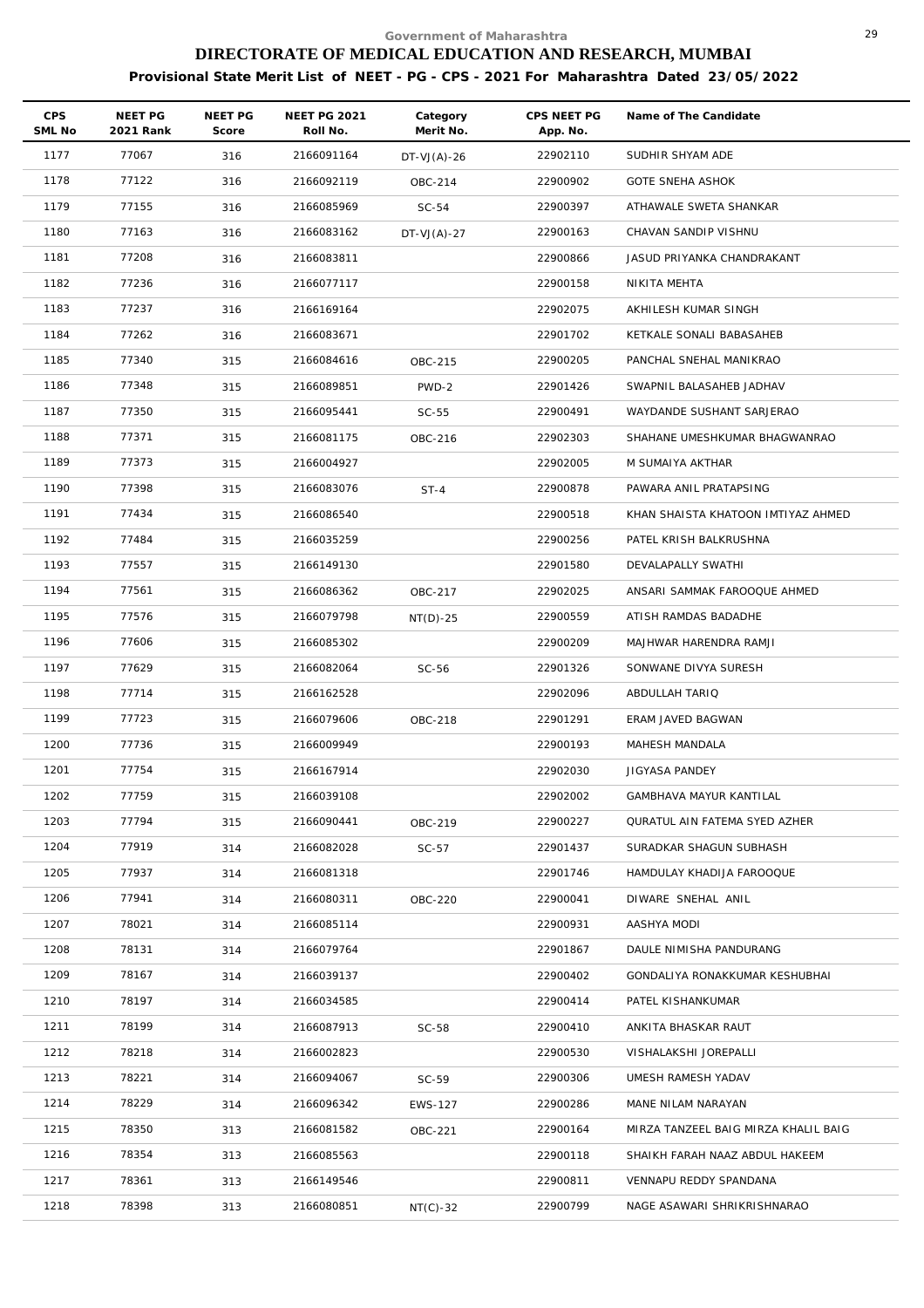Government of Maharashtra

# DIRECTORATE OF MEDICAL EDUCATION AND RESEARCH, MUMBAI

**Provisional State Merit List of NEET - PG - CPS - 2021 For Maharashtra Dated 23/05/2022**

| CPS SML No | NEET PG 2021 Rank | NEET PG Score | NEET PG 2021 Roll No. | Category Merit No. | CPS NEET PG App. No. | Name of The Candidate |
|---|---|---|---|---|---|---|
| 1177 | 77067 | 316 | 2166091164 | DT-VJ(A)-26 | 22902110 | SUDHIR SHYAM ADE |
| 1178 | 77122 | 316 | 2166092119 | OBC-214 | 22900902 | GOTE SNEHA ASHOK |
| 1179 | 77155 | 316 | 2166085969 | SC-54 | 22900397 | ATHAWALE SWETA SHANKAR |
| 1180 | 77163 | 316 | 2166083162 | DT-VJ(A)-27 | 22900163 | CHAVAN SANDIP VISHNU |
| 1181 | 77208 | 316 | 2166083811 | | 22900866 | JASUD PRIYANKA CHANDRAKANT |
| 1182 | 77236 | 316 | 2166077117 | | 22900158 | NIKITA MEHTA |
| 1183 | 77237 | 316 | 2166169164 | | 22902075 | AKHILESH KUMAR SINGH |
| 1184 | 77262 | 316 | 2166083671 | | 22901702 | KETKALE SONALI BABASAHEB |
| 1185 | 77340 | 315 | 2166084616 | OBC-215 | 22900205 | PANCHAL SNEHAL MANIKRAO |
| 1186 | 77348 | 315 | 2166089851 | PWD-2 | 22901426 | SWAPNIL BALASAHEB JADHAV |
| 1187 | 77350 | 315 | 2166095441 | SC-55 | 22900491 | WAYDANDE SUSHANT SARJERAO |
| 1188 | 77371 | 315 | 2166081175 | OBC-216 | 22902303 | SHAHANE UMESHKUMAR BHAGWANRAO |
| 1189 | 77373 | 315 | 2166004927 | | 22902005 | M SUMAIYA AKTHAR |
| 1190 | 77398 | 315 | 2166083076 | ST-4 | 22900878 | PAWARA ANIL PRATAPSING |
| 1191 | 77434 | 315 | 2166086540 | | 22900518 | KHAN SHAISTA KHATOON IMTIYAZ AHMED |
| 1192 | 77484 | 315 | 2166035259 | | 22900256 | PATEL KRISH BALKRUSHNA |
| 1193 | 77557 | 315 | 2166149130 | | 22901580 | DEVALAPALLY SWATHI |
| 1194 | 77561 | 315 | 2166086362 | OBC-217 | 22902025 | ANSARI SAMMAK FAROOQUE AHMED |
| 1195 | 77576 | 315 | 2166079798 | NT(D)-25 | 22900559 | ATISH RAMDAS BADADHE |
| 1196 | 77606 | 315 | 2166085302 | | 22900209 | MAJHWAR HARENDRA RAMJI |
| 1197 | 77629 | 315 | 2166082064 | SC-56 | 22901326 | SONWANE DIVYA SURESH |
| 1198 | 77714 | 315 | 2166162528 | | 22902096 | ABDULLAH TARIQ |
| 1199 | 77723 | 315 | 2166079606 | OBC-218 | 22901291 | ERAM JAVED BAGWAN |
| 1200 | 77736 | 315 | 2166009949 | | 22900193 | MAHESH MANDALA |
| 1201 | 77754 | 315 | 2166167914 | | 22902030 | JIGYASA PANDEY |
| 1202 | 77759 | 315 | 2166039108 | | 22902002 | GAMBHAVA MAYUR KANTILAL |
| 1203 | 77794 | 315 | 2166090441 | OBC-219 | 22900227 | QURATUL AIN FATEMA SYED AZHER |
| 1204 | 77919 | 314 | 2166082028 | SC-57 | 22901437 | SURADKAR SHAGUN SUBHASH |
| 1205 | 77937 | 314 | 2166081318 | | 22901746 | HAMDULAY KHADIJA FAROOQUE |
| 1206 | 77941 | 314 | 2166080311 | OBC-220 | 22900041 | DIWARE SNEHAL ANIL |
| 1207 | 78021 | 314 | 2166085114 | | 22900931 | AASHYA MODI |
| 1208 | 78131 | 314 | 2166079764 | | 22901867 | DAULE NIMISHA PANDURANG |
| 1209 | 78167 | 314 | 2166039137 | | 22900402 | GONDALIYA RONAKKUMAR KESHUBHAI |
| 1210 | 78197 | 314 | 2166034585 | | 22900414 | PATEL KISHANKUMAR |
| 1211 | 78199 | 314 | 2166087913 | SC-58 | 22900410 | ANKITA BHASKAR RAUT |
| 1212 | 78218 | 314 | 2166002823 | | 22900530 | VISHALAKSHI JOREPALLI |
| 1213 | 78221 | 314 | 2166094067 | SC-59 | 22900306 | UMESH RAMESH YADAV |
| 1214 | 78229 | 314 | 2166096342 | EWS-127 | 22900286 | MANE NILAM NARAYAN |
| 1215 | 78350 | 313 | 2166081582 | OBC-221 | 22900164 | MIRZA TANZEEL BAIG MIRZA KHALIL BAIG |
| 1216 | 78354 | 313 | 2166085563 | | 22900118 | SHAIKH FARAH NAAZ ABDUL HAKEEM |
| 1217 | 78361 | 313 | 2166149546 | | 22900811 | VENNAPU REDDY SPANDANA |
| 1218 | 78398 | 313 | 2166080851 | NT(C)-32 | 22900799 | NAGE ASAWARI SHRIKRISHNARAO |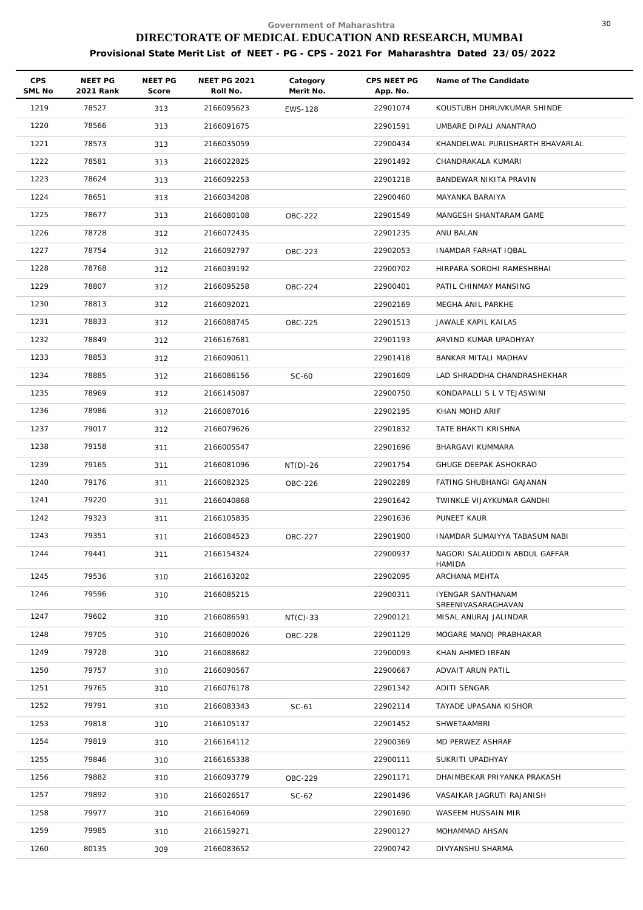Government of Maharashtra

# DIRECTORATE OF MEDICAL EDUCATION AND RESEARCH, MUMBAI

**Provisional State Merit List of NEET - PG - CPS - 2021 For Maharashtra Dated 23/05/2022**

| CPS SML No | NEET PG 2021 Rank | NEET PG Score | NEET PG 2021 Roll No. | Category Merit No. | CPS NEET PG App. No. | Name of The Candidate |
|---|---|---|---|---|---|---|
| 1219 | 78527 | 313 | 2166095623 | EWS-128 | 22901074 | KOUSTUBH DHRUVKUMAR SHINDE |
| 1220 | 78566 | 313 | 2166091675 | | 22901591 | UMBARE DIPALI ANANTRAO |
| 1221 | 78573 | 313 | 2166035059 | | 22900434 | KHANDELWAL PURUSHARTH BHAVARLAL |
| 1222 | 78581 | 313 | 2166022825 | | 22901492 | CHANDRAKALA KUMARI |
| 1223 | 78624 | 313 | 2166092253 | | 22901218 | BANDEWAR NIKITA PRAVIN |
| 1224 | 78651 | 313 | 2166034208 | | 22900460 | MAYANKA BARAIYA |
| 1225 | 78677 | 313 | 2166080108 | OBC-222 | 22901549 | MANGESH SHANTARAM GAME |
| 1226 | 78728 | 312 | 2166072435 | | 22901235 | ANU BALAN |
| 1227 | 78754 | 312 | 2166092797 | OBC-223 | 22902053 | INAMDAR FARHAT IQBAL |
| 1228 | 78768 | 312 | 2166039192 | | 22900702 | HIRPARA SOROHI RAMESHBHAI |
| 1229 | 78807 | 312 | 2166095258 | OBC-224 | 22900401 | PATIL CHINMAY MANSING |
| 1230 | 78813 | 312 | 2166092021 | | 22902169 | MEGHA ANIL PARKHE |
| 1231 | 78833 | 312 | 2166088745 | OBC-225 | 22901513 | JAWALE KAPIL KAILAS |
| 1232 | 78849 | 312 | 2166167681 | | 22901193 | ARVIND KUMAR UPADHYAY |
| 1233 | 78853 | 312 | 2166090611 | | 22901418 | BANKAR MITALI MADHAV |
| 1234 | 78885 | 312 | 2166086156 | SC-60 | 22901609 | LAD SHRADDHA CHANDRASHEKHAR |
| 1235 | 78969 | 312 | 2166145087 | | 22900750 | KONDAPALLI S L V TEJASWINI |
| 1236 | 78986 | 312 | 2166087016 | | 22902195 | KHAN MOHD ARIF |
| 1237 | 79017 | 312 | 2166079626 | | 22901832 | TATE BHAKTI KRISHNA |
| 1238 | 79158 | 311 | 2166005547 | | 22901696 | BHARGAVI KUMMARA |
| 1239 | 79165 | 311 | 2166081096 | NT(D)-26 | 22901754 | GHUGE DEEPAK ASHOKRAO |
| 1240 | 79176 | 311 | 2166082325 | OBC-226 | 22902289 | FATING SHUBHANGI GAJANAN |
| 1241 | 79220 | 311 | 2166040868 | | 22901642 | TWINKLE VIJAYKUMAR GANDHI |
| 1242 | 79323 | 311 | 2166105835 | | 22901636 | PUNEET KAUR |
| 1243 | 79351 | 311 | 2166084523 | OBC-227 | 22901900 | INAMDAR SUMAIYYA TABASUM NABI |
| 1244 | 79441 | 311 | 2166154324 | | 22900937 | NAGORI SALAUDDIN ABDUL GAFFAR HAMIDA |
| 1245 | 79536 | 310 | 2166163202 | | 22902095 | ARCHANA MEHTA |
| 1246 | 79596 | 310 | 2166085215 | | 22900311 | IYENGAR SANTHANAM SREENIVASARAGHAVAN |
| 1247 | 79602 | 310 | 2166086591 | NT(C)-33 | 22900121 | MISAL ANURAJ JALINDAR |
| 1248 | 79705 | 310 | 2166080026 | OBC-228 | 22901129 | MOGARE MANOJ PRABHAKAR |
| 1249 | 79728 | 310 | 2166088682 | | 22900093 | KHAN AHMED IRFAN |
| 1250 | 79757 | 310 | 2166090567 | | 22900667 | ADVAIT ARUN PATIL |
| 1251 | 79765 | 310 | 2166076178 | | 22901342 | ADITI SENGAR |
| 1252 | 79791 | 310 | 2166083343 | SC-61 | 22902114 | TAYADE UPASANA KISHOR |
| 1253 | 79818 | 310 | 2166105137 | | 22901452 | SHWETAAMBRI |
| 1254 | 79819 | 310 | 2166164112 | | 22900369 | MD PERWEZ ASHRAF |
| 1255 | 79846 | 310 | 2166165338 | | 22900111 | SUKRITI UPADHYAY |
| 1256 | 79882 | 310 | 2166093779 | OBC-229 | 22901171 | DHAIMBEKAR PRIYANKA PRAKASH |
| 1257 | 79892 | 310 | 2166026517 | SC-62 | 22901496 | VASAIKAR JAGRUTI RAJANISH |
| 1258 | 79977 | 310 | 2166164069 | | 22901690 | WASEEM HUSSAIN MIR |
| 1259 | 79985 | 310 | 2166159271 | | 22900127 | MOHAMMAD AHSAN |
| 1260 | 80135 | 309 | 2166083652 | | 22900742 | DIVYANSHU SHARMA |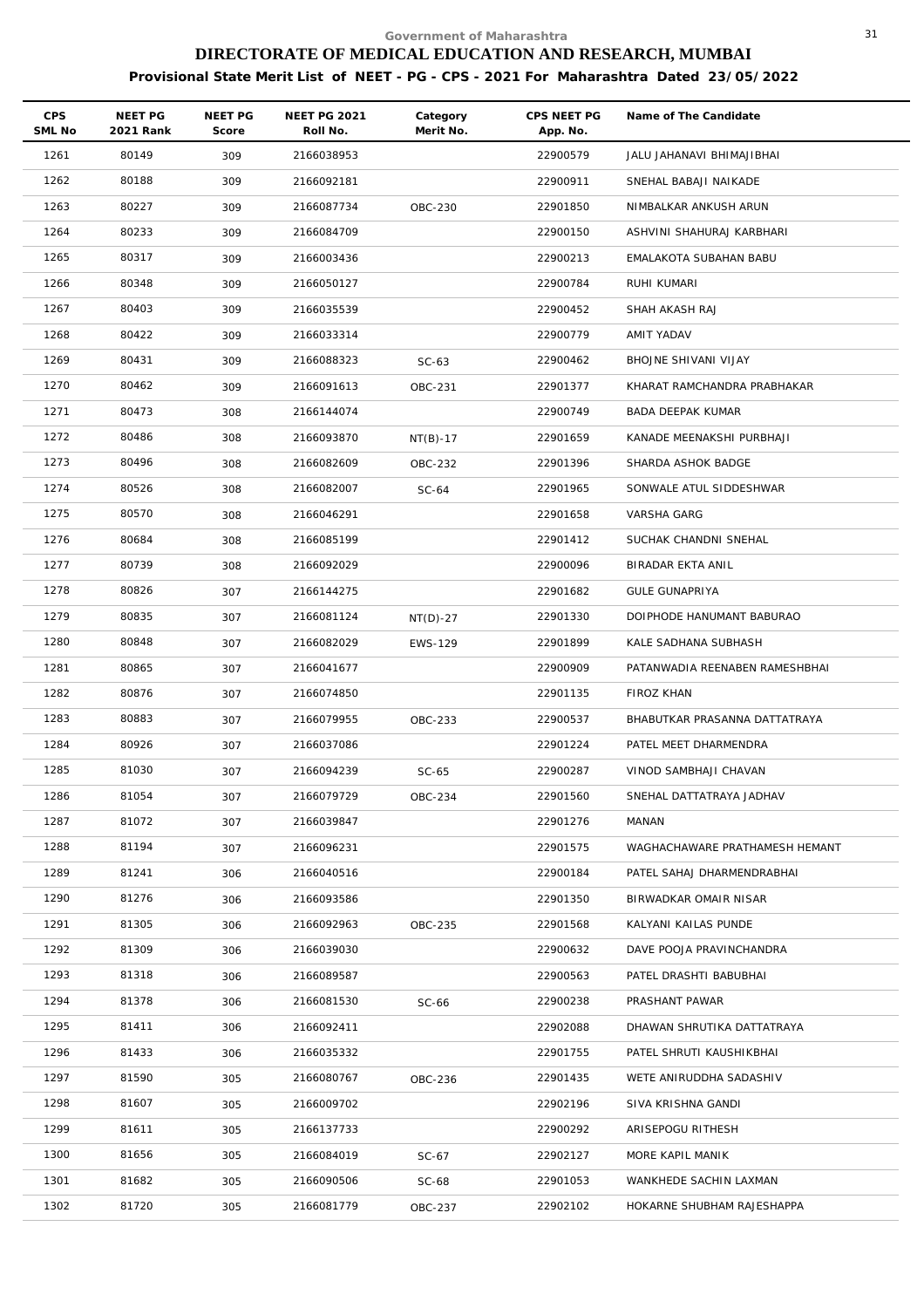Government of Maharashtra

# DIRECTORATE OF MEDICAL EDUCATION AND RESEARCH, MUMBAI

## Provisional State Merit List of NEET - PG - CPS - 2021 For Maharashtra Dated 23/05/2022

| CPS SML No | NEET PG 2021 Rank | NEET PG Score | NEET PG 2021 Roll No. | Category Merit No. | CPS NEET PG App. No. | Name of The Candidate |
|---|---|---|---|---|---|---|
| 1261 | 80149 | 309 | 2166038953 | | 22900579 | JALU JAHANAVI BHIMAJIBHAI |
| 1262 | 80188 | 309 | 2166092181 | | 22900911 | SNEHAL BABAJI NAIKADE |
| 1263 | 80227 | 309 | 2166087734 | OBC-230 | 22901850 | NIMBALKAR ANKUSH ARUN |
| 1264 | 80233 | 309 | 2166084709 | | 22900150 | ASHVINI SHAHURAJ KARBHARI |
| 1265 | 80317 | 309 | 2166003436 | | 22900213 | EMALAKOTA SUBAHAN BABU |
| 1266 | 80348 | 309 | 2166050127 | | 22900784 | RUHI KUMARI |
| 1267 | 80403 | 309 | 2166035539 | | 22900452 | SHAH AKASH RAJ |
| 1268 | 80422 | 309 | 2166033314 | | 22900779 | AMIT YADAV |
| 1269 | 80431 | 309 | 2166088323 | SC-63 | 22900462 | BHOJNE SHIVANI VIJAY |
| 1270 | 80462 | 309 | 2166091613 | OBC-231 | 22901377 | KHARAT RAMCHANDRA PRABHAKAR |
| 1271 | 80473 | 308 | 2166144074 | | 22900749 | BADA DEEPAK KUMAR |
| 1272 | 80486 | 308 | 2166093870 | NT(B)-17 | 22901659 | KANADE MEENAKSHI PURBHAJI |
| 1273 | 80496 | 308 | 2166082609 | OBC-232 | 22901396 | SHARDA ASHOK BADGE |
| 1274 | 80526 | 308 | 2166082007 | SC-64 | 22901965 | SONWALE ATUL SIDDESHWAR |
| 1275 | 80570 | 308 | 2166046291 | | 22901658 | VARSHA GARG |
| 1276 | 80684 | 308 | 2166085199 | | 22901412 | SUCHAK CHANDNI SNEHAL |
| 1277 | 80739 | 308 | 2166092029 | | 22900096 | BIRADAR EKTA ANIL |
| 1278 | 80826 | 307 | 2166144275 | | 22901682 | GULE GUNAPRIYA |
| 1279 | 80835 | 307 | 2166081124 | NT(D)-27 | 22901330 | DOIPHODE HANUMANT BABURAO |
| 1280 | 80848 | 307 | 2166082029 | EWS-129 | 22901899 | KALE SADHANA SUBHASH |
| 1281 | 80865 | 307 | 2166041677 | | 22900909 | PATANWADIA REENABEN RAMESHBHAI |
| 1282 | 80876 | 307 | 2166074850 | | 22901135 | FIROZ KHAN |
| 1283 | 80883 | 307 | 2166079955 | OBC-233 | 22900537 | BHABUTKAR PRASANNA DATTATRAYA |
| 1284 | 80926 | 307 | 2166037086 | | 22901224 | PATEL MEET DHARMENDRA |
| 1285 | 81030 | 307 | 2166094239 | SC-65 | 22900287 | VINOD SAMBHAJI CHAVAN |
| 1286 | 81054 | 307 | 2166079729 | OBC-234 | 22901560 | SNEHAL DATTATRAYA JADHAV |
| 1287 | 81072 | 307 | 2166039847 | | 22901276 | MANAN |
| 1288 | 81194 | 307 | 2166096231 | | 22901575 | WAGHACHAWARE PRATHAMESH HEMANT |
| 1289 | 81241 | 306 | 2166040516 | | 22900184 | PATEL SAHAJ DHARMENDRABHAI |
| 1290 | 81276 | 306 | 2166093586 | | 22901350 | BIRWADKAR OMAIR NISAR |
| 1291 | 81305 | 306 | 2166092963 | OBC-235 | 22901568 | KALYANI KAILAS PUNDE |
| 1292 | 81309 | 306 | 2166039030 | | 22900632 | DAVE POOJA PRAVINCHANDRA |
| 1293 | 81318 | 306 | 2166089587 | | 22900563 | PATEL DRASHTI BABUBHAI |
| 1294 | 81378 | 306 | 2166081530 | SC-66 | 22900238 | PRASHANT PAWAR |
| 1295 | 81411 | 306 | 2166092411 | | 22902088 | DHAWAN SHRUTIKA DATTATRAYA |
| 1296 | 81433 | 306 | 2166035332 | | 22901755 | PATEL SHRUTI KAUSHIKBHAI |
| 1297 | 81590 | 305 | 2166080767 | OBC-236 | 22901435 | WETE ANIRUDDHA SADASHIV |
| 1298 | 81607 | 305 | 2166009702 | | 22902196 | SIVA KRISHNA GANDI |
| 1299 | 81611 | 305 | 2166137733 | | 22900292 | ARISEPOGU RITHESH |
| 1300 | 81656 | 305 | 2166084019 | SC-67 | 22902127 | MORE KAPIL MANIK |
| 1301 | 81682 | 305 | 2166090506 | SC-68 | 22901053 | WANKHEDE SACHIN LAXMAN |
| 1302 | 81720 | 305 | 2166081779 | OBC-237 | 22902102 | HOKARNE SHUBHAM RAJESHAPPA |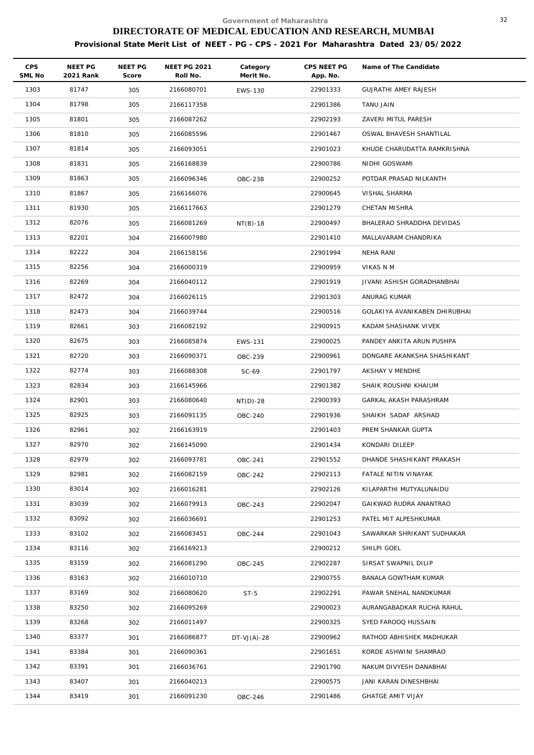Government of Maharashtra

# DIRECTORATE OF MEDICAL EDUCATION AND RESEARCH, MUMBAI

**Provisional State Merit List of NEET - PG - CPS - 2021 For Maharashtra Dated 23/05/2022**

| CPS SML No | NEET PG 2021 Rank | NEET PG Score | NEET PG 2021 Roll No. | Category Merit No. | CPS NEET PG App. No. | Name of The Candidate |
|---|---|---|---|---|---|---|
| 1303 | 81747 | 305 | 2166080701 | EWS-130 | 22901333 | GUJRATHI AMEY RAJESH |
| 1304 | 81798 | 305 | 2166117358 | | 22901386 | TANU JAIN |
| 1305 | 81801 | 305 | 2166087262 | | 22902193 | ZAVERI MITUL PARESH |
| 1306 | 81810 | 305 | 2166085596 | | 22901467 | OSWAL BHAVESH SHANTILAL |
| 1307 | 81814 | 305 | 2166093051 | | 22901023 | KHUDE CHARUDATTA RAMKRISHNA |
| 1308 | 81831 | 305 | 2166168839 | | 22900786 | NIDHI GOSWAMI |
| 1309 | 81863 | 305 | 2166096346 | OBC-238 | 22900252 | POTDAR PRASAD NILKANTH |
| 1310 | 81867 | 305 | 2166166076 | | 22900645 | VISHAL SHARMA |
| 1311 | 81930 | 305 | 2166117663 | | 22901279 | CHETAN MISHRA |
| 1312 | 82076 | 305 | 2166081269 | NT(B)-18 | 22900497 | BHALERAO SHRADDHA DEVIDAS |
| 1313 | 82201 | 304 | 2166007980 | | 22901410 | MALLAVARAM CHANDRIKA |
| 1314 | 82222 | 304 | 2166158156 | | 22901994 | NEHA RANI |
| 1315 | 82256 | 304 | 2166000319 | | 22900959 | VIKAS N M |
| 1316 | 82269 | 304 | 2166040112 | | 22901919 | JIVANI ASHISH GORADHANBHAI |
| 1317 | 82472 | 304 | 2166026115 | | 22901303 | ANURAG KUMAR |
| 1318 | 82473 | 304 | 2166039744 | | 22900516 | GOLAKIYA AVANIKABEN DHIRUBHAI |
| 1319 | 82661 | 303 | 2166082192 | | 22900915 | KADAM SHASHANK VIVEK |
| 1320 | 82675 | 303 | 2166085874 | EWS-131 | 22900025 | PANDEY ANKITA ARUN PUSHPA |
| 1321 | 82720 | 303 | 2166090371 | OBC-239 | 22900961 | DONGARE AKANKSHA SHASHIKANT |
| 1322 | 82774 | 303 | 2166088308 | SC-69 | 22901797 | AKSHAY V MENDHE |
| 1323 | 82834 | 303 | 2166145966 | | 22901382 | SHAIK ROUSHNI KHAIUM |
| 1324 | 82901 | 303 | 2166080640 | NT(D)-28 | 22900393 | GARKAL AKASH PARASHRAM |
| 1325 | 82925 | 303 | 2166091135 | OBC-240 | 22901936 | SHAIKH SADAF ARSHAD |
| 1326 | 82961 | 302 | 2166163919 | | 22901403 | PREM SHANKAR GUPTA |
| 1327 | 82970 | 302 | 2166145090 | | 22901434 | KONDARI DILEEP |
| 1328 | 82979 | 302 | 2166093781 | OBC-241 | 22901552 | DHANDE SHASHIKANT PRAKASH |
| 1329 | 82981 | 302 | 2166082159 | OBC-242 | 22902113 | FATALE NITIN VINAYAK |
| 1330 | 83014 | 302 | 2166016281 | | 22902126 | KILAPARTHI MUTYALUNAIDU |
| 1331 | 83039 | 302 | 2166079913 | OBC-243 | 22902047 | GAIKWAD RUDRA ANANTRAO |
| 1332 | 83092 | 302 | 2166036691 | | 22901253 | PATEL MIT ALPESHKUMAR |
| 1333 | 83102 | 302 | 2166083451 | OBC-244 | 22901043 | SAWARKAR SHRIKANT SUDHAKAR |
| 1334 | 83116 | 302 | 2166169213 | | 22900212 | SHILPI GOEL |
| 1335 | 83159 | 302 | 2166081290 | OBC-245 | 22902287 | SIRSAT SWAPNIL DILIP |
| 1336 | 83163 | 302 | 2166010710 | | 22900755 | BANALA GOWTHAM KUMAR |
| 1337 | 83169 | 302 | 2166080620 | ST-5 | 22902291 | PAWAR SNEHAL NANDKUMAR |
| 1338 | 83250 | 302 | 2166095269 | | 22900023 | AURANGABADKAR RUCHA RAHUL |
| 1339 | 83268 | 302 | 2166011497 | | 22900325 | SYED FAROOQ HUSSAIN |
| 1340 | 83377 | 301 | 2166086877 | DT-VJ(A)-28 | 22900962 | RATHOD ABHISHEK MADHUKAR |
| 1341 | 83384 | 301 | 2166090361 | | 22901651 | KORDE ASHWINI SHAMRAO |
| 1342 | 83391 | 301 | 2166036761 | | 22901790 | NAKUM DIVYESH DANABHAI |
| 1343 | 83407 | 301 | 2166040213 | | 22900575 | JANI KARAN DINESHBHAI |
| 1344 | 83419 | 301 | 2166091230 | OBC-246 | 22901486 | GHATGE AMIT VIJAY |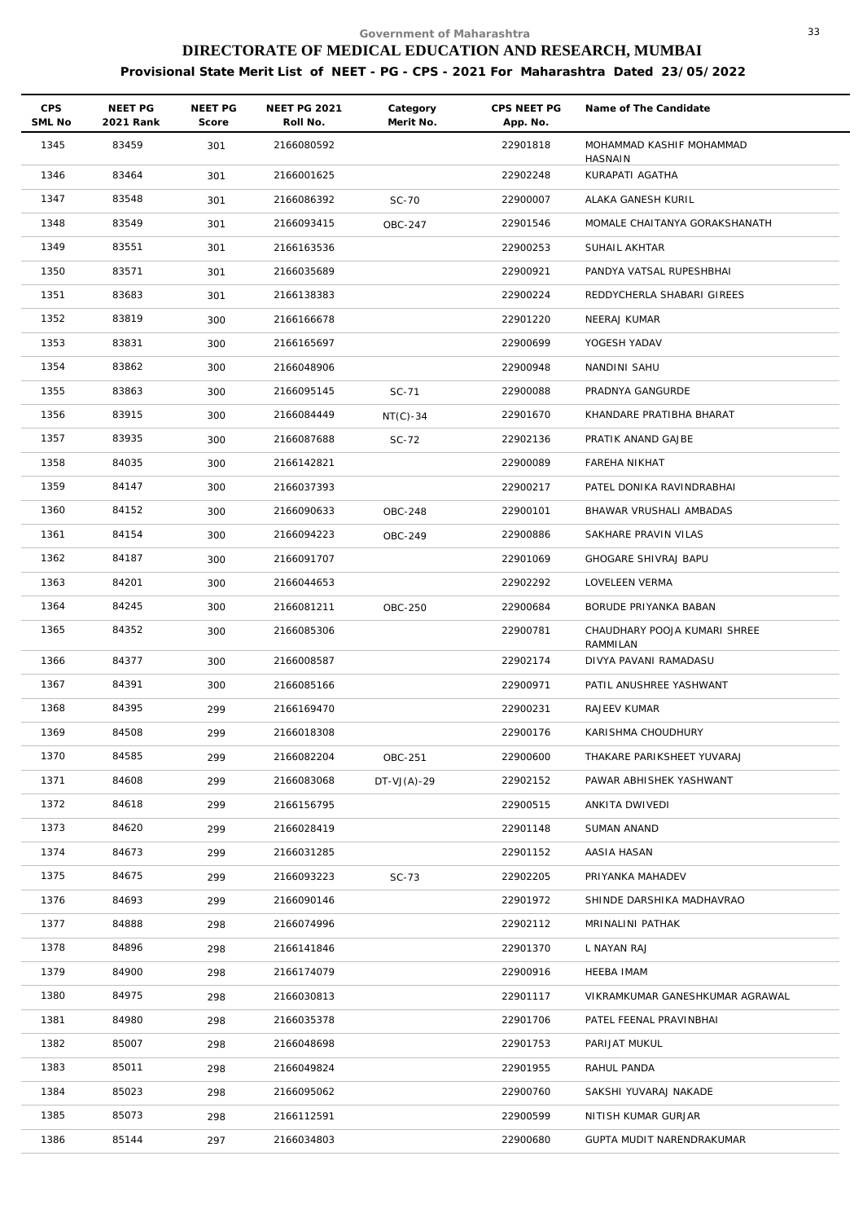Government of Maharashtra

# DIRECTORATE OF MEDICAL EDUCATION AND RESEARCH, MUMBAI

## Provisional State Merit List of NEET - PG - CPS - 2021 For Maharashtra Dated 23/05/2022

| CPS SML No | NEET PG 2021 Rank | NEET PG Score | NEET PG 2021 Roll No. | Category Merit No. | CPS NEET PG App. No. | Name of The Candidate |
|---|---|---|---|---|---|---|
| 1345 | 83459 | 301 | 2166080592 | | 22901818 | MOHAMMAD KASHIF MOHAMMAD HASNAIN |
| 1346 | 83464 | 301 | 2166001625 | | 22902248 | KURAPATI AGATHA |
| 1347 | 83548 | 301 | 2166086392 | SC-70 | 22900007 | ALAKA GANESH KURIL |
| 1348 | 83549 | 301 | 2166093415 | OBC-247 | 22901546 | MOMALE CHAITANYA GORAKSHANATH |
| 1349 | 83551 | 301 | 2166163536 | | 22900253 | SUHAIL AKHTAR |
| 1350 | 83571 | 301 | 2166035689 | | 22900921 | PANDYA VATSAL RUPESHBHAI |
| 1351 | 83683 | 301 | 2166138383 | | 22900224 | REDDYCHERLA SHABARI GIREES |
| 1352 | 83819 | 300 | 2166166678 | | 22901220 | NEERAJ KUMAR |
| 1353 | 83831 | 300 | 2166165697 | | 22900699 | YOGESH YADAV |
| 1354 | 83862 | 300 | 2166048906 | | 22900948 | NANDINI SAHU |
| 1355 | 83863 | 300 | 2166095145 | SC-71 | 22900088 | PRADNYA GANGURDE |
| 1356 | 83915 | 300 | 2166084449 | NT(C)-34 | 22901670 | KHANDARE PRATIBHA BHARAT |
| 1357 | 83935 | 300 | 2166087688 | SC-72 | 22902136 | PRATIK ANAND GAJBE |
| 1358 | 84035 | 300 | 2166142821 | | 22900089 | FAREHA NIKHAT |
| 1359 | 84147 | 300 | 2166037393 | | 22900217 | PATEL DONIKA RAVINDRABHAI |
| 1360 | 84152 | 300 | 2166090633 | OBC-248 | 22900101 | BHAWAR VRUSHALI AMBADAS |
| 1361 | 84154 | 300 | 2166094223 | OBC-249 | 22900886 | SAKHARE PRAVIN VILAS |
| 1362 | 84187 | 300 | 2166091707 | | 22901069 | GHOGARE SHIVRAJ BAPU |
| 1363 | 84201 | 300 | 2166044653 | | 22902292 | LOVELEEN VERMA |
| 1364 | 84245 | 300 | 2166081211 | OBC-250 | 22900684 | BORUDE PRIYANKA BABAN |
| 1365 | 84352 | 300 | 2166085306 | | 22900781 | CHAUDHARY POOJA KUMARI SHREE RAMMILAN |
| 1366 | 84377 | 300 | 2166008587 | | 22902174 | DIVYA PAVANI RAMADASU |
| 1367 | 84391 | 300 | 2166085166 | | 22900971 | PATIL ANUSHREE YASHWANT |
| 1368 | 84395 | 299 | 2166169470 | | 22900231 | RAJEEV KUMAR |
| 1369 | 84508 | 299 | 2166018308 | | 22900176 | KARISHMA CHOUDHURY |
| 1370 | 84585 | 299 | 2166082204 | OBC-251 | 22900600 | THAKARE PARIKSHEET YUVARAJ |
| 1371 | 84608 | 299 | 2166083068 | DT-VJ(A)-29 | 22902152 | PAWAR ABHISHEK YASHWANT |
| 1372 | 84618 | 299 | 2166156795 | | 22900515 | ANKITA DWIVEDI |
| 1373 | 84620 | 299 | 2166028419 | | 22901148 | SUMAN ANAND |
| 1374 | 84673 | 299 | 2166031285 | | 22901152 | AASIA HASAN |
| 1375 | 84675 | 299 | 2166093223 | SC-73 | 22902205 | PRIYANKA MAHADEV |
| 1376 | 84693 | 299 | 2166090146 | | 22901972 | SHINDE DARSHIKA MADHAVRAO |
| 1377 | 84888 | 298 | 2166074996 | | 22902112 | MRINALINI PATHAK |
| 1378 | 84896 | 298 | 2166141846 | | 22901370 | L NAYAN RAJ |
| 1379 | 84900 | 298 | 2166174079 | | 22900916 | HEEBA IMAM |
| 1380 | 84975 | 298 | 2166030813 | | 22901117 | VIKRAMKUMAR GANESHKUMAR AGRAWAL |
| 1381 | 84980 | 298 | 2166035378 | | 22901706 | PATEL FEENAL PRAVINBHAI |
| 1382 | 85007 | 298 | 2166048698 | | 22901753 | PARIJAT MUKUL |
| 1383 | 85011 | 298 | 2166049824 | | 22901955 | RAHUL PANDA |
| 1384 | 85023 | 298 | 2166095062 | | 22900760 | SAKSHI YUVARAJ NAKADE |
| 1385 | 85073 | 298 | 2166112591 | | 22900599 | NITISH KUMAR GURJAR |
| 1386 | 85144 | 297 | 2166034803 | | 22900680 | GUPTA MUDIT NARENDRAKUMAR |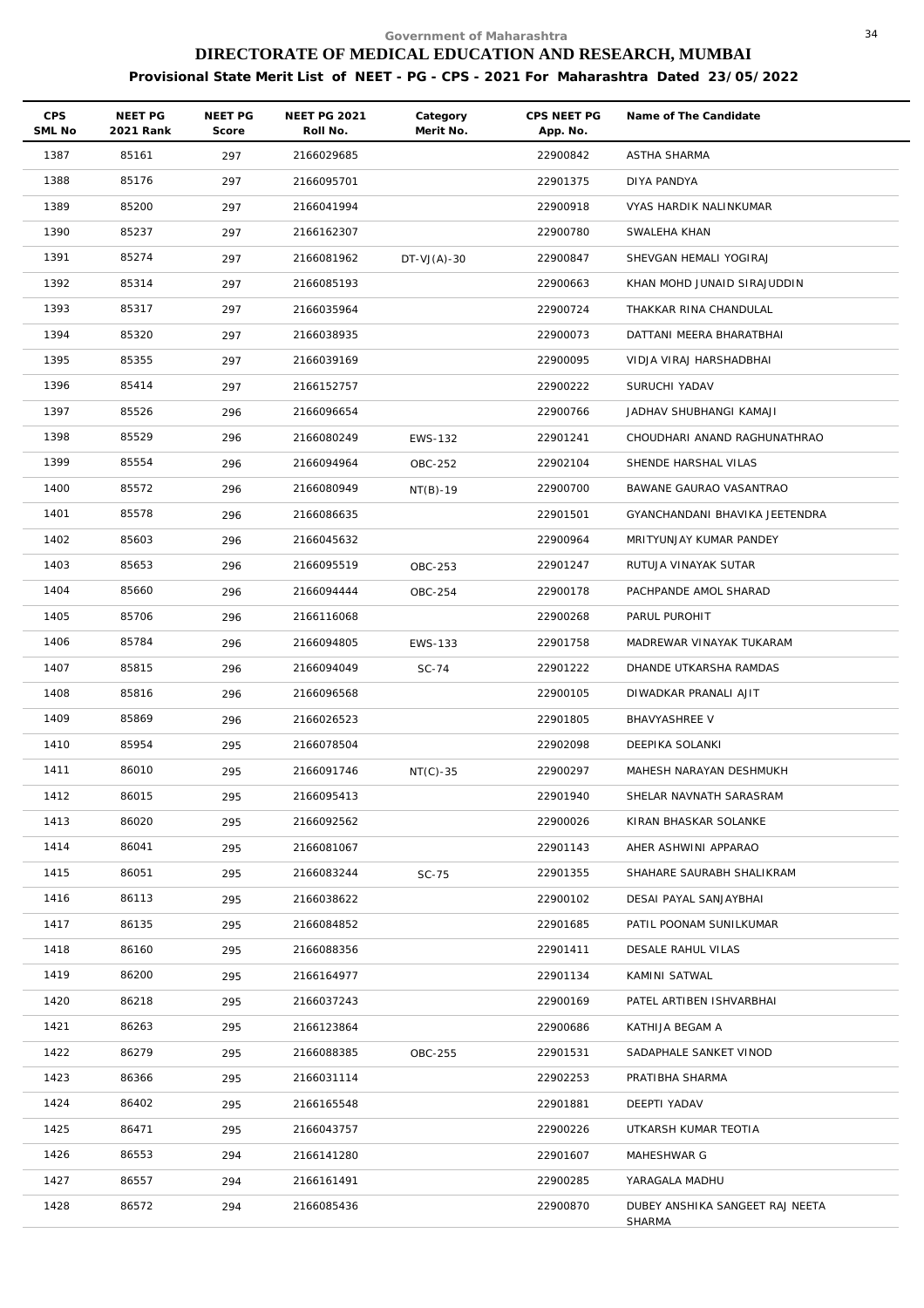Government of Maharashtra

# DIRECTORATE OF MEDICAL EDUCATION AND RESEARCH, MUMBAI

## Provisional State Merit List of NEET - PG - CPS - 2021 For Maharashtra Dated 23/05/2022

| CPS SML No | NEET PG 2021 Rank | NEET PG Score | NEET PG 2021 Roll No. | Category Merit No. | CPS NEET PG App. No. | Name of The Candidate |
|---|---|---|---|---|---|---|
| 1387 | 85161 | 297 | 2166029685 | | 22900842 | ASTHA SHARMA |
| 1388 | 85176 | 297 | 2166095701 | | 22901375 | DIYA PANDYA |
| 1389 | 85200 | 297 | 2166041994 | | 22900918 | VYAS HARDIK NALINKUMAR |
| 1390 | 85237 | 297 | 2166162307 | | 22900780 | SWALEHA KHAN |
| 1391 | 85274 | 297 | 2166081962 | DT-VJ(A)-30 | 22900847 | SHEVGAN HEMALI YOGIRAJ |
| 1392 | 85314 | 297 | 2166085193 | | 22900663 | KHAN MOHD JUNAID SIRAJUDDIN |
| 1393 | 85317 | 297 | 2166035964 | | 22900724 | THAKKAR RINA CHANDULAL |
| 1394 | 85320 | 297 | 2166038935 | | 22900073 | DATTANI MEERA BHARATBHAI |
| 1395 | 85355 | 297 | 2166039169 | | 22900095 | VIDJA VIRAJ HARSHADBHAI |
| 1396 | 85414 | 297 | 2166152757 | | 22900222 | SURUCHI YADAV |
| 1397 | 85526 | 296 | 2166096654 | | 22900766 | JADHAV SHUBHANGI KAMAJI |
| 1398 | 85529 | 296 | 2166080249 | EWS-132 | 22901241 | CHOUDHARI ANAND RAGHUNATHRAO |
| 1399 | 85554 | 296 | 2166094964 | OBC-252 | 22902104 | SHENDE HARSHAL VILAS |
| 1400 | 85572 | 296 | 2166080949 | NT(B)-19 | 22900700 | BAWANE GAURAO VASANTRAO |
| 1401 | 85578 | 296 | 2166086635 | | 22901501 | GYANCHANDANI BHAVIKA JEETENDRA |
| 1402 | 85603 | 296 | 2166045632 | | 22900964 | MRITYUNJAY KUMAR PANDEY |
| 1403 | 85653 | 296 | 2166095519 | OBC-253 | 22901247 | RUTUJA VINAYAK SUTAR |
| 1404 | 85660 | 296 | 2166094444 | OBC-254 | 22900178 | PACHPANDE AMOL SHARAD |
| 1405 | 85706 | 296 | 2166116068 | | 22900268 | PARUL PUROHIT |
| 1406 | 85784 | 296 | 2166094805 | EWS-133 | 22901758 | MADREWAR VINAYAK TUKARAM |
| 1407 | 85815 | 296 | 2166094049 | SC-74 | 22901222 | DHANDE UTKARSHA RAMDAS |
| 1408 | 85816 | 296 | 2166096568 | | 22900105 | DIWADKAR PRANALI AJIT |
| 1409 | 85869 | 296 | 2166026523 | | 22901805 | BHAVYASHREE V |
| 1410 | 85954 | 295 | 2166078504 | | 22902098 | DEEPIKA SOLANKI |
| 1411 | 86010 | 295 | 2166091746 | NT(C)-35 | 22900297 | MAHESH NARAYAN DESHMUKH |
| 1412 | 86015 | 295 | 2166095413 | | 22901940 | SHELAR NAVNATH SARASRAM |
| 1413 | 86020 | 295 | 2166092562 | | 22900026 | KIRAN BHASKAR SOLANKE |
| 1414 | 86041 | 295 | 2166081067 | | 22901143 | AHER ASHWINI APPARAO |
| 1415 | 86051 | 295 | 2166083244 | SC-75 | 22901355 | SHAHARE SAURABH SHALIKRAM |
| 1416 | 86113 | 295 | 2166038622 | | 22900102 | DESAI PAYAL SANJAYBHAI |
| 1417 | 86135 | 295 | 2166084852 | | 22901685 | PATIL POONAM SUNILKUMAR |
| 1418 | 86160 | 295 | 2166088356 | | 22901411 | DESALE RAHUL VILAS |
| 1419 | 86200 | 295 | 2166164977 | | 22901134 | KAMINI SATWAL |
| 1420 | 86218 | 295 | 2166037243 | | 22900169 | PATEL ARTIBEN ISHVARBHAI |
| 1421 | 86263 | 295 | 2166123864 | | 22900686 | KATHIJA BEGAM A |
| 1422 | 86279 | 295 | 2166088385 | OBC-255 | 22901531 | SADAPHALE SANKET VINOD |
| 1423 | 86366 | 295 | 2166031114 | | 22902253 | PRATIBHA SHARMA |
| 1424 | 86402 | 295 | 2166165548 | | 22901881 | DEEPTI YADAV |
| 1425 | 86471 | 295 | 2166043757 | | 22900226 | UTKARSH KUMAR TEOTIA |
| 1426 | 86553 | 294 | 2166141280 | | 22901607 | MAHESHWAR G |
| 1427 | 86557 | 294 | 2166161491 | | 22900285 | YARAGALA MADHU |
| 1428 | 86572 | 294 | 2166085436 | | 22900870 | DUBEY ANSHIKA SANGEET RAJ NEETA SHARMA |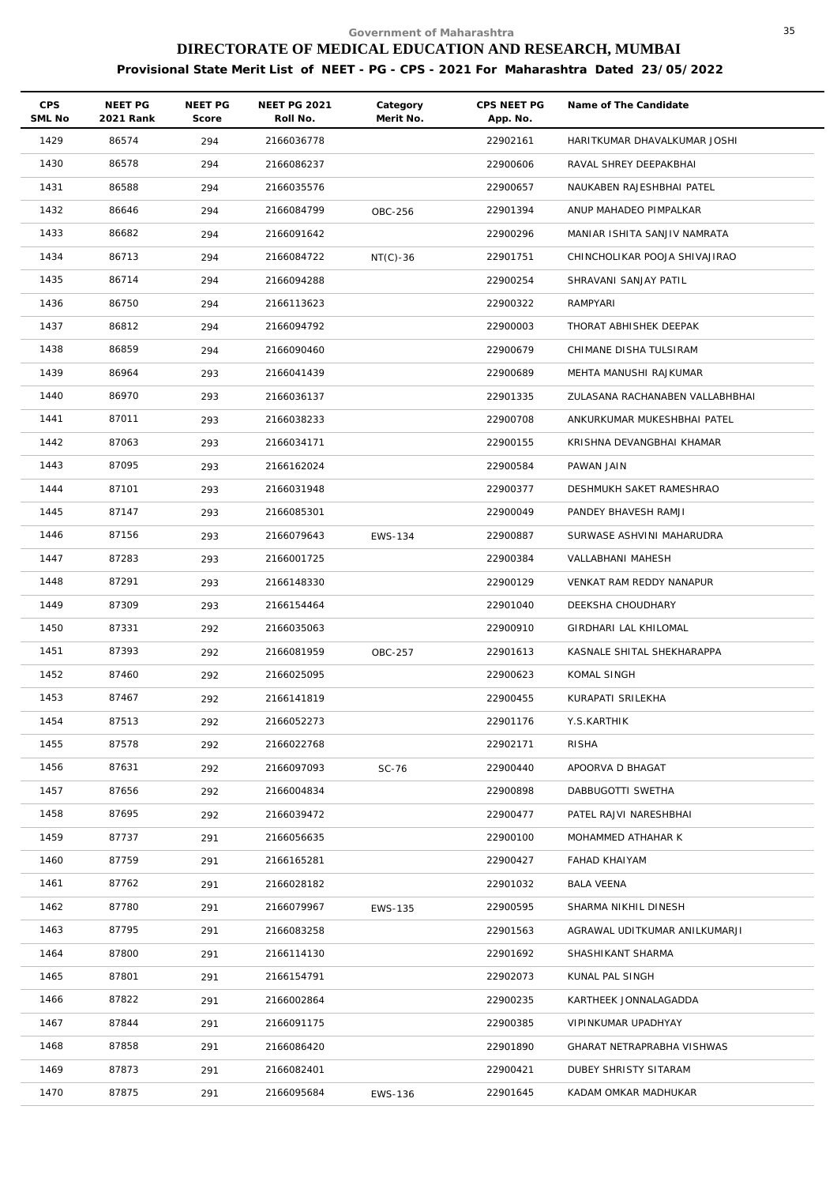Government of Maharashtra

# DIRECTORATE OF MEDICAL EDUCATION AND RESEARCH, MUMBAI

## Provisional State Merit List of NEET - PG - CPS - 2021 For Maharashtra Dated 23/05/2022

| CPS SML No | NEET PG 2021 Rank | NEET PG Score | NEET PG 2021 Roll No. | Category Merit No. | CPS NEET PG App. No. | Name of The Candidate |
|---|---|---|---|---|---|---|
| 1429 | 86574 | 294 | 2166036778 | | 22902161 | HARITKUMAR DHAVALKUMAR JOSHI |
| 1430 | 86578 | 294 | 2166086237 | | 22900606 | RAVAL SHREY DEEPAKBHAI |
| 1431 | 86588 | 294 | 2166035576 | | 22900657 | NAUKABEN RAJESHBHAI PATEL |
| 1432 | 86646 | 294 | 2166084799 | OBC-256 | 22901394 | ANUP MAHADEO PIMPALKAR |
| 1433 | 86682 | 294 | 2166091642 | | 22900296 | MANIAR ISHITA SANJIV NAMRATA |
| 1434 | 86713 | 294 | 2166084722 | NT(C)-36 | 22901751 | CHINCHOLIKAR POOJA SHIVAJIRAO |
| 1435 | 86714 | 294 | 2166094288 | | 22900254 | SHRAVANI SANJAY PATIL |
| 1436 | 86750 | 294 | 2166113623 | | 22900322 | RAMPYARI |
| 1437 | 86812 | 294 | 2166094792 | | 22900003 | THORAT ABHISHEK DEEPAK |
| 1438 | 86859 | 294 | 2166090460 | | 22900679 | CHIMANE DISHA TULSIRAM |
| 1439 | 86964 | 293 | 2166041439 | | 22900689 | MEHTA MANUSHI RAJKUMAR |
| 1440 | 86970 | 293 | 2166036137 | | 22901335 | ZULASANA RACHANABEN VALLABHBHAI |
| 1441 | 87011 | 293 | 2166038233 | | 22900708 | ANKURKUMAR MUKESHBHAI PATEL |
| 1442 | 87063 | 293 | 2166034171 | | 22900155 | KRISHNA DEVANGBHAI KHAMAR |
| 1443 | 87095 | 293 | 2166162024 | | 22900584 | PAWAN JAIN |
| 1444 | 87101 | 293 | 2166031948 | | 22900377 | DESHMUKH SAKET RAMESHRAO |
| 1445 | 87147 | 293 | 2166085301 | | 22900049 | PANDEY BHAVESH RAMJI |
| 1446 | 87156 | 293 | 2166079643 | EWS-134 | 22900887 | SURWASE ASHVINI MAHARUDRA |
| 1447 | 87283 | 293 | 2166001725 | | 22900384 | VALLABHANI MAHESH |
| 1448 | 87291 | 293 | 2166148330 | | 22900129 | VENKAT RAM REDDY NANAPUR |
| 1449 | 87309 | 293 | 2166154464 | | 22901040 | DEEKSHA CHOUDHARY |
| 1450 | 87331 | 292 | 2166035063 | | 22900910 | GIRDHARI LAL KHILOMAL |
| 1451 | 87393 | 292 | 2166081959 | OBC-257 | 22901613 | KASNALE SHITAL SHEKHARAPPA |
| 1452 | 87460 | 292 | 2166025095 | | 22900623 | KOMAL SINGH |
| 1453 | 87467 | 292 | 2166141819 | | 22900455 | KURAPATI SRILEKHA |
| 1454 | 87513 | 292 | 2166052273 | | 22901176 | Y.S.KARTHIK |
| 1455 | 87578 | 292 | 2166022768 | | 22902171 | RISHA |
| 1456 | 87631 | 292 | 2166097093 | SC-76 | 22900440 | APOORVA D BHAGAT |
| 1457 | 87656 | 292 | 2166004834 | | 22900898 | DABBUGOTTI SWETHA |
| 1458 | 87695 | 292 | 2166039472 | | 22900477 | PATEL RAJVI NARESHBHAI |
| 1459 | 87737 | 291 | 2166056635 | | 22900100 | MOHAMMED ATHAHAR K |
| 1460 | 87759 | 291 | 2166165281 | | 22900427 | FAHAD KHAIYAM |
| 1461 | 87762 | 291 | 2166028182 | | 22901032 | BALA VEENA |
| 1462 | 87780 | 291 | 2166079967 | EWS-135 | 22900595 | SHARMA NIKHIL DINESH |
| 1463 | 87795 | 291 | 2166083258 | | 22901563 | AGRAWAL UDITKUMAR ANILKUMARJI |
| 1464 | 87800 | 291 | 2166114130 | | 22901692 | SHASHIKANT SHARMA |
| 1465 | 87801 | 291 | 2166154791 | | 22902073 | KUNAL PAL SINGH |
| 1466 | 87822 | 291 | 2166002864 | | 22900235 | KARTHEEK JONNALAGADDA |
| 1467 | 87844 | 291 | 2166091175 | | 22900385 | VIPINKUMAR UPADHYAY |
| 1468 | 87858 | 291 | 2166086420 | | 22901890 | GHARAT NETRAPRABHA VISHWAS |
| 1469 | 87873 | 291 | 2166082401 | | 22900421 | DUBEY SHRISTY SITARAM |
| 1470 | 87875 | 291 | 2166095684 | EWS-136 | 22901645 | KADAM OMKAR MADHUKAR |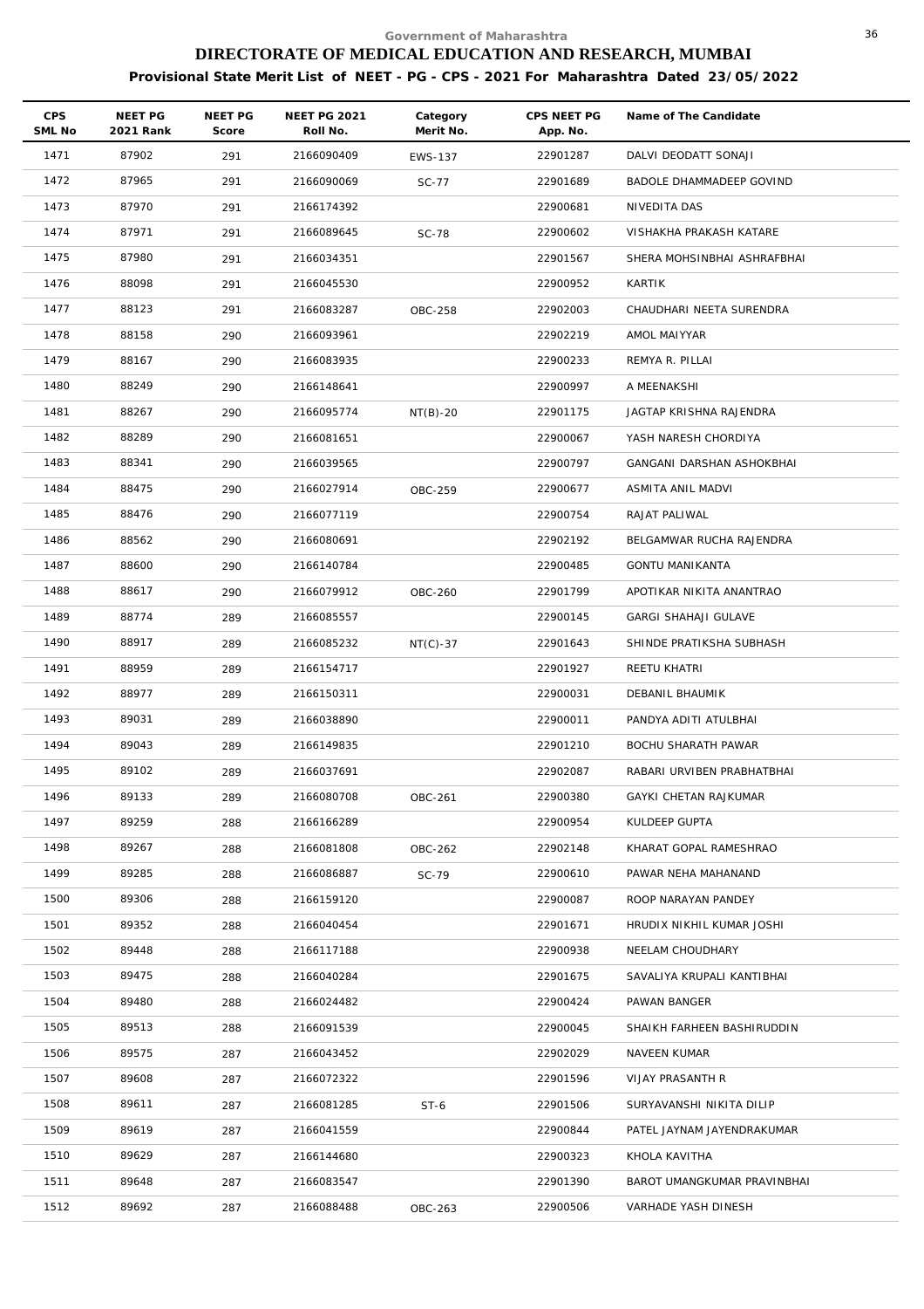Government of Maharashtra

# DIRECTORATE OF MEDICAL EDUCATION AND RESEARCH, MUMBAI

## Provisional State Merit List of NEET - PG - CPS - 2021 For Maharashtra Dated 23/05/2022

| CPS SML No | NEET PG 2021 Rank | NEET PG Score | NEET PG 2021 Roll No. | Category Merit No. | CPS NEET PG App. No. | Name of The Candidate |
|---|---|---|---|---|---|---|
| 1471 | 87902 | 291 | 2166090409 | EWS-137 | 22901287 | DALVI DEODATT SONAJI |
| 1472 | 87965 | 291 | 2166090069 | SC-77 | 22901689 | BADOLE DHAMMADEEP GOVIND |
| 1473 | 87970 | 291 | 2166174392 | | 22900681 | NIVEDITA DAS |
| 1474 | 87971 | 291 | 2166089645 | SC-78 | 22900602 | VISHAKHA PRAKASH KATARE |
| 1475 | 87980 | 291 | 2166034351 | | 22901567 | SHERA MOHSINBHAI ASHRAFBHAI |
| 1476 | 88098 | 291 | 2166045530 | | 22900952 | KARTIK |
| 1477 | 88123 | 291 | 2166083287 | OBC-258 | 22902003 | CHAUDHARI NEETA SURENDRA |
| 1478 | 88158 | 290 | 2166093961 | | 22902219 | AMOL MAIYYAR |
| 1479 | 88167 | 290 | 2166083935 | | 22900233 | REMYA R. PILLAI |
| 1480 | 88249 | 290 | 2166148641 | | 22900997 | A MEENAKSHI |
| 1481 | 88267 | 290 | 2166095774 | NT(B)-20 | 22901175 | JAGTAP KRISHNA RAJENDRA |
| 1482 | 88289 | 290 | 2166081651 | | 22900067 | YASH NARESH CHORDIYA |
| 1483 | 88341 | 290 | 2166039565 | | 22900797 | GANGANI DARSHAN ASHOKBHAI |
| 1484 | 88475 | 290 | 2166027914 | OBC-259 | 22900677 | ASMITA ANIL MADVI |
| 1485 | 88476 | 290 | 2166077119 | | 22900754 | RAJAT PALIWAL |
| 1486 | 88562 | 290 | 2166080691 | | 22902192 | BELGAMWAR RUCHA RAJENDRA |
| 1487 | 88600 | 290 | 2166140784 | | 22900485 | GONTU MANIKANTA |
| 1488 | 88617 | 290 | 2166079912 | OBC-260 | 22901799 | APOTIKAR NIKITA ANANTRAO |
| 1489 | 88774 | 289 | 2166085557 | | 22900145 | GARGI SHAHAJI GULAVE |
| 1490 | 88917 | 289 | 2166085232 | NT(C)-37 | 22901643 | SHINDE PRATIKSHA SUBHASH |
| 1491 | 88959 | 289 | 2166154717 | | 22901927 | REETU KHATRI |
| 1492 | 88977 | 289 | 2166150311 | | 22900031 | DEBANIL BHAUMIK |
| 1493 | 89031 | 289 | 2166038890 | | 22900011 | PANDYA ADITI ATULBHAI |
| 1494 | 89043 | 289 | 2166149835 | | 22901210 | BOCHU SHARATH PAWAR |
| 1495 | 89102 | 289 | 2166037691 | | 22902087 | RABARI URVIBEN PRABHATBHAI |
| 1496 | 89133 | 289 | 2166080708 | OBC-261 | 22900380 | GAYKI CHETAN RAJKUMAR |
| 1497 | 89259 | 288 | 2166166289 | | 22900954 | KULDEEP GUPTA |
| 1498 | 89267 | 288 | 2166081808 | OBC-262 | 22902148 | KHARAT GOPAL RAMESHRAO |
| 1499 | 89285 | 288 | 2166086887 | SC-79 | 22900610 | PAWAR NEHA MAHANAND |
| 1500 | 89306 | 288 | 2166159120 | | 22900087 | ROOP NARAYAN PANDEY |
| 1501 | 89352 | 288 | 2166040454 | | 22901671 | HRUDIX NIKHIL KUMAR JOSHI |
| 1502 | 89448 | 288 | 2166117188 | | 22900938 | NEELAM CHOUDHARY |
| 1503 | 89475 | 288 | 2166040284 | | 22901675 | SAVALIYA KRUPALI KANTIBHAI |
| 1504 | 89480 | 288 | 2166024482 | | 22900424 | PAWAN BANGER |
| 1505 | 89513 | 288 | 2166091539 | | 22900045 | SHAIKH FARHEEN BASHIRUDDIN |
| 1506 | 89575 | 287 | 2166043452 | | 22902029 | NAVEEN KUMAR |
| 1507 | 89608 | 287 | 2166072322 | | 22901596 | VIJAY PRASANTH R |
| 1508 | 89611 | 287 | 2166081285 | ST-6 | 22901506 | SURYAVANSHI NIKITA DILIP |
| 1509 | 89619 | 287 | 2166041559 | | 22900844 | PATEL JAYNAM JAYENDRAKUMAR |
| 1510 | 89629 | 287 | 2166144680 | | 22900323 | KHOLA KAVITHA |
| 1511 | 89648 | 287 | 2166083547 | | 22901390 | BAROT UMANGKUMAR PRAVINBHAI |
| 1512 | 89692 | 287 | 2166088488 | OBC-263 | 22900506 | VARHADE YASH DINESH |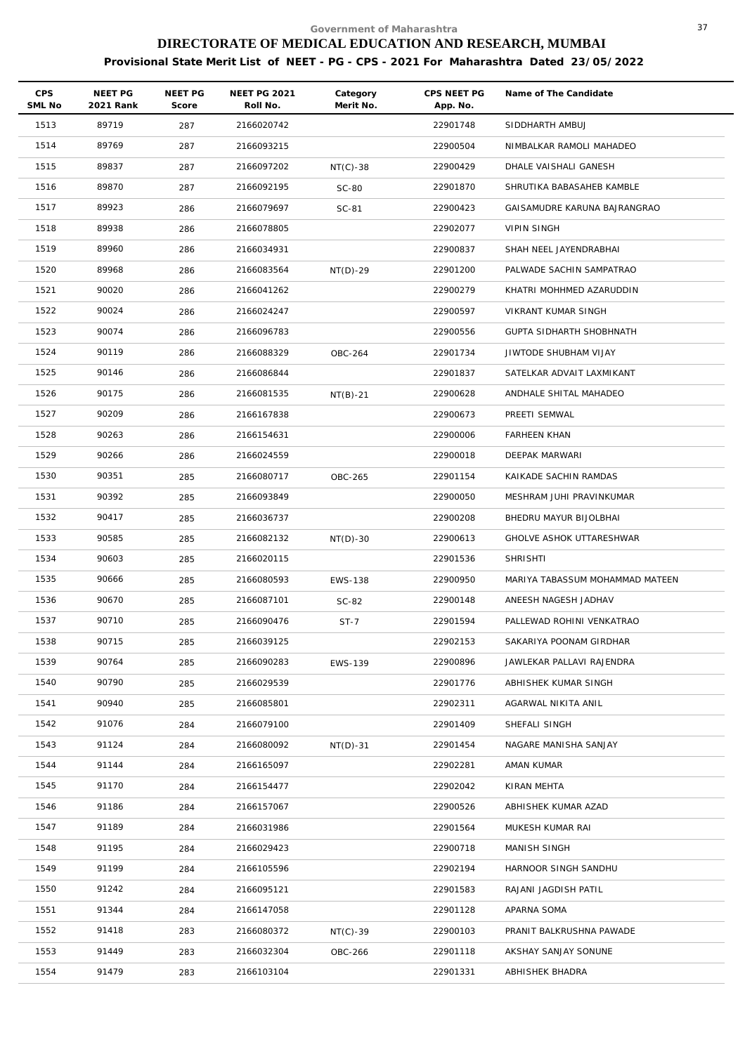Government of Maharashtra

# DIRECTORATE OF MEDICAL EDUCATION AND RESEARCH, MUMBAI

**Provisional State Merit List of NEET - PG - CPS - 2021 For Maharashtra Dated 23/05/2022**

| CPS SML No | NEET PG 2021 Rank | NEET PG Score | NEET PG 2021 Roll No. | Category Merit No. | CPS NEET PG App. No. | Name of The Candidate |
|---|---|---|---|---|---|---|
| 1513 | 89719 | 287 | 2166020742 | | 22901748 | SIDDHARTH AMBUJ |
| 1514 | 89769 | 287 | 2166093215 | | 22900504 | NIMBALKAR RAMOLI MAHADEO |
| 1515 | 89837 | 287 | 2166097202 | NT(C)-38 | 22900429 | DHALE VAISHALI GANESH |
| 1516 | 89870 | 287 | 2166092195 | SC-80 | 22901870 | SHRUTIKA BABASAHEB KAMBLE |
| 1517 | 89923 | 286 | 2166079697 | SC-81 | 22900423 | GAISAMUDRE KARUNA BAJRANGRAO |
| 1518 | 89938 | 286 | 2166078805 | | 22902077 | VIPIN SINGH |
| 1519 | 89960 | 286 | 2166034931 | | 22900837 | SHAH NEEL JAYENDRABHAI |
| 1520 | 89968 | 286 | 2166083564 | NT(D)-29 | 22901200 | PALWADE SACHIN SAMPATRAO |
| 1521 | 90020 | 286 | 2166041262 | | 22900279 | KHATRI MOHHMED AZARUDDIN |
| 1522 | 90024 | 286 | 2166024247 | | 22900597 | VIKRANT KUMAR SINGH |
| 1523 | 90074 | 286 | 2166096783 | | 22900556 | GUPTA SIDHARTH SHOBHNATH |
| 1524 | 90119 | 286 | 2166088329 | OBC-264 | 22901734 | JIWTODE SHUBHAM VIJAY |
| 1525 | 90146 | 286 | 2166086844 | | 22901837 | SATELKAR ADVAIT LAXMIKANT |
| 1526 | 90175 | 286 | 2166081535 | NT(B)-21 | 22900628 | ANDHALE SHITAL MAHADEO |
| 1527 | 90209 | 286 | 2166167838 | | 22900673 | PREETI SEMWAL |
| 1528 | 90263 | 286 | 2166154631 | | 22900006 | FARHEEN KHAN |
| 1529 | 90266 | 286 | 2166024559 | | 22900018 | DEEPAK MARWARI |
| 1530 | 90351 | 285 | 2166080717 | OBC-265 | 22901154 | KAIKADE SACHIN RAMDAS |
| 1531 | 90392 | 285 | 2166093849 | | 22900050 | MESHRAM JUHI PRAVINKUMAR |
| 1532 | 90417 | 285 | 2166036737 | | 22900208 | BHEDRU MAYUR BIJOLBHAI |
| 1533 | 90585 | 285 | 2166082132 | NT(D)-30 | 22900613 | GHOLVE ASHOK UTTARESHWAR |
| 1534 | 90603 | 285 | 2166020115 | | 22901536 | SHRISHTI |
| 1535 | 90666 | 285 | 2166080593 | EWS-138 | 22900950 | MARIYA TABASSUM MOHAMMAD MATEEN |
| 1536 | 90670 | 285 | 2166087101 | SC-82 | 22900148 | ANEESH NAGESH JADHAV |
| 1537 | 90710 | 285 | 2166090476 | ST-7 | 22901594 | PALLEWAD ROHINI VENKATRAO |
| 1538 | 90715 | 285 | 2166039125 | | 22902153 | SAKARIYA POONAM GIRDHAR |
| 1539 | 90764 | 285 | 2166090283 | EWS-139 | 22900896 | JAWLEKAR PALLAVI RAJENDRA |
| 1540 | 90790 | 285 | 2166029539 | | 22901776 | ABHISHEK KUMAR SINGH |
| 1541 | 90940 | 285 | 2166085801 | | 22902311 | AGARWAL NIKITA ANIL |
| 1542 | 91076 | 284 | 2166079100 | | 22901409 | SHEFALI SINGH |
| 1543 | 91124 | 284 | 2166080092 | NT(D)-31 | 22901454 | NAGARE MANISHA SANJAY |
| 1544 | 91144 | 284 | 2166165097 | | 22902281 | AMAN KUMAR |
| 1545 | 91170 | 284 | 2166154477 | | 22902042 | KIRAN MEHTA |
| 1546 | 91186 | 284 | 2166157067 | | 22900526 | ABHISHEK KUMAR AZAD |
| 1547 | 91189 | 284 | 2166031986 | | 22901564 | MUKESH KUMAR RAI |
| 1548 | 91195 | 284 | 2166029423 | | 22900718 | MANISH SINGH |
| 1549 | 91199 | 284 | 2166105596 | | 22902194 | HARNOOR SINGH SANDHU |
| 1550 | 91242 | 284 | 2166095121 | | 22901583 | RAJANI JAGDISH PATIL |
| 1551 | 91344 | 284 | 2166147058 | | 22901128 | APARNA SOMA |
| 1552 | 91418 | 283 | 2166080372 | NT(C)-39 | 22900103 | PRANIT BALKRUSHNA PAWADE |
| 1553 | 91449 | 283 | 2166032304 | OBC-266 | 22901118 | AKSHAY SANJAY SONUNE |
| 1554 | 91479 | 283 | 2166103104 | | 22901331 | ABHISHEK BHADRA |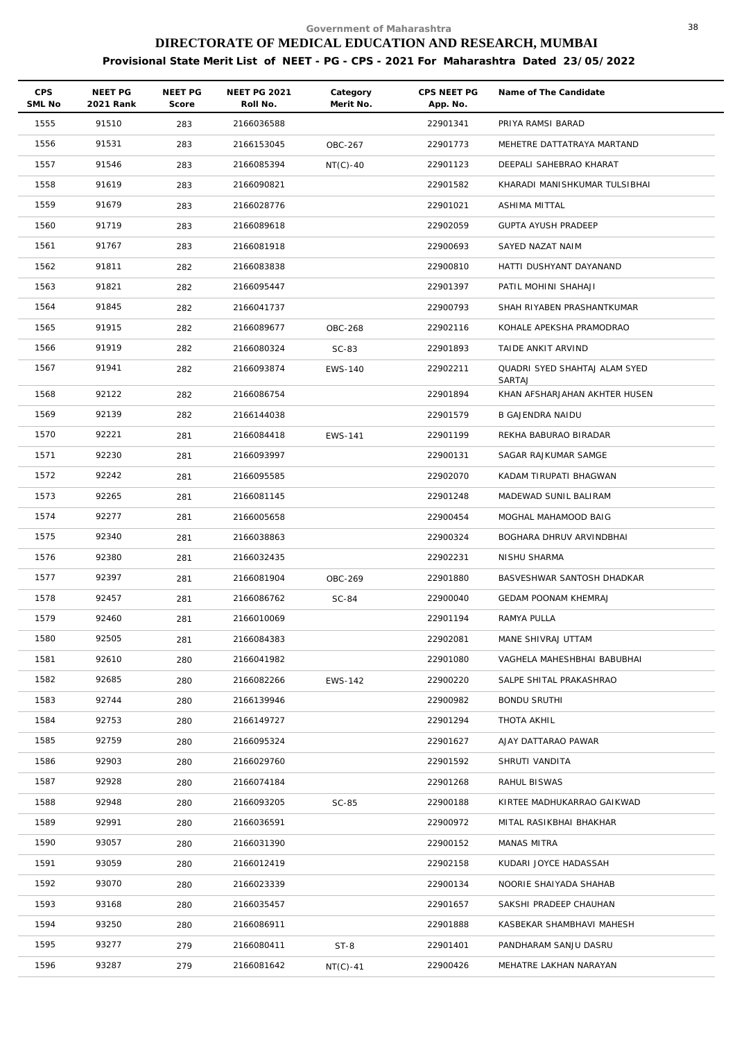Government of Maharashtra

# DIRECTORATE OF MEDICAL EDUCATION AND RESEARCH, MUMBAI

## Provisional State Merit List of NEET - PG - CPS - 2021 For Maharashtra Dated 23/05/2022

| CPS SML No | NEET PG 2021 Rank | NEET PG Score | NEET PG 2021 Roll No. | Category Merit No. | CPS NEET PG App. No. | Name of The Candidate |
|---|---|---|---|---|---|---|
| 1555 | 91510 | 283 | 2166036588 | | 22901341 | PRIYA RAMSI BARAD |
| 1556 | 91531 | 283 | 2166153045 | OBC-267 | 22901773 | MEHETRE DATTATRAYA MARTAND |
| 1557 | 91546 | 283 | 2166085394 | NT(C)-40 | 22901123 | DEEPALI SAHEBRAO KHARAT |
| 1558 | 91619 | 283 | 2166090821 | | 22901582 | KHARADI MANISHKUMAR TULSIBHAI |
| 1559 | 91679 | 283 | 2166028776 | | 22901021 | ASHIMA MITTAL |
| 1560 | 91719 | 283 | 2166089618 | | 22902059 | GUPTA AYUSH PRADEEP |
| 1561 | 91767 | 283 | 2166081918 | | 22900693 | SAYED NAZAT NAIM |
| 1562 | 91811 | 282 | 2166083838 | | 22900810 | HATTI DUSHYANT DAYANAND |
| 1563 | 91821 | 282 | 2166095447 | | 22901397 | PATIL MOHINI SHAHAJI |
| 1564 | 91845 | 282 | 2166041737 | | 22900793 | SHAH RIYABEN PRASHANTKUMAR |
| 1565 | 91915 | 282 | 2166089677 | OBC-268 | 22902116 | KOHALE APEKSHA PRAMODRAO |
| 1566 | 91919 | 282 | 2166080324 | SC-83 | 22901893 | TAIDE ANKIT ARVIND |
| 1567 | 91941 | 282 | 2166093874 | EWS-140 | 22902211 | QUADRI SYED SHAHTAJ ALAM SYED SARTAJ |
| 1568 | 92122 | 282 | 2166086754 | | 22901894 | KHAN AFSHARJAHAN AKHTER HUSEN |
| 1569 | 92139 | 282 | 2166144038 | | 22901579 | B GAJENDRA NAIDU |
| 1570 | 92221 | 281 | 2166084418 | EWS-141 | 22901199 | REKHA BABURAO BIRADAR |
| 1571 | 92230 | 281 | 2166093997 | | 22900131 | SAGAR RAJKUMAR SAMGE |
| 1572 | 92242 | 281 | 2166095585 | | 22902070 | KADAM TIRUPATI BHAGWAN |
| 1573 | 92265 | 281 | 2166081145 | | 22901248 | MADEWAD SUNIL BALIRAM |
| 1574 | 92277 | 281 | 2166005658 | | 22900454 | MOGHAL MAHAMOOD BAIG |
| 1575 | 92340 | 281 | 2166038863 | | 22900324 | BOGHARA DHRUV ARVINDBHAI |
| 1576 | 92380 | 281 | 2166032435 | | 22902231 | NISHU SHARMA |
| 1577 | 92397 | 281 | 2166081904 | OBC-269 | 22901880 | BASVESHWAR SANTOSH DHADKAR |
| 1578 | 92457 | 281 | 2166086762 | SC-84 | 22900040 | GEDAM POONAM KHEMRAJ |
| 1579 | 92460 | 281 | 2166010069 | | 22901194 | RAMYA PULLA |
| 1580 | 92505 | 281 | 2166084383 | | 22902081 | MANE SHIVRAJ UTTAM |
| 1581 | 92610 | 280 | 2166041982 | | 22901080 | VAGHELA MAHESHBHAI BABUBHAI |
| 1582 | 92685 | 280 | 2166082266 | EWS-142 | 22900220 | SALPE SHITAL PRAKASHRAO |
| 1583 | 92744 | 280 | 2166139946 | | 22900982 | BONDU SRUTHI |
| 1584 | 92753 | 280 | 2166149727 | | 22901294 | THOTA AKHIL |
| 1585 | 92759 | 280 | 2166095324 | | 22901627 | AJAY DATTARAO PAWAR |
| 1586 | 92903 | 280 | 2166029760 | | 22901592 | SHRUTI VANDITA |
| 1587 | 92928 | 280 | 2166074184 | | 22901268 | RAHUL BISWAS |
| 1588 | 92948 | 280 | 2166093205 | SC-85 | 22900188 | KIRTEE MADHUKARRAO GAIKWAD |
| 1589 | 92991 | 280 | 2166036591 | | 22900972 | MITAL RASIKBHAI BHAKHAR |
| 1590 | 93057 | 280 | 2166031390 | | 22900152 | MANAS MITRA |
| 1591 | 93059 | 280 | 2166012419 | | 22902158 | KUDARI JOYCE HADASSAH |
| 1592 | 93070 | 280 | 2166023339 | | 22900134 | NOORIE SHAIYADA SHAHAB |
| 1593 | 93168 | 280 | 2166035457 | | 22901657 | SAKSHI PRADEEP CHAUHAN |
| 1594 | 93250 | 280 | 2166086911 | | 22901888 | KASBEKAR SHAMBHAVI MAHESH |
| 1595 | 93277 | 279 | 2166080411 | ST-8 | 22901401 | PANDHARAM SANJU DASRU |
| 1596 | 93287 | 279 | 2166081642 | NT(C)-41 | 22900426 | MEHATRE LAKHAN NARAYAN |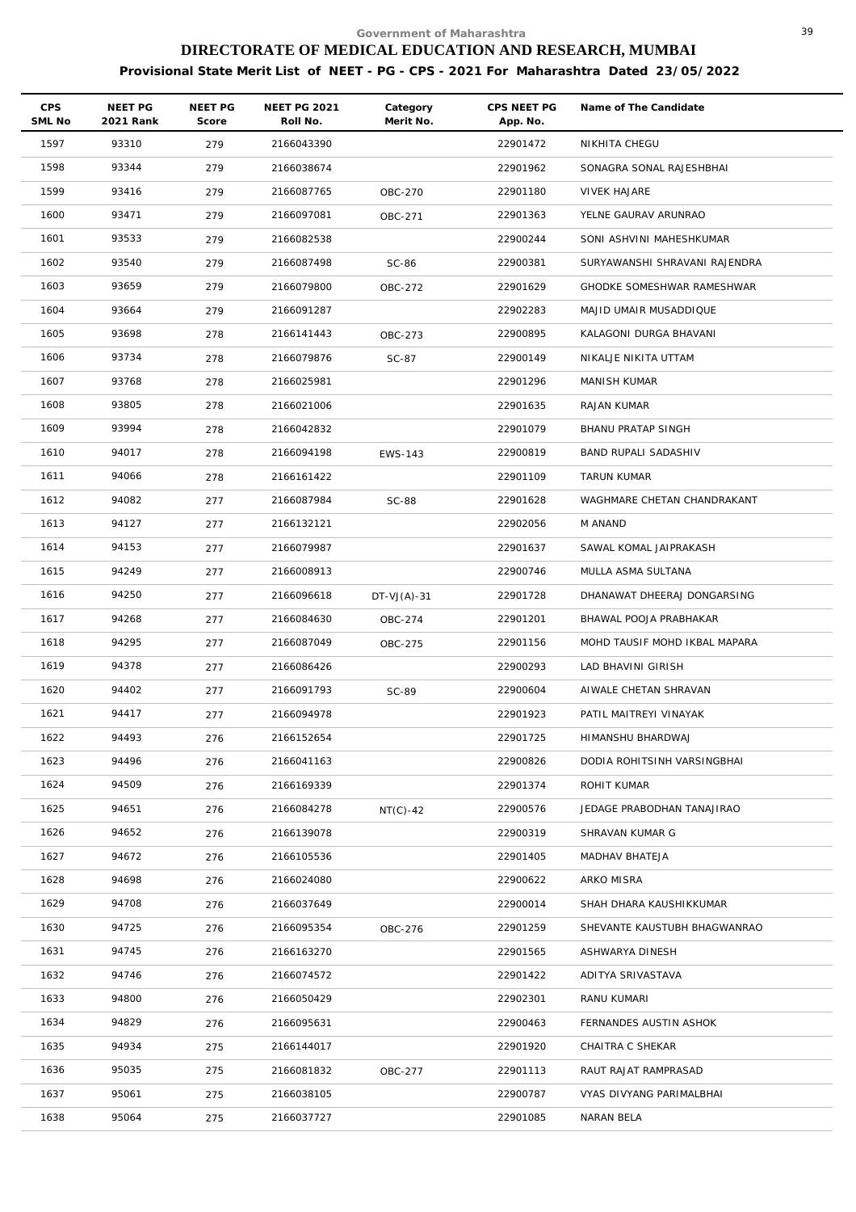Government of Maharashtra

# DIRECTORATE OF MEDICAL EDUCATION AND RESEARCH, MUMBAI

## Provisional State Merit List of NEET - PG - CPS - 2021 For Maharashtra Dated 23/05/2022

| CPS SML No | NEET PG 2021 Rank | NEET PG Score | NEET PG 2021 Roll No. | Category Merit No. | CPS NEET PG App. No. | Name of The Candidate |
|---|---|---|---|---|---|---|
| 1597 | 93310 | 279 | 2166043390 | | 22901472 | NIKHITA CHEGU |
| 1598 | 93344 | 279 | 2166038674 | | 22901962 | SONAGRA SONAL RAJESHBHAI |
| 1599 | 93416 | 279 | 2166087765 | OBC-270 | 22901180 | VIVEK HAJARE |
| 1600 | 93471 | 279 | 2166097081 | OBC-271 | 22901363 | YELNE GAURAV ARUNRAO |
| 1601 | 93533 | 279 | 2166082538 | | 22900244 | SONI ASHVINI MAHESHKUMAR |
| 1602 | 93540 | 279 | 2166087498 | SC-86 | 22900381 | SURYAWANSHI SHRAVANI RAJENDRA |
| 1603 | 93659 | 279 | 2166079800 | OBC-272 | 22901629 | GHODKE SOMESHWAR RAMESHWAR |
| 1604 | 93664 | 279 | 2166091287 | | 22902283 | MAJID UMAIR MUSADDIQUE |
| 1605 | 93698 | 278 | 2166141443 | OBC-273 | 22900895 | KALAGONI DURGA BHAVANI |
| 1606 | 93734 | 278 | 2166079876 | SC-87 | 22900149 | NIKALJE NIKITA UTTAM |
| 1607 | 93768 | 278 | 2166025981 | | 22901296 | MANISH KUMAR |
| 1608 | 93805 | 278 | 2166021006 | | 22901635 | RAJAN KUMAR |
| 1609 | 93994 | 278 | 2166042832 | | 22901079 | BHANU PRATAP SINGH |
| 1610 | 94017 | 278 | 2166094198 | EWS-143 | 22900819 | BAND RUPALI SADASHIV |
| 1611 | 94066 | 278 | 2166161422 | | 22901109 | TARUN KUMAR |
| 1612 | 94082 | 277 | 2166087984 | SC-88 | 22901628 | WAGHMARE CHETAN CHANDRAKANT |
| 1613 | 94127 | 277 | 2166132121 | | 22902056 | M ANAND |
| 1614 | 94153 | 277 | 2166079987 | | 22901637 | SAWAL KOMAL JAIPRAKASH |
| 1615 | 94249 | 277 | 2166008913 | | 22900746 | MULLA ASMA SULTANA |
| 1616 | 94250 | 277 | 2166096618 | DT-VJ(A)-31 | 22901728 | DHANAWAT DHEERAJ DONGARSING |
| 1617 | 94268 | 277 | 2166084630 | OBC-274 | 22901201 | BHAWAL POOJA PRABHAKAR |
| 1618 | 94295 | 277 | 2166087049 | OBC-275 | 22901156 | MOHD TAUSIF MOHD IKBAL MAPARA |
| 1619 | 94378 | 277 | 2166086426 | | 22900293 | LAD BHAVINI GIRISH |
| 1620 | 94402 | 277 | 2166091793 | SC-89 | 22900604 | AIWALE CHETAN SHRAVAN |
| 1621 | 94417 | 277 | 2166094978 | | 22901923 | PATIL MAITREYI VINAYAK |
| 1622 | 94493 | 276 | 2166152654 | | 22901725 | HIMANSHU BHARDWAJ |
| 1623 | 94496 | 276 | 2166041163 | | 22900826 | DODIA ROHITSINH VARSINGBHAI |
| 1624 | 94509 | 276 | 2166169339 | | 22901374 | ROHIT KUMAR |
| 1625 | 94651 | 276 | 2166084278 | NT(C)-42 | 22900576 | JEDAGE PRABODHAN TANAJIRAO |
| 1626 | 94652 | 276 | 2166139078 | | 22900319 | SHRAVAN KUMAR G |
| 1627 | 94672 | 276 | 2166105536 | | 22901405 | MADHAV BHATEJA |
| 1628 | 94698 | 276 | 2166024080 | | 22900622 | ARKO MISRA |
| 1629 | 94708 | 276 | 2166037649 | | 22900014 | SHAH DHARA KAUSHIKKUMAR |
| 1630 | 94725 | 276 | 2166095354 | OBC-276 | 22901259 | SHEVANTE KAUSTUBH BHAGWANRAO |
| 1631 | 94745 | 276 | 2166163270 | | 22901565 | ASHWARYA DINESH |
| 1632 | 94746 | 276 | 2166074572 | | 22901422 | ADITYA SRIVASTAVA |
| 1633 | 94800 | 276 | 2166050429 | | 22902301 | RANU KUMARI |
| 1634 | 94829 | 276 | 2166095631 | | 22900463 | FERNANDES AUSTIN ASHOK |
| 1635 | 94934 | 275 | 2166144017 | | 22901920 | CHAITRA C SHEKAR |
| 1636 | 95035 | 275 | 2166081832 | OBC-277 | 22901113 | RAUT RAJAT RAMPRASAD |
| 1637 | 95061 | 275 | 2166038105 | | 22900787 | VYAS DIVYANG PARIMALBHAI |
| 1638 | 95064 | 275 | 2166037727 | | 22901085 | NARAN BELA |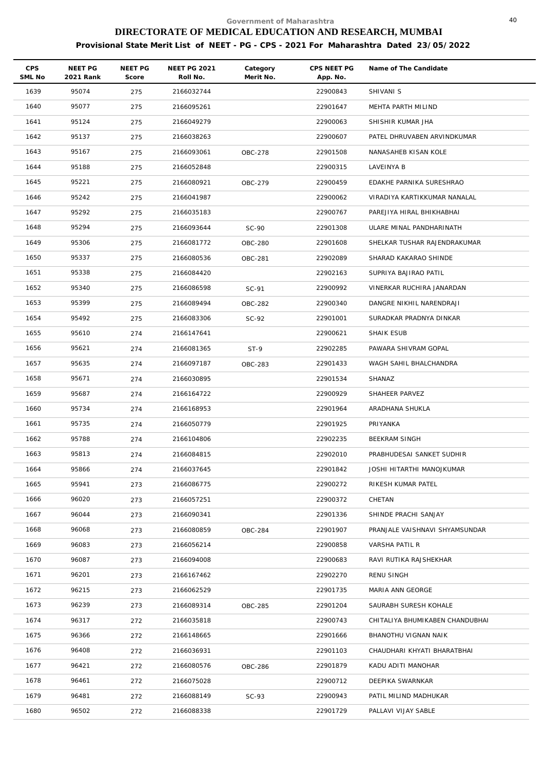Government of Maharashtra

# DIRECTORATE OF MEDICAL EDUCATION AND RESEARCH, MUMBAI

**Provisional State Merit List of NEET - PG - CPS - 2021 For Maharashtra Dated 23/05/2022**

| CPS SML No | NEET PG 2021 Rank | NEET PG Score | NEET PG 2021 Roll No. | Category Merit No. | CPS NEET PG App. No. | Name of The Candidate |
|---|---|---|---|---|---|---|
| 1639 | 95074 | 275 | 2166032744 | | 22900843 | SHIVANI S |
| 1640 | 95077 | 275 | 2166095261 | | 22901647 | MEHTA PARTH MILIND |
| 1641 | 95124 | 275 | 2166049279 | | 22900063 | SHISHIR KUMAR JHA |
| 1642 | 95137 | 275 | 2166038263 | | 22900607 | PATEL DHRUVABEN ARVINDKUMAR |
| 1643 | 95167 | 275 | 2166093061 | OBC-278 | 22901508 | NANASAHEB KISAN KOLE |
| 1644 | 95188 | 275 | 2166052848 | | 22900315 | LAVEINYA B |
| 1645 | 95221 | 275 | 2166080921 | OBC-279 | 22900459 | EDAKHE PARNIKA SURESHRAO |
| 1646 | 95242 | 275 | 2166041987 | | 22900062 | VIRADIYA KARTIKKUMAR NANALAL |
| 1647 | 95292 | 275 | 2166035183 | | 22900767 | PAREJIYA HIRAL BHIKHABHAI |
| 1648 | 95294 | 275 | 2166093644 | SC-90 | 22901308 | ULARE MINAL PANDHARINATH |
| 1649 | 95306 | 275 | 2166081772 | OBC-280 | 22901608 | SHELKAR TUSHAR RAJENDRAKUMAR |
| 1650 | 95337 | 275 | 2166080536 | OBC-281 | 22902089 | SHARAD KAKARAO SHINDE |
| 1651 | 95338 | 275 | 2166084420 | | 22902163 | SUPRIYA BAJIRAO PATIL |
| 1652 | 95340 | 275 | 2166086598 | SC-91 | 22900992 | VINERKAR RUCHIRA JANARDAN |
| 1653 | 95399 | 275 | 2166089494 | OBC-282 | 22900340 | DANGRE NIKHIL NARENDRAJI |
| 1654 | 95492 | 275 | 2166083306 | SC-92 | 22901001 | SURADKAR PRADNYA DINKAR |
| 1655 | 95610 | 274 | 2166147641 | | 22900621 | SHAIK ESUB |
| 1656 | 95621 | 274 | 2166081365 | ST-9 | 22902285 | PAWARA SHIVRAM GOPAL |
| 1657 | 95635 | 274 | 2166097187 | OBC-283 | 22901433 | WAGH SAHIL BHALCHANDRA |
| 1658 | 95671 | 274 | 2166030895 | | 22901534 | SHANAZ |
| 1659 | 95687 | 274 | 2166164722 | | 22900929 | SHAHEER PARVEZ |
| 1660 | 95734 | 274 | 2166168953 | | 22901964 | ARADHANA SHUKLA |
| 1661 | 95735 | 274 | 2166050779 | | 22901925 | PRIYANKA |
| 1662 | 95788 | 274 | 2166104806 | | 22902235 | BEEKRAM SINGH |
| 1663 | 95813 | 274 | 2166084815 | | 22902010 | PRABHUDESAI SANKET SUDHIR |
| 1664 | 95866 | 274 | 2166037645 | | 22901842 | JOSHI HITARTHI MANOJKUMAR |
| 1665 | 95941 | 273 | 2166086775 | | 22900272 | RIKESH KUMAR PATEL |
| 1666 | 96020 | 273 | 2166057251 | | 22900372 | CHETAN |
| 1667 | 96044 | 273 | 2166090341 | | 22901336 | SHINDE PRACHI SANJAY |
| 1668 | 96068 | 273 | 2166080859 | OBC-284 | 22901907 | PRANJALE VAISHNAVI SHYAMSUNDAR |
| 1669 | 96083 | 273 | 2166056214 | | 22900858 | VARSHA PATIL R |
| 1670 | 96087 | 273 | 2166094008 | | 22900683 | RAVI RUTIKA RAJSHEKHAR |
| 1671 | 96201 | 273 | 2166167462 | | 22902270 | RENU SINGH |
| 1672 | 96215 | 273 | 2166062529 | | 22901735 | MARIA ANN GEORGE |
| 1673 | 96239 | 273 | 2166089314 | OBC-285 | 22901204 | SAURABH SURESH KOHALE |
| 1674 | 96317 | 272 | 2166035818 | | 22900743 | CHITALIYA BHUMIKABEN CHANDUBHAI |
| 1675 | 96366 | 272 | 2166148665 | | 22901666 | BHANOTHU VIGNAN NAIK |
| 1676 | 96408 | 272 | 2166036931 | | 22901103 | CHAUDHARI KHYATI BHARATBHAI |
| 1677 | 96421 | 272 | 2166080576 | OBC-286 | 22901879 | KADU ADITI MANOHAR |
| 1678 | 96461 | 272 | 2166075028 | | 22900712 | DEEPIKA SWARNKAR |
| 1679 | 96481 | 272 | 2166088149 | SC-93 | 22900943 | PATIL MILIND MADHUKAR |
| 1680 | 96502 | 272 | 2166088338 | | 22901729 | PALLAVI VIJAY SABLE |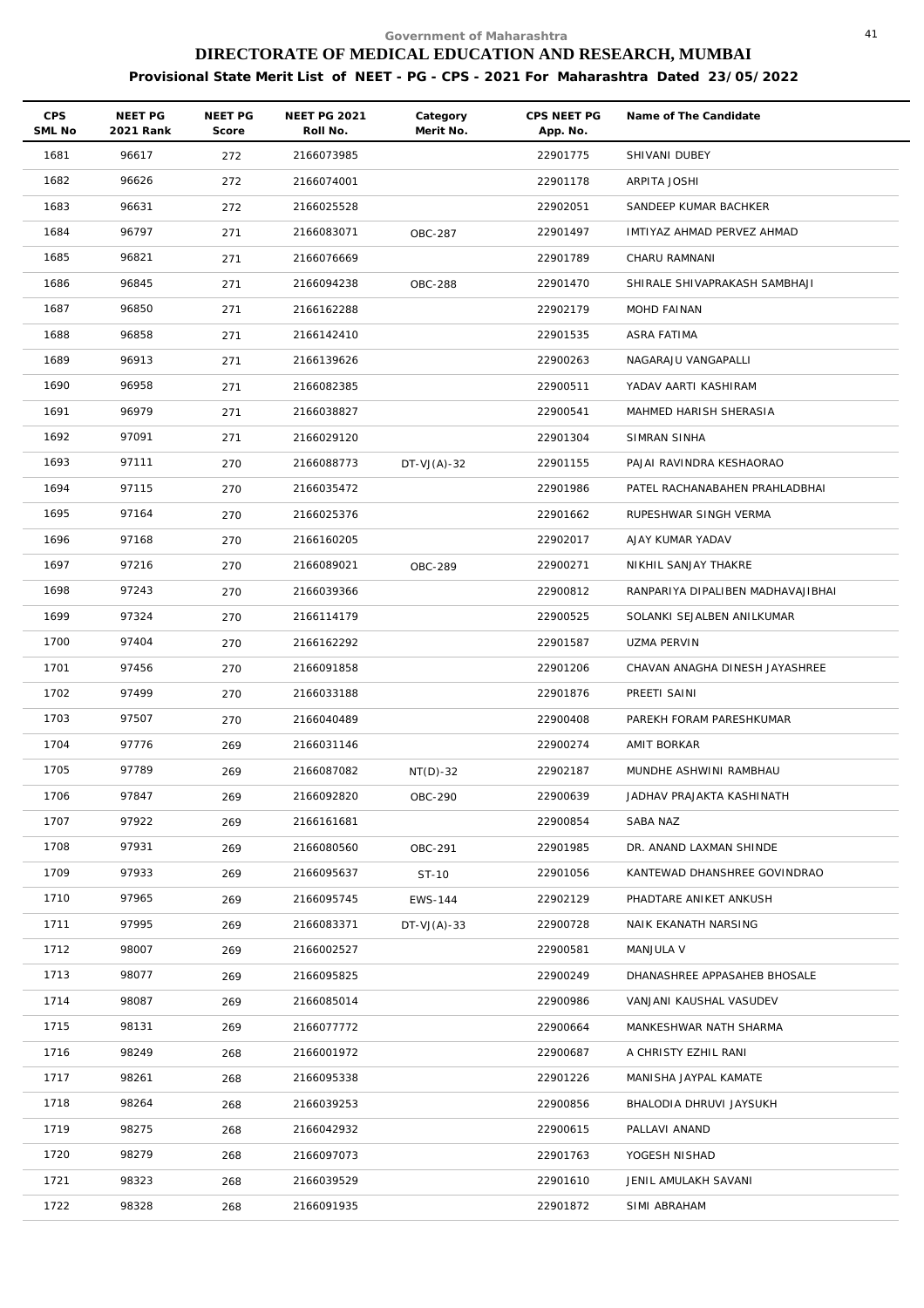Government of Maharashtra

# DIRECTORATE OF MEDICAL EDUCATION AND RESEARCH, MUMBAI

**Provisional State Merit List of NEET - PG - CPS - 2021 For Maharashtra Dated 23/05/2022**

| CPS SML No | NEET PG 2021 Rank | NEET PG Score | NEET PG 2021 Roll No. | Category Merit No. | CPS NEET PG App. No. | Name of The Candidate |
|---|---|---|---|---|---|---|
| 1681 | 96617 | 272 | 2166073985 | | 22901775 | SHIVANI DUBEY |
| 1682 | 96626 | 272 | 2166074001 | | 22901178 | ARPITA JOSHI |
| 1683 | 96631 | 272 | 2166025528 | | 22902051 | SANDEEP KUMAR BACHKER |
| 1684 | 96797 | 271 | 2166083071 | OBC-287 | 22901497 | IMTIYAZ AHMAD PERVEZ AHMAD |
| 1685 | 96821 | 271 | 2166076669 | | 22901789 | CHARU RAMNANI |
| 1686 | 96845 | 271 | 2166094238 | OBC-288 | 22901470 | SHIRALE SHIVAPRAKASH SAMBHAJI |
| 1687 | 96850 | 271 | 2166162288 | | 22902179 | MOHD FAINAN |
| 1688 | 96858 | 271 | 2166142410 | | 22901535 | ASRA FATIMA |
| 1689 | 96913 | 271 | 2166139626 | | 22900263 | NAGARAJU VANGAPALLI |
| 1690 | 96958 | 271 | 2166082385 | | 22900511 | YADAV AARTI KASHIRAM |
| 1691 | 96979 | 271 | 2166038827 | | 22900541 | MAHMED HARISH SHERASIA |
| 1692 | 97091 | 271 | 2166029120 | | 22901304 | SIMRAN SINHA |
| 1693 | 97111 | 270 | 2166088773 | DT-VJ(A)-32 | 22901155 | PAJAI RAVINDRA KESHAORAO |
| 1694 | 97115 | 270 | 2166035472 | | 22901986 | PATEL RACHANABAHEN PRAHLADBHAI |
| 1695 | 97164 | 270 | 2166025376 | | 22901662 | RUPESHWAR SINGH VERMA |
| 1696 | 97168 | 270 | 2166160205 | | 22902017 | AJAY KUMAR YADAV |
| 1697 | 97216 | 270 | 2166089021 | OBC-289 | 22900271 | NIKHIL SANJAY THAKRE |
| 1698 | 97243 | 270 | 2166039366 | | 22900812 | RANPARIYA DIPALIBEN MADHAVAJIBHAI |
| 1699 | 97324 | 270 | 2166114179 | | 22900525 | SOLANKI SEJALBEN ANILKUMAR |
| 1700 | 97404 | 270 | 2166162292 | | 22901587 | UZMA PERVIN |
| 1701 | 97456 | 270 | 2166091858 | | 22901206 | CHAVAN ANAGHA DINESH JAYASHREE |
| 1702 | 97499 | 270 | 2166033188 | | 22901876 | PREETI SAINI |
| 1703 | 97507 | 270 | 2166040489 | | 22900408 | PAREKH FORAM PARESHKUMAR |
| 1704 | 97776 | 269 | 2166031146 | | 22900274 | AMIT BORKAR |
| 1705 | 97789 | 269 | 2166087082 | NT(D)-32 | 22902187 | MUNDHE ASHWINI RAMBHAU |
| 1706 | 97847 | 269 | 2166092820 | OBC-290 | 22900639 | JADHAV PRAJAKTA KASHINATH |
| 1707 | 97922 | 269 | 2166161681 | | 22900854 | SABA NAZ |
| 1708 | 97931 | 269 | 2166080560 | OBC-291 | 22901985 | DR. ANAND LAXMAN SHINDE |
| 1709 | 97933 | 269 | 2166095637 | ST-10 | 22901056 | KANTEWAD DHANSHREE GOVINDRAO |
| 1710 | 97965 | 269 | 2166095745 | EWS-144 | 22902129 | PHADTARE ANIKET ANKUSH |
| 1711 | 97995 | 269 | 2166083371 | DT-VJ(A)-33 | 22900728 | NAIK EKANATH NARSING |
| 1712 | 98007 | 269 | 2166002527 | | 22900581 | MANJULA V |
| 1713 | 98077 | 269 | 2166095825 | | 22900249 | DHANASHREE APPASAHEB BHOSALE |
| 1714 | 98087 | 269 | 2166085014 | | 22900986 | VANJANI KAUSHAL VASUDEV |
| 1715 | 98131 | 269 | 2166077772 | | 22900664 | MANKESHWAR NATH SHARMA |
| 1716 | 98249 | 268 | 2166001972 | | 22900687 | A CHRISTY EZHIL RANI |
| 1717 | 98261 | 268 | 2166095338 | | 22901226 | MANISHA JAYPAL KAMATE |
| 1718 | 98264 | 268 | 2166039253 | | 22900856 | BHALODIA DHRUVI JAYSUKH |
| 1719 | 98275 | 268 | 2166042932 | | 22900615 | PALLAVI ANAND |
| 1720 | 98279 | 268 | 2166097073 | | 22901763 | YOGESH NISHAD |
| 1721 | 98323 | 268 | 2166039529 | | 22901610 | JENIL AMULAKH SAVANI |
| 1722 | 98328 | 268 | 2166091935 | | 22901872 | SIMI ABRAHAM |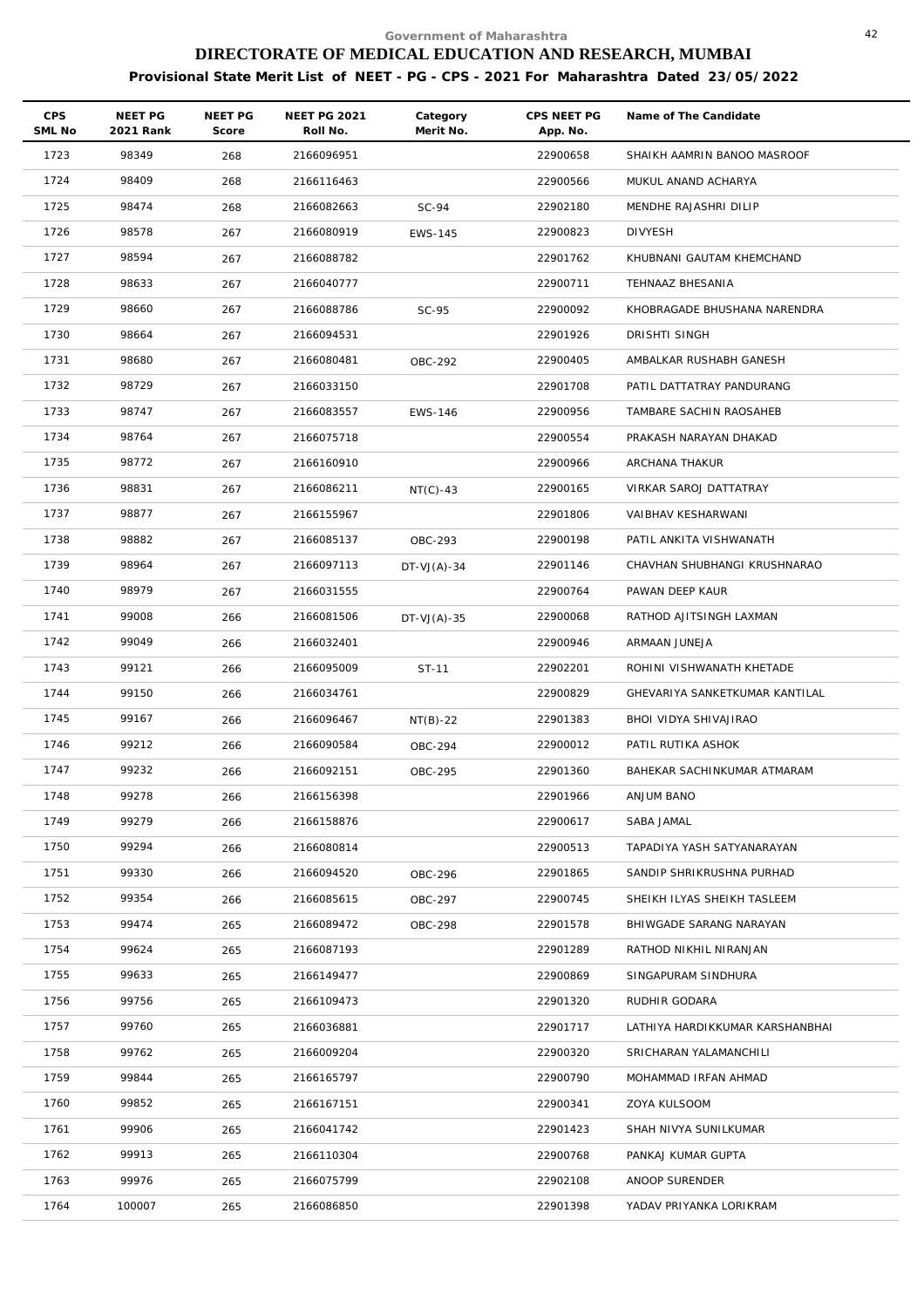Government of Maharashtra

# DIRECTORATE OF MEDICAL EDUCATION AND RESEARCH, MUMBAI

## Provisional State Merit List of NEET - PG - CPS - 2021 For Maharashtra Dated 23/05/2022

| CPS SML No | NEET PG 2021 Rank | NEET PG Score | NEET PG 2021 Roll No. | Category Merit No. | CPS NEET PG App. No. | Name of The Candidate |
|---|---|---|---|---|---|---|
| 1723 | 98349 | 268 | 2166096951 | | 22900658 | SHAIKH AAMRIN BANOO MASROOF |
| 1724 | 98409 | 268 | 2166116463 | | 22900566 | MUKUL ANAND ACHARYA |
| 1725 | 98474 | 268 | 2166082663 | SC-94 | 22902180 | MENDHE RAJASHRI DILIP |
| 1726 | 98578 | 267 | 2166080919 | EWS-145 | 22900823 | DIVYESH |
| 1727 | 98594 | 267 | 2166088782 | | 22901762 | KHUBNANI GAUTAM KHEMCHAND |
| 1728 | 98633 | 267 | 2166040777 | | 22900711 | TEHNAAZ BHESANIA |
| 1729 | 98660 | 267 | 2166088786 | SC-95 | 22900092 | KHOBRAGADE BHUSHANA NARENDRA |
| 1730 | 98664 | 267 | 2166094531 | | 22901926 | DRISHTI SINGH |
| 1731 | 98680 | 267 | 2166080481 | OBC-292 | 22900405 | AMBALKAR RUSHABH GANESH |
| 1732 | 98729 | 267 | 2166033150 | | 22901708 | PATIL DATTATRAY PANDURANG |
| 1733 | 98747 | 267 | 2166083557 | EWS-146 | 22900956 | TAMBARE SACHIN RAOSAHEB |
| 1734 | 98764 | 267 | 2166075718 | | 22900554 | PRAKASH NARAYAN DHAKAD |
| 1735 | 98772 | 267 | 2166160910 | | 22900966 | ARCHANA THAKUR |
| 1736 | 98831 | 267 | 2166086211 | NT(C)-43 | 22900165 | VIRKAR SAROJ DATTATRAY |
| 1737 | 98877 | 267 | 2166155967 | | 22901806 | VAIBHAV KESHARWANI |
| 1738 | 98882 | 267 | 2166085137 | OBC-293 | 22900198 | PATIL ANKITA VISHWANATH |
| 1739 | 98964 | 267 | 2166097113 | DT-VJ(A)-34 | 22901146 | CHAVHAN SHUBHANGI KRUSHNARAO |
| 1740 | 98979 | 267 | 2166031555 | | 22900764 | PAWAN DEEP KAUR |
| 1741 | 99008 | 266 | 2166081506 | DT-VJ(A)-35 | 22900068 | RATHOD AJITSINGH LAXMAN |
| 1742 | 99049 | 266 | 2166032401 | | 22900946 | ARMAAN JUNEJA |
| 1743 | 99121 | 266 | 2166095009 | ST-11 | 22902201 | ROHINI VISHWANATH KHETADE |
| 1744 | 99150 | 266 | 2166034761 | | 22900829 | GHEVARIYA SANKETKUMAR KANTILAL |
| 1745 | 99167 | 266 | 2166096467 | NT(B)-22 | 22901383 | BHOI VIDYA SHIVAJIRAO |
| 1746 | 99212 | 266 | 2166090584 | OBC-294 | 22900012 | PATIL RUTIKA ASHOK |
| 1747 | 99232 | 266 | 2166092151 | OBC-295 | 22901360 | BAHEKAR SACHINKUMAR ATMARAM |
| 1748 | 99278 | 266 | 2166156398 | | 22901966 | ANJUM BANO |
| 1749 | 99279 | 266 | 2166158876 | | 22900617 | SABA JAMAL |
| 1750 | 99294 | 266 | 2166080814 | | 22900513 | TAPADIYA YASH SATYANARAYAN |
| 1751 | 99330 | 266 | 2166094520 | OBC-296 | 22901865 | SANDIP SHRIKRUSHNA PURHAD |
| 1752 | 99354 | 266 | 2166085615 | OBC-297 | 22900745 | SHEIKH ILYAS SHEIKH TASLEEM |
| 1753 | 99474 | 265 | 2166089472 | OBC-298 | 22901578 | BHIWGADE SARANG NARAYAN |
| 1754 | 99624 | 265 | 2166087193 | | 22901289 | RATHOD NIKHIL NIRANJAN |
| 1755 | 99633 | 265 | 2166149477 | | 22900869 | SINGAPURAM SINDHURA |
| 1756 | 99756 | 265 | 2166109473 | | 22901320 | RUDHIR GODARA |
| 1757 | 99760 | 265 | 2166036881 | | 22901717 | LATHIYA HARDIKKUMAR KARSHANBHAI |
| 1758 | 99762 | 265 | 2166009204 | | 22900320 | SRICHARAN YALAMANCHILI |
| 1759 | 99844 | 265 | 2166165797 | | 22900790 | MOHAMMAD IRFAN AHMAD |
| 1760 | 99852 | 265 | 2166167151 | | 22900341 | ZOYA KULSOOM |
| 1761 | 99906 | 265 | 2166041742 | | 22901423 | SHAH NIVYA SUNILKUMAR |
| 1762 | 99913 | 265 | 2166110304 | | 22900768 | PANKAJ KUMAR GUPTA |
| 1763 | 99976 | 265 | 2166075799 | | 22902108 | ANOOP SURENDER |
| 1764 | 100007 | 265 | 2166086850 | | 22901398 | YADAV PRIYANKA LORIKRAM |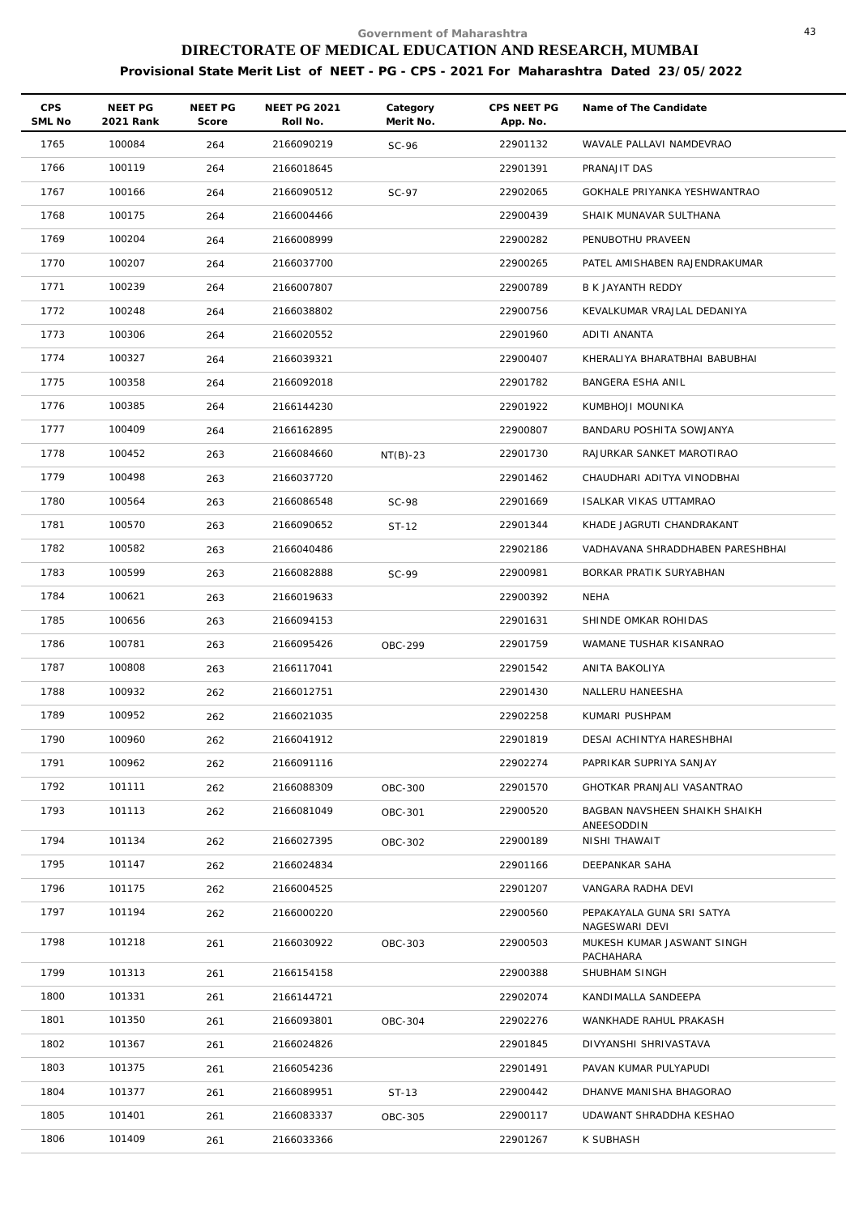Government of Maharashtra

# DIRECTORATE OF MEDICAL EDUCATION AND RESEARCH, MUMBAI

## Provisional State Merit List of NEET - PG - CPS - 2021 For Maharashtra Dated 23/05/2022

| CPS SML No | NEET PG 2021 Rank | NEET PG Score | NEET PG 2021 Roll No. | Category Merit No. | CPS NEET PG App. No. | Name of The Candidate |
|---|---|---|---|---|---|---|
| 1765 | 100084 | 264 | 2166090219 | SC-96 | 22901132 | WAVALE PALLAVI NAMDEVRAO |
| 1766 | 100119 | 264 | 2166018645 | | 22901391 | PRANAJIT DAS |
| 1767 | 100166 | 264 | 2166090512 | SC-97 | 22902065 | GOKHALE PRIYANKA YESHWANTRAO |
| 1768 | 100175 | 264 | 2166004466 | | 22900439 | SHAIK MUNAVAR SULTHANA |
| 1769 | 100204 | 264 | 2166008999 | | 22900282 | PENUBOTHU PRAVEEN |
| 1770 | 100207 | 264 | 2166037700 | | 22900265 | PATEL AMISHABEN RAJENDRAKUMAR |
| 1771 | 100239 | 264 | 2166007807 | | 22900789 | B K JAYANTH REDDY |
| 1772 | 100248 | 264 | 2166038802 | | 22900756 | KEVALKUMAR VRAJLAL DEDANIYA |
| 1773 | 100306 | 264 | 2166020552 | | 22901960 | ADITI ANANTA |
| 1774 | 100327 | 264 | 2166039321 | | 22900407 | KHERALIYA BHARATBHAI BABUBHAI |
| 1775 | 100358 | 264 | 2166092018 | | 22901782 | BANGERA ESHA ANIL |
| 1776 | 100385 | 264 | 2166144230 | | 22901922 | KUMBHOJI MOUNIKA |
| 1777 | 100409 | 264 | 2166162895 | | 22900807 | BANDARU POSHITA SOWJANYA |
| 1778 | 100452 | 263 | 2166084660 | NT(B)-23 | 22901730 | RAJURKAR SANKET MAROTIRAO |
| 1779 | 100498 | 263 | 2166037720 | | 22901462 | CHAUDHARI ADITYA VINODBHAI |
| 1780 | 100564 | 263 | 2166086548 | SC-98 | 22901669 | ISALKAR VIKAS UTTAMRAO |
| 1781 | 100570 | 263 | 2166090652 | ST-12 | 22901344 | KHADE JAGRUTI CHANDRAKANT |
| 1782 | 100582 | 263 | 2166040486 | | 22902186 | VADHAVANA SHRADDHABEN PARESHBHAI |
| 1783 | 100599 | 263 | 2166082888 | SC-99 | 22900981 | BORKAR PRATIK SURYABHAN |
| 1784 | 100621 | 263 | 2166019633 | | 22900392 | NEHA |
| 1785 | 100656 | 263 | 2166094153 | | 22901631 | SHINDE OMKAR ROHIDAS |
| 1786 | 100781 | 263 | 2166095426 | OBC-299 | 22901759 | WAMANE TUSHAR KISANRAO |
| 1787 | 100808 | 263 | 2166117041 | | 22901542 | ANITA BAKOLIYA |
| 1788 | 100932 | 262 | 2166012751 | | 22901430 | NALLERU HANEESHA |
| 1789 | 100952 | 262 | 2166021035 | | 22902258 | KUMARI PUSHPAM |
| 1790 | 100960 | 262 | 2166041912 | | 22901819 | DESAI ACHINTYA HARESHBHAI |
| 1791 | 100962 | 262 | 2166091116 | | 22902274 | PAPRIKAR SUPRIYA SANJAY |
| 1792 | 101111 | 262 | 2166088309 | OBC-300 | 22901570 | GHOTKAR PRANJALI VASANTRAO |
| 1793 | 101113 | 262 | 2166081049 | OBC-301 | 22900520 | BAGBAN NAVSHEEN SHAIKH SHAIKH ANEESODDIN |
| 1794 | 101134 | 262 | 2166027395 | OBC-302 | 22900189 | NISHI THAWAIT |
| 1795 | 101147 | 262 | 2166024834 | | 22901166 | DEEPANKAR SAHA |
| 1796 | 101175 | 262 | 2166004525 | | 22901207 | VANGARA RADHA DEVI |
| 1797 | 101194 | 262 | 2166000220 | | 22900560 | PEPAKAYALA GUNA SRI SATYA NAGESWARI DEVI |
| 1798 | 101218 | 261 | 2166030922 | OBC-303 | 22900503 | MUKESH KUMAR JASWANT SINGH PACHAHARA |
| 1799 | 101313 | 261 | 2166154158 | | 22900388 | SHUBHAM SINGH |
| 1800 | 101331 | 261 | 2166144721 | | 22902074 | KANDIMALLA SANDEEPA |
| 1801 | 101350 | 261 | 2166093801 | OBC-304 | 22902276 | WANKHADE RAHUL PRAKASH |
| 1802 | 101367 | 261 | 2166024826 | | 22901845 | DIVYANSHI SHRIVASTAVA |
| 1803 | 101375 | 261 | 2166054236 | | 22901491 | PAVAN KUMAR PULYAPUDI |
| 1804 | 101377 | 261 | 2166089951 | ST-13 | 22900442 | DHANVE MANISHA BHAGORAO |
| 1805 | 101401 | 261 | 2166083337 | OBC-305 | 22900117 | UDAWANT SHRADDHA KESHAO |
| 1806 | 101409 | 261 | 2166033366 | | 22901267 | K SUBHASH |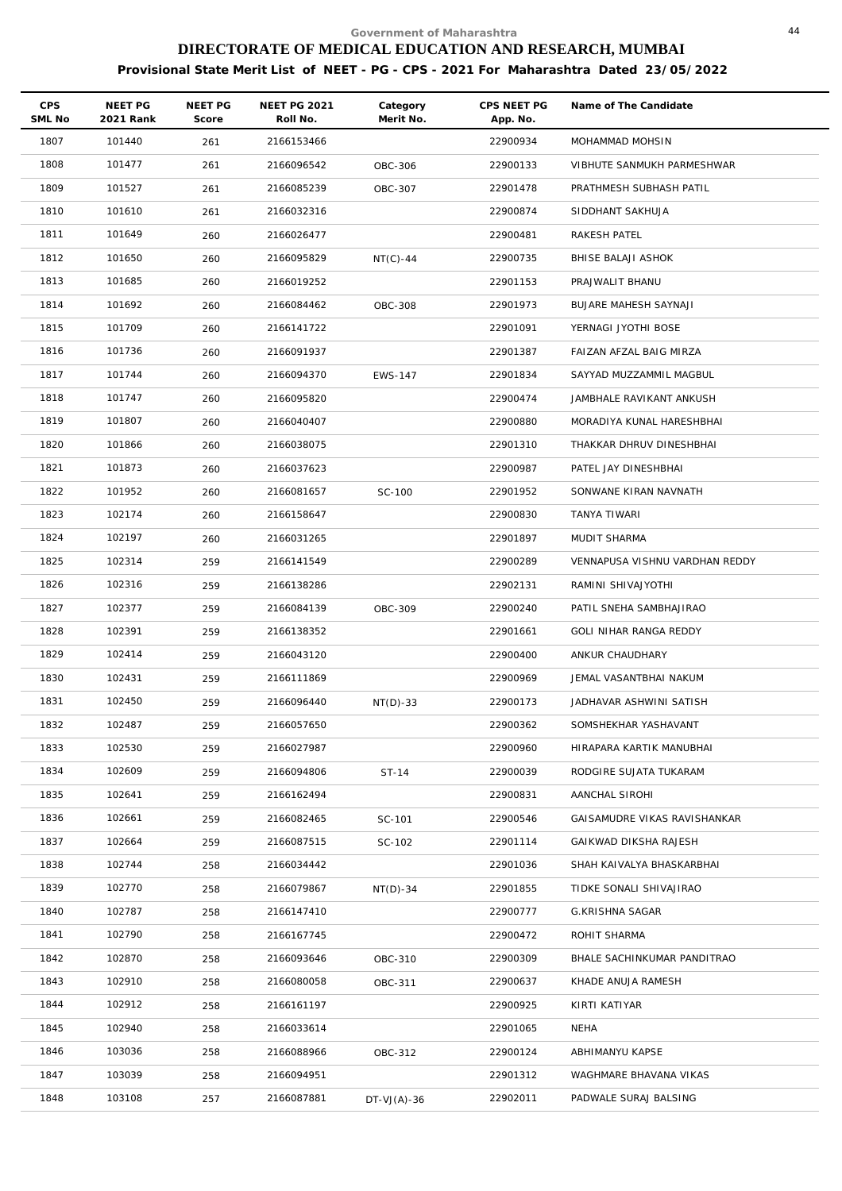Government of Maharashtra

# DIRECTORATE OF MEDICAL EDUCATION AND RESEARCH, MUMBAI

## Provisional State Merit List of NEET - PG - CPS - 2021 For Maharashtra Dated 23/05/2022

| CPS SML No | NEET PG 2021 Rank | NEET PG Score | NEET PG 2021 Roll No. | Category Merit No. | CPS NEET PG App. No. | Name of The Candidate |
|---|---|---|---|---|---|---|
| 1807 | 101440 | 261 | 2166153466 | | 22900934 | MOHAMMAD MOHSIN |
| 1808 | 101477 | 261 | 2166096542 | OBC-306 | 22900133 | VIBHUTE SANMUKH PARMESHWAR |
| 1809 | 101527 | 261 | 2166085239 | OBC-307 | 22901478 | PRATHMESH SUBHASH PATIL |
| 1810 | 101610 | 261 | 2166032316 | | 22900874 | SIDDHANT SAKHUJA |
| 1811 | 101649 | 260 | 2166026477 | | 22900481 | RAKESH PATEL |
| 1812 | 101650 | 260 | 2166095829 | NT(C)-44 | 22900735 | BHISE BALAJI ASHOK |
| 1813 | 101685 | 260 | 2166019252 | | 22901153 | PRAJWALIT BHANU |
| 1814 | 101692 | 260 | 2166084462 | OBC-308 | 22901973 | BUJARE MAHESH SAYNAJI |
| 1815 | 101709 | 260 | 2166141722 | | 22901091 | YERNAGI JYOTHI BOSE |
| 1816 | 101736 | 260 | 2166091937 | | 22901387 | FAIZAN AFZAL BAIG MIRZA |
| 1817 | 101744 | 260 | 2166094370 | EWS-147 | 22901834 | SAYYAD MUZZAMMIL MAGBUL |
| 1818 | 101747 | 260 | 2166095820 | | 22900474 | JAMBHALE RAVIKANT ANKUSH |
| 1819 | 101807 | 260 | 2166040407 | | 22900880 | MORADIYA KUNAL HARESHBHAI |
| 1820 | 101866 | 260 | 2166038075 | | 22901310 | THAKKAR DHRUV DINESHBHAI |
| 1821 | 101873 | 260 | 2166037623 | | 22900987 | PATEL JAY DINESHBHAI |
| 1822 | 101952 | 260 | 2166081657 | SC-100 | 22901952 | SONWANE KIRAN NAVNATH |
| 1823 | 102174 | 260 | 2166158647 | | 22900830 | TANYA TIWARI |
| 1824 | 102197 | 260 | 2166031265 | | 22901897 | MUDIT SHARMA |
| 1825 | 102314 | 259 | 2166141549 | | 22900289 | VENNAPUSA VISHNU VARDHAN REDDY |
| 1826 | 102316 | 259 | 2166138286 | | 22902131 | RAMINI SHIVAJYOTHI |
| 1827 | 102377 | 259 | 2166084139 | OBC-309 | 22900240 | PATIL SNEHA SAMBHAJIRAO |
| 1828 | 102391 | 259 | 2166138352 | | 22901661 | GOLI NIHAR RANGA REDDY |
| 1829 | 102414 | 259 | 2166043120 | | 22900400 | ANKUR CHAUDHARY |
| 1830 | 102431 | 259 | 2166111869 | | 22900969 | JEMAL VASANTBHAI NAKUM |
| 1831 | 102450 | 259 | 2166096440 | NT(D)-33 | 22900173 | JADHAVAR ASHWINI SATISH |
| 1832 | 102487 | 259 | 2166057650 | | 22900362 | SOMSHEKHAR YASHAVANT |
| 1833 | 102530 | 259 | 2166027987 | | 22900960 | HIRAPARA KARTIK MANUBHAI |
| 1834 | 102609 | 259 | 2166094806 | ST-14 | 22900039 | RODGIRE SUJATA TUKARAM |
| 1835 | 102641 | 259 | 2166162494 | | 22900831 | AANCHAL SIROHI |
| 1836 | 102661 | 259 | 2166082465 | SC-101 | 22900546 | GAISAMUDRE VIKAS RAVISHANKAR |
| 1837 | 102664 | 259 | 2166087515 | SC-102 | 22901114 | GAIKWAD DIKSHA RAJESH |
| 1838 | 102744 | 258 | 2166034442 | | 22901036 | SHAH KAIVALYA BHASKARBHAI |
| 1839 | 102770 | 258 | 2166079867 | NT(D)-34 | 22901855 | TIDKE SONALI SHIVAJIRAO |
| 1840 | 102787 | 258 | 2166147410 | | 22900777 | G.KRISHNA SAGAR |
| 1841 | 102790 | 258 | 2166167745 | | 22900472 | ROHIT SHARMA |
| 1842 | 102870 | 258 | 2166093646 | OBC-310 | 22900309 | BHALE SACHINKUMAR PANDITRAO |
| 1843 | 102910 | 258 | 2166080058 | OBC-311 | 22900637 | KHADE ANUJA RAMESH |
| 1844 | 102912 | 258 | 2166161197 | | 22900925 | KIRTI KATIYAR |
| 1845 | 102940 | 258 | 2166033614 | | 22901065 | NEHA |
| 1846 | 103036 | 258 | 2166088966 | OBC-312 | 22900124 | ABHIMANYU KAPSE |
| 1847 | 103039 | 258 | 2166094951 | | 22901312 | WAGHMARE BHAVANA VIKAS |
| 1848 | 103108 | 257 | 2166087881 | DT-VJ(A)-36 | 22902011 | PADWALE SURAJ BALSING |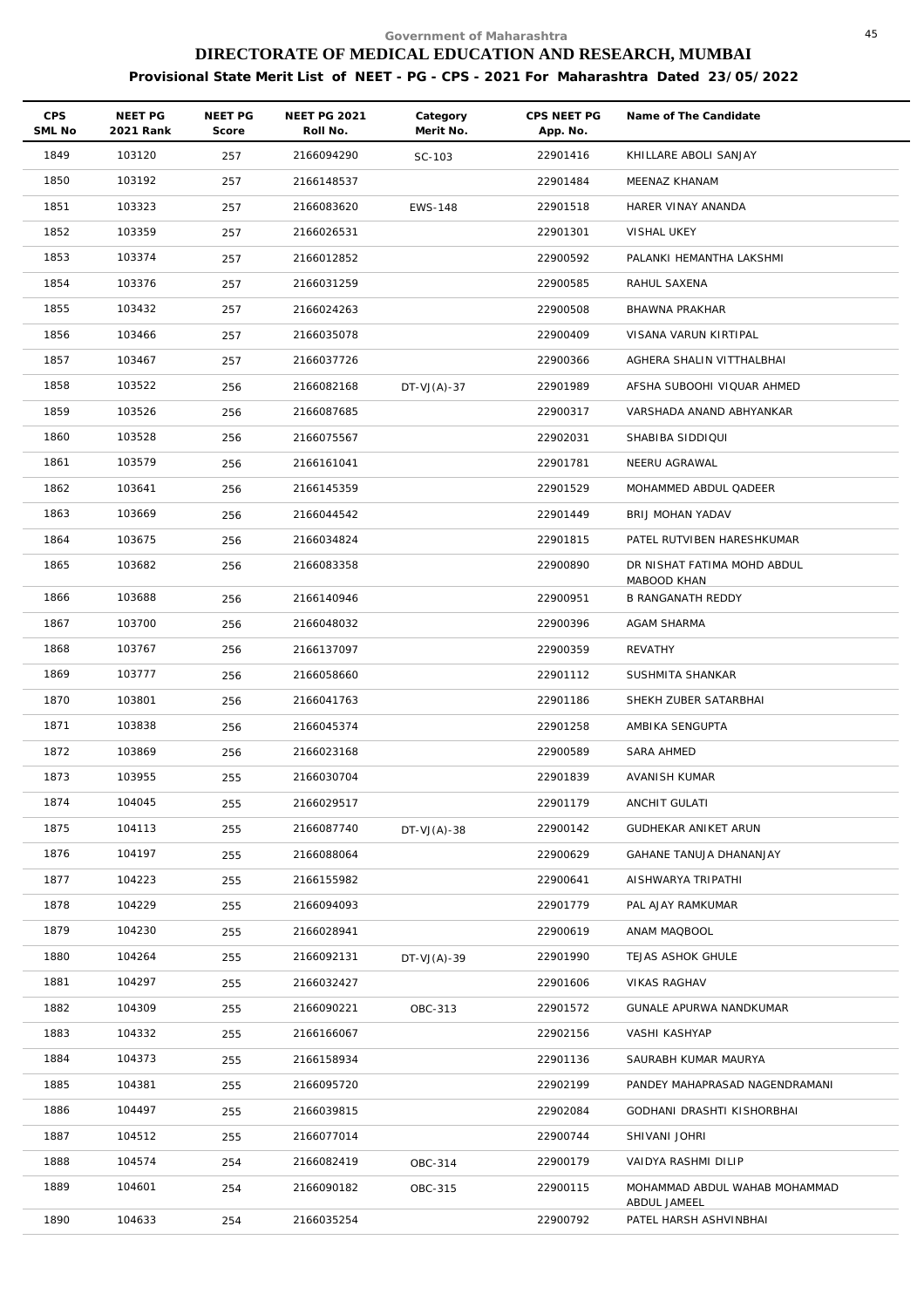Government of Maharashtra

# DIRECTORATE OF MEDICAL EDUCATION AND RESEARCH, MUMBAI

**Provisional State Merit List of NEET - PG - CPS - 2021 For Maharashtra Dated 23/05/2022**

| CPS SML No | NEET PG 2021 Rank | NEET PG Score | NEET PG 2021 Roll No. | Category Merit No. | CPS NEET PG App. No. | Name of The Candidate |
|---|---|---|---|---|---|---|
| 1849 | 103120 | 257 | 2166094290 | SC-103 | 22901416 | KHILLARE ABOLI SANJAY |
| 1850 | 103192 | 257 | 2166148537 | | 22901484 | MEENAZ KHANAM |
| 1851 | 103323 | 257 | 2166083620 | EWS-148 | 22901518 | HARER VINAY ANANDA |
| 1852 | 103359 | 257 | 2166026531 | | 22901301 | VISHAL UKEY |
| 1853 | 103374 | 257 | 2166012852 | | 22900592 | PALANKI HEMANTHA LAKSHMI |
| 1854 | 103376 | 257 | 2166031259 | | 22900585 | RAHUL SAXENA |
| 1855 | 103432 | 257 | 2166024263 | | 22900508 | BHAWNA PRAKHAR |
| 1856 | 103466 | 257 | 2166035078 | | 22900409 | VISANA VARUN KIRTIPAL |
| 1857 | 103467 | 257 | 2166037726 | | 22900366 | AGHERA SHALIN VITTHALBHAI |
| 1858 | 103522 | 256 | 2166082168 | DT-VJ(A)-37 | 22901989 | AFSHA SUBOOHI VIQUAR AHMED |
| 1859 | 103526 | 256 | 2166087685 | | 22900317 | VARSHADA ANAND ABHYANKAR |
| 1860 | 103528 | 256 | 2166075567 | | 22902031 | SHABIBA SIDDIQUI |
| 1861 | 103579 | 256 | 2166161041 | | 22901781 | NEERU AGRAWAL |
| 1862 | 103641 | 256 | 2166145359 | | 22901529 | MOHAMMED ABDUL QADEER |
| 1863 | 103669 | 256 | 2166044542 | | 22901449 | BRIJ MOHAN YADAV |
| 1864 | 103675 | 256 | 2166034824 | | 22901815 | PATEL RUTVIBEN HARESHKUMAR |
| 1865 | 103682 | 256 | 2166083358 | | 22900890 | DR NISHAT FATIMA MOHD ABDUL MABOOD KHAN |
| 1866 | 103688 | 256 | 2166140946 | | 22900951 | B RANGANATH REDDY |
| 1867 | 103700 | 256 | 2166048032 | | 22900396 | AGAM SHARMA |
| 1868 | 103767 | 256 | 2166137097 | | 22900359 | REVATHY |
| 1869 | 103777 | 256 | 2166058660 | | 22901112 | SUSHMITA SHANKAR |
| 1870 | 103801 | 256 | 2166041763 | | 22901186 | SHEKH ZUBER SATARBHAI |
| 1871 | 103838 | 256 | 2166045374 | | 22901258 | AMBIKA SENGUPTA |
| 1872 | 103869 | 256 | 2166023168 | | 22900589 | SARA AHMED |
| 1873 | 103955 | 255 | 2166030704 | | 22901839 | AVANISH KUMAR |
| 1874 | 104045 | 255 | 2166029517 | | 22901179 | ANCHIT GULATI |
| 1875 | 104113 | 255 | 2166087740 | DT-VJ(A)-38 | 22900142 | GUDHEKAR ANIKET ARUN |
| 1876 | 104197 | 255 | 2166088064 | | 22900629 | GAHANE TANUJA DHANANJAY |
| 1877 | 104223 | 255 | 2166155982 | | 22900641 | AISHWARYA TRIPATHI |
| 1878 | 104229 | 255 | 2166094093 | | 22901779 | PAL AJAY RAMKUMAR |
| 1879 | 104230 | 255 | 2166028941 | | 22900619 | ANAM MAQBOOL |
| 1880 | 104264 | 255 | 2166092131 | DT-VJ(A)-39 | 22901990 | TEJAS ASHOK GHULE |
| 1881 | 104297 | 255 | 2166032427 | | 22901606 | VIKAS RAGHAV |
| 1882 | 104309 | 255 | 2166090221 | OBC-313 | 22901572 | GUNALE APURWA NANDKUMAR |
| 1883 | 104332 | 255 | 2166166067 | | 22902156 | VASHI KASHYAP |
| 1884 | 104373 | 255 | 2166158934 | | 22901136 | SAURABH KUMAR MAURYA |
| 1885 | 104381 | 255 | 2166095720 | | 22902199 | PANDEY MAHAPRASAD NAGENDRAMANI |
| 1886 | 104497 | 255 | 2166039815 | | 22902084 | GODHANI DRASHTI KISHORBHAI |
| 1887 | 104512 | 255 | 2166077014 | | 22900744 | SHIVANI JOHRI |
| 1888 | 104574 | 254 | 2166082419 | OBC-314 | 22900179 | VAIDYA RASHMI DILIP |
| 1889 | 104601 | 254 | 2166090182 | OBC-315 | 22900115 | MOHAMMAD ABDUL WAHAB MOHAMMAD ABDUL JAMEEL |
| 1890 | 104633 | 254 | 2166035254 | | 22900792 | PATEL HARSH ASHVINBHAI |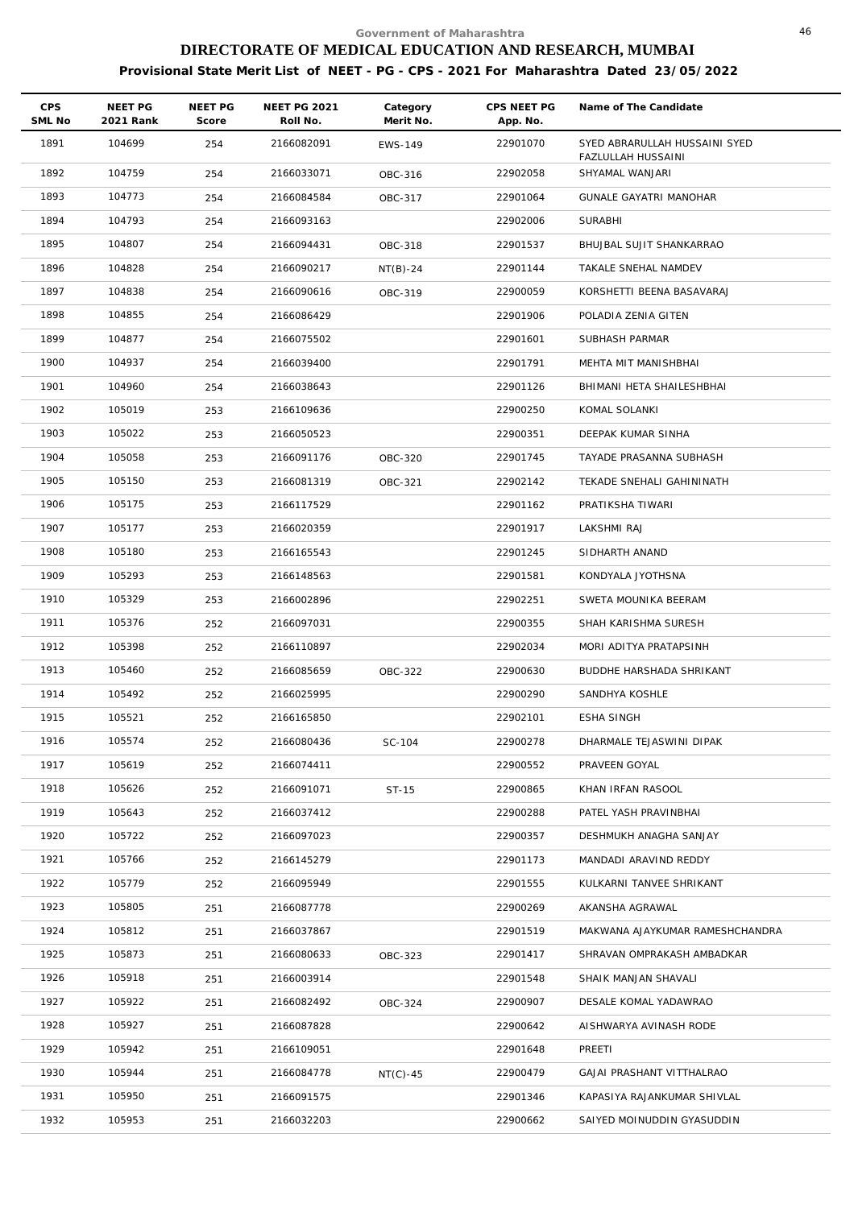Government of Maharashtra

# DIRECTORATE OF MEDICAL EDUCATION AND RESEARCH, MUMBAI

**Provisional State Merit List of NEET - PG - CPS - 2021 For Maharashtra Dated 23/05/2022**

| CPS SML No | NEET PG 2021 Rank | NEET PG Score | NEET PG 2021 Roll No. | Category Merit No. | CPS NEET PG App. No. | Name of The Candidate |
|---|---|---|---|---|---|---|
| 1891 | 104699 | 254 | 2166082091 | EWS-149 | 22901070 | SYED ABRARULLAH HUSSAINI SYED FAZLULLAH HUSSAINI |
| 1892 | 104759 | 254 | 2166033071 | OBC-316 | 22902058 | SHYAMAL WANJARI |
| 1893 | 104773 | 254 | 2166084584 | OBC-317 | 22901064 | GUNALE GAYATRI MANOHAR |
| 1894 | 104793 | 254 | 2166093163 | | 22902006 | SURABHI |
| 1895 | 104807 | 254 | 2166094431 | OBC-318 | 22901537 | BHUJBAL SUJIT SHANKARRAO |
| 1896 | 104828 | 254 | 2166090217 | NT(B)-24 | 22901144 | TAKALE SNEHAL NAMDEV |
| 1897 | 104838 | 254 | 2166090616 | OBC-319 | 22900059 | KORSHETTI BEENA BASAVARAJ |
| 1898 | 104855 | 254 | 2166086429 | | 22901906 | POLADIA ZENIA GITEN |
| 1899 | 104877 | 254 | 2166075502 | | 22901601 | SUBHASH PARMAR |
| 1900 | 104937 | 254 | 2166039400 | | 22901791 | MEHTA MIT MANISHBHAI |
| 1901 | 104960 | 254 | 2166038643 | | 22901126 | BHIMANI HETA SHAILESHBHAI |
| 1902 | 105019 | 253 | 2166109636 | | 22900250 | KOMAL SOLANKI |
| 1903 | 105022 | 253 | 2166050523 | | 22900351 | DEEPAK KUMAR SINHA |
| 1904 | 105058 | 253 | 2166091176 | OBC-320 | 22901745 | TAYADE PRASANNA SUBHASH |
| 1905 | 105150 | 253 | 2166081319 | OBC-321 | 22902142 | TEKADE SNEHALI GAHININATH |
| 1906 | 105175 | 253 | 2166117529 | | 22901162 | PRATIKSHA TIWARI |
| 1907 | 105177 | 253 | 2166020359 | | 22901917 | LAKSHMI RAJ |
| 1908 | 105180 | 253 | 2166165543 | | 22901245 | SIDHARTH ANAND |
| 1909 | 105293 | 253 | 2166148563 | | 22901581 | KONDYALA JYOTHSNA |
| 1910 | 105329 | 253 | 2166002896 | | 22902251 | SWETA MOUNIKA BEERAM |
| 1911 | 105376 | 252 | 2166097031 | | 22900355 | SHAH KARISHMA SURESH |
| 1912 | 105398 | 252 | 2166110897 | | 22902034 | MORI ADITYA PRATAPSINH |
| 1913 | 105460 | 252 | 2166085659 | OBC-322 | 22900630 | BUDDHE HARSHADA SHRIKANT |
| 1914 | 105492 | 252 | 2166025995 | | 22900290 | SANDHYA KOSHLE |
| 1915 | 105521 | 252 | 2166165850 | | 22902101 | ESHA SINGH |
| 1916 | 105574 | 252 | 2166080436 | SC-104 | 22900278 | DHARMALE TEJASWINI DIPAK |
| 1917 | 105619 | 252 | 2166074411 | | 22900552 | PRAVEEN GOYAL |
| 1918 | 105626 | 252 | 2166091071 | ST-15 | 22900865 | KHAN IRFAN RASOOL |
| 1919 | 105643 | 252 | 2166037412 | | 22900288 | PATEL YASH PRAVINBHAI |
| 1920 | 105722 | 252 | 2166097023 | | 22900357 | DESHMUKH ANAGHA SANJAY |
| 1921 | 105766 | 252 | 2166145279 | | 22901173 | MANDADI ARAVIND REDDY |
| 1922 | 105779 | 252 | 2166095949 | | 22901555 | KULKARNI TANVEE SHRIKANT |
| 1923 | 105805 | 251 | 2166087778 | | 22900269 | AKANSHA AGRAWAL |
| 1924 | 105812 | 251 | 2166037867 | | 22901519 | MAKWANA AJAYKUMAR RAMESHCHANDRA |
| 1925 | 105873 | 251 | 2166080633 | OBC-323 | 22901417 | SHRAVAN OMPRAKASH AMBADKAR |
| 1926 | 105918 | 251 | 2166003914 | | 22901548 | SHAIK MANJAN SHAVALI |
| 1927 | 105922 | 251 | 2166082492 | OBC-324 | 22900907 | DESALE KOMAL YADAWRAO |
| 1928 | 105927 | 251 | 2166087828 | | 22900642 | AISHWARYA AVINASH RODE |
| 1929 | 105942 | 251 | 2166109051 | | 22901648 | PREETI |
| 1930 | 105944 | 251 | 2166084778 | NT(C)-45 | 22900479 | GAJAI PRASHANT VITTHALRAO |
| 1931 | 105950 | 251 | 2166091575 | | 22901346 | KAPASIYA RAJANKUMAR SHIVLAL |
| 1932 | 105953 | 251 | 2166032203 | | 22900662 | SAIYED MOINUDDIN GYASUDDIN |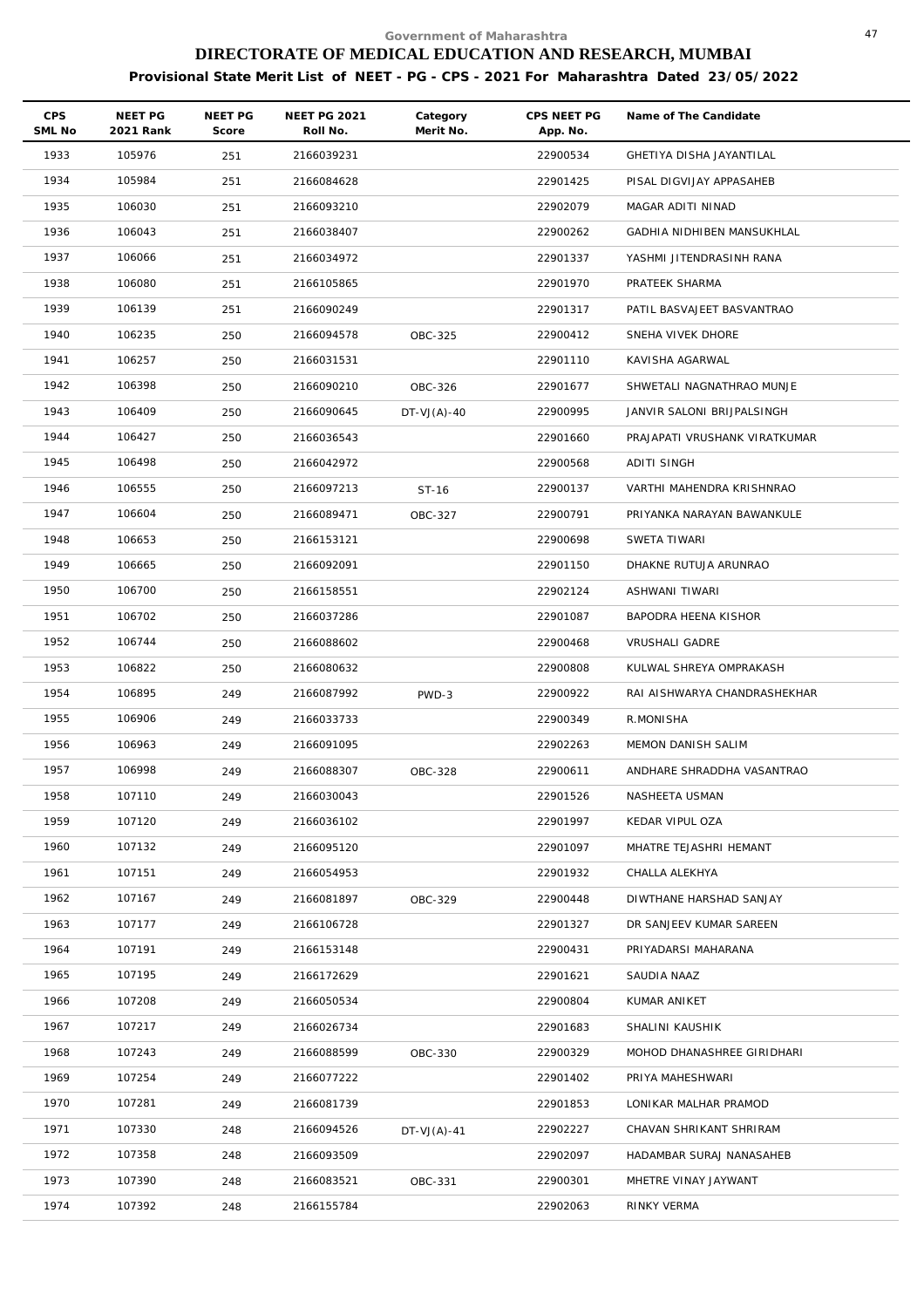Government of Maharashtra

# DIRECTORATE OF MEDICAL EDUCATION AND RESEARCH, MUMBAI

**Provisional State Merit List of NEET - PG - CPS - 2021 For Maharashtra Dated 23/05/2022**

| CPS SML No | NEET PG 2021 Rank | NEET PG Score | NEET PG 2021 Roll No. | Category Merit No. | CPS NEET PG App. No. | Name of The Candidate |
|---|---|---|---|---|---|---|
| 1933 | 105976 | 251 | 2166039231 | | 22900534 | GHETIYA DISHA JAYANTILAL |
| 1934 | 105984 | 251 | 2166084628 | | 22901425 | PISAL DIGVIJAY APPASAHEB |
| 1935 | 106030 | 251 | 2166093210 | | 22902079 | MAGAR ADITI NINAD |
| 1936 | 106043 | 251 | 2166038407 | | 22900262 | GADHIA NIDHIBEN MANSUKHLAL |
| 1937 | 106066 | 251 | 2166034972 | | 22901337 | YASHMI JITENDRASINH RANA |
| 1938 | 106080 | 251 | 2166105865 | | 22901970 | PRATEEK SHARMA |
| 1939 | 106139 | 251 | 2166090249 | | 22901317 | PATIL BASVAJEET BASVANTRAO |
| 1940 | 106235 | 250 | 2166094578 | OBC-325 | 22900412 | SNEHA VIVEK DHORE |
| 1941 | 106257 | 250 | 2166031531 | | 22901110 | KAVISHA AGARWAL |
| 1942 | 106398 | 250 | 2166090210 | OBC-326 | 22901677 | SHWETALI NAGNATHRAO MUNJE |
| 1943 | 106409 | 250 | 2166090645 | DT-VJ(A)-40 | 22900995 | JANVIR SALONI BRIJPALSINGH |
| 1944 | 106427 | 250 | 2166036543 | | 22901660 | PRAJAPATI VRUSHANK VIRATKUMAR |
| 1945 | 106498 | 250 | 2166042972 | | 22900568 | ADITI SINGH |
| 1946 | 106555 | 250 | 2166097213 | ST-16 | 22900137 | VARTHI MAHENDRA KRISHNRAO |
| 1947 | 106604 | 250 | 2166089471 | OBC-327 | 22900791 | PRIYANKA NARAYAN BAWANKULE |
| 1948 | 106653 | 250 | 2166153121 | | 22900698 | SWETA TIWARI |
| 1949 | 106665 | 250 | 2166092091 | | 22901150 | DHAKNE RUTUJA ARUNRAO |
| 1950 | 106700 | 250 | 2166158551 | | 22902124 | ASHWANI TIWARI |
| 1951 | 106702 | 250 | 2166037286 | | 22901087 | BAPODRA HEENA KISHOR |
| 1952 | 106744 | 250 | 2166088602 | | 22900468 | VRUSHALI GADRE |
| 1953 | 106822 | 250 | 2166080632 | | 22900808 | KULWAL SHREYA OMPRAKASH |
| 1954 | 106895 | 249 | 2166087992 | PWD-3 | 22900922 | RAI AISHWARYA CHANDRASHEKHAR |
| 1955 | 106906 | 249 | 2166033733 | | 22900349 | R.MONISHA |
| 1956 | 106963 | 249 | 2166091095 | | 22902263 | MEMON DANISH SALIM |
| 1957 | 106998 | 249 | 2166088307 | OBC-328 | 22900611 | ANDHARE SHRADDHA VASANTRAO |
| 1958 | 107110 | 249 | 2166030043 | | 22901526 | NASHEETA USMAN |
| 1959 | 107120 | 249 | 2166036102 | | 22901997 | KEDAR VIPUL OZA |
| 1960 | 107132 | 249 | 2166095120 | | 22901097 | MHATRE TEJASHRI HEMANT |
| 1961 | 107151 | 249 | 2166054953 | | 22901932 | CHALLA ALEKHYA |
| 1962 | 107167 | 249 | 2166081897 | OBC-329 | 22900448 | DIWTHANE HARSHAD SANJAY |
| 1963 | 107177 | 249 | 2166106728 | | 22901327 | DR SANJEEV KUMAR SAREEN |
| 1964 | 107191 | 249 | 2166153148 | | 22900431 | PRIYADARSI MAHARANA |
| 1965 | 107195 | 249 | 2166172629 | | 22901621 | SAUDIA NAAZ |
| 1966 | 107208 | 249 | 2166050534 | | 22900804 | KUMAR ANIKET |
| 1967 | 107217 | 249 | 2166026734 | | 22901683 | SHALINI KAUSHIK |
| 1968 | 107243 | 249 | 2166088599 | OBC-330 | 22900329 | MOHOD DHANASHREE GIRIDHARI |
| 1969 | 107254 | 249 | 2166077222 | | 22901402 | PRIYA MAHESHWARI |
| 1970 | 107281 | 249 | 2166081739 | | 22901853 | LONIKAR MALHAR PRAMOD |
| 1971 | 107330 | 248 | 2166094526 | DT-VJ(A)-41 | 22902227 | CHAVAN SHRIKANT SHRIRAM |
| 1972 | 107358 | 248 | 2166093509 | | 22902097 | HADAMBAR SURAJ NANASAHEB |
| 1973 | 107390 | 248 | 2166083521 | OBC-331 | 22900301 | MHETRE VINAY JAYWANT |
| 1974 | 107392 | 248 | 2166155784 | | 22902063 | RINKY VERMA |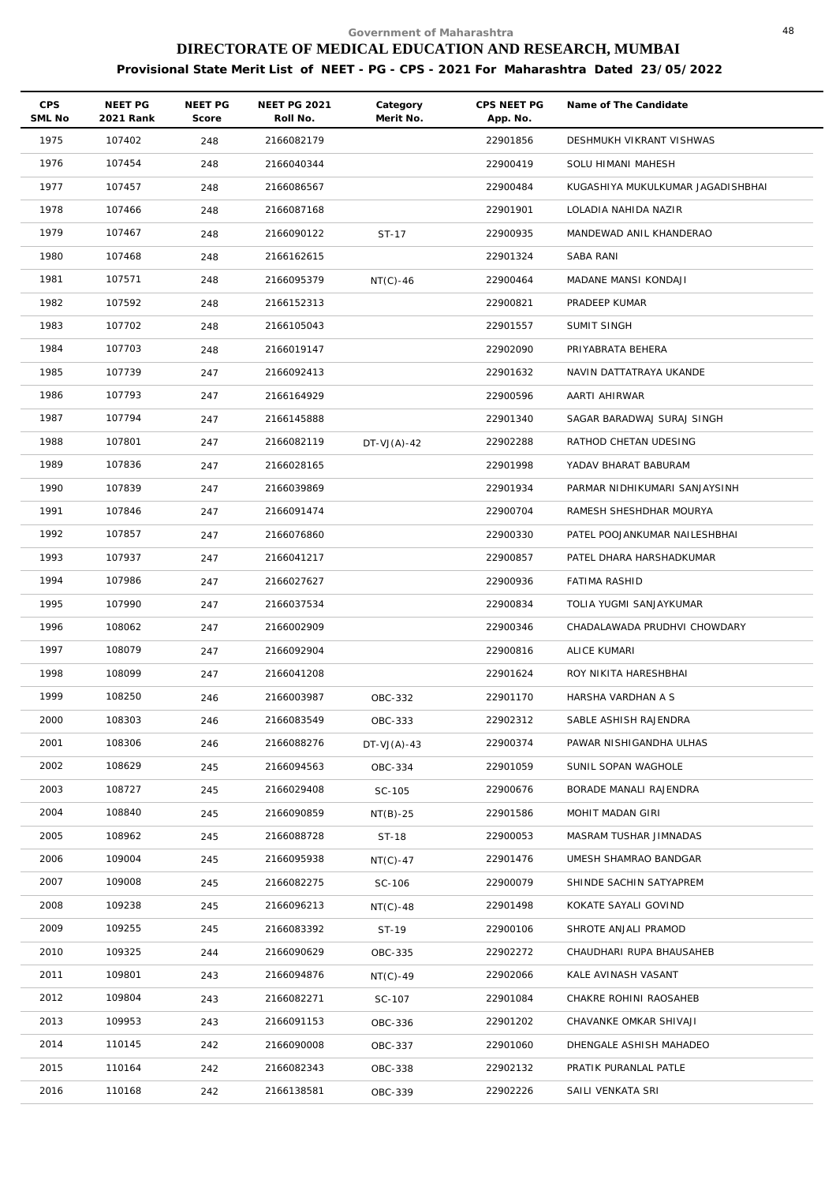Government of Maharashtra

# DIRECTORATE OF MEDICAL EDUCATION AND RESEARCH, MUMBAI

**Provisional State Merit List of NEET - PG - CPS - 2021 For Maharashtra Dated 23/05/2022**

| CPS SML No | NEET PG 2021 Rank | NEET PG Score | NEET PG 2021 Roll No. | Category Merit No. | CPS NEET PG App. No. | Name of The Candidate |
|---|---|---|---|---|---|---|
| 1975 | 107402 | 248 | 2166082179 | | 22901856 | DESHMUKH VIKRANT VISHWAS |
| 1976 | 107454 | 248 | 2166040344 | | 22900419 | SOLU HIMANI MAHESH |
| 1977 | 107457 | 248 | 2166086567 | | 22900484 | KUGASHIYA MUKULKUMAR JAGADISHBHAI |
| 1978 | 107466 | 248 | 2166087168 | | 22901901 | LOLADIA NAHIDA NAZIR |
| 1979 | 107467 | 248 | 2166090122 | ST-17 | 22900935 | MANDEWAD ANIL KHANDERAO |
| 1980 | 107468 | 248 | 2166162615 | | 22901324 | SABA RANI |
| 1981 | 107571 | 248 | 2166095379 | NT(C)-46 | 22900464 | MADANE MANSI KONDAJI |
| 1982 | 107592 | 248 | 2166152313 | | 22900821 | PRADEEP KUMAR |
| 1983 | 107702 | 248 | 2166105043 | | 22901557 | SUMIT SINGH |
| 1984 | 107703 | 248 | 2166019147 | | 22902090 | PRIYABRATA BEHERA |
| 1985 | 107739 | 247 | 2166092413 | | 22901632 | NAVIN DATTATRAYA UKANDE |
| 1986 | 107793 | 247 | 2166164929 | | 22900596 | AARTI AHIRWAR |
| 1987 | 107794 | 247 | 2166145888 | | 22901340 | SAGAR BARADWAJ SURAJ SINGH |
| 1988 | 107801 | 247 | 2166082119 | DT-VJ(A)-42 | 22902288 | RATHOD CHETAN UDESING |
| 1989 | 107836 | 247 | 2166028165 | | 22901998 | YADAV BHARAT BABURAM |
| 1990 | 107839 | 247 | 2166039869 | | 22901934 | PARMAR NIDHIKUMARI SANJAYSINH |
| 1991 | 107846 | 247 | 2166091474 | | 22900704 | RAMESH SHESHDHAR MOURYA |
| 1992 | 107857 | 247 | 2166076860 | | 22900330 | PATEL POOJANKUMAR NAILESHBHAI |
| 1993 | 107937 | 247 | 2166041217 | | 22900857 | PATEL DHARA HARSHADKUMAR |
| 1994 | 107986 | 247 | 2166027627 | | 22900936 | FATIMA RASHID |
| 1995 | 107990 | 247 | 2166037534 | | 22900834 | TOLIA YUGMI SANJAYKUMAR |
| 1996 | 108062 | 247 | 2166002909 | | 22900346 | CHADALAWADA PRUDHVI CHOWDARY |
| 1997 | 108079 | 247 | 2166092904 | | 22900816 | ALICE KUMARI |
| 1998 | 108099 | 247 | 2166041208 | | 22901624 | ROY NIKITA HARESHBHAI |
| 1999 | 108250 | 246 | 2166003987 | OBC-332 | 22901170 | HARSHA VARDHAN A S |
| 2000 | 108303 | 246 | 2166083549 | OBC-333 | 22902312 | SABLE ASHISH RAJENDRA |
| 2001 | 108306 | 246 | 2166088276 | DT-VJ(A)-43 | 22900374 | PAWAR NISHIGANDHA ULHAS |
| 2002 | 108629 | 245 | 2166094563 | OBC-334 | 22901059 | SUNIL SOPAN WAGHOLE |
| 2003 | 108727 | 245 | 2166029408 | SC-105 | 22900676 | BORADE MANALI RAJENDRA |
| 2004 | 108840 | 245 | 2166090859 | NT(B)-25 | 22901586 | MOHIT MADAN GIRI |
| 2005 | 108962 | 245 | 2166088728 | ST-18 | 22900053 | MASRAM TUSHAR JIMNADAS |
| 2006 | 109004 | 245 | 2166095938 | NT(C)-47 | 22901476 | UMESH SHAMRAO BANDGAR |
| 2007 | 109008 | 245 | 2166082275 | SC-106 | 22900079 | SHINDE SACHIN SATYAPREM |
| 2008 | 109238 | 245 | 2166096213 | NT(C)-48 | 22901498 | KOKATE SAYALI GOVIND |
| 2009 | 109255 | 245 | 2166083392 | ST-19 | 22900106 | SHROTE ANJALI PRAMOD |
| 2010 | 109325 | 244 | 2166090629 | OBC-335 | 22902272 | CHAUDHARI RUPA BHAUSAHEB |
| 2011 | 109801 | 243 | 2166094876 | NT(C)-49 | 22902066 | KALE AVINASH VASANT |
| 2012 | 109804 | 243 | 2166082271 | SC-107 | 22901084 | CHAKRE ROHINI RAOSAHEB |
| 2013 | 109953 | 243 | 2166091153 | OBC-336 | 22901202 | CHAVANKE OMKAR SHIVAJI |
| 2014 | 110145 | 242 | 2166090008 | OBC-337 | 22901060 | DHENGALE ASHISH MAHADEO |
| 2015 | 110164 | 242 | 2166082343 | OBC-338 | 22902132 | PRATIK PURANLAL PATLE |
| 2016 | 110168 | 242 | 2166138581 | OBC-339 | 22902226 | SAILI VENKATA SRI |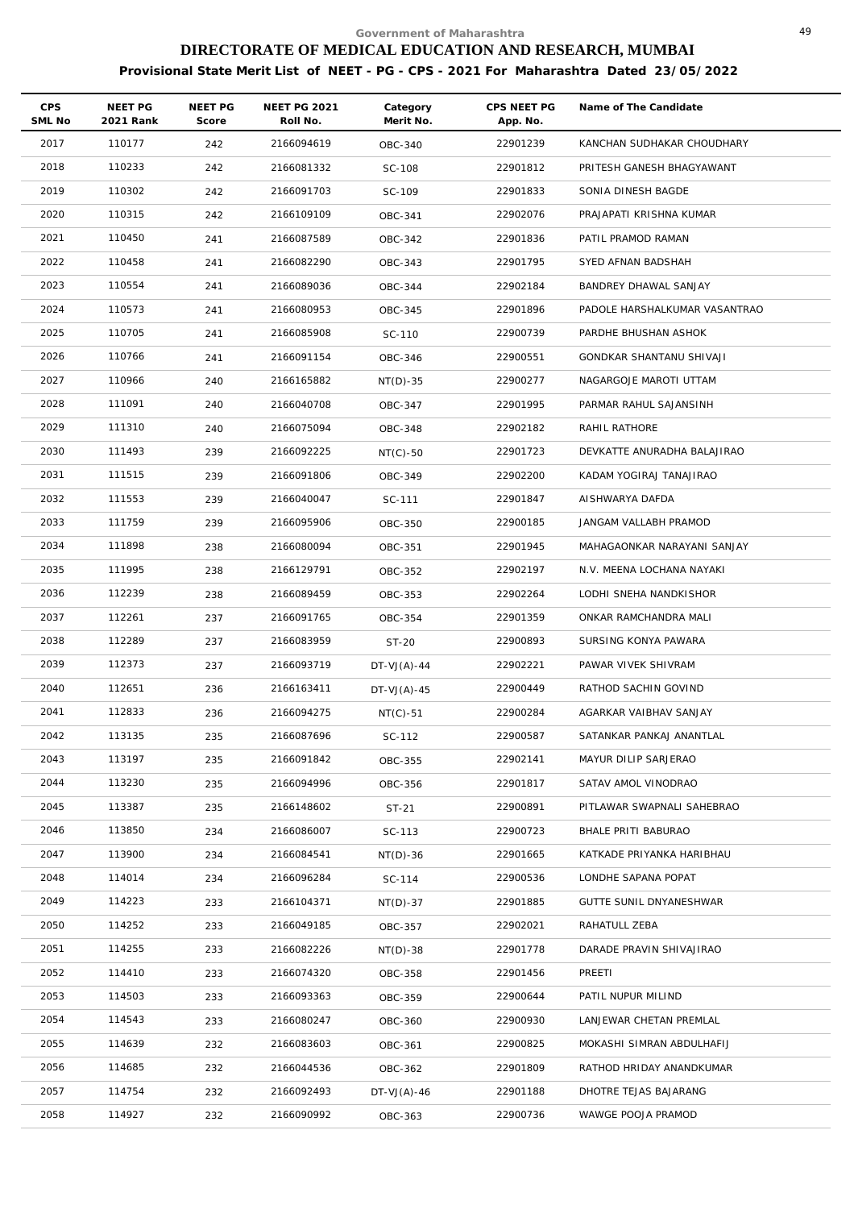Government of Maharashtra

# DIRECTORATE OF MEDICAL EDUCATION AND RESEARCH, MUMBAI

**Provisional State Merit List of NEET - PG - CPS - 2021 For Maharashtra Dated 23/05/2022**

| CPS SML No | NEET PG 2021 Rank | NEET PG Score | NEET PG 2021 Roll No. | Category Merit No. | CPS NEET PG App. No. | Name of The Candidate |
|---|---|---|---|---|---|---|
| 2017 | 110177 | 242 | 2166094619 | OBC-340 | 22901239 | KANCHAN SUDHAKAR CHOUDHARY |
| 2018 | 110233 | 242 | 2166081332 | SC-108 | 22901812 | PRITESH GANESH BHAGYAWANT |
| 2019 | 110302 | 242 | 2166091703 | SC-109 | 22901833 | SONIA DINESH BAGDE |
| 2020 | 110315 | 242 | 2166109109 | OBC-341 | 22902076 | PRAJAPATI KRISHNA KUMAR |
| 2021 | 110450 | 241 | 2166087589 | OBC-342 | 22901836 | PATIL PRAMOD RAMAN |
| 2022 | 110458 | 241 | 2166082290 | OBC-343 | 22901795 | SYED AFNAN BADSHAH |
| 2023 | 110554 | 241 | 2166089036 | OBC-344 | 22902184 | BANDREY DHAWAL SANJAY |
| 2024 | 110573 | 241 | 2166080953 | OBC-345 | 22901896 | PADOLE HARSHALKUMAR VASANTRAO |
| 2025 | 110705 | 241 | 2166085908 | SC-110 | 22900739 | PARDHE BHUSHAN ASHOK |
| 2026 | 110766 | 241 | 2166091154 | OBC-346 | 22900551 | GONDKAR SHANTANU SHIVAJI |
| 2027 | 110966 | 240 | 2166165882 | NT(D)-35 | 22900277 | NAGARGOJE MAROTI UTTAM |
| 2028 | 111091 | 240 | 2166040708 | OBC-347 | 22901995 | PARMAR RAHUL SAJANSINH |
| 2029 | 111310 | 240 | 2166075094 | OBC-348 | 22902182 | RAHIL RATHORE |
| 2030 | 111493 | 239 | 2166092225 | NT(C)-50 | 22901723 | DEVKATTE ANURADHA BALAJIRAO |
| 2031 | 111515 | 239 | 2166091806 | OBC-349 | 22902200 | KADAM YOGIRAJ TANAJIRAO |
| 2032 | 111553 | 239 | 2166040047 | SC-111 | 22901847 | AISHWARYA DAFDA |
| 2033 | 111759 | 239 | 2166095906 | OBC-350 | 22900185 | JANGAM VALLABH PRAMOD |
| 2034 | 111898 | 238 | 2166080094 | OBC-351 | 22901945 | MAHAGAONKAR NARAYANI SANJAY |
| 2035 | 111995 | 238 | 2166129791 | OBC-352 | 22902197 | N.V. MEENA LOCHANA NAYAKI |
| 2036 | 112239 | 238 | 2166089459 | OBC-353 | 22902264 | LODHI SNEHA NANDKISHOR |
| 2037 | 112261 | 237 | 2166091765 | OBC-354 | 22901359 | ONKAR RAMCHANDRA MALI |
| 2038 | 112289 | 237 | 2166083959 | ST-20 | 22900893 | SURSING KONYA PAWARA |
| 2039 | 112373 | 237 | 2166093719 | DT-VJ(A)-44 | 22902221 | PAWAR VIVEK SHIVRAM |
| 2040 | 112651 | 236 | 2166163411 | DT-VJ(A)-45 | 22900449 | RATHOD SACHIN GOVIND |
| 2041 | 112833 | 236 | 2166094275 | NT(C)-51 | 22900284 | AGARKAR VAIBHAV SANJAY |
| 2042 | 113135 | 235 | 2166087696 | SC-112 | 22900587 | SATANKAR PANKAJ ANANTLAL |
| 2043 | 113197 | 235 | 2166091842 | OBC-355 | 22902141 | MAYUR DILIP SARJERAO |
| 2044 | 113230 | 235 | 2166094996 | OBC-356 | 22901817 | SATAV AMOL VINODRAO |
| 2045 | 113387 | 235 | 2166148602 | ST-21 | 22900891 | PITLAWAR SWAPNALI SAHEBRAO |
| 2046 | 113850 | 234 | 2166086007 | SC-113 | 22900723 | BHALE PRITI BABURAO |
| 2047 | 113900 | 234 | 2166084541 | NT(D)-36 | 22901665 | KATKADE PRIYANKA HARIBHAU |
| 2048 | 114014 | 234 | 2166096284 | SC-114 | 22900536 | LONDHE SAPANA POPAT |
| 2049 | 114223 | 233 | 2166104371 | NT(D)-37 | 22901885 | GUTTE SUNIL DNYANESHWAR |
| 2050 | 114252 | 233 | 2166049185 | OBC-357 | 22902021 | RAHATULL ZEBA |
| 2051 | 114255 | 233 | 2166082226 | NT(D)-38 | 22901778 | DARADE PRAVIN SHIVAJIRAO |
| 2052 | 114410 | 233 | 2166074320 | OBC-358 | 22901456 | PREETI |
| 2053 | 114503 | 233 | 2166093363 | OBC-359 | 22900644 | PATIL NUPUR MILIND |
| 2054 | 114543 | 233 | 2166080247 | OBC-360 | 22900930 | LANJEWAR CHETAN PREMLAL |
| 2055 | 114639 | 232 | 2166083603 | OBC-361 | 22900825 | MOKASHI SIMRAN ABDULHAFIJ |
| 2056 | 114685 | 232 | 2166044536 | OBC-362 | 22901809 | RATHOD HRIDAY ANANDKUMAR |
| 2057 | 114754 | 232 | 2166092493 | DT-VJ(A)-46 | 22901188 | DHOTRE TEJAS BAJARANG |
| 2058 | 114927 | 232 | 2166090992 | OBC-363 | 22900736 | WAWGE POOJA PRAMOD |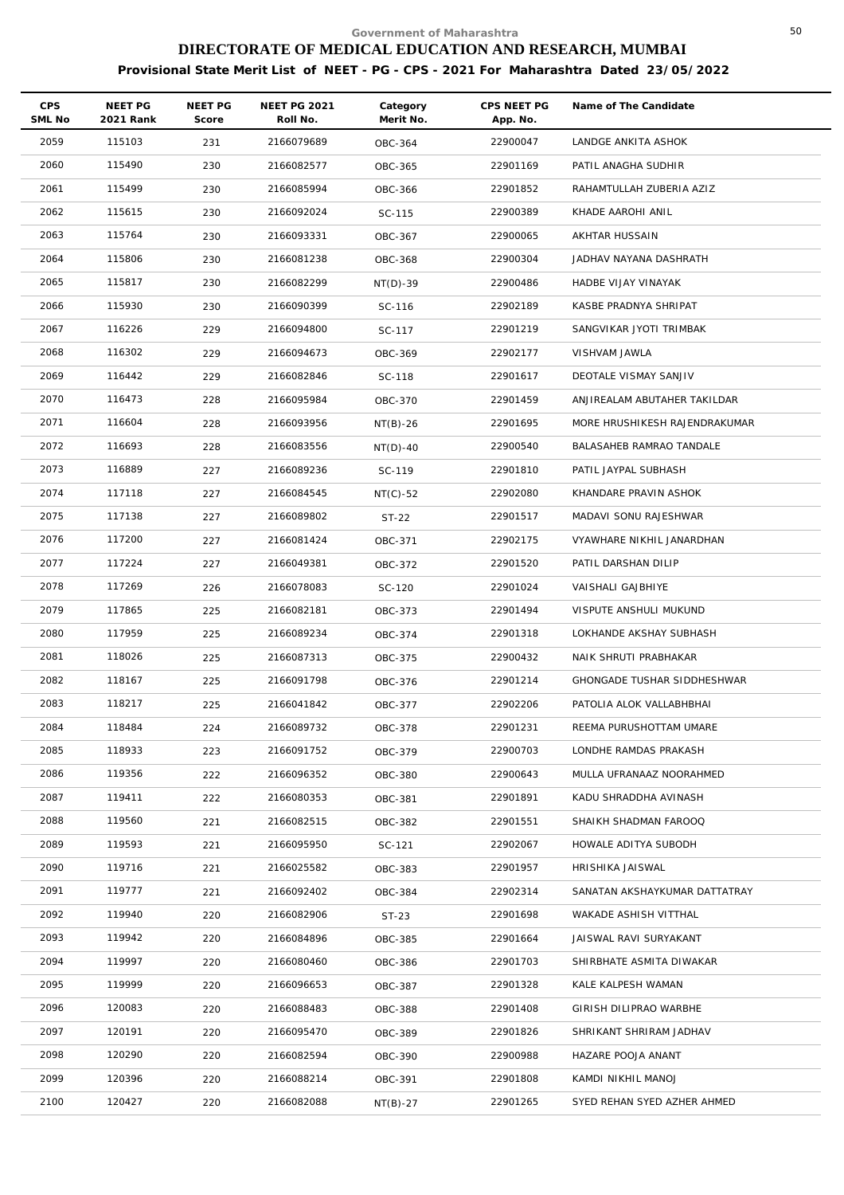Government of Maharashtra

# DIRECTORATE OF MEDICAL EDUCATION AND RESEARCH, MUMBAI

## Provisional State Merit List of NEET - PG - CPS - 2021 For Maharashtra Dated 23/05/2022

| CPS SML No | NEET PG 2021 Rank | NEET PG Score | NEET PG 2021 Roll No. | Category Merit No. | CPS NEET PG App. No. | Name of The Candidate |
|---|---|---|---|---|---|---|
| 2059 | 115103 | 231 | 2166079689 | OBC-364 | 22900047 | LANDGE ANKITA ASHOK |
| 2060 | 115490 | 230 | 2166082577 | OBC-365 | 22901169 | PATIL ANAGHA SUDHIR |
| 2061 | 115499 | 230 | 2166085994 | OBC-366 | 22901852 | RAHAMTULLAH ZUBERIA AZIZ |
| 2062 | 115615 | 230 | 2166092024 | SC-115 | 22900389 | KHADE AAROHI ANIL |
| 2063 | 115764 | 230 | 2166093331 | OBC-367 | 22900065 | AKHTAR HUSSAIN |
| 2064 | 115806 | 230 | 2166081238 | OBC-368 | 22900304 | JADHAV NAYANA DASHRATH |
| 2065 | 115817 | 230 | 2166082299 | NT(D)-39 | 22900486 | HADBE VIJAY VINAYAK |
| 2066 | 115930 | 230 | 2166090399 | SC-116 | 22902189 | KASBE PRADNYA SHRIPAT |
| 2067 | 116226 | 229 | 2166094800 | SC-117 | 22901219 | SANGVIKAR JYOTI TRIMBAK |
| 2068 | 116302 | 229 | 2166094673 | OBC-369 | 22902177 | VISHVAM JAWLA |
| 2069 | 116442 | 229 | 2166082846 | SC-118 | 22901617 | DEOTALE VISMAY SANJIV |
| 2070 | 116473 | 228 | 2166095984 | OBC-370 | 22901459 | ANJIREALAM ABUTAHER TAKILDAR |
| 2071 | 116604 | 228 | 2166093956 | NT(B)-26 | 22901695 | MORE HRUSHIKESH RAJENDRAKUMAR |
| 2072 | 116693 | 228 | 2166083556 | NT(D)-40 | 22900540 | BALASAHEB RAMRAO TANDALE |
| 2073 | 116889 | 227 | 2166089236 | SC-119 | 22901810 | PATIL JAYPAL SUBHASH |
| 2074 | 117118 | 227 | 2166084545 | NT(C)-52 | 22902080 | KHANDARE PRAVIN ASHOK |
| 2075 | 117138 | 227 | 2166089802 | ST-22 | 22901517 | MADAVI SONU RAJESHWAR |
| 2076 | 117200 | 227 | 2166081424 | OBC-371 | 22902175 | VYAWHARE NIKHIL JANARDHAN |
| 2077 | 117224 | 227 | 2166049381 | OBC-372 | 22901520 | PATIL DARSHAN DILIP |
| 2078 | 117269 | 226 | 2166078083 | SC-120 | 22901024 | VAISHALI GAJBHIYE |
| 2079 | 117865 | 225 | 2166082181 | OBC-373 | 22901494 | VISPUTE ANSHULI MUKUND |
| 2080 | 117959 | 225 | 2166089234 | OBC-374 | 22901318 | LOKHANDE AKSHAY SUBHASH |
| 2081 | 118026 | 225 | 2166087313 | OBC-375 | 22900432 | NAIK SHRUTI PRABHAKAR |
| 2082 | 118167 | 225 | 2166091798 | OBC-376 | 22901214 | GHONGADE TUSHAR SIDDHESHWAR |
| 2083 | 118217 | 225 | 2166041842 | OBC-377 | 22902206 | PATOLIA ALOK VALLABHBHAI |
| 2084 | 118484 | 224 | 2166089732 | OBC-378 | 22901231 | REEMA PURUSHOTTAM UMARE |
| 2085 | 118933 | 223 | 2166091752 | OBC-379 | 22900703 | LONDHE RAMDAS PRAKASH |
| 2086 | 119356 | 222 | 2166096352 | OBC-380 | 22900643 | MULLA UFRANAAZ NOORAHMED |
| 2087 | 119411 | 222 | 2166080353 | OBC-381 | 22901891 | KADU SHRADDHA AVINASH |
| 2088 | 119560 | 221 | 2166082515 | OBC-382 | 22901551 | SHAIKH SHADMAN FAROOQ |
| 2089 | 119593 | 221 | 2166095950 | SC-121 | 22902067 | HOWALE ADITYA SUBODH |
| 2090 | 119716 | 221 | 2166025582 | OBC-383 | 22901957 | HRISHIKA JAISWAL |
| 2091 | 119777 | 221 | 2166092402 | OBC-384 | 22902314 | SANATAN AKSHAYKUMAR DATTATRAY |
| 2092 | 119940 | 220 | 2166082906 | ST-23 | 22901698 | WAKADE ASHISH VITTHAL |
| 2093 | 119942 | 220 | 2166084896 | OBC-385 | 22901664 | JAISWAL RAVI SURYAKANT |
| 2094 | 119997 | 220 | 2166080460 | OBC-386 | 22901703 | SHIRBHATE ASMITA DIWAKAR |
| 2095 | 119999 | 220 | 2166096653 | OBC-387 | 22901328 | KALE KALPESH WAMAN |
| 2096 | 120083 | 220 | 2166088483 | OBC-388 | 22901408 | GIRISH DILIPRAO WARBHE |
| 2097 | 120191 | 220 | 2166095470 | OBC-389 | 22901826 | SHRIKANT SHRIRAM JADHAV |
| 2098 | 120290 | 220 | 2166082594 | OBC-390 | 22900988 | HAZARE POOJA ANANT |
| 2099 | 120396 | 220 | 2166088214 | OBC-391 | 22901808 | KAMDI NIKHIL MANOJ |
| 2100 | 120427 | 220 | 2166082088 | NT(B)-27 | 22901265 | SYED REHAN SYED AZHER AHMED |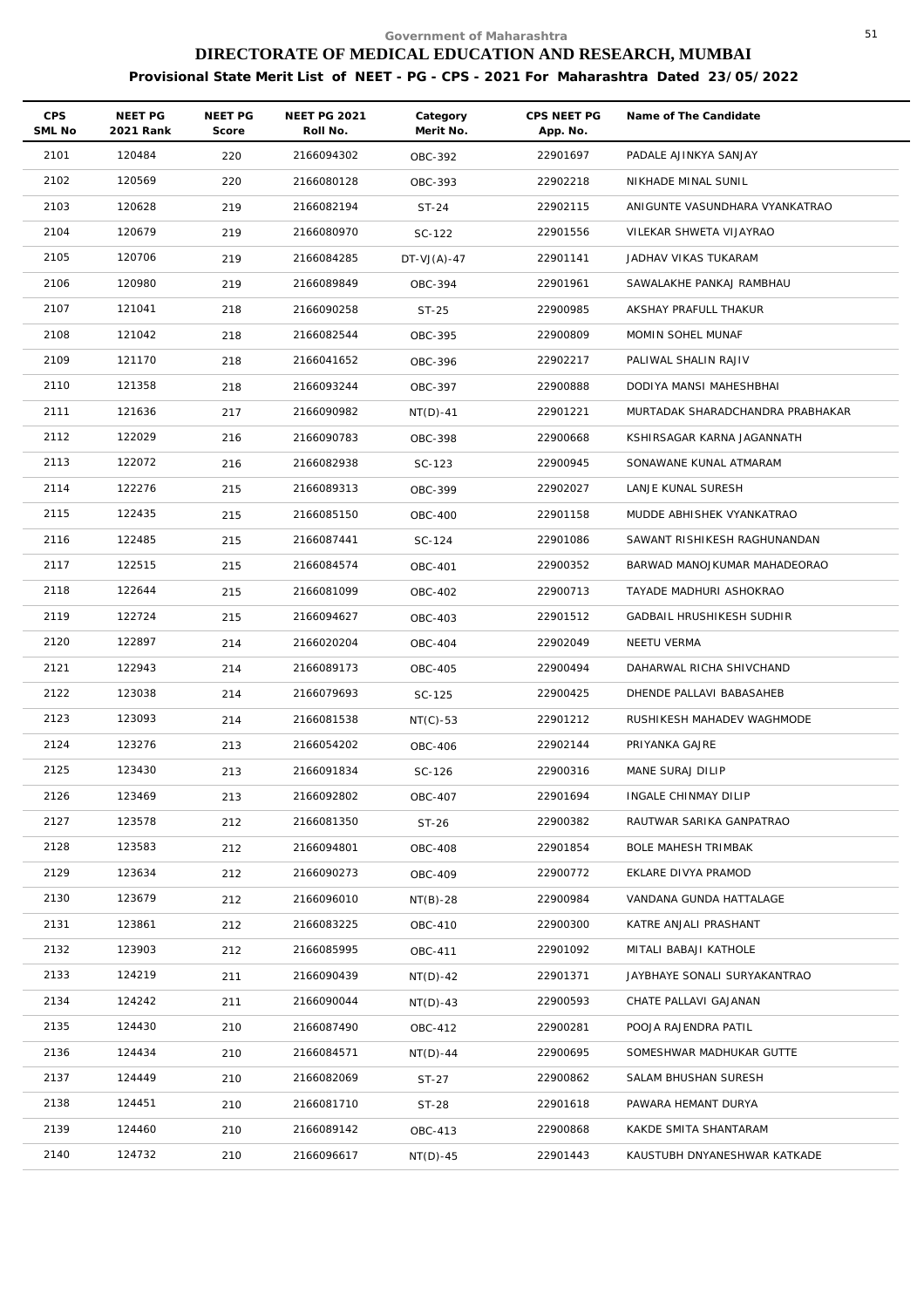Government of Maharashtra

# DIRECTORATE OF MEDICAL EDUCATION AND RESEARCH, MUMBAI

**Provisional State Merit List of NEET - PG - CPS - 2021 For Maharashtra Dated 23/05/2022**

| CPS SML No | NEET PG 2021 Rank | NEET PG Score | NEET PG 2021 Roll No. | Category Merit No. | CPS NEET PG App. No. | Name of The Candidate |
|---|---|---|---|---|---|---|
| 2101 | 120484 | 220 | 2166094302 | OBC-392 | 22901697 | PADALE AJINKYA SANJAY |
| 2102 | 120569 | 220 | 2166080128 | OBC-393 | 22902218 | NIKHADE MINAL SUNIL |
| 2103 | 120628 | 219 | 2166082194 | ST-24 | 22902115 | ANIGUNTE VASUNDHARA VYANKATRAO |
| 2104 | 120679 | 219 | 2166080970 | SC-122 | 22901556 | VILEKAR SHWETA VIJAYRAO |
| 2105 | 120706 | 219 | 2166084285 | DT-VJ(A)-47 | 22901141 | JADHAV VIKAS TUKARAM |
| 2106 | 120980 | 219 | 2166089849 | OBC-394 | 22901961 | SAWALAKHE PANKAJ RAMBHAU |
| 2107 | 121041 | 218 | 2166090258 | ST-25 | 22900985 | AKSHAY PRAFULL THAKUR |
| 2108 | 121042 | 218 | 2166082544 | OBC-395 | 22900809 | MOMIN SOHEL MUNAF |
| 2109 | 121170 | 218 | 2166041652 | OBC-396 | 22902217 | PALIWAL SHALIN RAJIV |
| 2110 | 121358 | 218 | 2166093244 | OBC-397 | 22900888 | DODIYA MANSI MAHESHBHAI |
| 2111 | 121636 | 217 | 2166090982 | NT(D)-41 | 22901221 | MURTADAK SHARADCHANDRA PRABHAKAR |
| 2112 | 122029 | 216 | 2166090783 | OBC-398 | 22900668 | KSHIRSAGAR KARNA JAGANNATH |
| 2113 | 122072 | 216 | 2166082938 | SC-123 | 22900945 | SONAWANE KUNAL ATMARAM |
| 2114 | 122276 | 215 | 2166089313 | OBC-399 | 22902027 | LANJE KUNAL SURESH |
| 2115 | 122435 | 215 | 2166085150 | OBC-400 | 22901158 | MUDDE ABHISHEK VYANKATRAO |
| 2116 | 122485 | 215 | 2166087441 | SC-124 | 22901086 | SAWANT RISHIKESH RAGHUNANDAN |
| 2117 | 122515 | 215 | 2166084574 | OBC-401 | 22900352 | BARWAD MANOJKUMAR MAHADEORAO |
| 2118 | 122644 | 215 | 2166081099 | OBC-402 | 22900713 | TAYADE MADHURI ASHOKRAO |
| 2119 | 122724 | 215 | 2166094627 | OBC-403 | 22901512 | GADBAIL HRUSHIKESH SUDHIR |
| 2120 | 122897 | 214 | 2166020204 | OBC-404 | 22902049 | NEETU VERMA |
| 2121 | 122943 | 214 | 2166089173 | OBC-405 | 22900494 | DAHARWAL RICHA SHIVCHAND |
| 2122 | 123038 | 214 | 2166079693 | SC-125 | 22900425 | DHENDE PALLAVI BABASAHEB |
| 2123 | 123093 | 214 | 2166081538 | NT(C)-53 | 22901212 | RUSHIKESH MAHADEV WAGHMODE |
| 2124 | 123276 | 213 | 2166054202 | OBC-406 | 22902144 | PRIYANKA GAJRE |
| 2125 | 123430 | 213 | 2166091834 | SC-126 | 22900316 | MANE SURAJ DILIP |
| 2126 | 123469 | 213 | 2166092802 | OBC-407 | 22901694 | INGALE CHINMAY DILIP |
| 2127 | 123578 | 212 | 2166081350 | ST-26 | 22900382 | RAUTWAR SARIKA GANPATRAO |
| 2128 | 123583 | 212 | 2166094801 | OBC-408 | 22901854 | BOLE MAHESH TRIMBAK |
| 2129 | 123634 | 212 | 2166090273 | OBC-409 | 22900772 | EKLARE DIVYA PRAMOD |
| 2130 | 123679 | 212 | 2166096010 | NT(B)-28 | 22900984 | VANDANA GUNDA HATTALAGE |
| 2131 | 123861 | 212 | 2166083225 | OBC-410 | 22900300 | KATRE ANJALI PRASHANT |
| 2132 | 123903 | 212 | 2166085995 | OBC-411 | 22901092 | MITALI BABAJI KATHOLE |
| 2133 | 124219 | 211 | 2166090439 | NT(D)-42 | 22901371 | JAYBHAYE SONALI SURYAKANTRAO |
| 2134 | 124242 | 211 | 2166090044 | NT(D)-43 | 22900593 | CHATE PALLAVI GAJANAN |
| 2135 | 124430 | 210 | 2166087490 | OBC-412 | 22900281 | POOJA RAJENDRA PATIL |
| 2136 | 124434 | 210 | 2166084571 | NT(D)-44 | 22900695 | SOMESHWAR MADHUKAR GUTTE |
| 2137 | 124449 | 210 | 2166082069 | ST-27 | 22900862 | SALAM BHUSHAN SURESH |
| 2138 | 124451 | 210 | 2166081710 | ST-28 | 22901618 | PAWARA HEMANT DURYA |
| 2139 | 124460 | 210 | 2166089142 | OBC-413 | 22900868 | KAKDE SMITA SHANTARAM |
| 2140 | 124732 | 210 | 2166096617 | NT(D)-45 | 22901443 | KAUSTUBH DNYANESHWAR KATKADE |